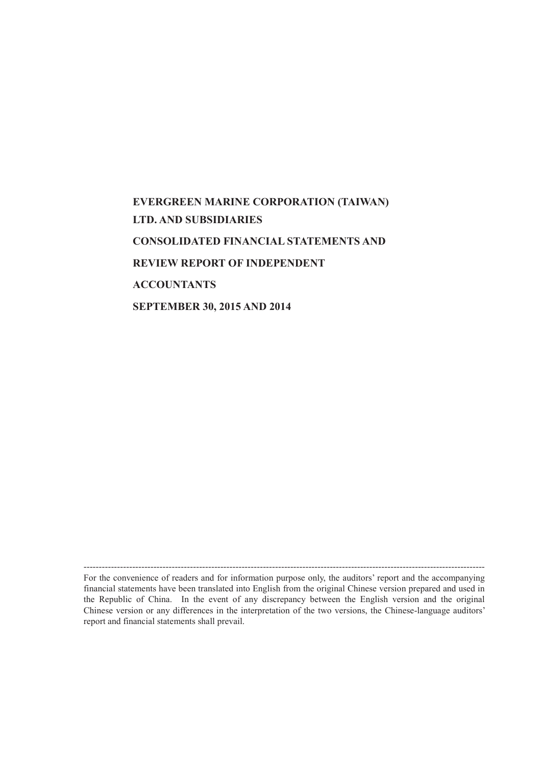# EVERGREEN MARINE CORPORATION (TAIWAN) LTD. AND SUBSIDIARIES

# CONSOLIDATED FINANCIAL STATEMENTS AND REVIEW REPORT OF INDEPENDENT ACCOUNTANTS

# SEPTEMBER 30, 2015 AND 2014

---

For the convenience of readers and for information purpose only, the auditors' report and the accompanying financial statements have been translated into English from the original Chinese version prepared and used in the Republic of China. In the event of any discrepancy between the English version and the original Chinese version or any differences in the interpretation of the two versions, the Chinese-language auditors' report and financial statements shall prevail.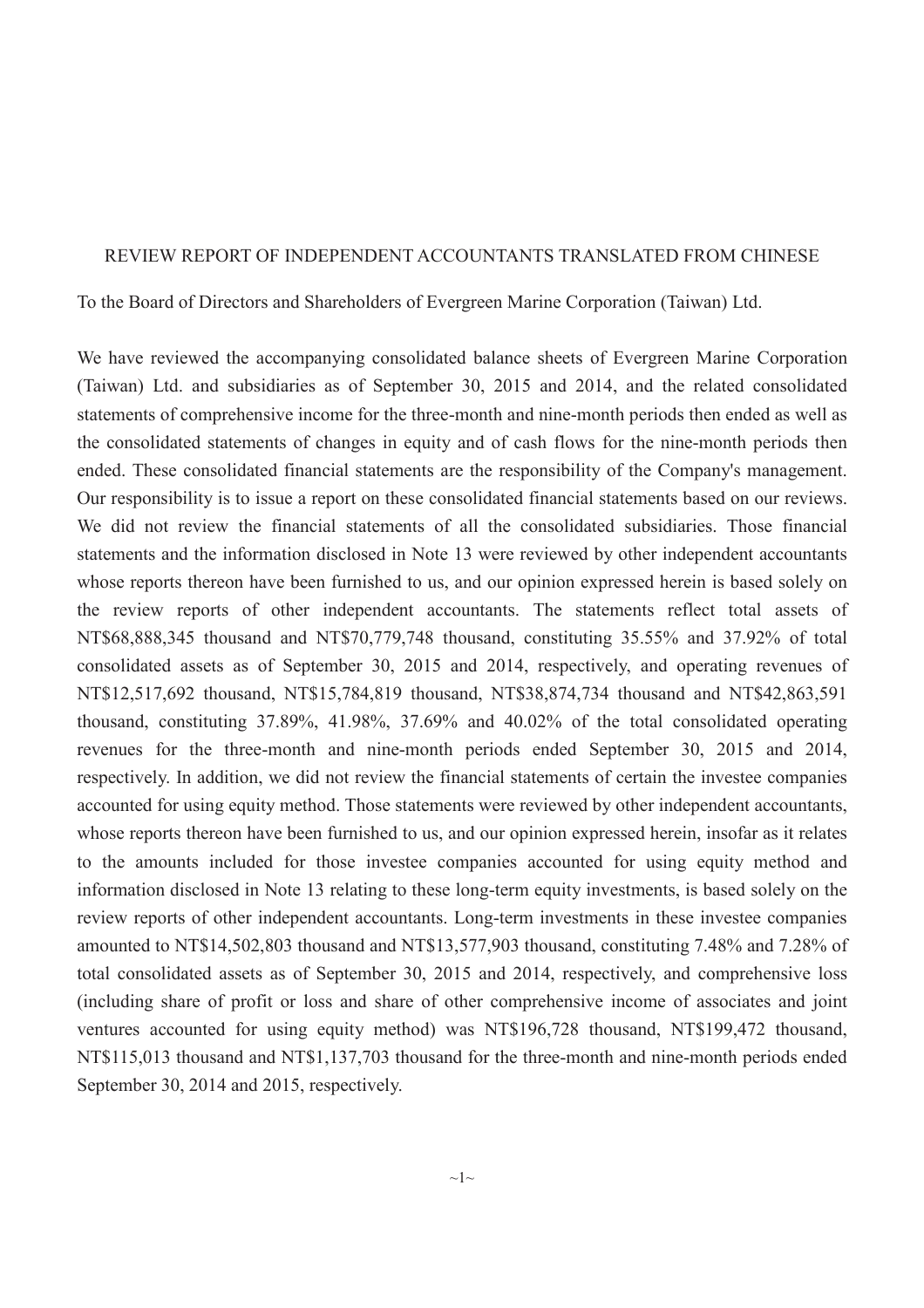REVIEW REPORT OF INDEPENDENT ACCOUNTANTS TRANSLATED FROM CHINESE

To the Board of Directors and Shareholders of Evergreen Marine Corporation (Taiwan) Ltd.

We have reviewed the accompanying consolidated balance sheets of Evergreen Marine Corporation (Taiwan) Ltd. and subsidiaries as of September 30, 2015 and 2014, and the related consolidated statements of comprehensive income for the three-month and nine-month periods then ended as well as the consolidated statements of changes in equity and of cash flows for the nine-month periods then ended. These consolidated financial statements are the responsibility of the Company's management. Our responsibility is to issue a report on these consolidated financial statements based on our reviews. We did not review the financial statements of all the consolidated subsidiaries. Those financial statements and the information disclosed in Note 13 were reviewed by other independent accountants whose reports thereon have been furnished to us, and our opinion expressed herein is based solely on the review reports of other independent accountants. The statements reflect total assets of NT$68,888,345 thousand and NT$70,779,748 thousand, constituting 35.55% and 37.92% of total consolidated assets as of September 30, 2015 and 2014, respectively, and operating revenues of NT$12,517,692 thousand, NT$15,784,819 thousand, NT$38,874,734 thousand and NT$42,863,591 thousand, constituting 37.89%, 41.98%, 37.69% and 40.02% of the total consolidated operating revenues for the three-month and nine-month periods ended September 30, 2015 and 2014, respectively. In addition, we did not review the financial statements of certain the investee companies accounted for using equity method. Those statements were reviewed by other independent accountants, whose reports thereon have been furnished to us, and our opinion expressed herein, insofar as it relates to the amounts included for those investee companies accounted for using equity method and information disclosed in Note 13 relating to these long-term equity investments, is based solely on the review reports of other independent accountants. Long-term investments in these investee companies amounted to NT$14,502,803 thousand and NT$13,577,903 thousand, constituting 7.48% and 7.28% of total consolidated assets as of September 30, 2015 and 2014, respectively, and comprehensive loss (including share of profit or loss and share of other comprehensive income of associates and joint ventures accounted for using equity method) was NT$196,728 thousand, NT$199,472 thousand, NT$115,013 thousand and NT$1,137,703 thousand for the three-month and nine-month periods ended September 30, 2014 and 2015, respectively.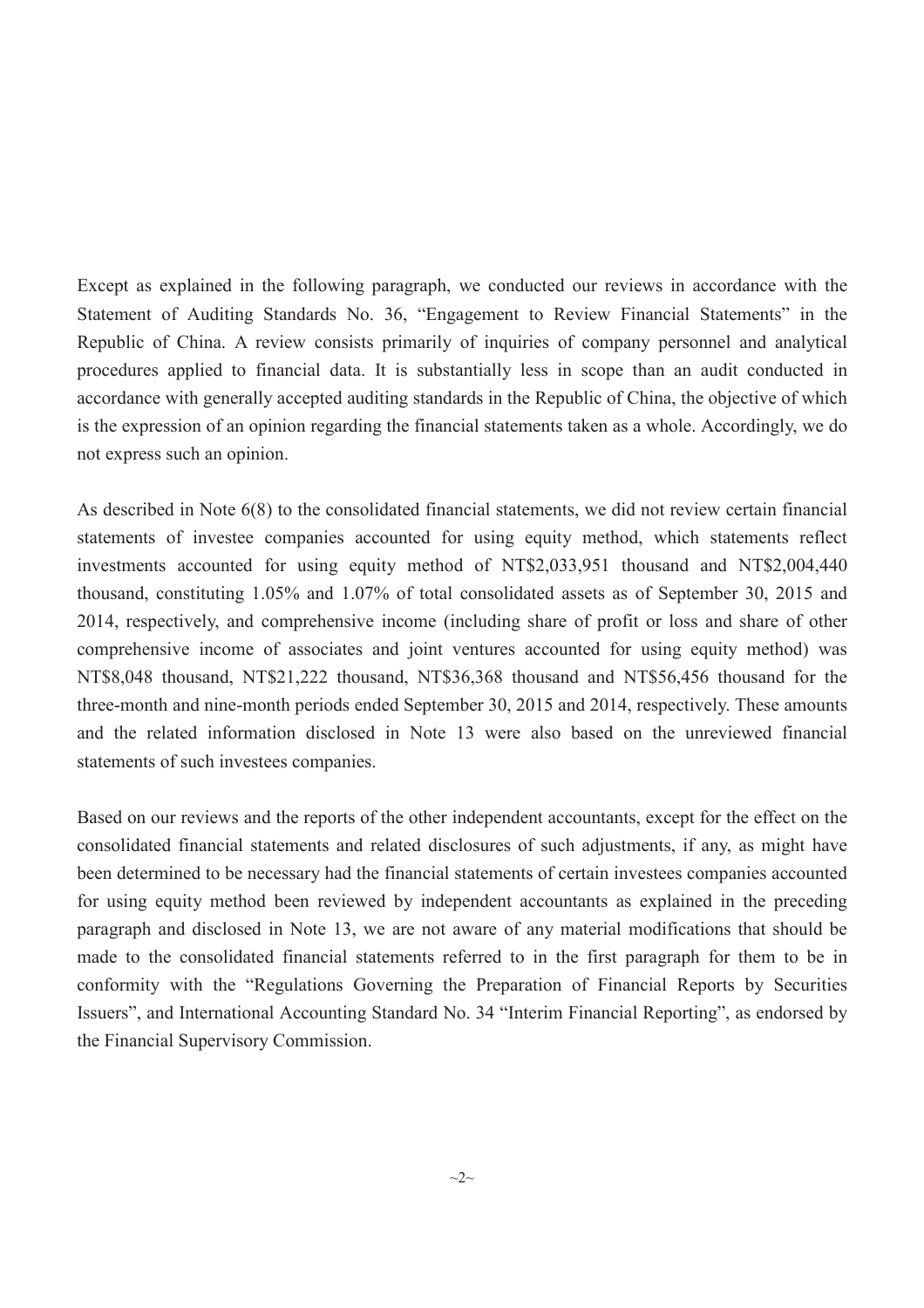Except as explained in the following paragraph, we conducted our reviews in accordance with the Statement of Auditing Standards No. 36, "Engagement to Review Financial Statements" in the Republic of China. A review consists primarily of inquiries of company personnel and analytical procedures applied to financial data. It is substantially less in scope than an audit conducted in accordance with generally accepted auditing standards in the Republic of China, the objective of which is the expression of an opinion regarding the financial statements taken as a whole. Accordingly, we do not express such an opinion.

As described in Note 6(8) to the consolidated financial statements, we did not review certain financial statements of investee companies accounted for using equity method, which statements reflect investments accounted for using equity method of NT$2,033,951 thousand and NT$2,004,440 thousand, constituting 1.05% and 1.07% of total consolidated assets as of September 30, 2015 and 2014, respectively, and comprehensive income (including share of profit or loss and share of other comprehensive income of associates and joint ventures accounted for using equity method) was NT$8,048 thousand, NT$21,222 thousand, NT$36,368 thousand and NT$56,456 thousand for the three-month and nine-month periods ended September 30, 2015 and 2014, respectively. These amounts and the related information disclosed in Note 13 were also based on the unreviewed financial statements of such investees companies.

Based on our reviews and the reports of the other independent accountants, except for the effect on the consolidated financial statements and related disclosures of such adjustments, if any, as might have been determined to be necessary had the financial statements of certain investees companies accounted for using equity method been reviewed by independent accountants as explained in the preceding paragraph and disclosed in Note 13, we are not aware of any material modifications that should be made to the consolidated financial statements referred to in the first paragraph for them to be in conformity with the "Regulations Governing the Preparation of Financial Reports by Securities Issuers", and International Accounting Standard No. 34 "Interim Financial Reporting", as endorsed by the Financial Supervisory Commission.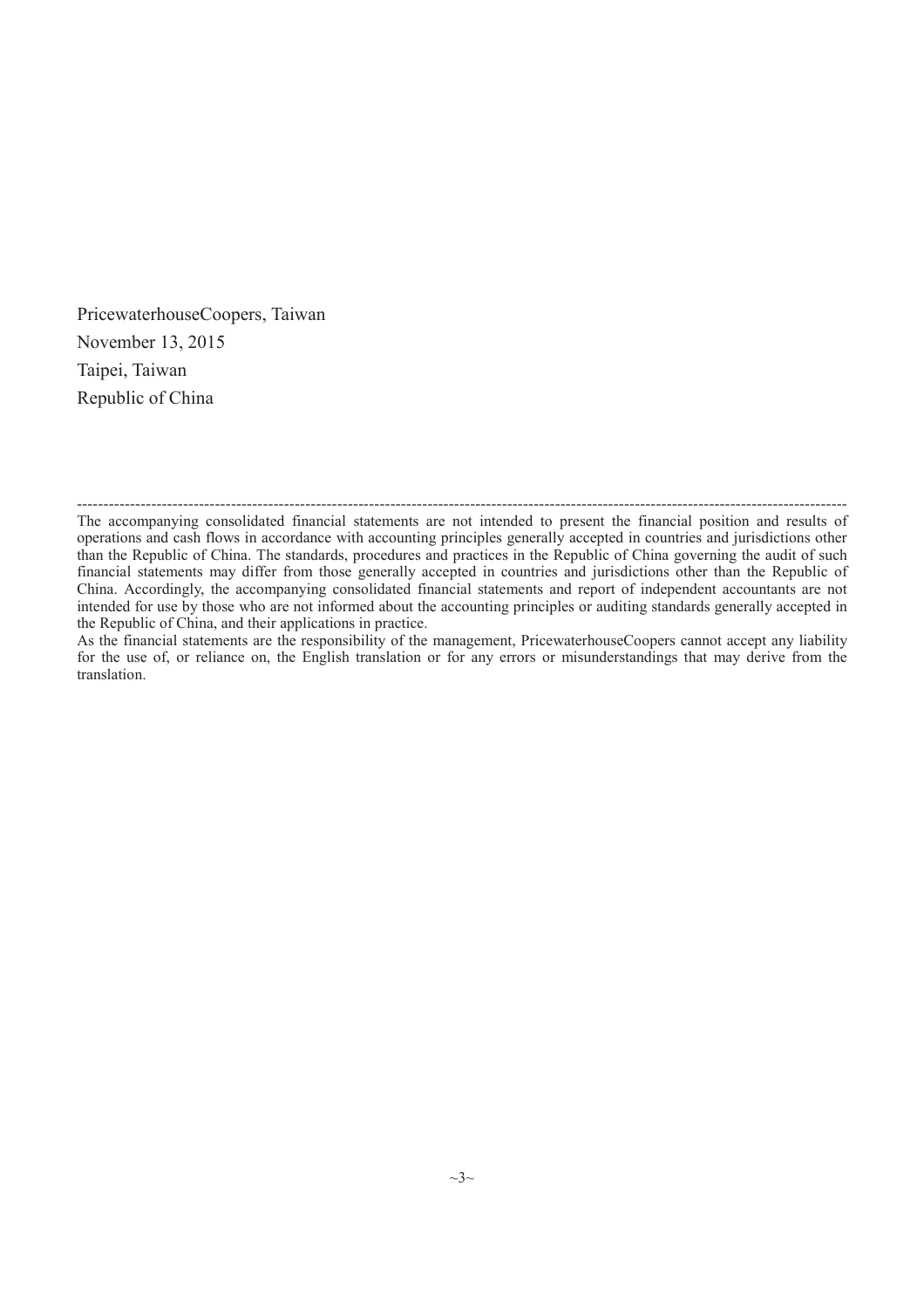PricewaterhouseCoopers, Taiwan

November 13, 2015

Taipei, Taiwan

Republic of China

---

The accompanying consolidated financial statements are not intended to present the financial position and results of operations and cash flows in accordance with accounting principles generally accepted in countries and jurisdictions other than the Republic of China. The standards, procedures and practices in the Republic of China governing the audit of such financial statements may differ from those generally accepted in countries and jurisdictions other than the Republic of China. Accordingly, the accompanying consolidated financial statements and report of independent accountants are not intended for use by those who are not informed about the accounting principles or auditing standards generally accepted in the Republic of China, and their applications in practice.

As the financial statements are the responsibility of the management, PricewaterhouseCoopers cannot accept any liability for the use of, or reliance on, the English translation or for any errors or misunderstandings that may derive from the translation.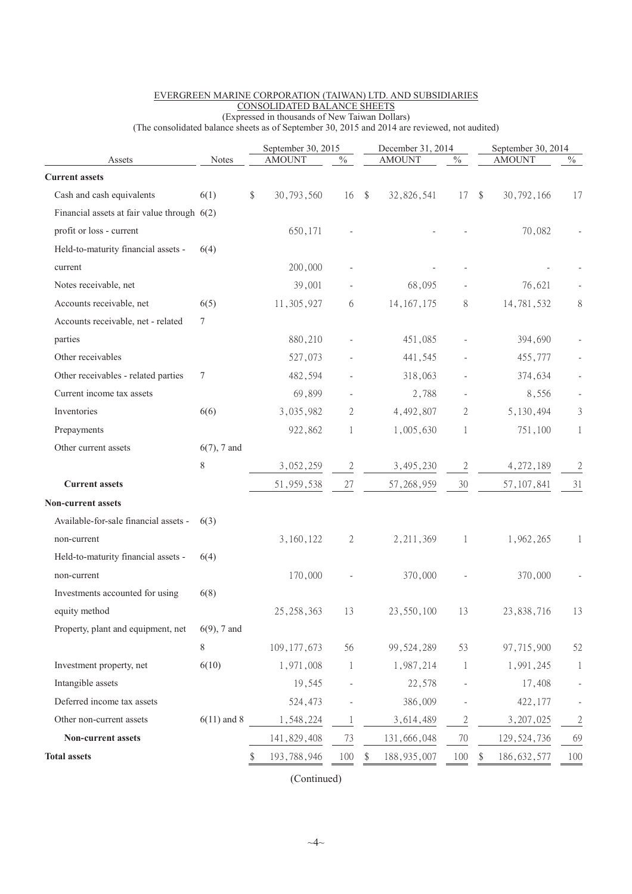EVERGREEN MARINE CORPORATION (TAIWAN) LTD. AND SUBSIDIARIES
CONSOLIDATED BALANCE SHEETS
(Expressed in thousands of New Taiwan Dollars)
(The consolidated balance sheets as of September 30, 2015 and 2014 are reviewed, not audited)

| Assets | Notes | September 30, 2015 AMOUNT | % | December 31, 2014 AMOUNT | % | September 30, 2014 AMOUNT | % |
|---|---|---|---|---|---|---|---|
| **Current assets** | | | | | | | |
| Cash and cash equivalents | 6(1) | $ 30,793,560 | 16 | $ 32,826,541 | 17 | $ 30,792,166 | 17 |
| Financial assets at fair value through profit or loss - current | 6(2) | 650,171 | - | - | - | 70,082 | - |
| Held-to-maturity financial assets - current | 6(4) | 200,000 | - | - | - | - | - |
| Notes receivable, net | | 39,001 | - | 68,095 | - | 76,621 | - |
| Accounts receivable, net | 6(5) | 11,305,927 | 6 | 14,167,175 | 8 | 14,781,532 | 8 |
| Accounts receivable, net - related parties | 7 | 880,210 | - | 451,085 | - | 394,690 | - |
| Other receivables | | 527,073 | - | 441,545 | - | 455,777 | - |
| Other receivables - related parties | 7 | 482,594 | - | 318,063 | - | 374,634 | - |
| Current income tax assets | | 69,899 | - | 2,788 | - | 8,556 | - |
| Inventories | 6(6) | 3,035,982 | 2 | 4,492,807 | 2 | 5,130,494 | 3 |
| Prepayments | | 922,862 | 1 | 1,005,630 | 1 | 751,100 | 1 |
| Other current assets | 6(7), 7 and 8 | 3,052,259 | 2 | 3,495,230 | 2 | 4,272,189 | 2 |
| **Current assets** | | 51,959,538 | 27 | 57,268,959 | 30 | 57,107,841 | 31 |
| **Non-current assets** | | | | | | | |
| Available-for-sale financial assets - non-current | 6(3) | 3,160,122 | 2 | 2,211,369 | 1 | 1,962,265 | 1 |
| Held-to-maturity financial assets - non-current | 6(4) | 170,000 | - | 370,000 | - | 370,000 | - |
| Investments accounted for using equity method | 6(8) | 25,258,363 | 13 | 23,550,100 | 13 | 23,838,716 | 13 |
| Property, plant and equipment, net | 6(9), 7 and 8 | 109,177,673 | 56 | 99,524,289 | 53 | 97,715,900 | 52 |
| Investment property, net | 6(10) | 1,971,008 | 1 | 1,987,214 | 1 | 1,991,245 | 1 |
| Intangible assets | | 19,545 | - | 22,578 | - | 17,408 | - |
| Deferred income tax assets | | 524,473 | - | 386,009 | - | 422,177 | - |
| Other non-current assets | 6(11) and 8 | 1,548,224 | 1 | 3,614,489 | 2 | 3,207,025 | 2 |
| **Non-current assets** | | 141,829,408 | 73 | 131,666,048 | 70 | 129,524,736 | 69 |
| **Total assets** | | $ 193,788,946 | 100 | $ 188,935,007 | 100 | $ 186,632,577 | 100 |

(Continued)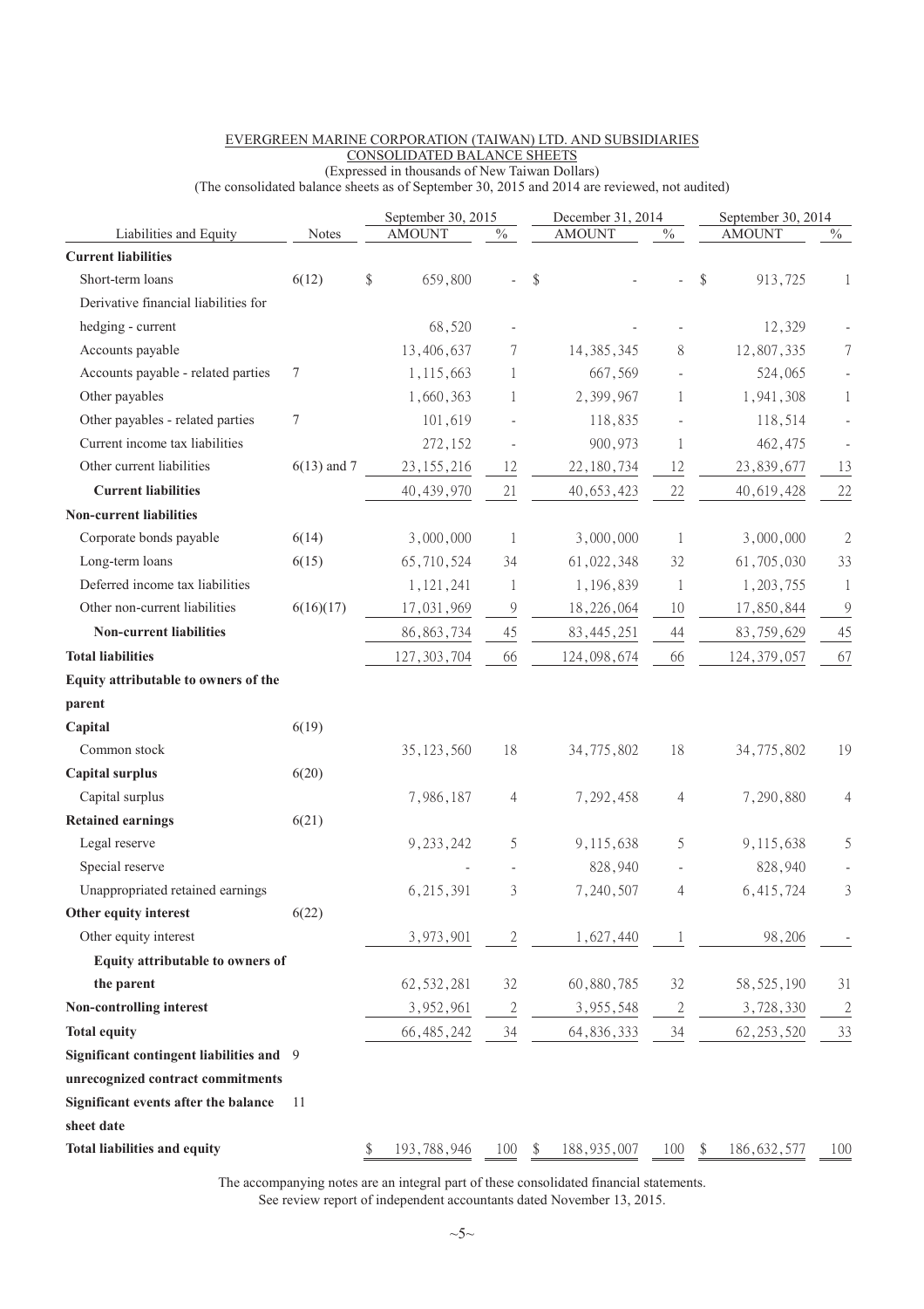EVERGREEN MARINE CORPORATION (TAIWAN) LTD. AND SUBSIDIARIES
CONSOLIDATED BALANCE SHEETS
(Expressed in thousands of New Taiwan Dollars)
(The consolidated balance sheets as of September 30, 2015 and 2014 are reviewed, not audited)

| Liabilities and Equity | Notes | September 30, 2015 AMOUNT | % | December 31, 2014 AMOUNT | % | September 30, 2014 AMOUNT | % |
|---|---|---|---|---|---|---|---|
| **Current liabilities** | | | | | | | |
| Short-term loans | 6(12) | $ 659,800 | - | $ - | - | $ 913,725 | 1 |
| Derivative financial liabilities for hedging - current | | 68,520 | - | - | - | 12,329 | - |
| Accounts payable | | 13,406,637 | 7 | 14,385,345 | 8 | 12,807,335 | 7 |
| Accounts payable - related parties | 7 | 1,115,663 | 1 | 667,569 | - | 524,065 | - |
| Other payables | | 1,660,363 | 1 | 2,399,967 | 1 | 1,941,308 | 1 |
| Other payables - related parties | 7 | 101,619 | - | 118,835 | - | 118,514 | - |
| Current income tax liabilities | | 272,152 | - | 900,973 | 1 | 462,475 | - |
| Other current liabilities | 6(13) and 7 | 23,155,216 | 12 | 22,180,734 | 12 | 23,839,677 | 13 |
| **Current liabilities** | | 40,439,970 | 21 | 40,653,423 | 22 | 40,619,428 | 22 |
| **Non-current liabilities** | | | | | | | |
| Corporate bonds payable | 6(14) | 3,000,000 | 1 | 3,000,000 | 1 | 3,000,000 | 2 |
| Long-term loans | 6(15) | 65,710,524 | 34 | 61,022,348 | 32 | 61,705,030 | 33 |
| Deferred income tax liabilities | | 1,121,241 | 1 | 1,196,839 | 1 | 1,203,755 | 1 |
| Other non-current liabilities | 6(16)(17) | 17,031,969 | 9 | 18,226,064 | 10 | 17,850,844 | 9 |
| **Non-current liabilities** | | 86,863,734 | 45 | 83,445,251 | 44 | 83,759,629 | 45 |
| **Total liabilities** | | 127,303,704 | 66 | 124,098,674 | 66 | 124,379,057 | 67 |
| **Equity attributable to owners of the parent** | | | | | | | |
| **Capital** | 6(19) | | | | | | |
| Common stock | | 35,123,560 | 18 | 34,775,802 | 18 | 34,775,802 | 19 |
| **Capital surplus** | 6(20) | | | | | | |
| Capital surplus | | 7,986,187 | 4 | 7,292,458 | 4 | 7,290,880 | 4 |
| **Retained earnings** | 6(21) | | | | | | |
| Legal reserve | | 9,233,242 | 5 | 9,115,638 | 5 | 9,115,638 | 5 |
| Special reserve | | - | - | 828,940 | - | 828,940 | - |
| Unappropriated retained earnings | | 6,215,391 | 3 | 7,240,507 | 4 | 6,415,724 | 3 |
| **Other equity interest** | 6(22) | | | | | | |
| Other equity interest | | 3,973,901 | 2 | 1,627,440 | 1 | 98,206 | - |
| **Equity attributable to owners of the parent** | | 62,532,281 | 32 | 60,880,785 | 32 | 58,525,190 | 31 |
| **Non-controlling interest** | | 3,952,961 | 2 | 3,955,548 | 2 | 3,728,330 | 2 |
| **Total equity** | | 66,485,242 | 34 | 64,836,333 | 34 | 62,253,520 | 33 |
| **Significant contingent liabilities and unrecognized contract commitments** | 9 | | | | | | |
| **Significant events after the balance sheet date** | 11 | | | | | | |
| **Total liabilities and equity** | | $ 193,788,946 | 100 | $ 188,935,007 | 100 | $ 186,632,577 | 100 |

The accompanying notes are an integral part of these consolidated financial statements.
See review report of independent accountants dated November 13, 2015.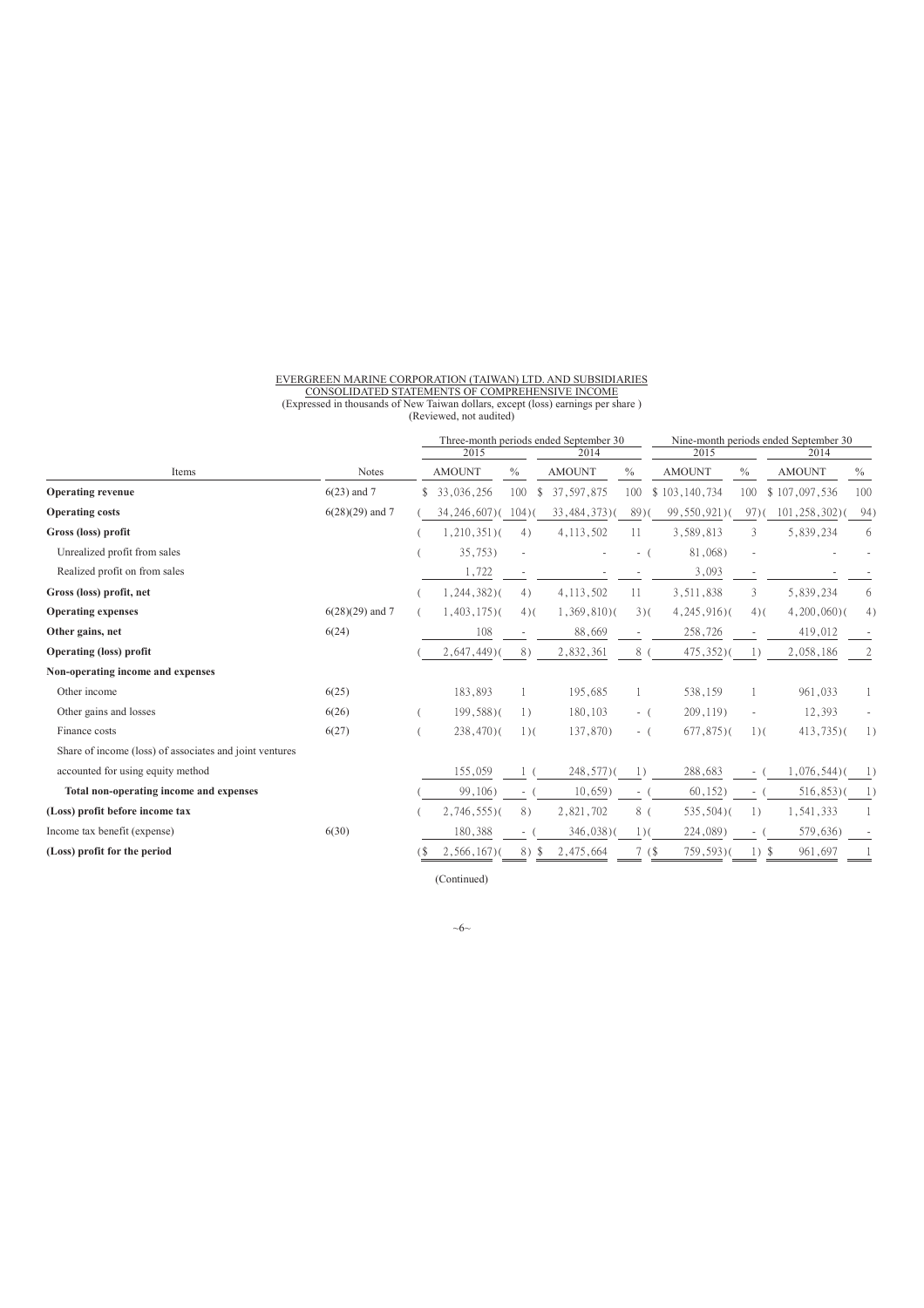EVERGREEN MARINE CORPORATION (TAIWAN) LTD. AND SUBSIDIARIES
CONSOLIDATED STATEMENTS OF COMPREHENSIVE INCOME
(Expressed in thousands of New Taiwan dollars, except (loss) earnings per share )
(Reviewed, not audited)

| | | Three-month periods ended September 30 | | | | Nine-month periods ended September 30 | | | |
|---|---|---|---|---|---|---|---|---|---|
| | | 2015 | | 2014 | | 2015 | | 2014 | |
| Items | Notes | AMOUNT | % | AMOUNT | % | AMOUNT | % | AMOUNT | % |
| **Operating revenue** | 6(23) and 7 | $ 33,036,256 | 100 | $ 37,597,875 | 100 | $ 103,140,734 | 100 | $ 107,097,536 | 100 |
| **Operating costs** | 6(28)(29) and 7 | ( 34,246,607) | ( 104) | ( 33,484,373) | ( 89) | ( 99,550,921) | ( 97) | ( 101,258,302) | ( 94) |
| **Gross (loss) profit** | | ( 1,210,351) | ( 4) | 4,113,502 | 11 | 3,589,813 | 3 | 5,839,234 | 6 |
| Unrealized profit from sales | | ( 35,753) | - | - | - | ( 81,068) | - | - | - |
| Realized profit on from sales | | 1,722 | - | - | - | 3,093 | - | - | - |
| **Gross (loss) profit, net** | | ( 1,244,382) | ( 4) | 4,113,502 | 11 | 3,511,838 | 3 | 5,839,234 | 6 |
| **Operating expenses** | 6(28)(29) and 7 | ( 1,403,175) | ( 4) | ( 1,369,810) | ( 3) | ( 4,245,916) | ( 4) | ( 4,200,060) | ( 4) |
| **Other gains, net** | 6(24) | 108 | - | 88,669 | - | 258,726 | - | 419,012 | - |
| **Operating (loss) profit** | | ( 2,647,449) | ( 8) | 2,832,361 | 8 | ( 475,352) | ( 1) | 2,058,186 | 2 |
| **Non-operating income and expenses** | | | | | | | | | |
| Other income | 6(25) | 183,893 | 1 | 195,685 | 1 | 538,159 | 1 | 961,033 | 1 |
| Other gains and losses | 6(26) | ( 199,588) | ( 1) | 180,103 | - | ( 209,119) | - | 12,393 | - |
| Finance costs | 6(27) | ( 238,470) | ( 1) | ( 137,870) | - | ( 677,875) | ( 1) | ( 413,735) | ( 1) |
| Share of income (loss) of associates and joint ventures accounted for using equity method | | 155,059 | 1 | ( 248,577) | ( 1) | 288,683 | - | ( 1,076,544) | ( 1) |
| **Total non-operating income and expenses** | | ( 99,106) | - | ( 10,659) | - | ( 60,152) | - | ( 516,853) | ( 1) |
| **(Loss) profit before income tax** | | ( 2,746,555) | ( 8) | 2,821,702 | 8 | ( 535,504) | ( 1) | 1,541,333 | 1 |
| Income tax benefit (expense) | 6(30) | 180,388 | - | ( 346,038) | ( 1) | ( 224,089) | - | ( 579,636) | - |
| **(Loss) profit for the period** | | ($ 2,566,167) | ( 8) | $ 2,475,664 | 7 | ($ 759,593) | ( 1) | $ 961,697 | 1 |

(Continued)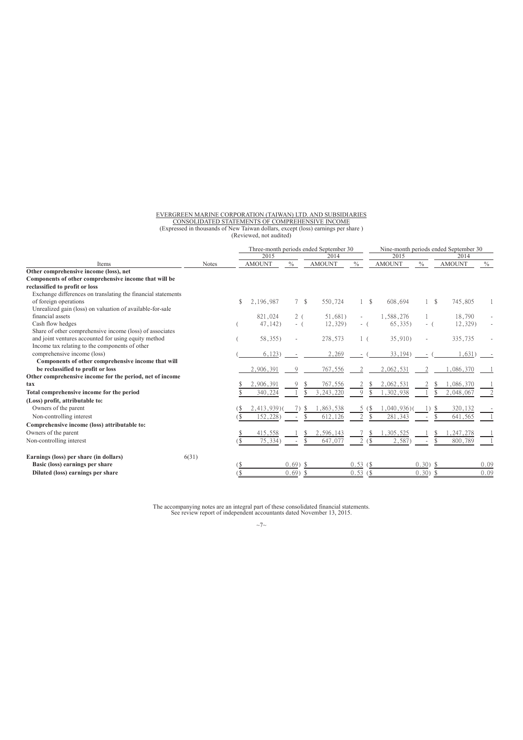EVERGREEN MARINE CORPORATION (TAIWAN) LTD. AND SUBSIDIARIES
CONSOLIDATED STATEMENTS OF COMPREHENSIVE INCOME
(Expressed in thousands of New Taiwan dollars, except (loss) earnings per share )
(Reviewed, not audited)

| | | Three-month periods ended September 30 | | | | Nine-month periods ended September 30 | | | |
|---|---|---|---|---|---|---|---|---|---|
| | | 2015 | | 2014 | | 2015 | | 2014 | |
| Items | Notes | AMOUNT | % | AMOUNT | % | AMOUNT | % | AMOUNT | % |
| **Other comprehensive income (loss), net** | | | | | | | | | |
| **Components of other comprehensive income that will be reclassified to profit or loss** | | | | | | | | | |
| Exchange differences on translating the financial statements of foreign operations | | $ 2,196,987 | 7 | $ 550,724 | 1 | $ 608,694 | 1 | $ 745,805 | 1 |
| Unrealized gain (loss) on valuation of available-for-sale financial assets | | 821,024 | 2 | ( 51,681) | - | 1,588,276 | 1 | 18,790 | - |
| Cash flow hedges | | ( 47,142) | - | ( 12,329) | - | ( 65,335) | - | ( 12,329) | - |
| Share of other comprehensive income (loss) of associates and joint ventures accounted for using equity method | | ( 58,355) | - | 278,573 | 1 | ( 35,910) | - | 335,735 | - |
| Income tax relating to the components of other comprehensive income (loss) | | ( 6,123) | - | 2,269 | - | ( 33,194) | - | ( 1,631) | - |
| **Components of other comprehensive income that will be reclassified to profit or loss** | | 2,906,391 | 9 | 767,556 | 2 | 2,062,531 | 2 | 1,086,370 | 1 |
| **Other comprehensive income for the period, net of income tax** | | $ 2,906,391 | 9 | $ 767,556 | 2 | $ 2,062,531 | 2 | $ 1,086,370 | 1 |
| **Total comprehensive income for the period** | | $ 340,224 | 1 | $ 3,243,220 | 9 | $ 1,302,938 | 1 | $ 2,048,067 | 2 |
| **(Loss) profit, attributable to:** | | | | | | | | | |
| Owners of the parent | | ($ 2,413,939) | ( 7) | $ 1,863,538 | 5 | ($ 1,040,936) | ( 1) | $ 320,132 | - |
| Non-controlling interest | | ($ 152,228) | - | $ 612,126 | 2 | $ 281,343 | - | $ 641,565 | 1 |
| **Comprehensive income (loss) attributable to:** | | | | | | | | | |
| Owners of the parent | | $ 415,558 | 1 | $ 2,596,143 | 7 | $ 1,305,525 | 1 | $ 1,247,278 | 1 |
| Non-controlling interest | | ($ 75,334) | - | $ 647,077 | 2 | ($ 2,587) | - | $ 800,789 | 1 |
| **Earnings (loss) per share (in dollars)** | 6(31) | | | | | | | | |
| **Basic (loss) earnings per share** | | ($ | 0.69) | $ | 0.53 | ($ | 0.30) | $ | 0.09 |
| **Diluted (loss) earnings per share** | | ($ | 0.69) | $ | 0.53 | ($ | 0.30) | $ | 0.09 |

The accompanying notes are an integral part of these consolidated financial statements.
See review report of independent accountants dated November 13, 2015.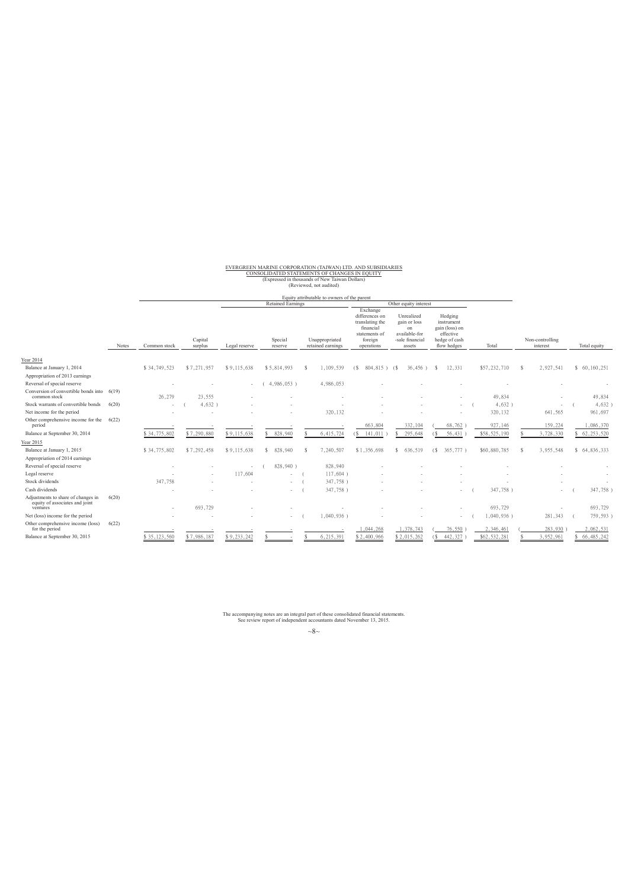EVERGREEN MARINE CORPORATION (TAIWAN) LTD. AND SUBSIDIARIES
CONSOLIDATED STATEMENTS OF CHANGES IN EQUITY
(Expressed in thousands of New Taiwan Dollars)
(Reviewed, not audited)

| | | Equity attributable to owners of the parent | | | | | | | | | | | |
|---|---|---|---|---|---|---|---|---|---|---|---|---|---|
| | | | | Retained Earnings | | | Other equity interest | | | | | | |
| | Notes | Common stock | Capital surplus | Legal reserve | Special reserve | Unappropriated retained earnings | Exchange differences on translating the financial statements of foreign operations | Unrealized gain or loss on available-for-sale financial assets | Hedging instrument gain (loss) on effective hedge of cash flow hedges | Total | Non-controlling interest | Total equity |
| Year 2014 | | | | | | | | | | | | |
| Balance at January 1, 2014 | | $ 34,749,523 | $ 7,271,957 | $ 9,115,638 | $ 5,814,993 | $ 1,109,539 | ($ 804,815 ) | ($ 36,456 ) | $ 12,331 | $57,232,710 | $ 2,927,541 | $ 60,160,251 |
| Appropriation of 2013 earnings | | | | | | | | | | | | |
| Reversal of special reserve | | - | - | - | ( 4,986,053 ) | 4,986,053 | - | - | - | - | - | - |
| Conversion of convertible bonds into common stock | 6(19) | 26,279 | 23,555 | - | - | - | - | - | - | 49,834 | - | 49,834 |
| Stock warrants of convertible bonds | 6(20) | - | ( 4,632 ) | - | - | - | - | - | - | ( 4,632 ) | - | ( 4,632 ) |
| Net income for the period | | - | - | - | - | 320,132 | - | - | - | 320,132 | 641,565 | 961,697 |
| Other comprehensive income for the period | 6(22) | - | - | - | - | - | 663,804 | 332,104 | ( 68,762 ) | 927,146 | 159,224 | 1,086,370 |
| Balance at September 30, 2014 | | $ 34,775,802 | $ 7,290,880 | $ 9,115,638 | $ 828,940 | $ 6,415,724 | ($ 141,011 ) | $ 295,648 | ($ 56,431 ) | $58,525,190 | $ 3,728,330 | $ 62,253,520 |
| Year 2015 | | | | | | | | | | | | |
| Balance at January 1, 2015 | | $ 34,775,802 | $ 7,292,458 | $ 9,115,638 | $ 828,940 | $ 7,240,507 | $ 1,356,698 | $ 636,519 | ($ 365,777 ) | $60,880,785 | $ 3,955,548 | $ 64,836,333 |
| Appropriation of 2014 earnings | | | | | | | | | | | | |
| Reversal of special reserve | | - | - | - | ( 828,940 ) | 828,940 | - | - | - | - | - | - |
| Legal reserve | | - | - | 117,604 | - | ( 117,604 ) | - | - | - | - | - | - |
| Stock dividends | | 347,758 | - | - | - | ( 347,758 ) | - | - | - | - | - | - |
| Cash dividends | | - | - | - | - | ( 347,758 ) | - | - | - | ( 347,758 ) | - | ( 347,758 ) |
| Adjustments to share of changes in equity of associates and joint ventures | 6(20) | - | 693,729 | - | - | - | - | - | - | 693,729 | - | 693,729 |
| Net (loss) income for the period | | - | - | - | - | ( 1,040,936 ) | - | - | - | ( 1,040,936 ) | 281,343 | ( 759,593 ) |
| Other comprehensive income (loss) for the period | 6(22) | - | - | - | - | - | 1,044,268 | 1,378,743 | ( 76,550 ) | 2,346,461 | ( 283,930 ) | 2,062,531 |
| Balance at September 30, 2015 | | $ 35,123,560 | $ 7,986,187 | $ 9,233,242 | $ - | $ 6,215,391 | $ 2,400,966 | $ 2,015,262 | ($ 442,327 ) | $62,532,281 | $ 3,952,961 | $ 66,485,242 |

The accompanying notes are an integral part of these consolidated financial statements.
See review report of independent accountants dated November 13, 2015.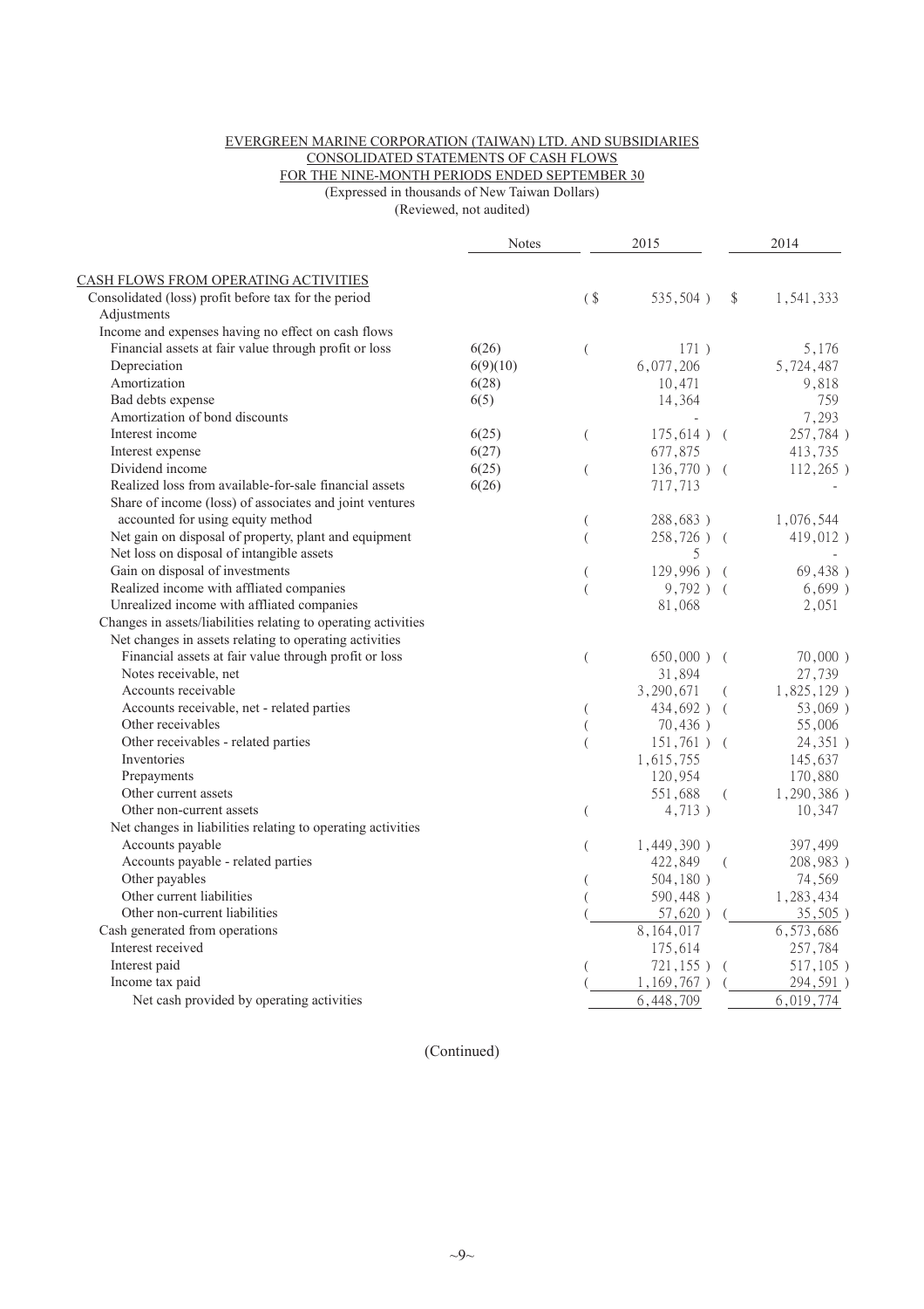EVERGREEN MARINE CORPORATION (TAIWAN) LTD. AND SUBSIDIARIES
CONSOLIDATED STATEMENTS OF CASH FLOWS
FOR THE NINE-MONTH PERIODS ENDED SEPTEMBER 30
(Expressed in thousands of New Taiwan Dollars)
(Reviewed, not audited)

| | Notes | 2015 | 2014 |
|---|---|---|---|
| CASH FLOWS FROM OPERATING ACTIVITIES | | | |
| Consolidated (loss) profit before tax for the period | | ($ 535,504 ) | $ 1,541,333 |
| Adjustments | | | |
| Income and expenses having no effect on cash flows | | | |
| Financial assets at fair value through profit or loss | 6(26) | ( 171 ) | 5,176 |
| Depreciation | 6(9)(10) | 6,077,206 | 5,724,487 |
| Amortization | 6(28) | 10,471 | 9,818 |
| Bad debts expense | 6(5) | 14,364 | 759 |
| Amortization of bond discounts | | - | 7,293 |
| Interest income | 6(25) | ( 175,614 ) | ( 257,784 ) |
| Interest expense | 6(27) | 677,875 | 413,735 |
| Dividend income | 6(25) | ( 136,770 ) | ( 112,265 ) |
| Realized loss from available-for-sale financial assets | 6(26) | 717,713 | - |
| Share of income (loss) of associates and joint ventures accounted for using equity method | | ( 288,683 ) | 1,076,544 |
| Net gain on disposal of property, plant and equipment | | ( 258,726 ) | ( 419,012 ) |
| Net loss on disposal of intangible assets | | 5 | - |
| Gain on disposal of investments | | ( 129,996 ) | ( 69,438 ) |
| Realized income with affliated companies | | ( 9,792 ) | ( 6,699 ) |
| Unrealized income with affliated companies | | 81,068 | 2,051 |
| Changes in assets/liabilities relating to operating activities | | | |
| Net changes in assets relating to operating activities | | | |
| Financial assets at fair value through profit or loss | | ( 650,000 ) | ( 70,000 ) |
| Notes receivable, net | | 31,894 | 27,739 |
| Accounts receivable | | 3,290,671 | ( 1,825,129 ) |
| Accounts receivable, net - related parties | | ( 434,692 ) | ( 53,069 ) |
| Other receivables | | ( 70,436 ) | 55,006 |
| Other receivables - related parties | | ( 151,761 ) | ( 24,351 ) |
| Inventories | | 1,615,755 | 145,637 |
| Prepayments | | 120,954 | 170,880 |
| Other current assets | | 551,688 | ( 1,290,386 ) |
| Other non-current assets | | ( 4,713 ) | 10,347 |
| Net changes in liabilities relating to operating activities | | | |
| Accounts payable | | ( 1,449,390 ) | 397,499 |
| Accounts payable - related parties | | 422,849 | ( 208,983 ) |
| Other payables | | ( 504,180 ) | 74,569 |
| Other current liabilities | | ( 590,448 ) | 1,283,434 |
| Other non-current liabilities | | ( 57,620 ) | ( 35,505 ) |
| Cash generated from operations | | 8,164,017 | 6,573,686 |
| Interest received | | 175,614 | 257,784 |
| Interest paid | | ( 721,155 ) | ( 517,105 ) |
| Income tax paid | | ( 1,169,767 ) | ( 294,591 ) |
| Net cash provided by operating activities | | 6,448,709 | 6,019,774 |

(Continued)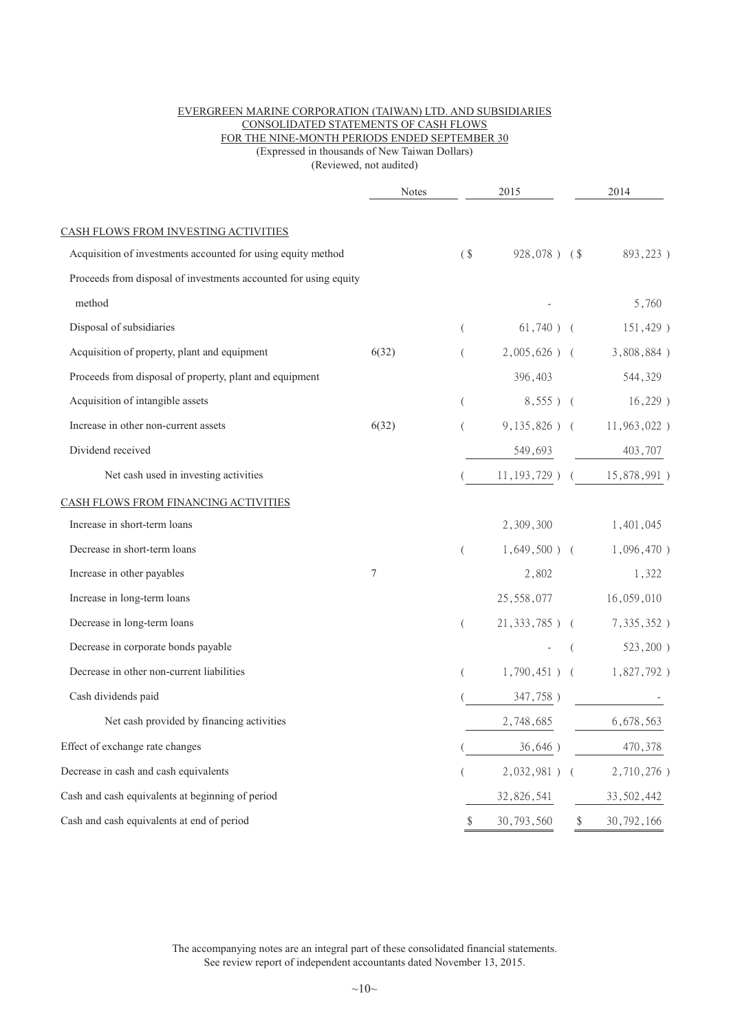EVERGREEN MARINE CORPORATION (TAIWAN) LTD. AND SUBSIDIARIES
CONSOLIDATED STATEMENTS OF CASH FLOWS
FOR THE NINE-MONTH PERIODS ENDED SEPTEMBER 30
(Expressed in thousands of New Taiwan Dollars)
(Reviewed, not audited)

| | Notes | 2015 | 2014 |
|---|---|---|---|
| CASH FLOWS FROM INVESTING ACTIVITIES | | | |
| Acquisition of investments accounted for using equity method | | ($ 928,078 ) | ($ 893,223 ) |
| Proceeds from disposal of investments accounted for using equity method | | - | 5,760 |
| Disposal of subsidiaries | | ( 61,740 ) | ( 151,429 ) |
| Acquisition of property, plant and equipment | 6(32) | ( 2,005,626 ) | ( 3,808,884 ) |
| Proceeds from disposal of property, plant and equipment | | 396,403 | 544,329 |
| Acquisition of intangible assets | | ( 8,555 ) | ( 16,229 ) |
| Increase in other non-current assets | 6(32) | ( 9,135,826 ) | ( 11,963,022 ) |
| Dividend received | | 549,693 | 403,707 |
| Net cash used in investing activities | | ( 11,193,729 ) | ( 15,878,991 ) |
| CASH FLOWS FROM FINANCING ACTIVITIES | | | |
| Increase in short-term loans | | 2,309,300 | 1,401,045 |
| Decrease in short-term loans | | ( 1,649,500 ) | ( 1,096,470 ) |
| Increase in other payables | 7 | 2,802 | 1,322 |
| Increase in long-term loans | | 25,558,077 | 16,059,010 |
| Decrease in long-term loans | | ( 21,333,785 ) | ( 7,335,352 ) |
| Decrease in corporate bonds payable | | - | ( 523,200 ) |
| Decrease in other non-current liabilities | | ( 1,790,451 ) | ( 1,827,792 ) |
| Cash dividends paid | | ( 347,758 ) | - |
| Net cash provided by financing activities | | 2,748,685 | 6,678,563 |
| Effect of exchange rate changes | | ( 36,646 ) | 470,378 |
| Decrease in cash and cash equivalents | | ( 2,032,981 ) | ( 2,710,276 ) |
| Cash and cash equivalents at beginning of period | | 32,826,541 | 33,502,442 |
| Cash and cash equivalents at end of period | | $ 30,793,560 | $ 30,792,166 |

The accompanying notes are an integral part of these consolidated financial statements.
See review report of independent accountants dated November 13, 2015.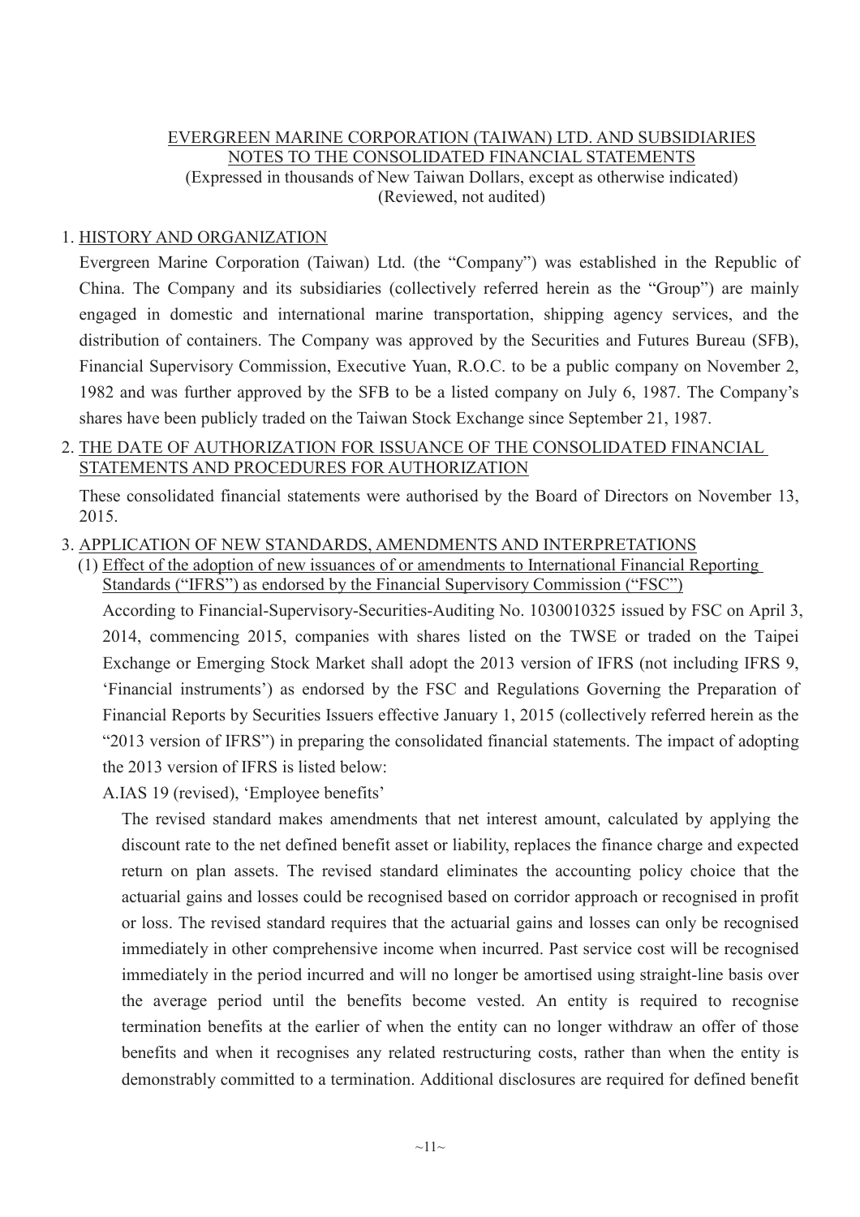EVERGREEN MARINE CORPORATION (TAIWAN) LTD. AND SUBSIDIARIES
NOTES TO THE CONSOLIDATED FINANCIAL STATEMENTS
(Expressed in thousands of New Taiwan Dollars, except as otherwise indicated)
(Reviewed, not audited)

## 1. HISTORY AND ORGANIZATION

Evergreen Marine Corporation (Taiwan) Ltd. (the "Company") was established in the Republic of China. The Company and its subsidiaries (collectively referred herein as the "Group") are mainly engaged in domestic and international marine transportation, shipping agency services, and the distribution of containers. The Company was approved by the Securities and Futures Bureau (SFB), Financial Supervisory Commission, Executive Yuan, R.O.C. to be a public company on November 2, 1982 and was further approved by the SFB to be a listed company on July 6, 1987. The Company's shares have been publicly traded on the Taiwan Stock Exchange since September 21, 1987.

## 2. THE DATE OF AUTHORIZATION FOR ISSUANCE OF THE CONSOLIDATED FINANCIAL STATEMENTS AND PROCEDURES FOR AUTHORIZATION

These consolidated financial statements were authorised by the Board of Directors on November 13, 2015.

## 3. APPLICATION OF NEW STANDARDS, AMENDMENTS AND INTERPRETATIONS

### (1) Effect of the adoption of new issuances of or amendments to International Financial Reporting Standards ("IFRS") as endorsed by the Financial Supervisory Commission ("FSC")

According to Financial-Supervisory-Securities-Auditing No. 1030010325 issued by FSC on April 3, 2014, commencing 2015, companies with shares listed on the TWSE or traded on the Taipei Exchange or Emerging Stock Market shall adopt the 2013 version of IFRS (not including IFRS 9, 'Financial instruments') as endorsed by the FSC and Regulations Governing the Preparation of Financial Reports by Securities Issuers effective January 1, 2015 (collectively referred herein as the "2013 version of IFRS") in preparing the consolidated financial statements. The impact of adopting the 2013 version of IFRS is listed below:

A.IAS 19 (revised), 'Employee benefits'

The revised standard makes amendments that net interest amount, calculated by applying the discount rate to the net defined benefit asset or liability, replaces the finance charge and expected return on plan assets. The revised standard eliminates the accounting policy choice that the actuarial gains and losses could be recognised based on corridor approach or recognised in profit or loss. The revised standard requires that the actuarial gains and losses can only be recognised immediately in other comprehensive income when incurred. Past service cost will be recognised immediately in the period incurred and will no longer be amortised using straight-line basis over the average period until the benefits become vested. An entity is required to recognise termination benefits at the earlier of when the entity can no longer withdraw an offer of those benefits and when it recognises any related restructuring costs, rather than when the entity is demonstrably committed to a termination. Additional disclosures are required for defined benefit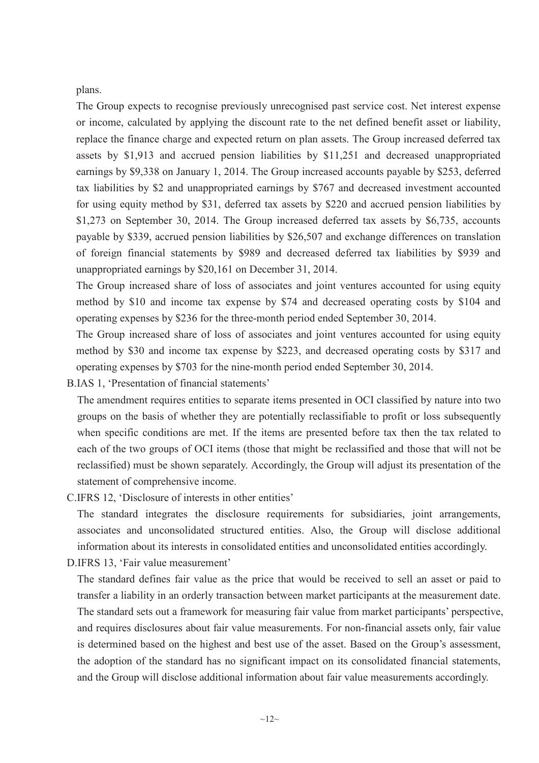plans.

The Group expects to recognise previously unrecognised past service cost. Net interest expense or income, calculated by applying the discount rate to the net defined benefit asset or liability, replace the finance charge and expected return on plan assets. The Group increased deferred tax assets by $1,913 and accrued pension liabilities by $11,251 and decreased unappropriated earnings by $9,338 on January 1, 2014. The Group increased accounts payable by $253, deferred tax liabilities by $2 and unappropriated earnings by $767 and decreased investment accounted for using equity method by $31, deferred tax assets by $220 and accrued pension liabilities by $1,273 on September 30, 2014. The Group increased deferred tax assets by $6,735, accounts payable by $339, accrued pension liabilities by $26,507 and exchange differences on translation of foreign financial statements by $989 and decreased deferred tax liabilities by $939 and unappropriated earnings by $20,161 on December 31, 2014.

The Group increased share of loss of associates and joint ventures accounted for using equity method by $10 and income tax expense by $74 and decreased operating costs by $104 and operating expenses by $236 for the three-month period ended September 30, 2014.

The Group increased share of loss of associates and joint ventures accounted for using equity method by $30 and income tax expense by $223, and decreased operating costs by $317 and operating expenses by $703 for the nine-month period ended September 30, 2014.

B.IAS 1, 'Presentation of financial statements'

The amendment requires entities to separate items presented in OCI classified by nature into two groups on the basis of whether they are potentially reclassifiable to profit or loss subsequently when specific conditions are met. If the items are presented before tax then the tax related to each of the two groups of OCI items (those that might be reclassified and those that will not be reclassified) must be shown separately. Accordingly, the Group will adjust its presentation of the statement of comprehensive income.

C.IFRS 12, 'Disclosure of interests in other entities'

The standard integrates the disclosure requirements for subsidiaries, joint arrangements, associates and unconsolidated structured entities. Also, the Group will disclose additional information about its interests in consolidated entities and unconsolidated entities accordingly.

D.IFRS 13, 'Fair value measurement'

The standard defines fair value as the price that would be received to sell an asset or paid to transfer a liability in an orderly transaction between market participants at the measurement date. The standard sets out a framework for measuring fair value from market participants' perspective, and requires disclosures about fair value measurements. For non-financial assets only, fair value is determined based on the highest and best use of the asset. Based on the Group's assessment, the adoption of the standard has no significant impact on its consolidated financial statements, and the Group will disclose additional information about fair value measurements accordingly.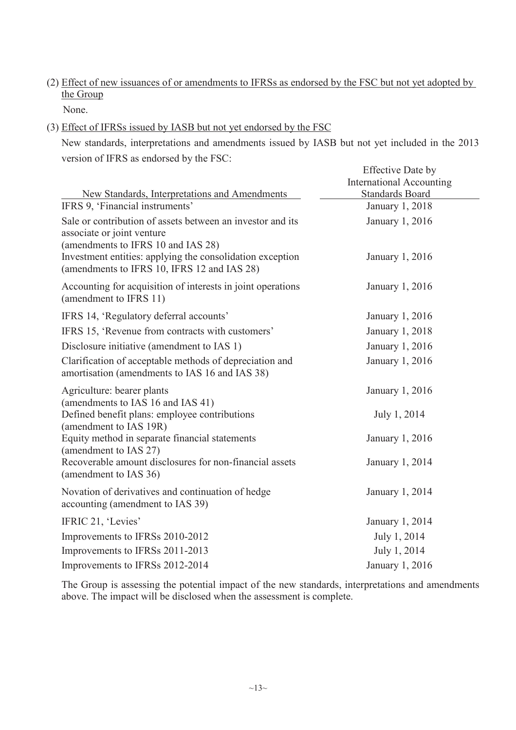(2) Effect of new issuances of or amendments to IFRSs as endorsed by the FSC but not yet adopted by the Group

None.

(3) Effect of IFRSs issued by IASB but not yet endorsed by the FSC

New standards, interpretations and amendments issued by IASB but not yet included in the 2013 version of IFRS as endorsed by the FSC:

| New Standards, Interpretations and Amendments | Effective Date by International Accounting Standards Board |
|---|---|
| IFRS 9, 'Financial instruments' | January 1, 2018 |
| Sale or contribution of assets between an investor and its associate or joint venture (amendments to IFRS 10 and IAS 28) | January 1, 2016 |
| Investment entities: applying the consolidation exception (amendments to IFRS 10, IFRS 12 and IAS 28) | January 1, 2016 |
| Accounting for acquisition of interests in joint operations (amendment to IFRS 11) | January 1, 2016 |
| IFRS 14, 'Regulatory deferral accounts' | January 1, 2016 |
| IFRS 15, 'Revenue from contracts with customers' | January 1, 2018 |
| Disclosure initiative (amendment to IAS 1) | January 1, 2016 |
| Clarification of acceptable methods of depreciation and amortisation (amendments to IAS 16 and IAS 38) | January 1, 2016 |
| Agriculture: bearer plants (amendments to IAS 16 and IAS 41) | January 1, 2016 |
| Defined benefit plans: employee contributions (amendment to IAS 19R) | July 1, 2014 |
| Equity method in separate financial statements (amendment to IAS 27) | January 1, 2016 |
| Recoverable amount disclosures for non-financial assets (amendment to IAS 36) | January 1, 2014 |
| Novation of derivatives and continuation of hedge accounting (amendment to IAS 39) | January 1, 2014 |
| IFRIC 21, 'Levies' | January 1, 2014 |
| Improvements to IFRSs 2010-2012 | July 1, 2014 |
| Improvements to IFRSs 2011-2013 | July 1, 2014 |
| Improvements to IFRSs 2012-2014 | January 1, 2016 |

The Group is assessing the potential impact of the new standards, interpretations and amendments above. The impact will be disclosed when the assessment is complete.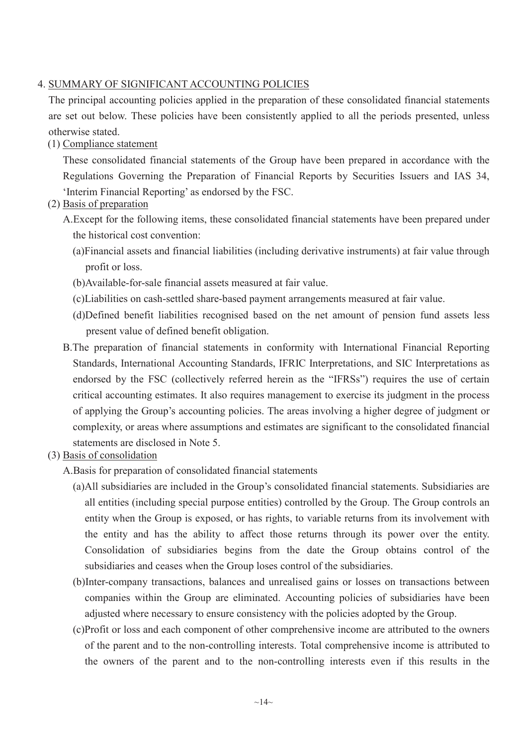## 4. SUMMARY OF SIGNIFICANT ACCOUNTING POLICIES

The principal accounting policies applied in the preparation of these consolidated financial statements are set out below. These policies have been consistently applied to all the periods presented, unless otherwise stated.

### (1) Compliance statement

These consolidated financial statements of the Group have been prepared in accordance with the Regulations Governing the Preparation of Financial Reports by Securities Issuers and IAS 34, 'Interim Financial Reporting' as endorsed by the FSC.

### (2) Basis of preparation

A.Except for the following items, these consolidated financial statements have been prepared under the historical cost convention:

(a)Financial assets and financial liabilities (including derivative instruments) at fair value through profit or loss.

(b)Available-for-sale financial assets measured at fair value.

(c)Liabilities on cash-settled share-based payment arrangements measured at fair value.

(d)Defined benefit liabilities recognised based on the net amount of pension fund assets less present value of defined benefit obligation.

B.The preparation of financial statements in conformity with International Financial Reporting Standards, International Accounting Standards, IFRIC Interpretations, and SIC Interpretations as endorsed by the FSC (collectively referred herein as the "IFRSs") requires the use of certain critical accounting estimates. It also requires management to exercise its judgment in the process of applying the Group's accounting policies. The areas involving a higher degree of judgment or complexity, or areas where assumptions and estimates are significant to the consolidated financial statements are disclosed in Note 5.

### (3) Basis of consolidation

A.Basis for preparation of consolidated financial statements

(a)All subsidiaries are included in the Group's consolidated financial statements. Subsidiaries are all entities (including special purpose entities) controlled by the Group. The Group controls an entity when the Group is exposed, or has rights, to variable returns from its involvement with the entity and has the ability to affect those returns through its power over the entity. Consolidation of subsidiaries begins from the date the Group obtains control of the subsidiaries and ceases when the Group loses control of the subsidiaries.

(b)Inter-company transactions, balances and unrealised gains or losses on transactions between companies within the Group are eliminated. Accounting policies of subsidiaries have been adjusted where necessary to ensure consistency with the policies adopted by the Group.

(c)Profit or loss and each component of other comprehensive income are attributed to the owners of the parent and to the non-controlling interests. Total comprehensive income is attributed to the owners of the parent and to the non-controlling interests even if this results in the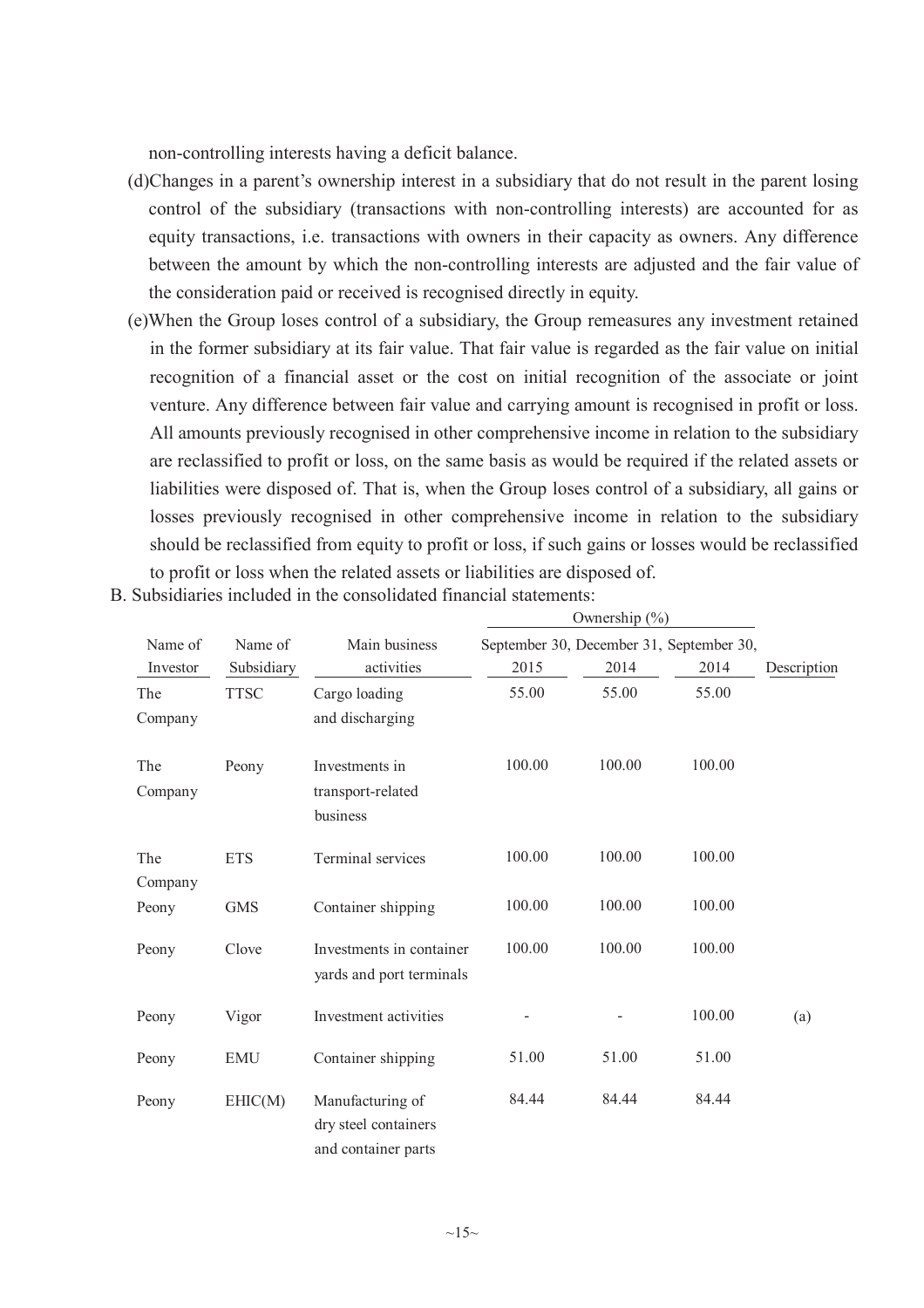non-controlling interests having a deficit balance.

(d)Changes in a parent's ownership interest in a subsidiary that do not result in the parent losing control of the subsidiary (transactions with non-controlling interests) are accounted for as equity transactions, i.e. transactions with owners in their capacity as owners. Any difference between the amount by which the non-controlling interests are adjusted and the fair value of the consideration paid or received is recognised directly in equity.

(e)When the Group loses control of a subsidiary, the Group remeasures any investment retained in the former subsidiary at its fair value. That fair value is regarded as the fair value on initial recognition of a financial asset or the cost on initial recognition of the associate or joint venture. Any difference between fair value and carrying amount is recognised in profit or loss. All amounts previously recognised in other comprehensive income in relation to the subsidiary are reclassified to profit or loss, on the same basis as would be required if the related assets or liabilities were disposed of. That is, when the Group loses control of a subsidiary, all gains or losses previously recognised in other comprehensive income in relation to the subsidiary should be reclassified from equity to profit or loss, if such gains or losses would be reclassified to profit or loss when the related assets or liabilities are disposed of.

B. Subsidiaries included in the consolidated financial statements:

| | | | Ownership (%) | | | |
|---|---|---|---|---|---|---|
| Name of Investor | Name of Subsidiary | Main business activities | September 30, 2015 | December 31, 2014 | September 30, 2014 | Description |
| The Company | TTSC | Cargo loading and discharging | 55.00 | 55.00 | 55.00 | |
| The Company | Peony | Investments in transport-related business | 100.00 | 100.00 | 100.00 | |
| The Company | ETS | Terminal services | 100.00 | 100.00 | 100.00 | |
| Peony | GMS | Container shipping | 100.00 | 100.00 | 100.00 | |
| Peony | Clove | Investments in container yards and port terminals | 100.00 | 100.00 | 100.00 | |
| Peony | Vigor | Investment activities | - | - | 100.00 | (a) |
| Peony | EMU | Container shipping | 51.00 | 51.00 | 51.00 | |
| Peony | EHIC(M) | Manufacturing of dry steel containers and container parts | 84.44 | 84.44 | 84.44 | |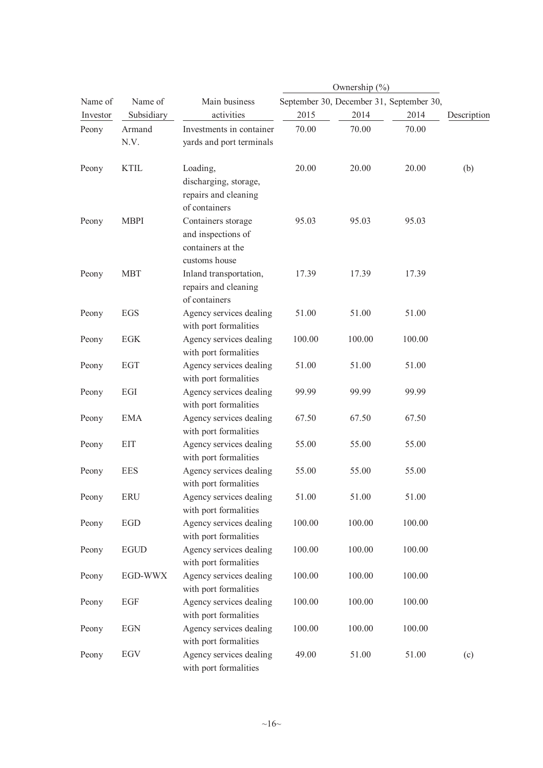| | | | Ownership (%) | | | |
|---|---|---|---|---|---|---|
| Name of Investor | Name of Subsidiary | Main business activities | September 30, 2015 | December 31, 2014 | September 30, 2014 | Description |
| Peony | Armand N.V. | Investments in container yards and port terminals | 70.00 | 70.00 | 70.00 | |
| Peony | KTIL | Loading, discharging, storage, repairs and cleaning of containers | 20.00 | 20.00 | 20.00 | (b) |
| Peony | MBPI | Containers storage and inspections of containers at the customs house | 95.03 | 95.03 | 95.03 | |
| Peony | MBT | Inland transportation, repairs and cleaning of containers | 17.39 | 17.39 | 17.39 | |
| Peony | EGS | Agency services dealing with port formalities | 51.00 | 51.00 | 51.00 | |
| Peony | EGK | Agency services dealing with port formalities | 100.00 | 100.00 | 100.00 | |
| Peony | EGT | Agency services dealing with port formalities | 51.00 | 51.00 | 51.00 | |
| Peony | EGI | Agency services dealing with port formalities | 99.99 | 99.99 | 99.99 | |
| Peony | EMA | Agency services dealing with port formalities | 67.50 | 67.50 | 67.50 | |
| Peony | EIT | Agency services dealing with port formalities | 55.00 | 55.00 | 55.00 | |
| Peony | EES | Agency services dealing with port formalities | 55.00 | 55.00 | 55.00 | |
| Peony | ERU | Agency services dealing with port formalities | 51.00 | 51.00 | 51.00 | |
| Peony | EGD | Agency services dealing with port formalities | 100.00 | 100.00 | 100.00 | |
| Peony | EGUD | Agency services dealing with port formalities | 100.00 | 100.00 | 100.00 | |
| Peony | EGD-WWX | Agency services dealing with port formalities | 100.00 | 100.00 | 100.00 | |
| Peony | EGF | Agency services dealing with port formalities | 100.00 | 100.00 | 100.00 | |
| Peony | EGN | Agency services dealing with port formalities | 100.00 | 100.00 | 100.00 | |
| Peony | EGV | Agency services dealing with port formalities | 49.00 | 51.00 | 51.00 | (c) |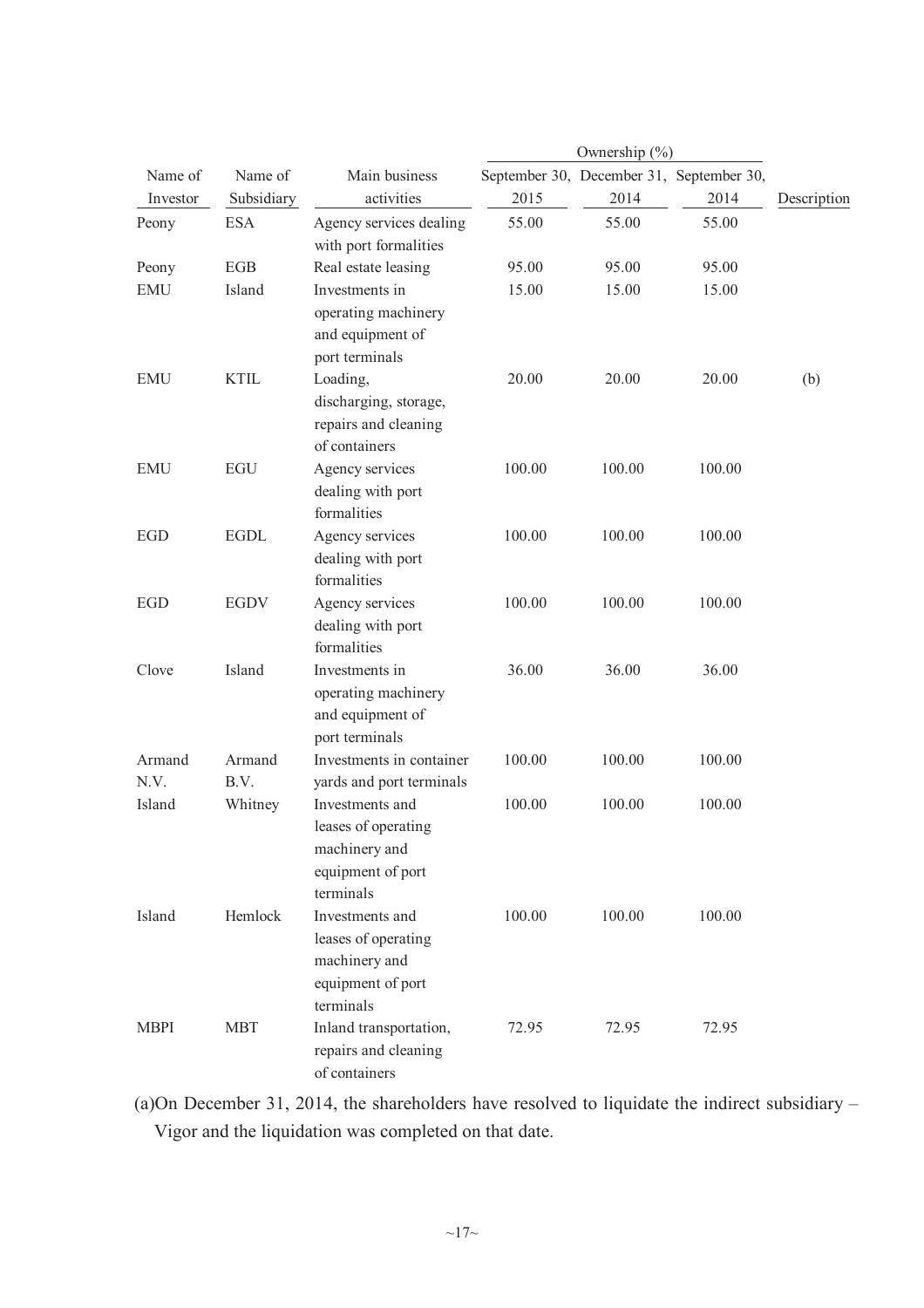| Name of Investor | Name of Subsidiary | Main business activities | Ownership (%) September 30, 2015 | December 31, 2014 | September 30, 2014 | Description |
|---|---|---|---|---|---|---|
| Peony | ESA | Agency services dealing with port formalities | 55.00 | 55.00 | 55.00 | |
| Peony | EGB | Real estate leasing | 95.00 | 95.00 | 95.00 | |
| EMU | Island | Investments in operating machinery and equipment of port terminals | 15.00 | 15.00 | 15.00 | |
| EMU | KTIL | Loading, discharging, storage, repairs and cleaning of containers | 20.00 | 20.00 | 20.00 | (b) |
| EMU | EGU | Agency services dealing with port formalities | 100.00 | 100.00 | 100.00 | |
| EGD | EGDL | Agency services dealing with port formalities | 100.00 | 100.00 | 100.00 | |
| EGD | EGDV | Agency services dealing with port formalities | 100.00 | 100.00 | 100.00 | |
| Clove | Island | Investments in operating machinery and equipment of port terminals | 36.00 | 36.00 | 36.00 | |
| Armand N.V. | Armand B.V. | Investments in container yards and port terminals | 100.00 | 100.00 | 100.00 | |
| Island | Whitney | Investments and leases of operating machinery and equipment of port terminals | 100.00 | 100.00 | 100.00 | |
| Island | Hemlock | Investments and leases of operating machinery and equipment of port terminals | 100.00 | 100.00 | 100.00 | |
| MBPI | MBT | Inland transportation, repairs and cleaning of containers | 72.95 | 72.95 | 72.95 | |

(a) On December 31, 2014, the shareholders have resolved to liquidate the indirect subsidiary – Vigor and the liquidation was completed on that date.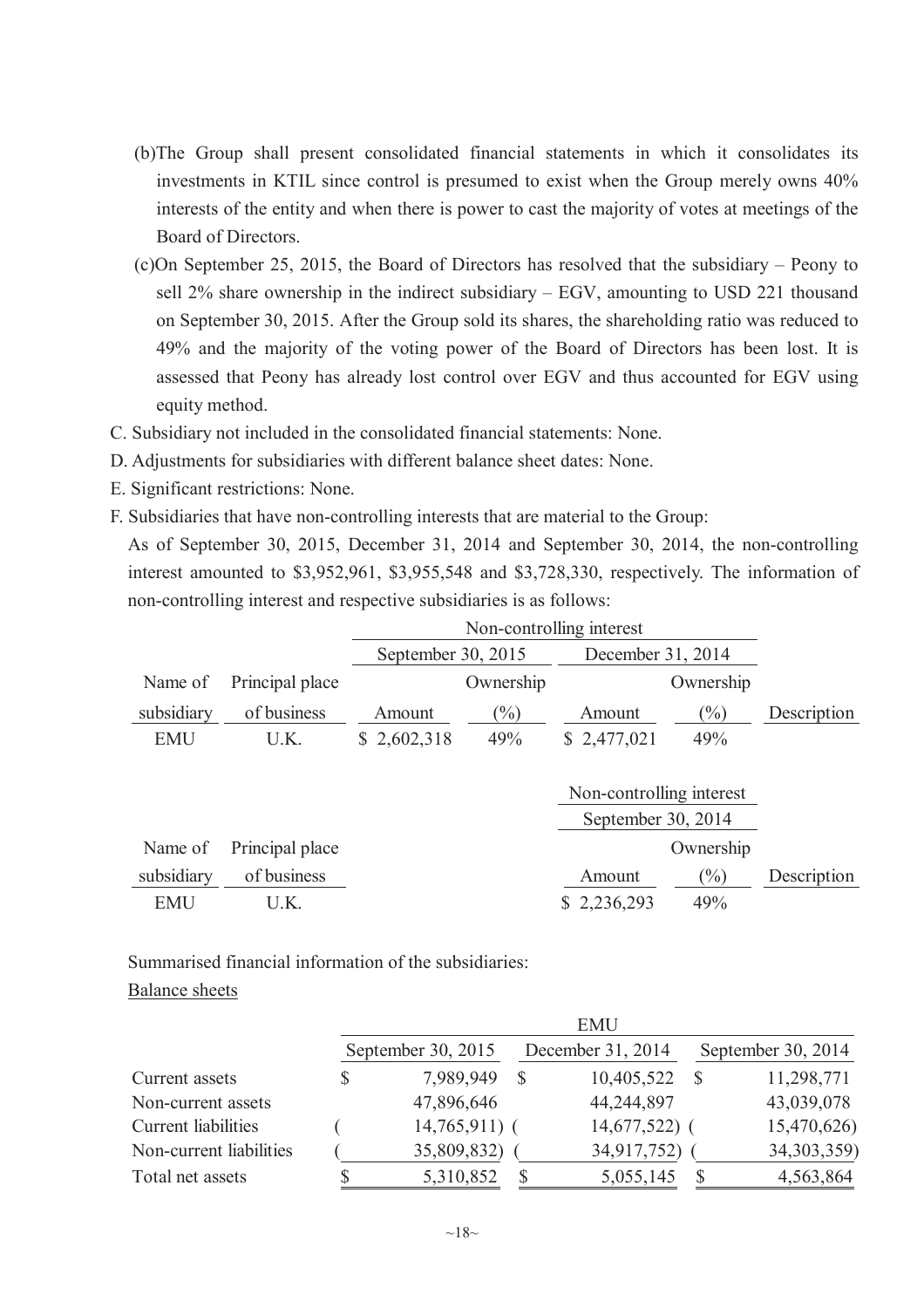(b)The Group shall present consolidated financial statements in which it consolidates its investments in KTIL since control is presumed to exist when the Group merely owns 40% interests of the entity and when there is power to cast the majority of votes at meetings of the Board of Directors.

(c)On September 25, 2015, the Board of Directors has resolved that the subsidiary – Peony to sell 2% share ownership in the indirect subsidiary – EGV, amounting to USD 221 thousand on September 30, 2015. After the Group sold its shares, the shareholding ratio was reduced to 49% and the majority of the voting power of the Board of Directors has been lost. It is assessed that Peony has already lost control over EGV and thus accounted for EGV using equity method.

C. Subsidiary not included in the consolidated financial statements: None.

D. Adjustments for subsidiaries with different balance sheet dates: None.

E. Significant restrictions: None.

F. Subsidiaries that have non-controlling interests that are material to the Group:

As of September 30, 2015, December 31, 2014 and September 30, 2014, the non-controlling interest amounted to $3,952,961, $3,955,548 and $3,728,330, respectively. The information of non-controlling interest and respective subsidiaries is as follows:

| | | Non-controlling interest | | | | |
|---|---|---|---|---|---|---|
| | | September 30, 2015 | | December 31, 2014 | | |
| Name of subsidiary | Principal place of business | Amount | Ownership (%) | Amount | Ownership (%) | Description |
| EMU | U.K. | $ 2,602,318 | 49% | $ 2,477,021 | 49% | |

| | | Non-controlling interest | | |
|---|---|---|---|---|
| | | September 30, 2014 | | |
| Name of subsidiary | Principal place of business | Amount | Ownership (%) | Description |
| EMU | U.K. | $ 2,236,293 | 49% | |

Summarised financial information of the subsidiaries:

Balance sheets

| | EMU | | |
|---|---|---|---|
| | September 30, 2015 | December 31, 2014 | September 30, 2014 |
| Current assets | $ 7,989,949 | $ 10,405,522 | $ 11,298,771 |
| Non-current assets | 47,896,646 | 44,244,897 | 43,039,078 |
| Current liabilities | ( 14,765,911) | ( 14,677,522) | ( 15,470,626) |
| Non-current liabilities | ( 35,809,832) | ( 34,917,752) | ( 34,303,359) |
| Total net assets | $ 5,310,852 | $ 5,055,145 | $ 4,563,864 |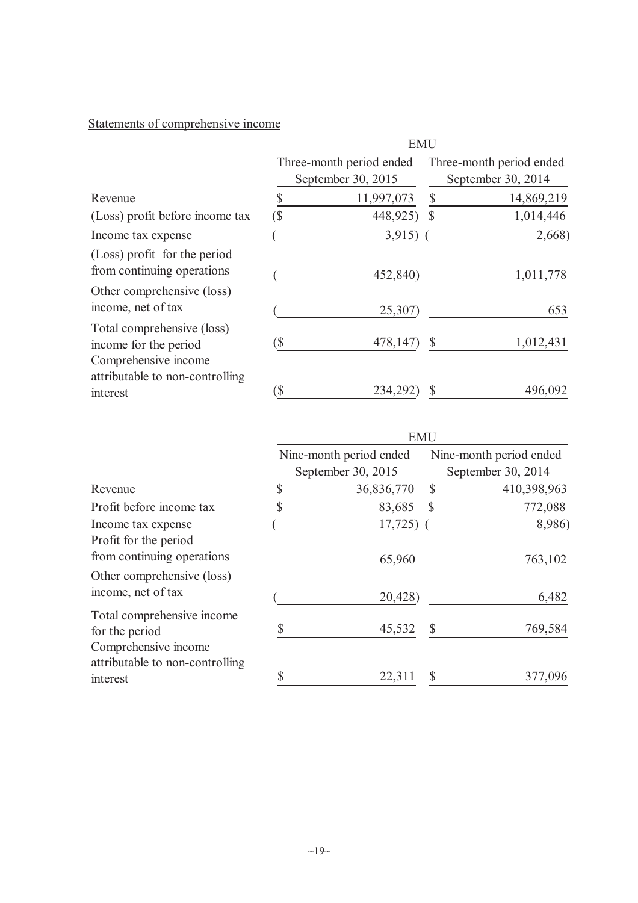Statements of comprehensive income

| | EMU | |
|---|---|---|
| | Three-month period ended September 30, 2015 | Three-month period ended September 30, 2014 |
| Revenue | $ 11,997,073 | $ 14,869,219 |
| (Loss) profit before income tax | ($ 448,925) | $ 1,014,446 |
| Income tax expense | ( 3,915) | ( 2,668) |
| (Loss) profit for the period from continuing operations | ( 452,840) | 1,011,778 |
| Other comprehensive (loss) income, net of tax | ( 25,307) | 653 |
| Total comprehensive (loss) income for the period | ($ 478,147) | $ 1,012,431 |
| Comprehensive income attributable to non-controlling interest | ($ 234,292) | $ 496,092 |

| | EMU | |
|---|---|---|
| | Nine-month period ended September 30, 2015 | Nine-month period ended September 30, 2014 |
| Revenue | $ 36,836,770 | $ 410,398,963 |
| Profit before income tax | $ 83,685 | $ 772,088 |
| Income tax expense | ( 17,725) | ( 8,986) |
| Profit for the period from continuing operations | 65,960 | 763,102 |
| Other comprehensive (loss) income, net of tax | ( 20,428) | 6,482 |
| Total comprehensive income for the period | $ 45,532 | $ 769,584 |
| Comprehensive income attributable to non-controlling interest | $ 22,311 | $ 377,096 |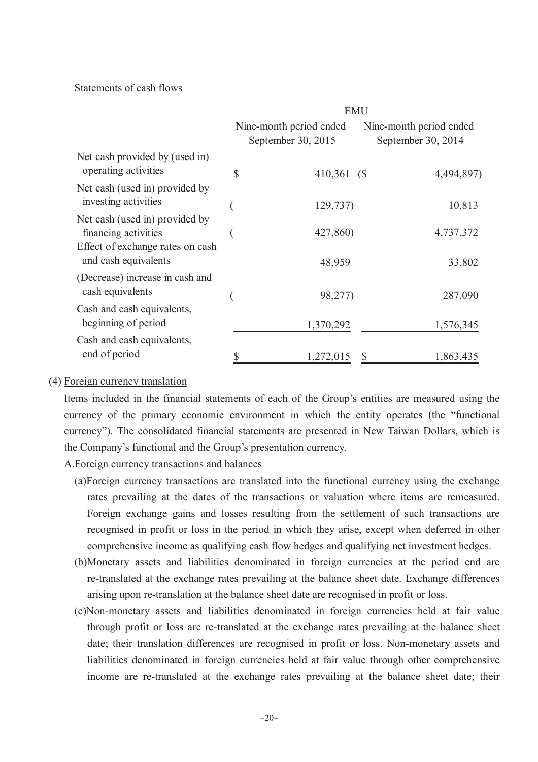Statements of cash flows

| | EMU | |
|---|---|---|
| | Nine-month period ended September 30, 2015 | Nine-month period ended September 30, 2014 |
| Net cash provided by (used in) operating activities | $ 410,361 | ($ 4,494,897) |
| Net cash (used in) provided by investing activities | ( 129,737) | 10,813 |
| Net cash (used in) provided by financing activities | ( 427,860) | 4,737,372 |
| Effect of exchange rates on cash and cash equivalents | 48,959 | 33,802 |
| (Decrease) increase in cash and cash equivalents | ( 98,277) | 287,090 |
| Cash and cash equivalents, beginning of period | 1,370,292 | 1,576,345 |
| Cash and cash equivalents, end of period | $ 1,272,015 | $ 1,863,435 |

(4) Foreign currency translation

Items included in the financial statements of each of the Group's entities are measured using the currency of the primary economic environment in which the entity operates (the "functional currency"). The consolidated financial statements are presented in New Taiwan Dollars, which is the Company's functional and the Group's presentation currency.

A.Foreign currency transactions and balances

(a)Foreign currency transactions are translated into the functional currency using the exchange rates prevailing at the dates of the transactions or valuation where items are remeasured. Foreign exchange gains and losses resulting from the settlement of such transactions are recognised in profit or loss in the period in which they arise, except when deferred in other comprehensive income as qualifying cash flow hedges and qualifying net investment hedges.

(b)Monetary assets and liabilities denominated in foreign currencies at the period end are re-translated at the exchange rates prevailing at the balance sheet date. Exchange differences arising upon re-translation at the balance sheet date are recognised in profit or loss.

(c)Non-monetary assets and liabilities denominated in foreign currencies held at fair value through profit or loss are re-translated at the exchange rates prevailing at the balance sheet date; their translation differences are recognised in profit or loss. Non-monetary assets and liabilities denominated in foreign currencies held at fair value through other comprehensive income are re-translated at the exchange rates prevailing at the balance sheet date; their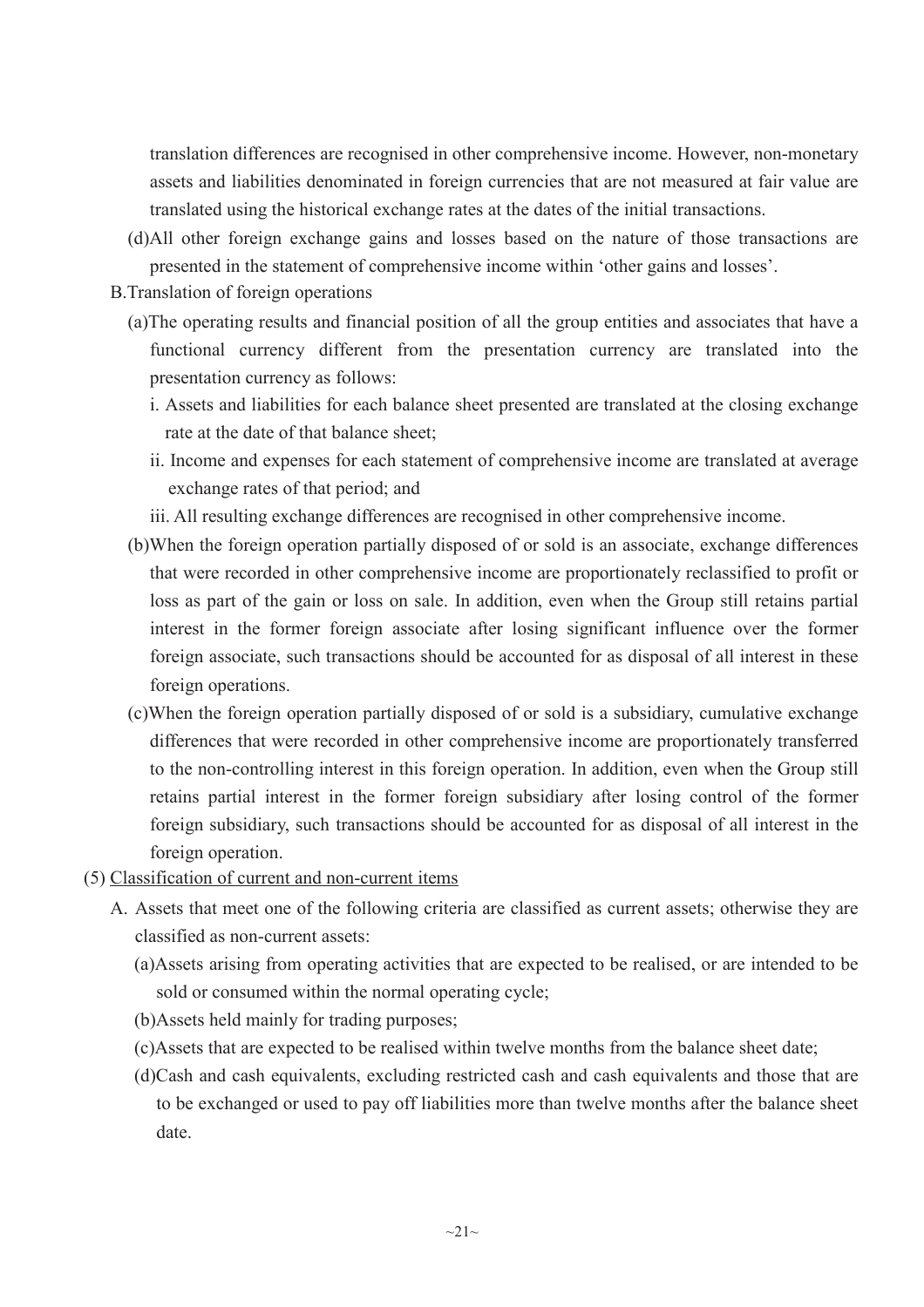translation differences are recognised in other comprehensive income. However, non-monetary assets and liabilities denominated in foreign currencies that are not measured at fair value are translated using the historical exchange rates at the dates of the initial transactions.

(d)All other foreign exchange gains and losses based on the nature of those transactions are presented in the statement of comprehensive income within 'other gains and losses'.

B.Translation of foreign operations

(a)The operating results and financial position of all the group entities and associates that have a functional currency different from the presentation currency are translated into the presentation currency as follows:

i. Assets and liabilities for each balance sheet presented are translated at the closing exchange rate at the date of that balance sheet;

ii. Income and expenses for each statement of comprehensive income are translated at average exchange rates of that period; and

iii. All resulting exchange differences are recognised in other comprehensive income.

(b)When the foreign operation partially disposed of or sold is an associate, exchange differences that were recorded in other comprehensive income are proportionately reclassified to profit or loss as part of the gain or loss on sale. In addition, even when the Group still retains partial interest in the former foreign associate after losing significant influence over the former foreign associate, such transactions should be accounted for as disposal of all interest in these foreign operations.

(c)When the foreign operation partially disposed of or sold is a subsidiary, cumulative exchange differences that were recorded in other comprehensive income are proportionately transferred to the non-controlling interest in this foreign operation. In addition, even when the Group still retains partial interest in the former foreign subsidiary after losing control of the former foreign subsidiary, such transactions should be accounted for as disposal of all interest in the foreign operation.

(5) Classification of current and non-current items

A. Assets that meet one of the following criteria are classified as current assets; otherwise they are classified as non-current assets:

(a)Assets arising from operating activities that are expected to be realised, or are intended to be sold or consumed within the normal operating cycle;

(b)Assets held mainly for trading purposes;

(c)Assets that are expected to be realised within twelve months from the balance sheet date;

(d)Cash and cash equivalents, excluding restricted cash and cash equivalents and those that are to be exchanged or used to pay off liabilities more than twelve months after the balance sheet date.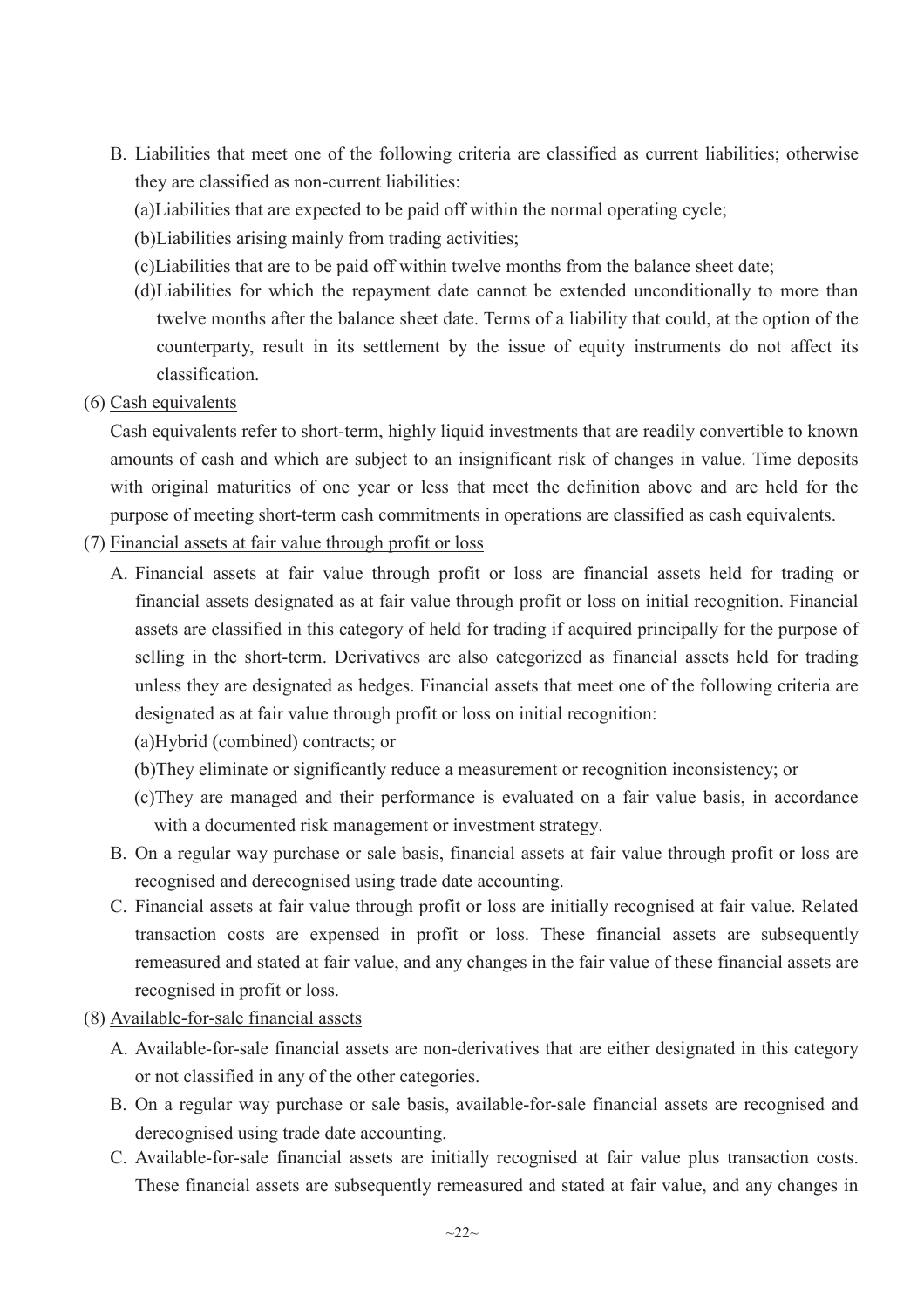B. Liabilities that meet one of the following criteria are classified as current liabilities; otherwise they are classified as non-current liabilities:

   (a)Liabilities that are expected to be paid off within the normal operating cycle;

   (b)Liabilities arising mainly from trading activities;

   (c)Liabilities that are to be paid off within twelve months from the balance sheet date;

   (d)Liabilities for which the repayment date cannot be extended unconditionally to more than twelve months after the balance sheet date. Terms of a liability that could, at the option of the counterparty, result in its settlement by the issue of equity instruments do not affect its classification.

(6) Cash equivalents

Cash equivalents refer to short-term, highly liquid investments that are readily convertible to known amounts of cash and which are subject to an insignificant risk of changes in value. Time deposits with original maturities of one year or less that meet the definition above and are held for the purpose of meeting short-term cash commitments in operations are classified as cash equivalents.

(7) Financial assets at fair value through profit or loss

A. Financial assets at fair value through profit or loss are financial assets held for trading or financial assets designated as at fair value through profit or loss on initial recognition. Financial assets are classified in this category of held for trading if acquired principally for the purpose of selling in the short-term. Derivatives are also categorized as financial assets held for trading unless they are designated as hedges. Financial assets that meet one of the following criteria are designated as at fair value through profit or loss on initial recognition:

   (a)Hybrid (combined) contracts; or

   (b)They eliminate or significantly reduce a measurement or recognition inconsistency; or

   (c)They are managed and their performance is evaluated on a fair value basis, in accordance with a documented risk management or investment strategy.

B. On a regular way purchase or sale basis, financial assets at fair value through profit or loss are recognised and derecognised using trade date accounting.

C. Financial assets at fair value through profit or loss are initially recognised at fair value. Related transaction costs are expensed in profit or loss. These financial assets are subsequently remeasured and stated at fair value, and any changes in the fair value of these financial assets are recognised in profit or loss.

(8) Available-for-sale financial assets

A. Available-for-sale financial assets are non-derivatives that are either designated in this category or not classified in any of the other categories.

B. On a regular way purchase or sale basis, available-for-sale financial assets are recognised and derecognised using trade date accounting.

C. Available-for-sale financial assets are initially recognised at fair value plus transaction costs. These financial assets are subsequently remeasured and stated at fair value, and any changes in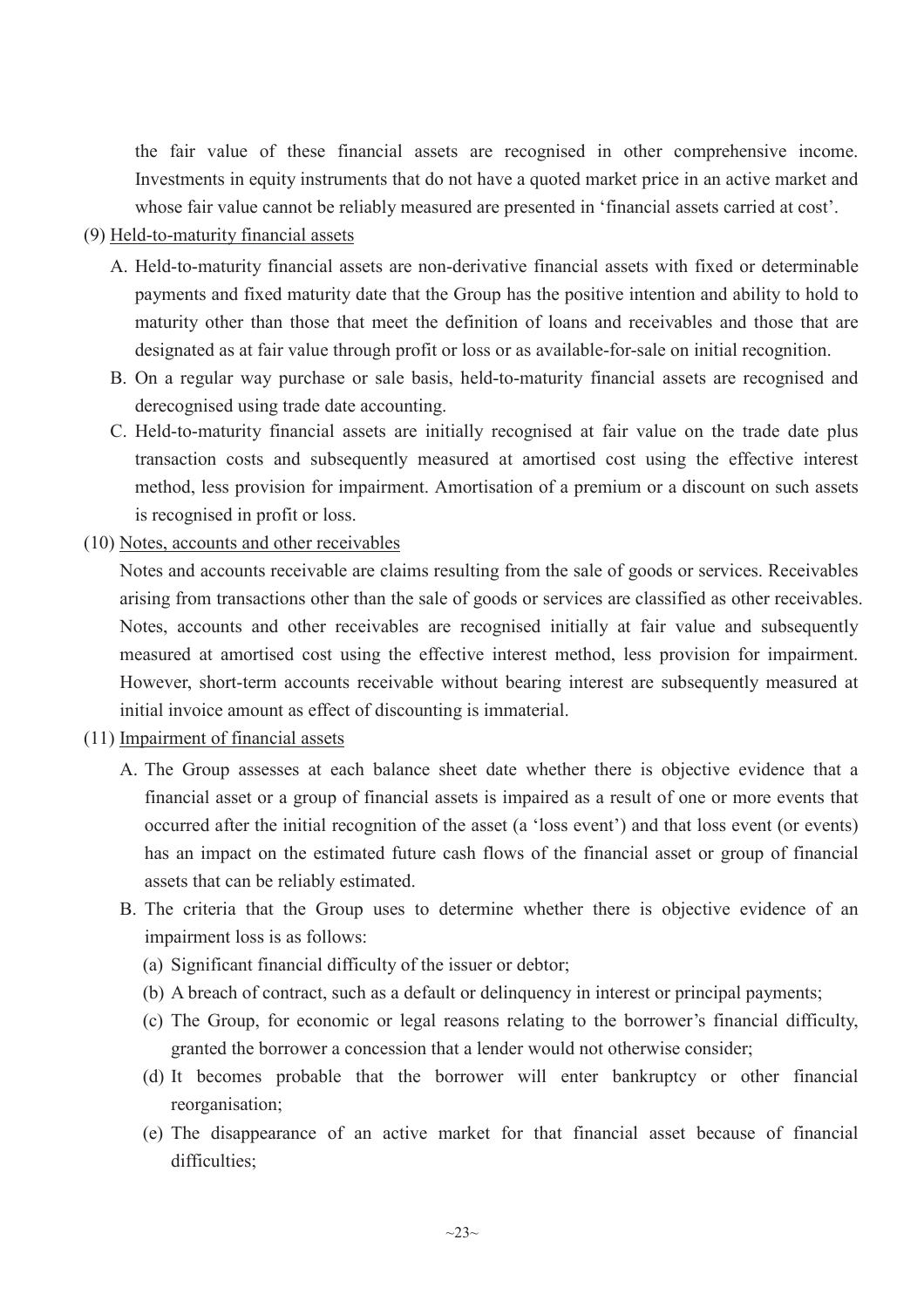the fair value of these financial assets are recognised in other comprehensive income. Investments in equity instruments that do not have a quoted market price in an active market and whose fair value cannot be reliably measured are presented in 'financial assets carried at cost'.

(9) Held-to-maturity financial assets

A. Held-to-maturity financial assets are non-derivative financial assets with fixed or determinable payments and fixed maturity date that the Group has the positive intention and ability to hold to maturity other than those that meet the definition of loans and receivables and those that are designated as at fair value through profit or loss or as available-for-sale on initial recognition.

B. On a regular way purchase or sale basis, held-to-maturity financial assets are recognised and derecognised using trade date accounting.

C. Held-to-maturity financial assets are initially recognised at fair value on the trade date plus transaction costs and subsequently measured at amortised cost using the effective interest method, less provision for impairment. Amortisation of a premium or a discount on such assets is recognised in profit or loss.

(10) Notes, accounts and other receivables

Notes and accounts receivable are claims resulting from the sale of goods or services. Receivables arising from transactions other than the sale of goods or services are classified as other receivables. Notes, accounts and other receivables are recognised initially at fair value and subsequently measured at amortised cost using the effective interest method, less provision for impairment. However, short-term accounts receivable without bearing interest are subsequently measured at initial invoice amount as effect of discounting is immaterial.

(11) Impairment of financial assets

A. The Group assesses at each balance sheet date whether there is objective evidence that a financial asset or a group of financial assets is impaired as a result of one or more events that occurred after the initial recognition of the asset (a 'loss event') and that loss event (or events) has an impact on the estimated future cash flows of the financial asset or group of financial assets that can be reliably estimated.

B. The criteria that the Group uses to determine whether there is objective evidence of an impairment loss is as follows:

(a) Significant financial difficulty of the issuer or debtor;

(b) A breach of contract, such as a default or delinquency in interest or principal payments;

(c) The Group, for economic or legal reasons relating to the borrower's financial difficulty, granted the borrower a concession that a lender would not otherwise consider;

(d) It becomes probable that the borrower will enter bankruptcy or other financial reorganisation;

(e) The disappearance of an active market for that financial asset because of financial difficulties;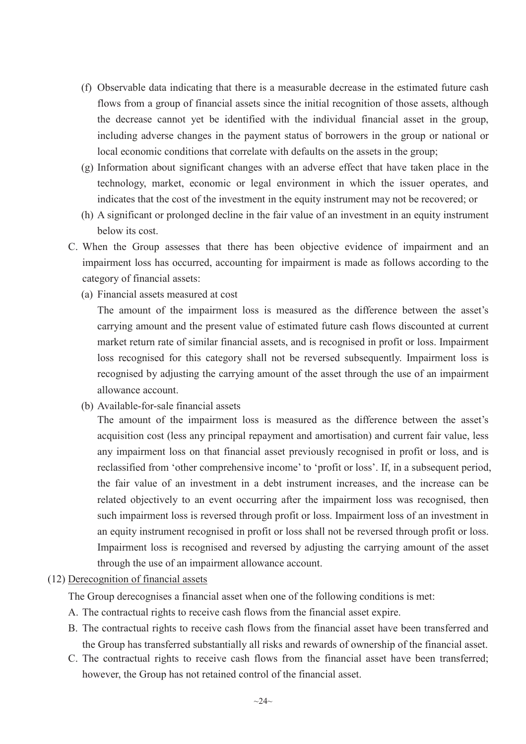(f) Observable data indicating that there is a measurable decrease in the estimated future cash flows from a group of financial assets since the initial recognition of those assets, although the decrease cannot yet be identified with the individual financial asset in the group, including adverse changes in the payment status of borrowers in the group or national or local economic conditions that correlate with defaults on the assets in the group;

(g) Information about significant changes with an adverse effect that have taken place in the technology, market, economic or legal environment in which the issuer operates, and indicates that the cost of the investment in the equity instrument may not be recovered; or

(h) A significant or prolonged decline in the fair value of an investment in an equity instrument below its cost.

C. When the Group assesses that there has been objective evidence of impairment and an impairment loss has occurred, accounting for impairment is made as follows according to the category of financial assets:

(a) Financial assets measured at cost

The amount of the impairment loss is measured as the difference between the asset's carrying amount and the present value of estimated future cash flows discounted at current market return rate of similar financial assets, and is recognised in profit or loss. Impairment loss recognised for this category shall not be reversed subsequently. Impairment loss is recognised by adjusting the carrying amount of the asset through the use of an impairment allowance account.

(b) Available-for-sale financial assets

The amount of the impairment loss is measured as the difference between the asset's acquisition cost (less any principal repayment and amortisation) and current fair value, less any impairment loss on that financial asset previously recognised in profit or loss, and is reclassified from 'other comprehensive income' to 'profit or loss'. If, in a subsequent period, the fair value of an investment in a debt instrument increases, and the increase can be related objectively to an event occurring after the impairment loss was recognised, then such impairment loss is reversed through profit or loss. Impairment loss of an investment in an equity instrument recognised in profit or loss shall not be reversed through profit or loss. Impairment loss is recognised and reversed by adjusting the carrying amount of the asset through the use of an impairment allowance account.

(12) Derecognition of financial assets

The Group derecognises a financial asset when one of the following conditions is met:

A. The contractual rights to receive cash flows from the financial asset expire.

B. The contractual rights to receive cash flows from the financial asset have been transferred and the Group has transferred substantially all risks and rewards of ownership of the financial asset.

C. The contractual rights to receive cash flows from the financial asset have been transferred; however, the Group has not retained control of the financial asset.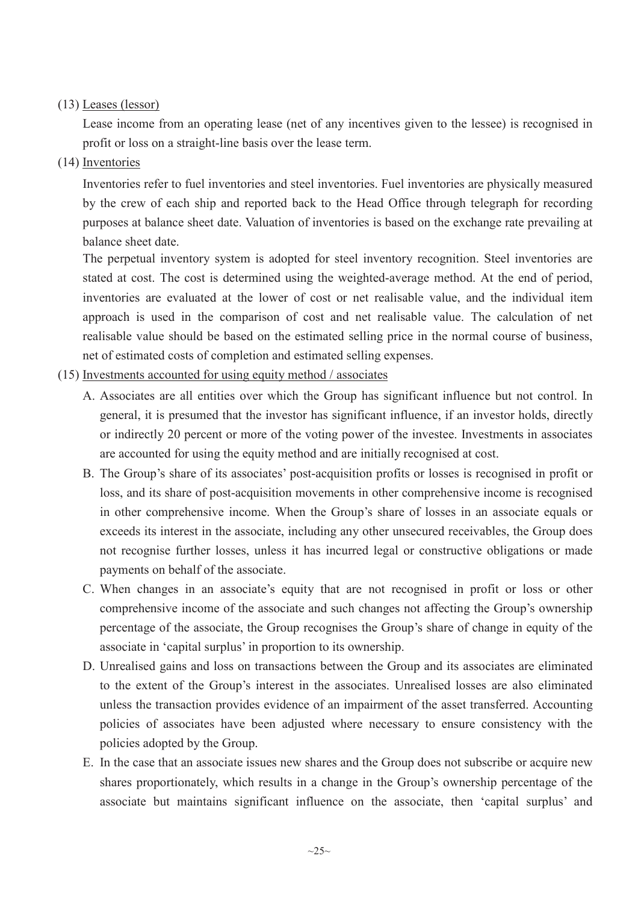(13) Leases (lessor)

Lease income from an operating lease (net of any incentives given to the lessee) is recognised in profit or loss on a straight-line basis over the lease term.

(14) Inventories

Inventories refer to fuel inventories and steel inventories. Fuel inventories are physically measured by the crew of each ship and reported back to the Head Office through telegraph for recording purposes at balance sheet date. Valuation of inventories is based on the exchange rate prevailing at balance sheet date.

The perpetual inventory system is adopted for steel inventory recognition. Steel inventories are stated at cost. The cost is determined using the weighted-average method. At the end of period, inventories are evaluated at the lower of cost or net realisable value, and the individual item approach is used in the comparison of cost and net realisable value. The calculation of net realisable value should be based on the estimated selling price in the normal course of business, net of estimated costs of completion and estimated selling expenses.

(15) Investments accounted for using equity method / associates

A. Associates are all entities over which the Group has significant influence but not control. In general, it is presumed that the investor has significant influence, if an investor holds, directly or indirectly 20 percent or more of the voting power of the investee. Investments in associates are accounted for using the equity method and are initially recognised at cost.

B. The Group's share of its associates' post-acquisition profits or losses is recognised in profit or loss, and its share of post-acquisition movements in other comprehensive income is recognised in other comprehensive income. When the Group's share of losses in an associate equals or exceeds its interest in the associate, including any other unsecured receivables, the Group does not recognise further losses, unless it has incurred legal or constructive obligations or made payments on behalf of the associate.

C. When changes in an associate's equity that are not recognised in profit or loss or other comprehensive income of the associate and such changes not affecting the Group's ownership percentage of the associate, the Group recognises the Group's share of change in equity of the associate in 'capital surplus' in proportion to its ownership.

D. Unrealised gains and loss on transactions between the Group and its associates are eliminated to the extent of the Group's interest in the associates. Unrealised losses are also eliminated unless the transaction provides evidence of an impairment of the asset transferred. Accounting policies of associates have been adjusted where necessary to ensure consistency with the policies adopted by the Group.

E. In the case that an associate issues new shares and the Group does not subscribe or acquire new shares proportionately, which results in a change in the Group's ownership percentage of the associate but maintains significant influence on the associate, then 'capital surplus' and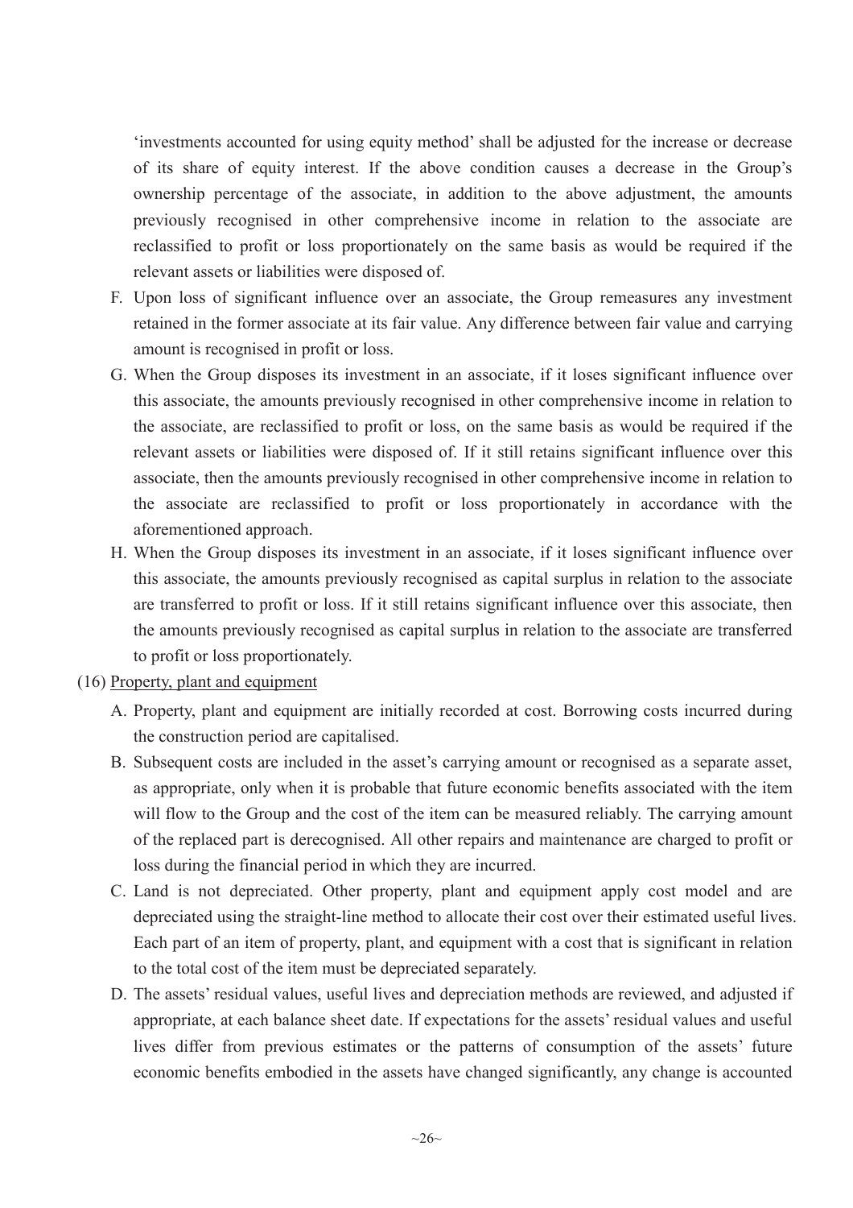'investments accounted for using equity method' shall be adjusted for the increase or decrease of its share of equity interest. If the above condition causes a decrease in the Group's ownership percentage of the associate, in addition to the above adjustment, the amounts previously recognised in other comprehensive income in relation to the associate are reclassified to profit or loss proportionately on the same basis as would be required if the relevant assets or liabilities were disposed of.

F. Upon loss of significant influence over an associate, the Group remeasures any investment retained in the former associate at its fair value. Any difference between fair value and carrying amount is recognised in profit or loss.

G. When the Group disposes its investment in an associate, if it loses significant influence over this associate, the amounts previously recognised in other comprehensive income in relation to the associate, are reclassified to profit or loss, on the same basis as would be required if the relevant assets or liabilities were disposed of. If it still retains significant influence over this associate, then the amounts previously recognised in other comprehensive income in relation to the associate are reclassified to profit or loss proportionately in accordance with the aforementioned approach.

H. When the Group disposes its investment in an associate, if it loses significant influence over this associate, the amounts previously recognised as capital surplus in relation to the associate are transferred to profit or loss. If it still retains significant influence over this associate, then the amounts previously recognised as capital surplus in relation to the associate are transferred to profit or loss proportionately.

(16) Property, plant and equipment

A. Property, plant and equipment are initially recorded at cost. Borrowing costs incurred during the construction period are capitalised.

B. Subsequent costs are included in the asset's carrying amount or recognised as a separate asset, as appropriate, only when it is probable that future economic benefits associated with the item will flow to the Group and the cost of the item can be measured reliably. The carrying amount of the replaced part is derecognised. All other repairs and maintenance are charged to profit or loss during the financial period in which they are incurred.

C. Land is not depreciated. Other property, plant and equipment apply cost model and are depreciated using the straight-line method to allocate their cost over their estimated useful lives. Each part of an item of property, plant, and equipment with a cost that is significant in relation to the total cost of the item must be depreciated separately.

D. The assets' residual values, useful lives and depreciation methods are reviewed, and adjusted if appropriate, at each balance sheet date. If expectations for the assets' residual values and useful lives differ from previous estimates or the patterns of consumption of the assets' future economic benefits embodied in the assets have changed significantly, any change is accounted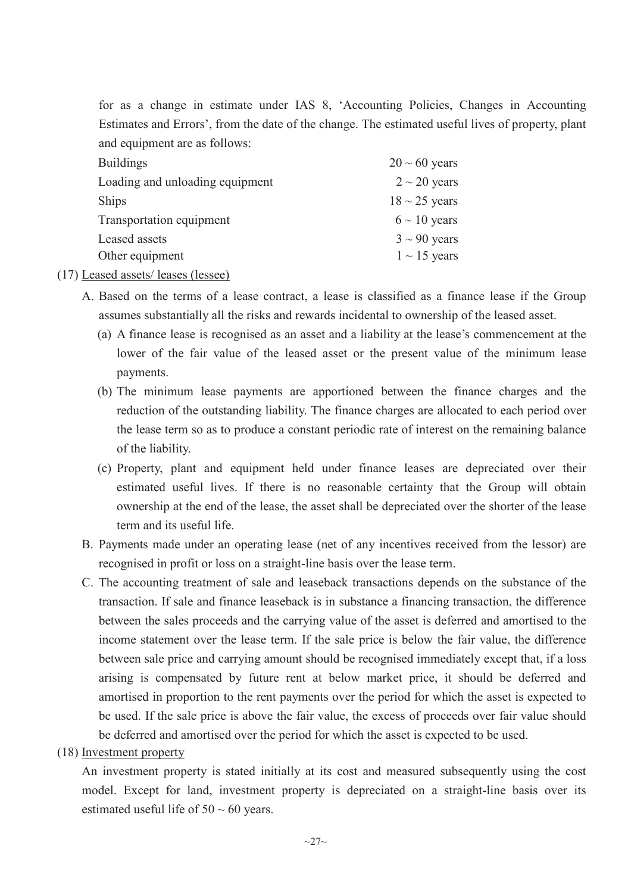for as a change in estimate under IAS 8, 'Accounting Policies, Changes in Accounting Estimates and Errors', from the date of the change. The estimated useful lives of property, plant and equipment are as follows:

| | |
|---|---|
| Buildings | 20 ~ 60 years |
| Loading and unloading equipment | 2 ~ 20 years |
| Ships | 18 ~ 25 years |
| Transportation equipment | 6 ~ 10 years |
| Leased assets | 3 ~ 90 years |
| Other equipment | 1 ~ 15 years |

(17) Leased assets/ leases (lessee)

A. Based on the terms of a lease contract, a lease is classified as a finance lease if the Group assumes substantially all the risks and rewards incidental to ownership of the leased asset.

(a) A finance lease is recognised as an asset and a liability at the lease's commencement at the lower of the fair value of the leased asset or the present value of the minimum lease payments.

(b) The minimum lease payments are apportioned between the finance charges and the reduction of the outstanding liability. The finance charges are allocated to each period over the lease term so as to produce a constant periodic rate of interest on the remaining balance of the liability.

(c) Property, plant and equipment held under finance leases are depreciated over their estimated useful lives. If there is no reasonable certainty that the Group will obtain ownership at the end of the lease, the asset shall be depreciated over the shorter of the lease term and its useful life.

B. Payments made under an operating lease (net of any incentives received from the lessor) are recognised in profit or loss on a straight-line basis over the lease term.

C. The accounting treatment of sale and leaseback transactions depends on the substance of the transaction. If sale and finance leaseback is in substance a financing transaction, the difference between the sales proceeds and the carrying value of the asset is deferred and amortised to the income statement over the lease term. If the sale price is below the fair value, the difference between sale price and carrying amount should be recognised immediately except that, if a loss arising is compensated by future rent at below market price, it should be deferred and amortised in proportion to the rent payments over the period for which the asset is expected to be used. If the sale price is above the fair value, the excess of proceeds over fair value should be deferred and amortised over the period for which the asset is expected to be used.

(18) Investment property

An investment property is stated initially at its cost and measured subsequently using the cost model. Except for land, investment property is depreciated on a straight-line basis over its estimated useful life of 50 ~ 60 years.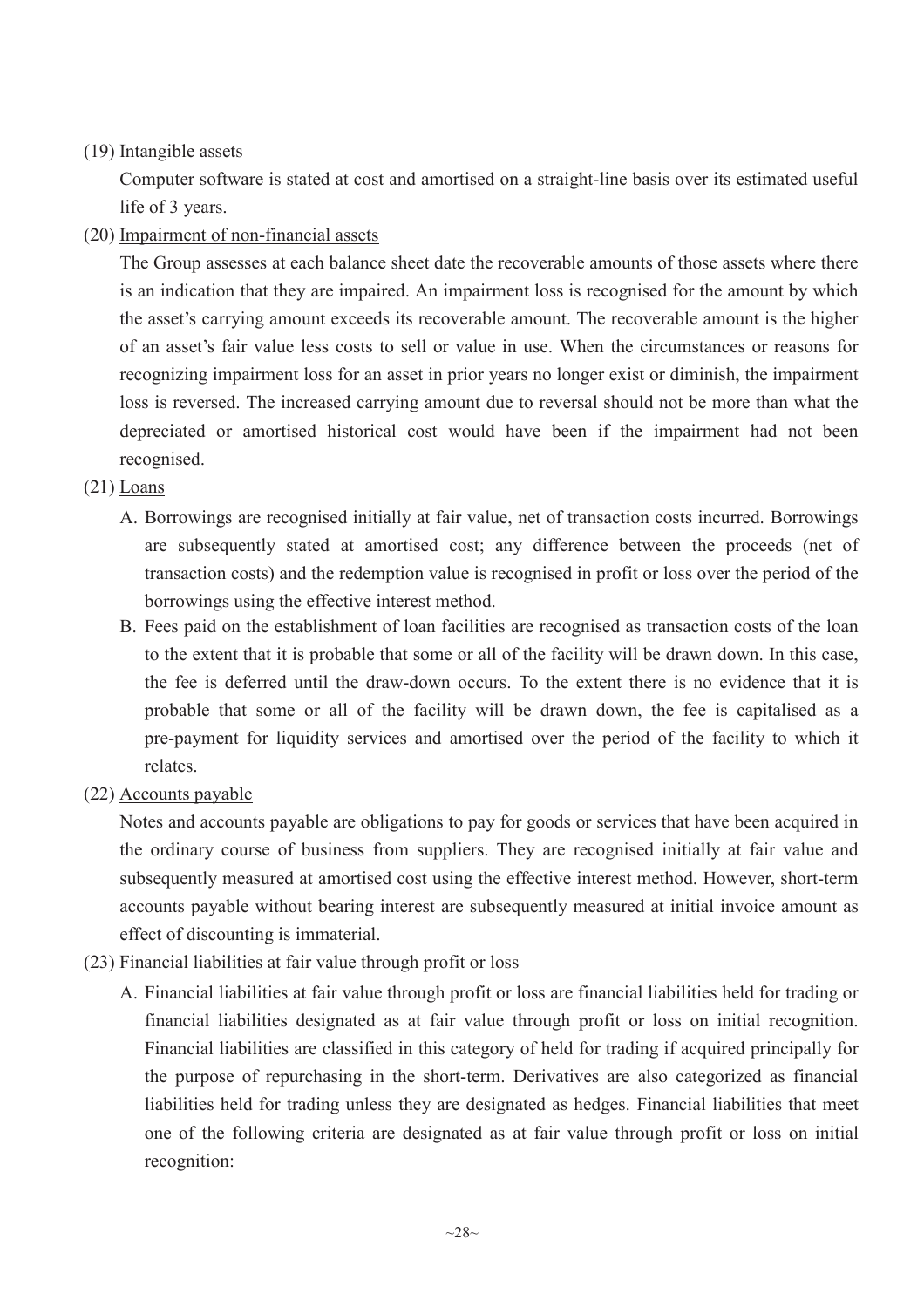(19) Intangible assets

Computer software is stated at cost and amortised on a straight-line basis over its estimated useful life of 3 years.

(20) Impairment of non-financial assets

The Group assesses at each balance sheet date the recoverable amounts of those assets where there is an indication that they are impaired. An impairment loss is recognised for the amount by which the asset's carrying amount exceeds its recoverable amount. The recoverable amount is the higher of an asset's fair value less costs to sell or value in use. When the circumstances or reasons for recognizing impairment loss for an asset in prior years no longer exist or diminish, the impairment loss is reversed. The increased carrying amount due to reversal should not be more than what the depreciated or amortised historical cost would have been if the impairment had not been recognised.

(21) Loans

A. Borrowings are recognised initially at fair value, net of transaction costs incurred. Borrowings are subsequently stated at amortised cost; any difference between the proceeds (net of transaction costs) and the redemption value is recognised in profit or loss over the period of the borrowings using the effective interest method.

B. Fees paid on the establishment of loan facilities are recognised as transaction costs of the loan to the extent that it is probable that some or all of the facility will be drawn down. In this case, the fee is deferred until the draw-down occurs. To the extent there is no evidence that it is probable that some or all of the facility will be drawn down, the fee is capitalised as a pre-payment for liquidity services and amortised over the period of the facility to which it relates.

(22) Accounts payable

Notes and accounts payable are obligations to pay for goods or services that have been acquired in the ordinary course of business from suppliers. They are recognised initially at fair value and subsequently measured at amortised cost using the effective interest method. However, short-term accounts payable without bearing interest are subsequently measured at initial invoice amount as effect of discounting is immaterial.

(23) Financial liabilities at fair value through profit or loss

A. Financial liabilities at fair value through profit or loss are financial liabilities held for trading or financial liabilities designated as at fair value through profit or loss on initial recognition. Financial liabilities are classified in this category of held for trading if acquired principally for the purpose of repurchasing in the short-term. Derivatives are also categorized as financial liabilities held for trading unless they are designated as hedges. Financial liabilities that meet one of the following criteria are designated as at fair value through profit or loss on initial recognition: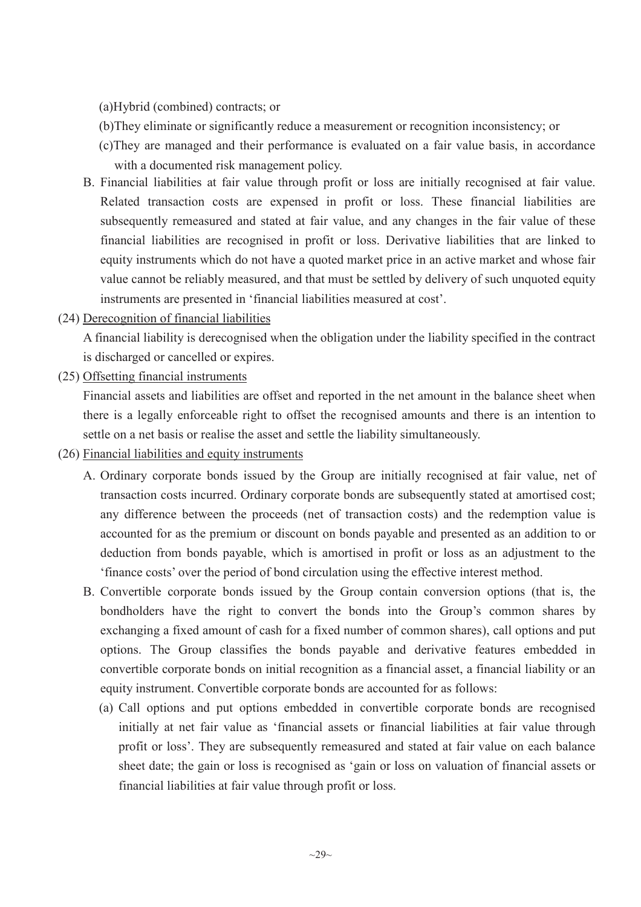(a)Hybrid (combined) contracts; or

(b)They eliminate or significantly reduce a measurement or recognition inconsistency; or

(c)They are managed and their performance is evaluated on a fair value basis, in accordance with a documented risk management policy.

B. Financial liabilities at fair value through profit or loss are initially recognised at fair value. Related transaction costs are expensed in profit or loss. These financial liabilities are subsequently remeasured and stated at fair value, and any changes in the fair value of these financial liabilities are recognised in profit or loss. Derivative liabilities that are linked to equity instruments which do not have a quoted market price in an active market and whose fair value cannot be reliably measured, and that must be settled by delivery of such unquoted equity instruments are presented in 'financial liabilities measured at cost'.

(24) Derecognition of financial liabilities

A financial liability is derecognised when the obligation under the liability specified in the contract is discharged or cancelled or expires.

(25) Offsetting financial instruments

Financial assets and liabilities are offset and reported in the net amount in the balance sheet when there is a legally enforceable right to offset the recognised amounts and there is an intention to settle on a net basis or realise the asset and settle the liability simultaneously.

(26) Financial liabilities and equity instruments

A. Ordinary corporate bonds issued by the Group are initially recognised at fair value, net of transaction costs incurred. Ordinary corporate bonds are subsequently stated at amortised cost; any difference between the proceeds (net of transaction costs) and the redemption value is accounted for as the premium or discount on bonds payable and presented as an addition to or deduction from bonds payable, which is amortised in profit or loss as an adjustment to the 'finance costs' over the period of bond circulation using the effective interest method.

B. Convertible corporate bonds issued by the Group contain conversion options (that is, the bondholders have the right to convert the bonds into the Group's common shares by exchanging a fixed amount of cash for a fixed number of common shares), call options and put options. The Group classifies the bonds payable and derivative features embedded in convertible corporate bonds on initial recognition as a financial asset, a financial liability or an equity instrument. Convertible corporate bonds are accounted for as follows:

(a) Call options and put options embedded in convertible corporate bonds are recognised initially at net fair value as 'financial assets or financial liabilities at fair value through profit or loss'. They are subsequently remeasured and stated at fair value on each balance sheet date; the gain or loss is recognised as 'gain or loss on valuation of financial assets or financial liabilities at fair value through profit or loss.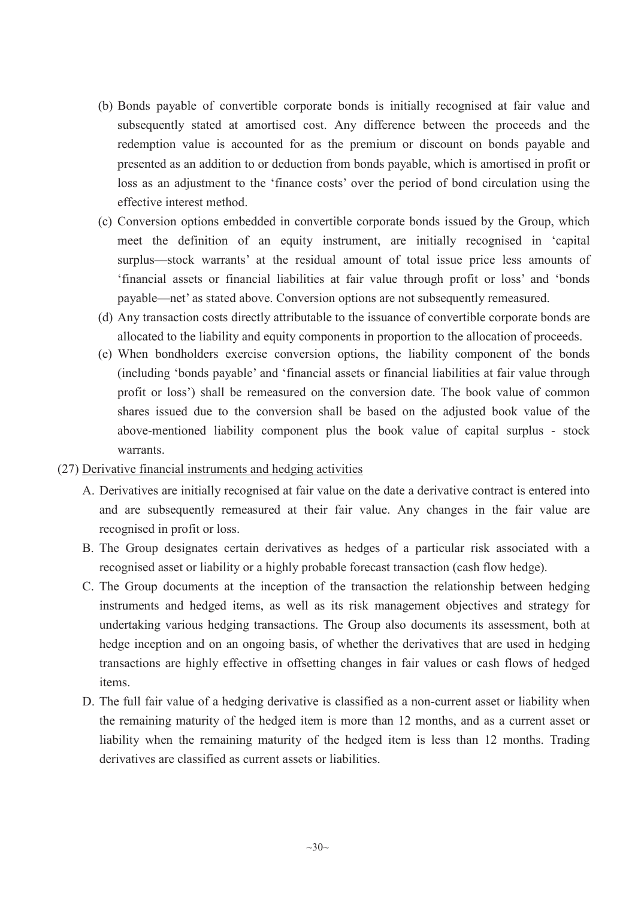(b) Bonds payable of convertible corporate bonds is initially recognised at fair value and subsequently stated at amortised cost. Any difference between the proceeds and the redemption value is accounted for as the premium or discount on bonds payable and presented as an addition to or deduction from bonds payable, which is amortised in profit or loss as an adjustment to the 'finance costs' over the period of bond circulation using the effective interest method.

(c) Conversion options embedded in convertible corporate bonds issued by the Group, which meet the definition of an equity instrument, are initially recognised in 'capital surplus—stock warrants' at the residual amount of total issue price less amounts of 'financial assets or financial liabilities at fair value through profit or loss' and 'bonds payable—net' as stated above. Conversion options are not subsequently remeasured.

(d) Any transaction costs directly attributable to the issuance of convertible corporate bonds are allocated to the liability and equity components in proportion to the allocation of proceeds.

(e) When bondholders exercise conversion options, the liability component of the bonds (including 'bonds payable' and 'financial assets or financial liabilities at fair value through profit or loss') shall be remeasured on the conversion date. The book value of common shares issued due to the conversion shall be based on the adjusted book value of the above-mentioned liability component plus the book value of capital surplus - stock warrants.

(27) Derivative financial instruments and hedging activities

A. Derivatives are initially recognised at fair value on the date a derivative contract is entered into and are subsequently remeasured at their fair value. Any changes in the fair value are recognised in profit or loss.

B. The Group designates certain derivatives as hedges of a particular risk associated with a recognised asset or liability or a highly probable forecast transaction (cash flow hedge).

C. The Group documents at the inception of the transaction the relationship between hedging instruments and hedged items, as well as its risk management objectives and strategy for undertaking various hedging transactions. The Group also documents its assessment, both at hedge inception and on an ongoing basis, of whether the derivatives that are used in hedging transactions are highly effective in offsetting changes in fair values or cash flows of hedged items.

D. The full fair value of a hedging derivative is classified as a non-current asset or liability when the remaining maturity of the hedged item is more than 12 months, and as a current asset or liability when the remaining maturity of the hedged item is less than 12 months. Trading derivatives are classified as current assets or liabilities.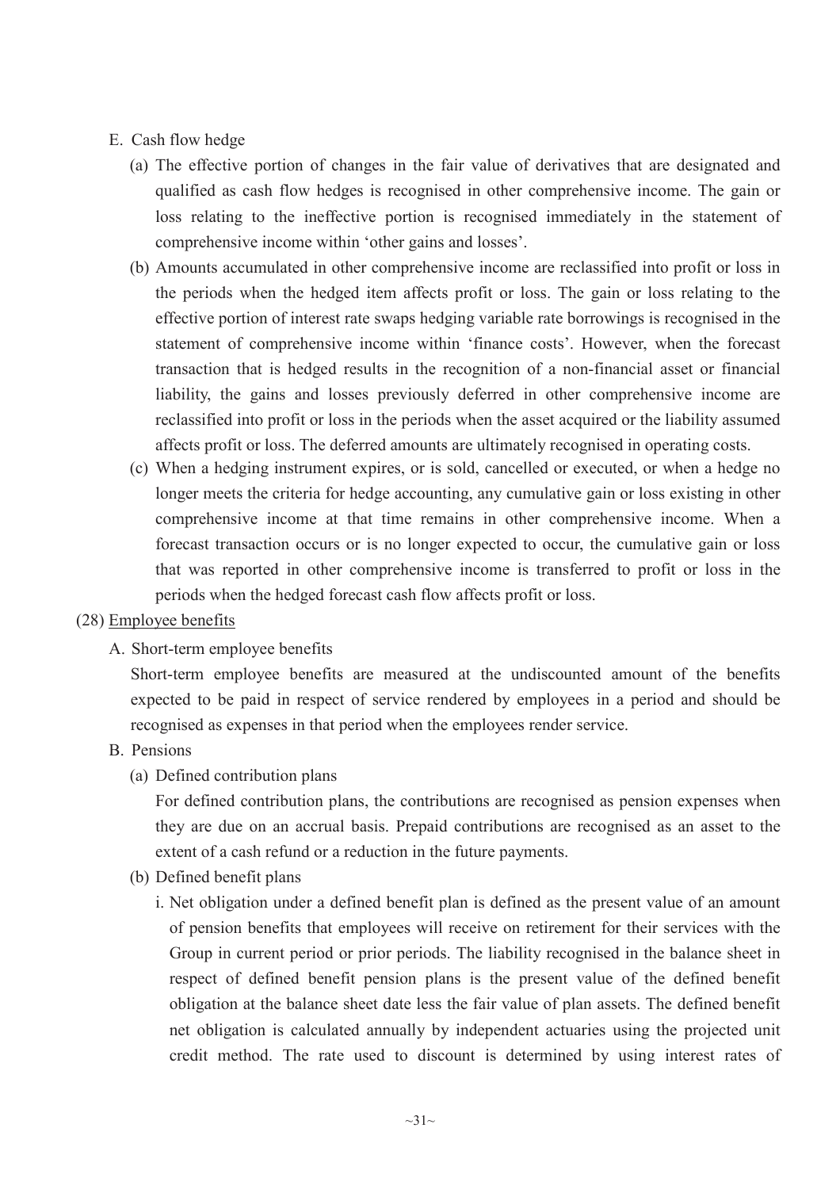E. Cash flow hedge

(a) The effective portion of changes in the fair value of derivatives that are designated and qualified as cash flow hedges is recognised in other comprehensive income. The gain or loss relating to the ineffective portion is recognised immediately in the statement of comprehensive income within 'other gains and losses'.

(b) Amounts accumulated in other comprehensive income are reclassified into profit or loss in the periods when the hedged item affects profit or loss. The gain or loss relating to the effective portion of interest rate swaps hedging variable rate borrowings is recognised in the statement of comprehensive income within 'finance costs'. However, when the forecast transaction that is hedged results in the recognition of a non-financial asset or financial liability, the gains and losses previously deferred in other comprehensive income are reclassified into profit or loss in the periods when the asset acquired or the liability assumed affects profit or loss. The deferred amounts are ultimately recognised in operating costs.

(c) When a hedging instrument expires, or is sold, cancelled or executed, or when a hedge no longer meets the criteria for hedge accounting, any cumulative gain or loss existing in other comprehensive income at that time remains in other comprehensive income. When a forecast transaction occurs or is no longer expected to occur, the cumulative gain or loss that was reported in other comprehensive income is transferred to profit or loss in the periods when the hedged forecast cash flow affects profit or loss.

(28) Employee benefits

A. Short-term employee benefits

Short-term employee benefits are measured at the undiscounted amount of the benefits expected to be paid in respect of service rendered by employees in a period and should be recognised as expenses in that period when the employees render service.

B. Pensions

(a) Defined contribution plans

For defined contribution plans, the contributions are recognised as pension expenses when they are due on an accrual basis. Prepaid contributions are recognised as an asset to the extent of a cash refund or a reduction in the future payments.

(b) Defined benefit plans

i. Net obligation under a defined benefit plan is defined as the present value of an amount of pension benefits that employees will receive on retirement for their services with the Group in current period or prior periods. The liability recognised in the balance sheet in respect of defined benefit pension plans is the present value of the defined benefit obligation at the balance sheet date less the fair value of plan assets. The defined benefit net obligation is calculated annually by independent actuaries using the projected unit credit method. The rate used to discount is determined by using interest rates of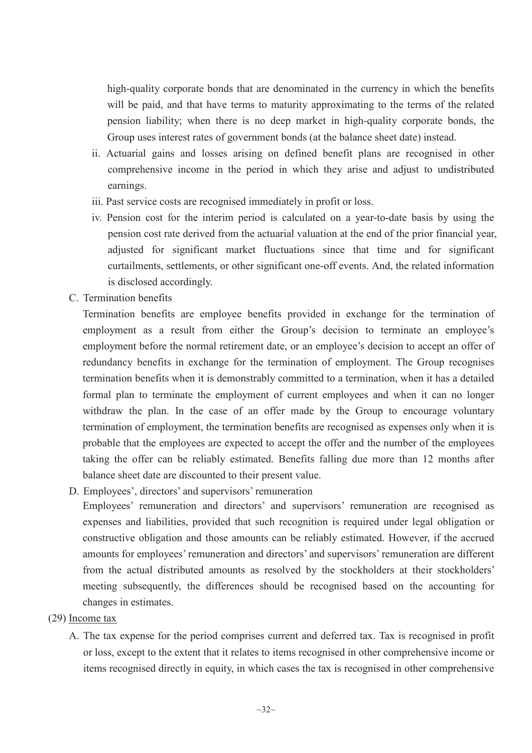high-quality corporate bonds that are denominated in the currency in which the benefits will be paid, and that have terms to maturity approximating to the terms of the related pension liability; when there is no deep market in high-quality corporate bonds, the Group uses interest rates of government bonds (at the balance sheet date) instead.

ii. Actuarial gains and losses arising on defined benefit plans are recognised in other comprehensive income in the period in which they arise and adjust to undistributed earnings.

iii. Past service costs are recognised immediately in profit or loss.

iv. Pension cost for the interim period is calculated on a year-to-date basis by using the pension cost rate derived from the actuarial valuation at the end of the prior financial year, adjusted for significant market fluctuations since that time and for significant curtailments, settlements, or other significant one-off events. And, the related information is disclosed accordingly.

C. Termination benefits

Termination benefits are employee benefits provided in exchange for the termination of employment as a result from either the Group's decision to terminate an employee's employment before the normal retirement date, or an employee's decision to accept an offer of redundancy benefits in exchange for the termination of employment. The Group recognises termination benefits when it is demonstrably committed to a termination, when it has a detailed formal plan to terminate the employment of current employees and when it can no longer withdraw the plan. In the case of an offer made by the Group to encourage voluntary termination of employment, the termination benefits are recognised as expenses only when it is probable that the employees are expected to accept the offer and the number of the employees taking the offer can be reliably estimated. Benefits falling due more than 12 months after balance sheet date are discounted to their present value.

D. Employees', directors' and supervisors' remuneration

Employees' remuneration and directors' and supervisors' remuneration are recognised as expenses and liabilities, provided that such recognition is required under legal obligation or constructive obligation and those amounts can be reliably estimated. However, if the accrued amounts for employees' remuneration and directors' and supervisors' remuneration are different from the actual distributed amounts as resolved by the stockholders at their stockholders' meeting subsequently, the differences should be recognised based on the accounting for changes in estimates.

(29) Income tax

A. The tax expense for the period comprises current and deferred tax. Tax is recognised in profit or loss, except to the extent that it relates to items recognised in other comprehensive income or items recognised directly in equity, in which cases the tax is recognised in other comprehensive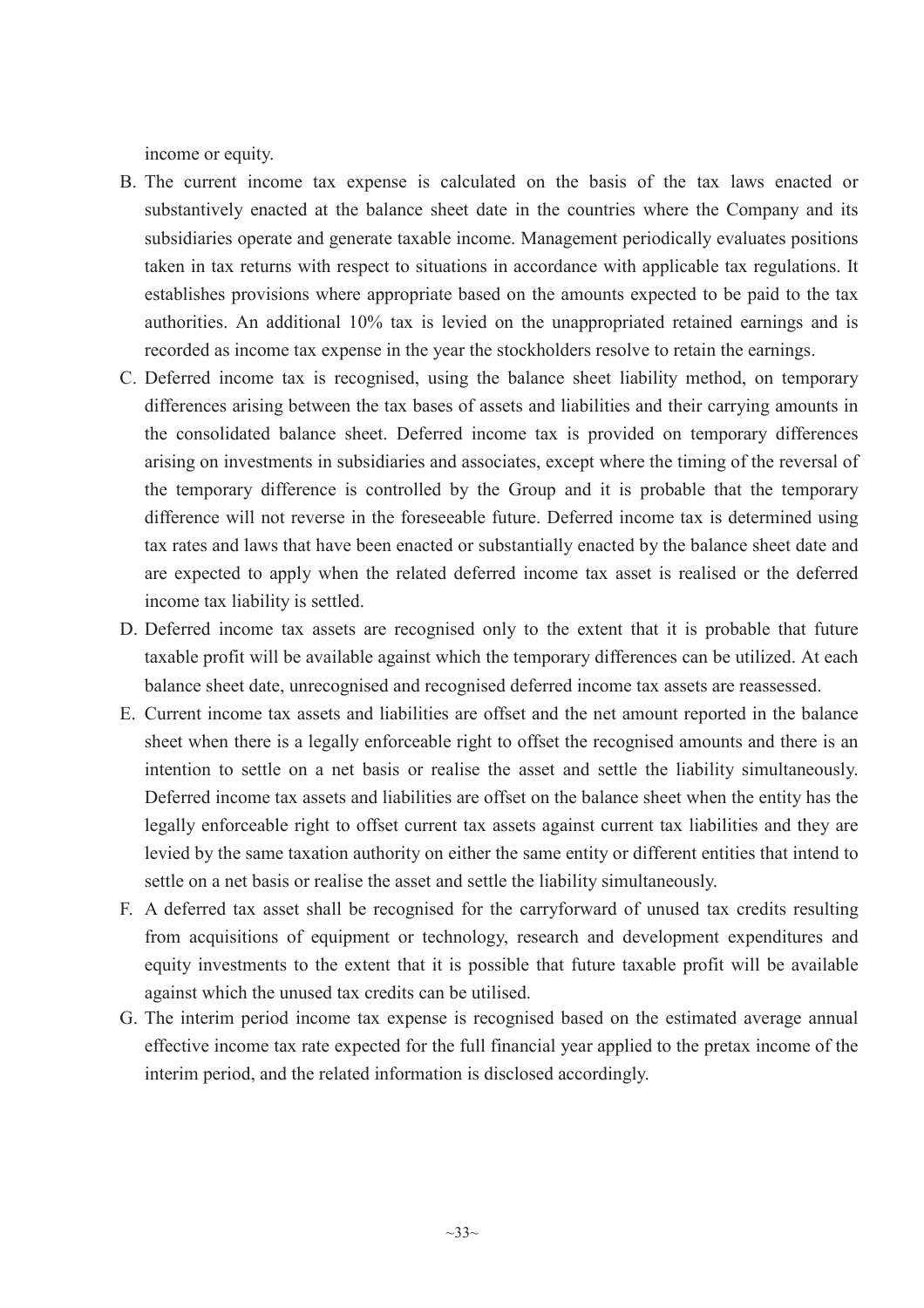income or equity.

B. The current income tax expense is calculated on the basis of the tax laws enacted or substantively enacted at the balance sheet date in the countries where the Company and its subsidiaries operate and generate taxable income. Management periodically evaluates positions taken in tax returns with respect to situations in accordance with applicable tax regulations. It establishes provisions where appropriate based on the amounts expected to be paid to the tax authorities. An additional 10% tax is levied on the unappropriated retained earnings and is recorded as income tax expense in the year the stockholders resolve to retain the earnings.

C. Deferred income tax is recognised, using the balance sheet liability method, on temporary differences arising between the tax bases of assets and liabilities and their carrying amounts in the consolidated balance sheet. Deferred income tax is provided on temporary differences arising on investments in subsidiaries and associates, except where the timing of the reversal of the temporary difference is controlled by the Group and it is probable that the temporary difference will not reverse in the foreseeable future. Deferred income tax is determined using tax rates and laws that have been enacted or substantially enacted by the balance sheet date and are expected to apply when the related deferred income tax asset is realised or the deferred income tax liability is settled.

D. Deferred income tax assets are recognised only to the extent that it is probable that future taxable profit will be available against which the temporary differences can be utilized. At each balance sheet date, unrecognised and recognised deferred income tax assets are reassessed.

E. Current income tax assets and liabilities are offset and the net amount reported in the balance sheet when there is a legally enforceable right to offset the recognised amounts and there is an intention to settle on a net basis or realise the asset and settle the liability simultaneously. Deferred income tax assets and liabilities are offset on the balance sheet when the entity has the legally enforceable right to offset current tax assets against current tax liabilities and they are levied by the same taxation authority on either the same entity or different entities that intend to settle on a net basis or realise the asset and settle the liability simultaneously.

F. A deferred tax asset shall be recognised for the carryforward of unused tax credits resulting from acquisitions of equipment or technology, research and development expenditures and equity investments to the extent that it is possible that future taxable profit will be available against which the unused tax credits can be utilised.

G. The interim period income tax expense is recognised based on the estimated average annual effective income tax rate expected for the full financial year applied to the pretax income of the interim period, and the related information is disclosed accordingly.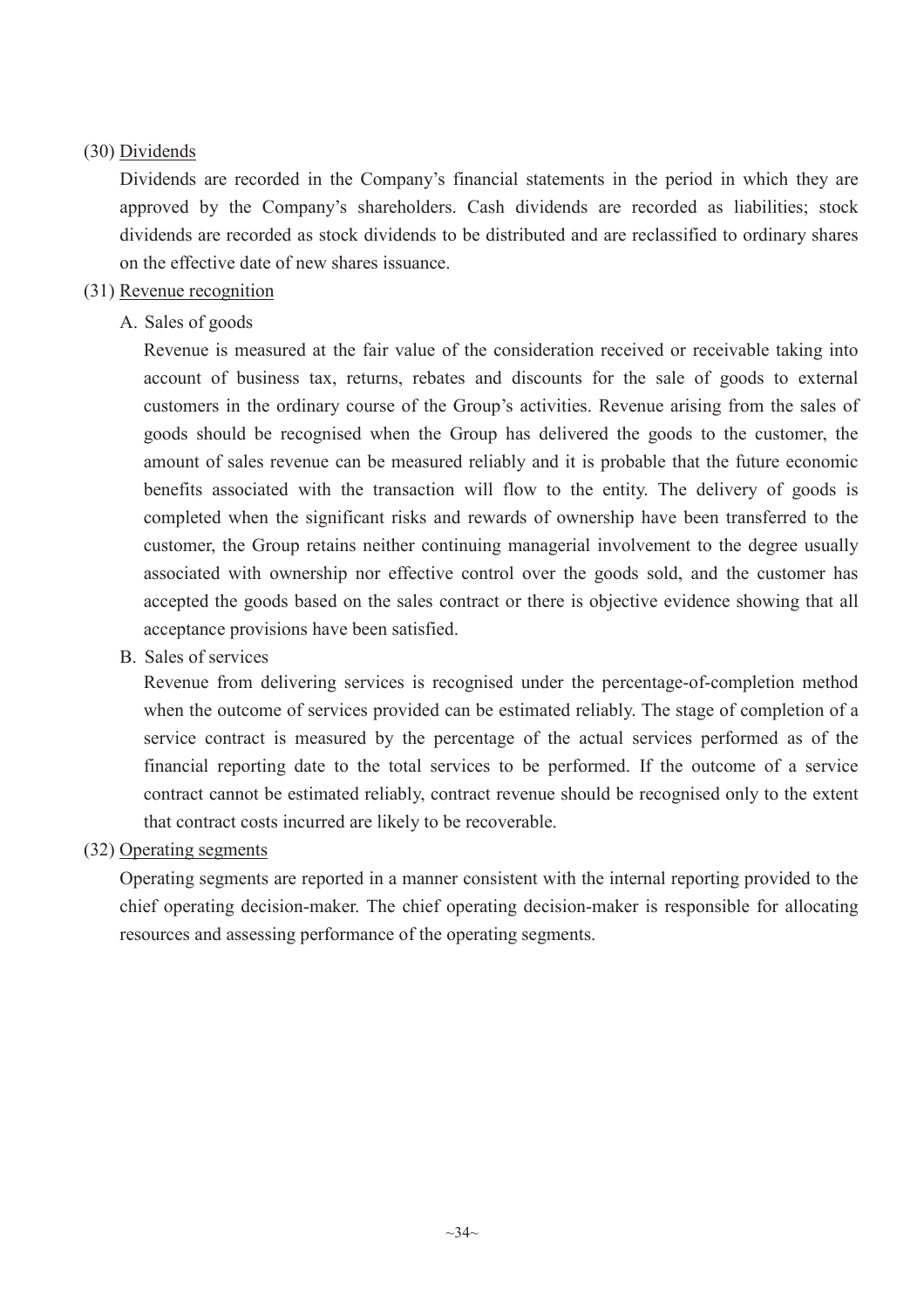(30) Dividends

Dividends are recorded in the Company's financial statements in the period in which they are approved by the Company's shareholders. Cash dividends are recorded as liabilities; stock dividends are recorded as stock dividends to be distributed and are reclassified to ordinary shares on the effective date of new shares issuance.

(31) Revenue recognition

A. Sales of goods

Revenue is measured at the fair value of the consideration received or receivable taking into account of business tax, returns, rebates and discounts for the sale of goods to external customers in the ordinary course of the Group's activities. Revenue arising from the sales of goods should be recognised when the Group has delivered the goods to the customer, the amount of sales revenue can be measured reliably and it is probable that the future economic benefits associated with the transaction will flow to the entity. The delivery of goods is completed when the significant risks and rewards of ownership have been transferred to the customer, the Group retains neither continuing managerial involvement to the degree usually associated with ownership nor effective control over the goods sold, and the customer has accepted the goods based on the sales contract or there is objective evidence showing that all acceptance provisions have been satisfied.

B. Sales of services

Revenue from delivering services is recognised under the percentage-of-completion method when the outcome of services provided can be estimated reliably. The stage of completion of a service contract is measured by the percentage of the actual services performed as of the financial reporting date to the total services to be performed. If the outcome of a service contract cannot be estimated reliably, contract revenue should be recognised only to the extent that contract costs incurred are likely to be recoverable.

(32) Operating segments

Operating segments are reported in a manner consistent with the internal reporting provided to the chief operating decision-maker. The chief operating decision-maker is responsible for allocating resources and assessing performance of the operating segments.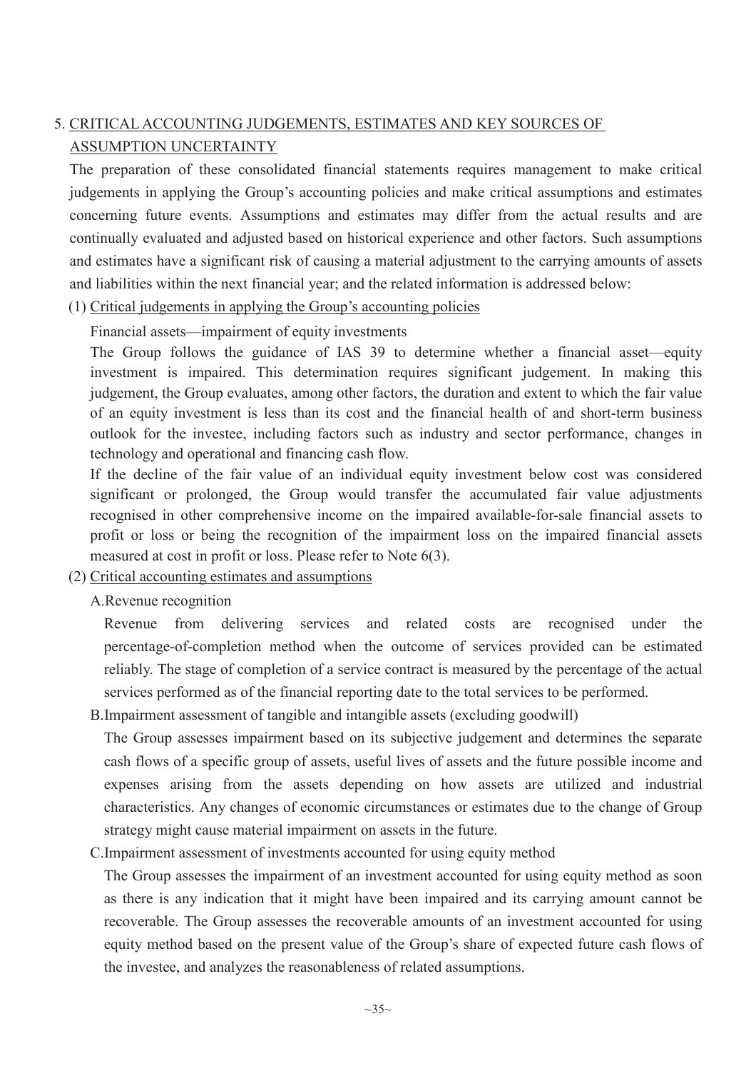## 5. CRITICAL ACCOUNTING JUDGEMENTS, ESTIMATES AND KEY SOURCES OF ASSUMPTION UNCERTAINTY

The preparation of these consolidated financial statements requires management to make critical judgements in applying the Group's accounting policies and make critical assumptions and estimates concerning future events. Assumptions and estimates may differ from the actual results and are continually evaluated and adjusted based on historical experience and other factors. Such assumptions and estimates have a significant risk of causing a material adjustment to the carrying amounts of assets and liabilities within the next financial year; and the related information is addressed below:

### (1) Critical judgements in applying the Group's accounting policies

Financial assets—impairment of equity investments

The Group follows the guidance of IAS 39 to determine whether a financial asset—equity investment is impaired. This determination requires significant judgement. In making this judgement, the Group evaluates, among other factors, the duration and extent to which the fair value of an equity investment is less than its cost and the financial health of and short-term business outlook for the investee, including factors such as industry and sector performance, changes in technology and operational and financing cash flow.

If the decline of the fair value of an individual equity investment below cost was considered significant or prolonged, the Group would transfer the accumulated fair value adjustments recognised in other comprehensive income on the impaired available-for-sale financial assets to profit or loss or being the recognition of the impairment loss on the impaired financial assets measured at cost in profit or loss. Please refer to Note 6(3).

### (2) Critical accounting estimates and assumptions

A.Revenue recognition

Revenue from delivering services and related costs are recognised under the percentage-of-completion method when the outcome of services provided can be estimated reliably. The stage of completion of a service contract is measured by the percentage of the actual services performed as of the financial reporting date to the total services to be performed.

B.Impairment assessment of tangible and intangible assets (excluding goodwill)

The Group assesses impairment based on its subjective judgement and determines the separate cash flows of a specific group of assets, useful lives of assets and the future possible income and expenses arising from the assets depending on how assets are utilized and industrial characteristics. Any changes of economic circumstances or estimates due to the change of Group strategy might cause material impairment on assets in the future.

C.Impairment assessment of investments accounted for using equity method

The Group assesses the impairment of an investment accounted for using equity method as soon as there is any indication that it might have been impaired and its carrying amount cannot be recoverable. The Group assesses the recoverable amounts of an investment accounted for using equity method based on the present value of the Group's share of expected future cash flows of the investee, and analyzes the reasonableness of related assumptions.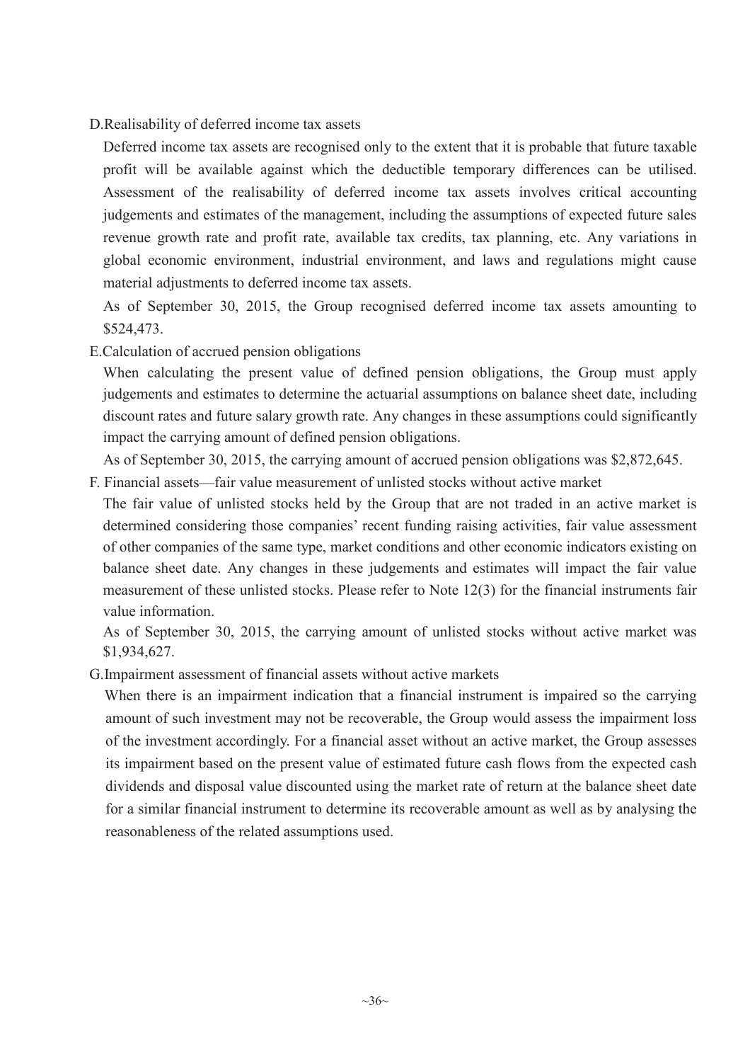D.Realisability of deferred income tax assets

Deferred income tax assets are recognised only to the extent that it is probable that future taxable profit will be available against which the deductible temporary differences can be utilised. Assessment of the realisability of deferred income tax assets involves critical accounting judgements and estimates of the management, including the assumptions of expected future sales revenue growth rate and profit rate, available tax credits, tax planning, etc. Any variations in global economic environment, industrial environment, and laws and regulations might cause material adjustments to deferred income tax assets.

As of September 30, 2015, the Group recognised deferred income tax assets amounting to $524,473.

E.Calculation of accrued pension obligations

When calculating the present value of defined pension obligations, the Group must apply judgements and estimates to determine the actuarial assumptions on balance sheet date, including discount rates and future salary growth rate. Any changes in these assumptions could significantly impact the carrying amount of defined pension obligations.

As of September 30, 2015, the carrying amount of accrued pension obligations was $2,872,645.

F. Financial assets—fair value measurement of unlisted stocks without active market

The fair value of unlisted stocks held by the Group that are not traded in an active market is determined considering those companies' recent funding raising activities, fair value assessment of other companies of the same type, market conditions and other economic indicators existing on balance sheet date. Any changes in these judgements and estimates will impact the fair value measurement of these unlisted stocks. Please refer to Note 12(3) for the financial instruments fair value information.

As of September 30, 2015, the carrying amount of unlisted stocks without active market was $1,934,627.

G.Impairment assessment of financial assets without active markets

When there is an impairment indication that a financial instrument is impaired so the carrying amount of such investment may not be recoverable, the Group would assess the impairment loss of the investment accordingly. For a financial asset without an active market, the Group assesses its impairment based on the present value of estimated future cash flows from the expected cash dividends and disposal value discounted using the market rate of return at the balance sheet date for a similar financial instrument to determine its recoverable amount as well as by analysing the reasonableness of the related assumptions used.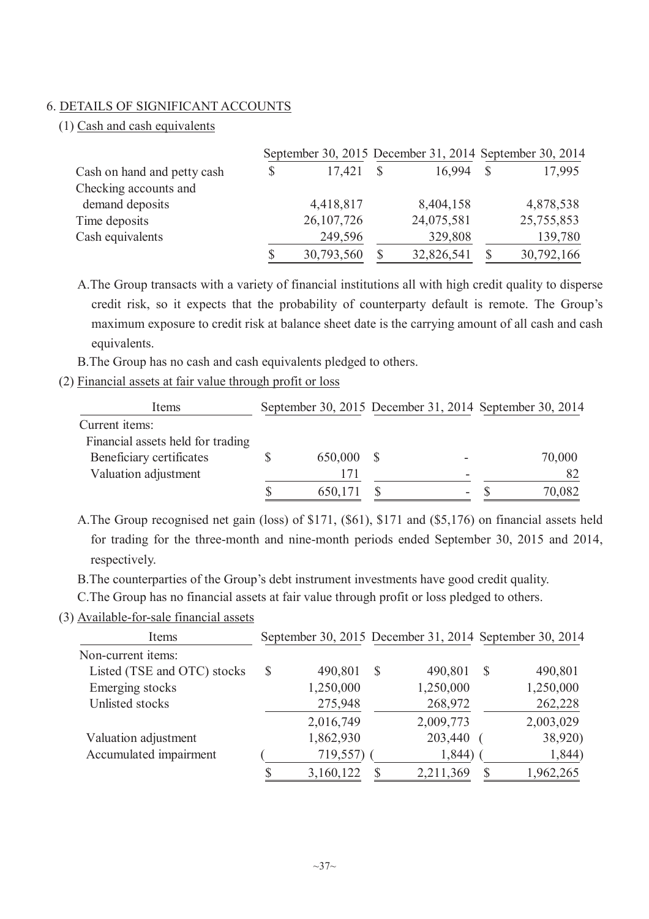## 6. DETAILS OF SIGNIFICANT ACCOUNTS

### (1) Cash and cash equivalents

| | September 30, 2015 | December 31, 2014 | September 30, 2014 |
|---|---|---|---|
| Cash on hand and petty cash | $ 17,421 | $ 16,994 | $ 17,995 |
| Checking accounts and demand deposits | 4,418,817 | 8,404,158 | 4,878,538 |
| Time deposits | 26,107,726 | 24,075,581 | 25,755,853 |
| Cash equivalents | 249,596 | 329,808 | 139,780 |
| | $ 30,793,560 | $ 32,826,541 | $ 30,792,166 |

A. The Group transacts with a variety of financial institutions all with high credit quality to disperse credit risk, so it expects that the probability of counterparty default is remote. The Group's maximum exposure to credit risk at balance sheet date is the carrying amount of all cash and cash equivalents.

B. The Group has no cash and cash equivalents pledged to others.

### (2) Financial assets at fair value through profit or loss

| Items | September 30, 2015 | December 31, 2014 | September 30, 2014 |
|---|---|---|---|
| Current items: | | | |
| Financial assets held for trading | | | |
| Beneficiary certificates | $ 650,000 | $ - | 70,000 |
| Valuation adjustment | 171 | - | 82 |
| | $ 650,171 | $ - | $ 70,082 |

A. The Group recognised net gain (loss) of $171, ($61), $171 and ($5,176) on financial assets held for trading for the three-month and nine-month periods ended September 30, 2015 and 2014, respectively.

B. The counterparties of the Group's debt instrument investments have good credit quality.

C. The Group has no financial assets at fair value through profit or loss pledged to others.

### (3) Available-for-sale financial assets

| Items | September 30, 2015 | December 31, 2014 | September 30, 2014 |
|---|---|---|---|
| Non-current items: | | | |
| Listed (TSE and OTC) stocks | $ 490,801 | $ 490,801 | $ 490,801 |
| Emerging stocks | 1,250,000 | 1,250,000 | 1,250,000 |
| Unlisted stocks | 275,948 | 268,972 | 262,228 |
| | 2,016,749 | 2,009,773 | 2,003,029 |
| Valuation adjustment | 1,862,930 | 203,440 | ( 38,920) |
| Accumulated impairment | ( 719,557) | ( 1,844) | ( 1,844) |
| | $ 3,160,122 | $ 2,211,369 | $ 1,962,265 |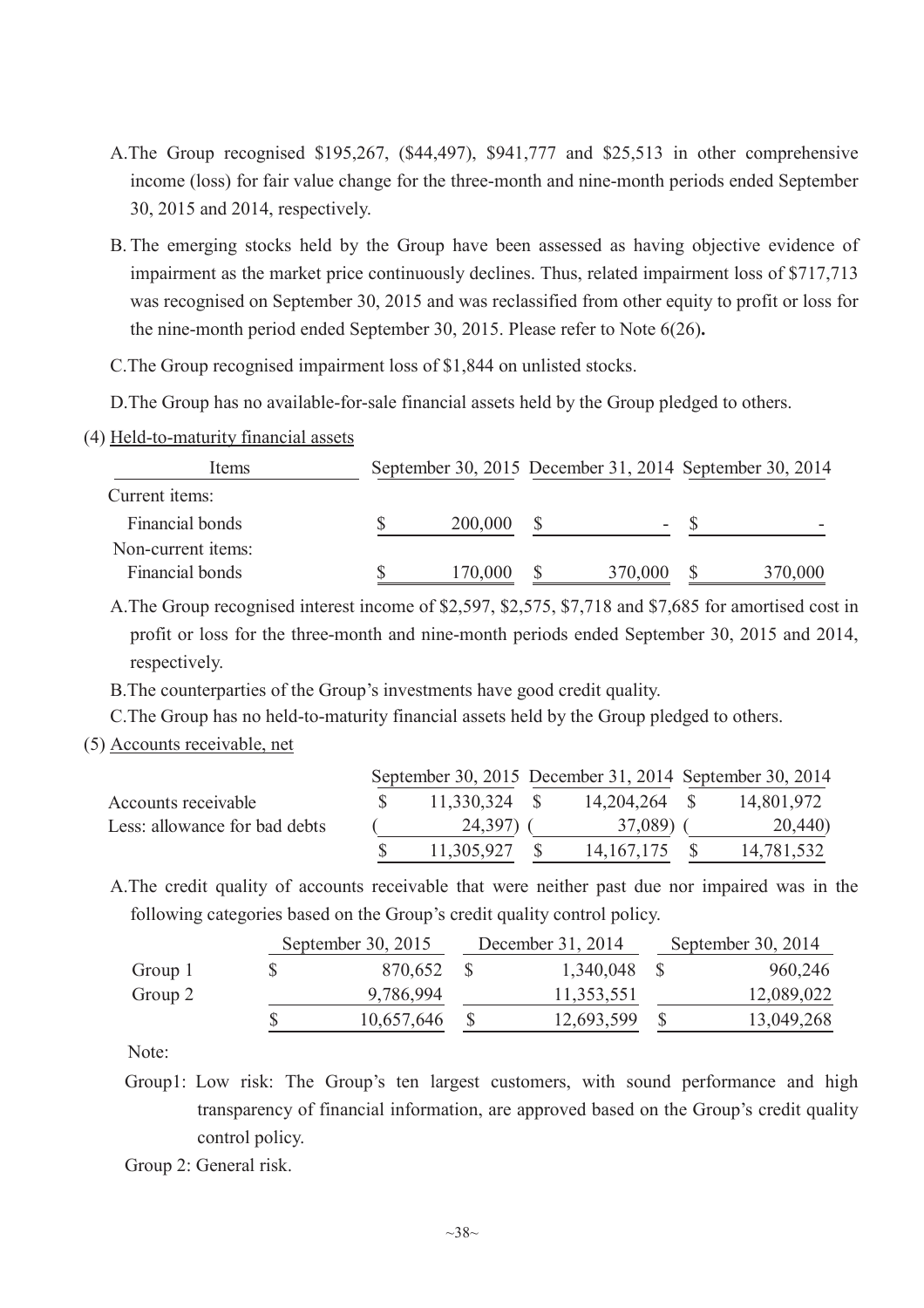A. The Group recognised $195,267, ($44,497), $941,777 and $25,513 in other comprehensive income (loss) for fair value change for the three-month and nine-month periods ended September 30, 2015 and 2014, respectively.

B. The emerging stocks held by the Group have been assessed as having objective evidence of impairment as the market price continuously declines. Thus, related impairment loss of $717,713 was recognised on September 30, 2015 and was reclassified from other equity to profit or loss for the nine-month period ended September 30, 2015. Please refer to Note 6(26)**.**

C. The Group recognised impairment loss of $1,844 on unlisted stocks.

D. The Group has no available-for-sale financial assets held by the Group pledged to others.

(4) Held-to-maturity financial assets

| Items | September 30, 2015 | December 31, 2014 | September 30, 2014 |
|---|---|---|---|
| Current items: | | | |
| Financial bonds | $ 200,000 | $ - | $ - |
| Non-current items: | | | |
| Financial bonds | $ 170,000 | $ 370,000 | $ 370,000 |

A. The Group recognised interest income of $2,597, $2,575, $7,718 and $7,685 for amortised cost in profit or loss for the three-month and nine-month periods ended September 30, 2015 and 2014, respectively.

B. The counterparties of the Group's investments have good credit quality.

C. The Group has no held-to-maturity financial assets held by the Group pledged to others.

(5) Accounts receivable, net

| | September 30, 2015 | December 31, 2014 | September 30, 2014 |
|---|---|---|---|
| Accounts receivable | $ 11,330,324 | $ 14,204,264 | $ 14,801,972 |
| Less: allowance for bad debts | ( 24,397) | ( 37,089) | ( 20,440) |
| | $ 11,305,927 | $ 14,167,175 | $ 14,781,532 |

A. The credit quality of accounts receivable that were neither past due nor impaired was in the following categories based on the Group's credit quality control policy.

| | September 30, 2015 | December 31, 2014 | September 30, 2014 |
|---|---|---|---|
| Group 1 | $ 870,652 | $ 1,340,048 | $ 960,246 |
| Group 2 | 9,786,994 | 11,353,551 | 12,089,022 |
| | $ 10,657,646 | $ 12,693,599 | $ 13,049,268 |

Note:

Group1: Low risk: The Group's ten largest customers, with sound performance and high transparency of financial information, are approved based on the Group's credit quality control policy.

Group 2: General risk.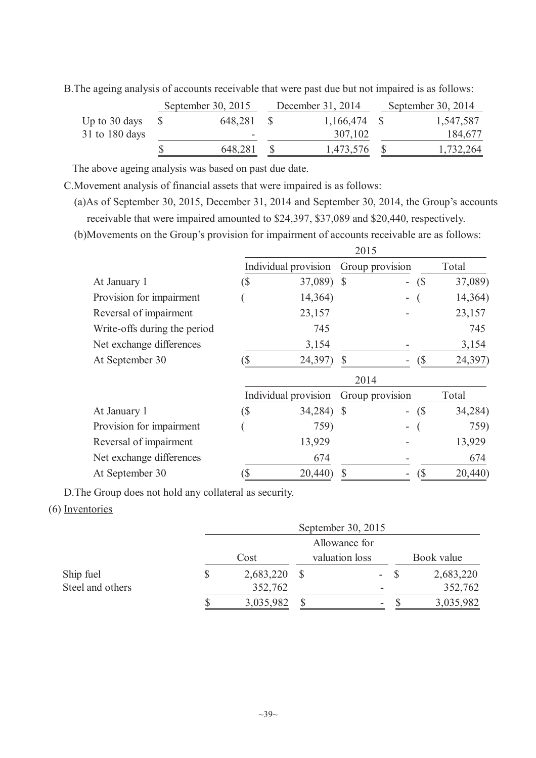B.The ageing analysis of accounts receivable that were past due but not impaired is as follows:

| | September 30, 2015 | December 31, 2014 | September 30, 2014 |
|---|---|---|---|
| Up to 30 days | $ 648,281 | $ 1,166,474 | $ 1,547,587 |
| 31 to 180 days | - | 307,102 | 184,677 |
| | $ 648,281 | $ 1,473,576 | $ 1,732,264 |

The above ageing analysis was based on past due date.

C.Movement analysis of financial assets that were impaired is as follows:

(a)As of September 30, 2015, December 31, 2014 and September 30, 2014, the Group's accounts receivable that were impaired amounted to $24,397, $37,089 and $20,440, respectively.

(b)Movements on the Group's provision for impairment of accounts receivable are as follows:

| | 2015 | | |
|---|---|---|---|
| | Individual provision | Group provision | Total |
| At January 1 | ($ 37,089) | $ - | ($ 37,089) |
| Provision for impairment | ( 14,364) | - | ( 14,364) |
| Reversal of impairment | 23,157 | - | 23,157 |
| Write-offs during the period | 745 | | 745 |
| Net exchange differences | 3,154 | - | 3,154 |
| At September 30 | ($ 24,397) | $ - | ($ 24,397) |

| | 2014 | | |
|---|---|---|---|
| | Individual provision | Group provision | Total |
| At January 1 | ($ 34,284) | $ - | ($ 34,284) |
| Provision for impairment | ( 759) | - | ( 759) |
| Reversal of impairment | 13,929 | - | 13,929 |
| Net exchange differences | 674 | - | 674 |
| At September 30 | ($ 20,440) | $ - | ($ 20,440) |

D.The Group does not hold any collateral as security.

(6) Inventories

| | September 30, 2015 | | |
|---|---|---|---|
| | Cost | Allowance for valuation loss | Book value |
| Ship fuel | $ 2,683,220 | $ - | $ 2,683,220 |
| Steel and others | 352,762 | - | 352,762 |
| | $ 3,035,982 | $ - | $ 3,035,982 |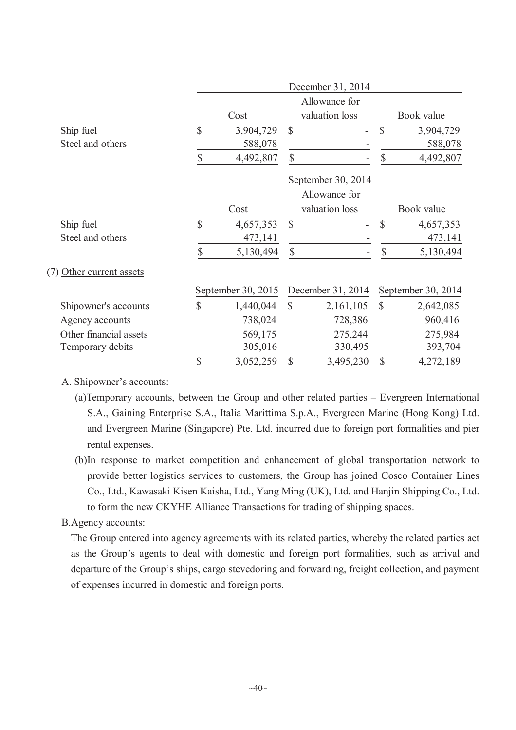| | December 31, 2014 | | |
|---|---|---|---|
| | Cost | Allowance for valuation loss | Book value |
| Ship fuel | $ 3,904,729 | $ - | $ 3,904,729 |
| Steel and others | 588,078 | - | 588,078 |
| | $ 4,492,807 | $ - | $ 4,492,807 |

| | September 30, 2014 | | |
|---|---|---|---|
| | Cost | Allowance for valuation loss | Book value |
| Ship fuel | $ 4,657,353 | $ - | $ 4,657,353 |
| Steel and others | 473,141 | - | 473,141 |
| | $ 5,130,494 | $ - | $ 5,130,494 |

(7) Other current assets

| | September 30, 2015 | December 31, 2014 | September 30, 2014 |
|---|---|---|---|
| Shipowner's accounts | $ 1,440,044 | $ 2,161,105 | $ 2,642,085 |
| Agency accounts | 738,024 | 728,386 | 960,416 |
| Other financial assets | 569,175 | 275,244 | 275,984 |
| Temporary debits | 305,016 | 330,495 | 393,704 |
| | $ 3,052,259 | $ 3,495,230 | $ 4,272,189 |

A. Shipowner's accounts:

(a)Temporary accounts, between the Group and other related parties – Evergreen International S.A., Gaining Enterprise S.A., Italia Marittima S.p.A., Evergreen Marine (Hong Kong) Ltd. and Evergreen Marine (Singapore) Pte. Ltd. incurred due to foreign port formalities and pier rental expenses.

(b)In response to market competition and enhancement of global transportation network to provide better logistics services to customers, the Group has joined Cosco Container Lines Co., Ltd., Kawasaki Kisen Kaisha, Ltd., Yang Ming (UK), Ltd. and Hanjin Shipping Co., Ltd. to form the new CKYHE Alliance Transactions for trading of shipping spaces.

B.Agency accounts:

The Group entered into agency agreements with its related parties, whereby the related parties act as the Group's agents to deal with domestic and foreign port formalities, such as arrival and departure of the Group's ships, cargo stevedoring and forwarding, freight collection, and payment of expenses incurred in domestic and foreign ports.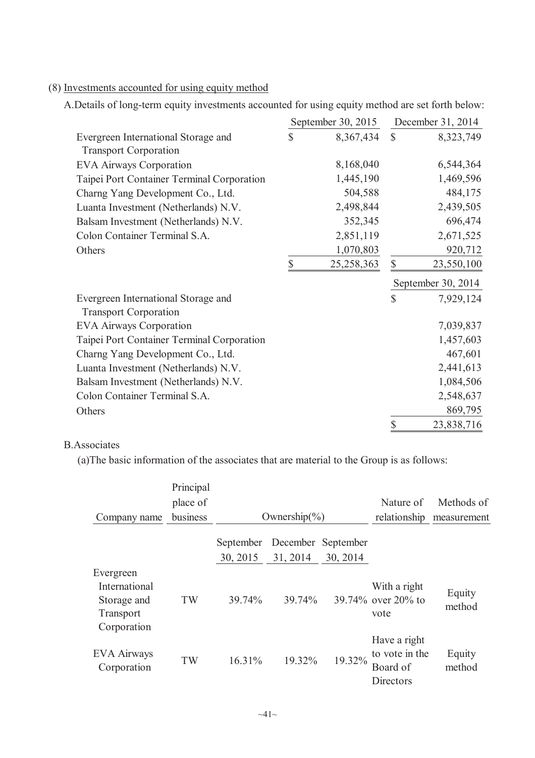(8) Investments accounted for using equity method

A.Details of long-term equity investments accounted for using equity method are set forth below:

| | September 30, 2015 | December 31, 2014 |
|---|---|---|
| Evergreen International Storage and Transport Corporation | $ 8,367,434 | $ 8,323,749 |
| EVA Airways Corporation | 8,168,040 | 6,544,364 |
| Taipei Port Container Terminal Corporation | 1,445,190 | 1,469,596 |
| Charng Yang Development Co., Ltd. | 504,588 | 484,175 |
| Luanta Investment (Netherlands) N.V. | 2,498,844 | 2,439,505 |
| Balsam Investment (Netherlands) N.V. | 352,345 | 696,474 |
| Colon Container Terminal S.A. | 2,851,119 | 2,671,525 |
| Others | 1,070,803 | 920,712 |
| | $ 25,258,363 | $ 23,550,100 |

| | September 30, 2014 |
|---|---|
| Evergreen International Storage and Transport Corporation | $ 7,929,124 |
| EVA Airways Corporation | 7,039,837 |
| Taipei Port Container Terminal Corporation | 1,457,603 |
| Charng Yang Development Co., Ltd. | 467,601 |
| Luanta Investment (Netherlands) N.V. | 2,441,613 |
| Balsam Investment (Netherlands) N.V. | 1,084,506 |
| Colon Container Terminal S.A. | 2,548,637 |
| Others | 869,795 |
| | $ 23,838,716 |

B.Associates

(a)The basic information of the associates that are material to the Group is as follows:

| Company name | Principal place of business | Ownership(%) | | | Nature of relationship | Methods of measurement |
|---|---|---|---|---|---|---|
| | | September 30, 2015 | December 31, 2014 | September 30, 2014 | | |
| Evergreen International Storage and Transport Corporation | TW | 39.74% | 39.74% | 39.74% | With a right over 20% to vote | Equity method |
| EVA Airways Corporation | TW | 16.31% | 19.32% | 19.32% | Have a right to vote in the Board of Directors | Equity method |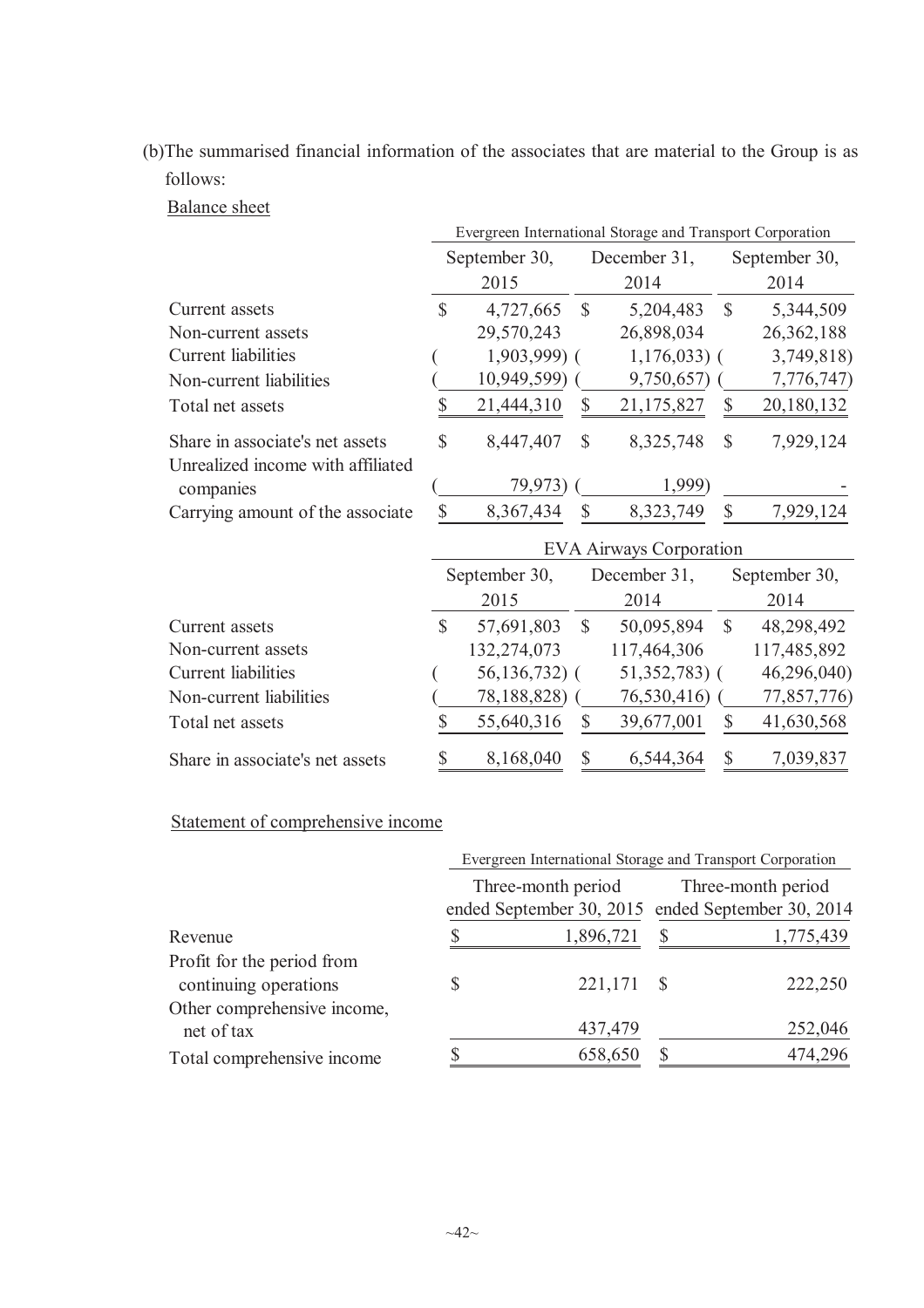(b)The summarised financial information of the associates that are material to the Group is as follows:

Balance sheet

| | Evergreen International Storage and Transport Corporation | | |
|---|---|---|---|
| | September 30, 2015 | December 31, 2014 | September 30, 2014 |
| Current assets | $ 4,727,665 | $ 5,204,483 | $ 5,344,509 |
| Non-current assets | 29,570,243 | 26,898,034 | 26,362,188 |
| Current liabilities | ( 1,903,999) | ( 1,176,033) | ( 3,749,818) |
| Non-current liabilities | ( 10,949,599) | ( 9,750,657) | ( 7,776,747) |
| Total net assets | $ 21,444,310 | $ 21,175,827 | $ 20,180,132 |
| Share in associate's net assets | $ 8,447,407 | $ 8,325,748 | $ 7,929,124 |
| Unrealized income with affiliated companies | ( 79,973) | ( 1,999) | - |
| Carrying amount of the associate | $ 8,367,434 | $ 8,323,749 | $ 7,929,124 |

| | EVA Airways Corporation | | |
|---|---|---|---|
| | September 30, 2015 | December 31, 2014 | September 30, 2014 |
| Current assets | $ 57,691,803 | $ 50,095,894 | $ 48,298,492 |
| Non-current assets | 132,274,073 | 117,464,306 | 117,485,892 |
| Current liabilities | ( 56,136,732) | ( 51,352,783) | ( 46,296,040) |
| Non-current liabilities | ( 78,188,828) | ( 76,530,416) | ( 77,857,776) |
| Total net assets | $ 55,640,316 | $ 39,677,001 | $ 41,630,568 |
| Share in associate's net assets | $ 8,168,040 | $ 6,544,364 | $ 7,039,837 |

Statement of comprehensive income

| | Evergreen International Storage and Transport Corporation | |
|---|---|---|
| | Three-month period ended September 30, 2015 | Three-month period ended September 30, 2014 |
| Revenue | $ 1,896,721 | $ 1,775,439 |
| Profit for the period from continuing operations | $ 221,171 | $ 222,250 |
| Other comprehensive income, net of tax | 437,479 | 252,046 |
| Total comprehensive income | $ 658,650 | $ 474,296 |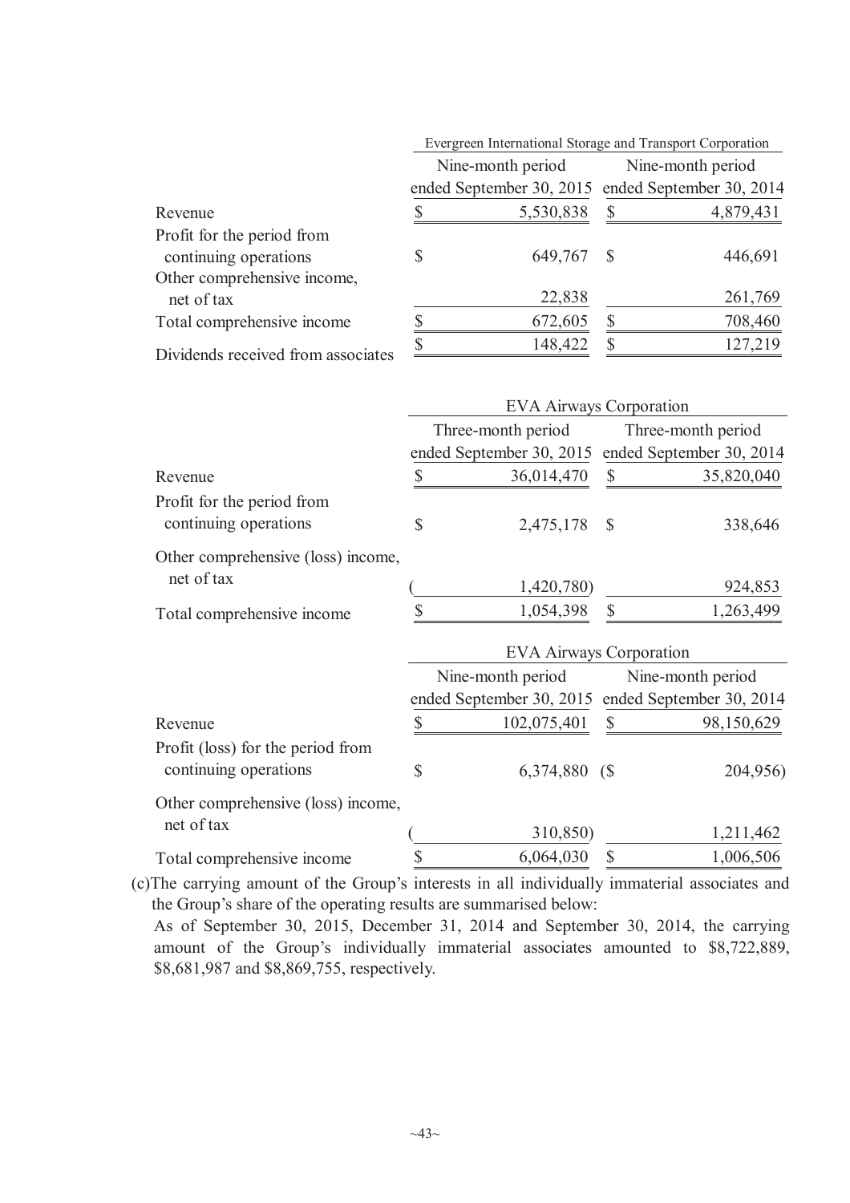| | Evergreen International Storage and Transport Corporation | |
|---|---|---|
| | Nine-month period ended September 30, 2015 | Nine-month period ended September 30, 2014 |
| Revenue | $ 5,530,838 | $ 4,879,431 |
| Profit for the period from continuing operations | $ 649,767 | $ 446,691 |
| Other comprehensive income, net of tax | 22,838 | 261,769 |
| Total comprehensive income | $ 672,605 | $ 708,460 |
| Dividends received from associates | $ 148,422 | $ 127,219 |

| | EVA Airways Corporation | |
|---|---|---|
| | Three-month period ended September 30, 2015 | Three-month period ended September 30, 2014 |
| Revenue | $ 36,014,470 | $ 35,820,040 |
| Profit for the period from continuing operations | $ 2,475,178 | $ 338,646 |
| Other comprehensive (loss) income, net of tax | ( 1,420,780) | 924,853 |
| Total comprehensive income | $ 1,054,398 | $ 1,263,499 |

| | EVA Airways Corporation | |
|---|---|---|
| | Nine-month period ended September 30, 2015 | Nine-month period ended September 30, 2014 |
| Revenue | $ 102,075,401 | $ 98,150,629 |
| Profit (loss) for the period from continuing operations | $ 6,374,880 | ($ 204,956) |
| Other comprehensive (loss) income, net of tax | ( 310,850) | 1,211,462 |
| Total comprehensive income | $ 6,064,030 | $ 1,006,506 |

(c)The carrying amount of the Group's interests in all individually immaterial associates and the Group's share of the operating results are summarised below:

As of September 30, 2015, December 31, 2014 and September 30, 2014, the carrying amount of the Group's individually immaterial associates amounted to $8,722,889, $8,681,987 and $8,869,755, respectively.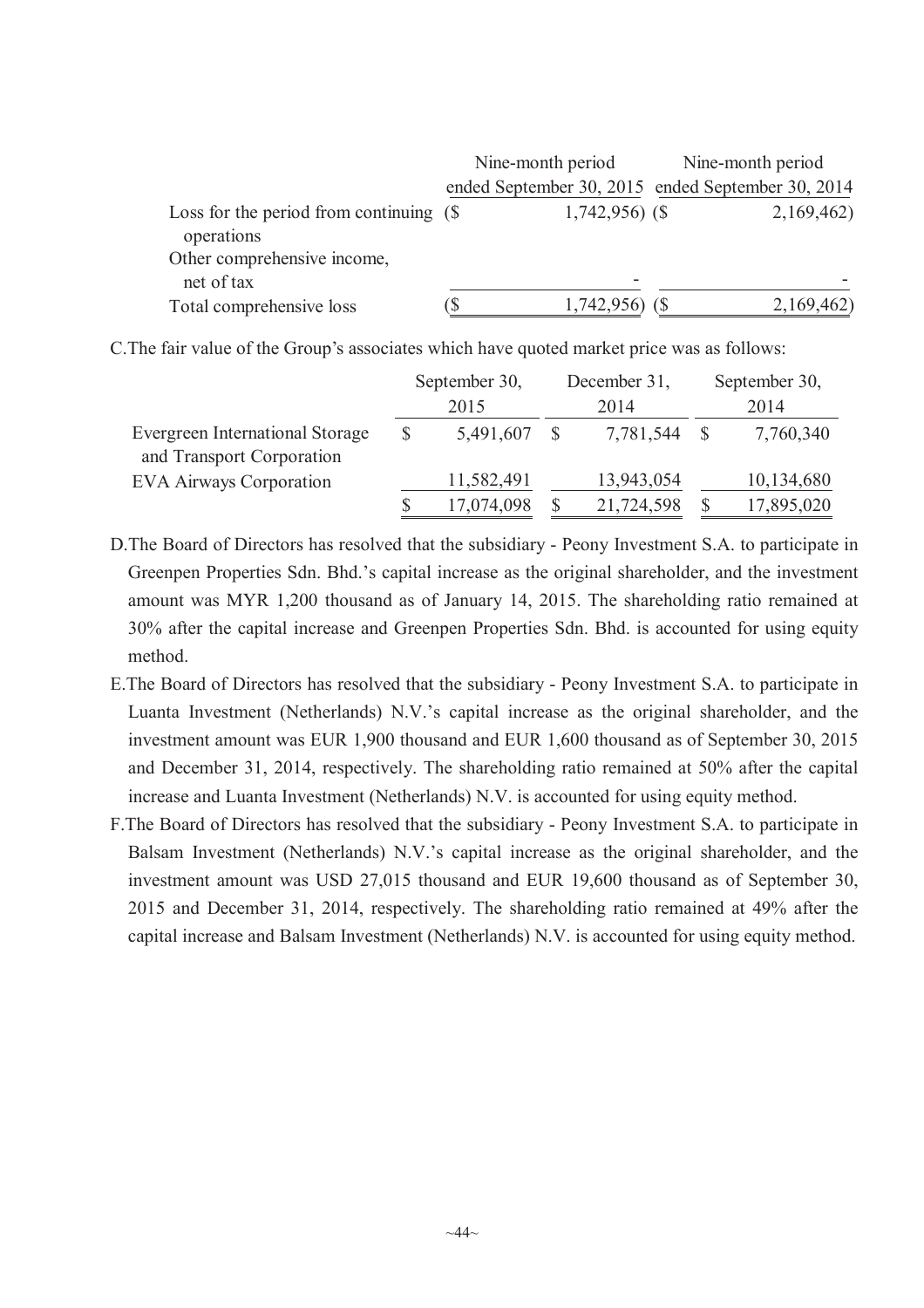| | Nine-month period ended September 30, 2015 | Nine-month period ended September 30, 2014 |
|---|---|---|
| Loss for the period from continuing operations | ($ 1,742,956) | ($ 2,169,462) |
| Other comprehensive income, net of tax | - | - |
| Total comprehensive loss | ($ 1,742,956) | ($ 2,169,462) |

C.The fair value of the Group's associates which have quoted market price was as follows:

| | September 30, 2015 | December 31, 2014 | September 30, 2014 |
|---|---|---|---|
| Evergreen International Storage and Transport Corporation | $ 5,491,607 | $ 7,781,544 | $ 7,760,340 |
| EVA Airways Corporation | 11,582,491 | 13,943,054 | 10,134,680 |
| | $ 17,074,098 | $ 21,724,598 | $ 17,895,020 |

D.The Board of Directors has resolved that the subsidiary - Peony Investment S.A. to participate in Greenpen Properties Sdn. Bhd.'s capital increase as the original shareholder, and the investment amount was MYR 1,200 thousand as of January 14, 2015. The shareholding ratio remained at 30% after the capital increase and Greenpen Properties Sdn. Bhd. is accounted for using equity method.

E.The Board of Directors has resolved that the subsidiary - Peony Investment S.A. to participate in Luanta Investment (Netherlands) N.V.'s capital increase as the original shareholder, and the investment amount was EUR 1,900 thousand and EUR 1,600 thousand as of September 30, 2015 and December 31, 2014, respectively. The shareholding ratio remained at 50% after the capital increase and Luanta Investment (Netherlands) N.V. is accounted for using equity method.

F.The Board of Directors has resolved that the subsidiary - Peony Investment S.A. to participate in Balsam Investment (Netherlands) N.V.'s capital increase as the original shareholder, and the investment amount was USD 27,015 thousand and EUR 19,600 thousand as of September 30, 2015 and December 31, 2014, respectively. The shareholding ratio remained at 49% after the capital increase and Balsam Investment (Netherlands) N.V. is accounted for using equity method.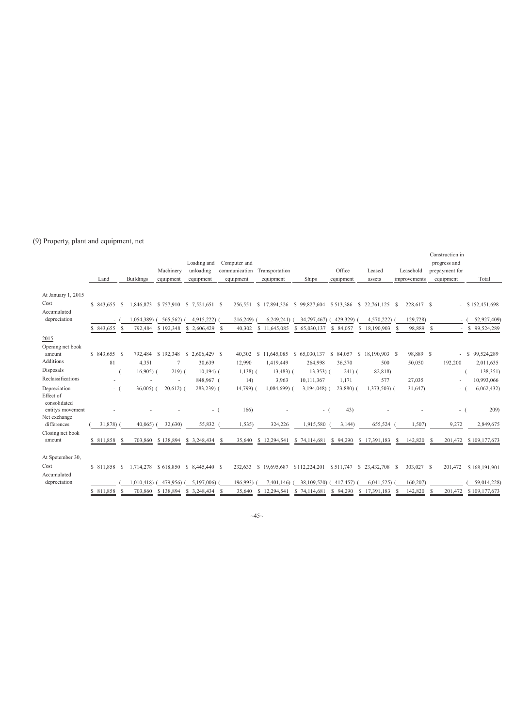## (9) Property, plant and equipment, net

| | Land | Buildings | Machinery equipment | Loading and unloading equipment | Computer and communication equipment | Transportation equipment | Ships | Office equipment | Leased assets | Leasehold improvements | Construction in progress and prepayment for equipment | Total |
|---|---|---|---|---|---|---|---|---|---|---|---|---|
| At January 1, 2015 | | | | | | | | | | | | |
| Cost | $ 843,655 | $ 1,846,873 | $ 757,910 | $ 7,521,651 | $ 256,551 | $ 17,894,326 | $ 99,827,604 | $ 513,386 | $ 22,761,125 | $ 228,617 | $ - | $ 152,451,698 |
| Accumulated depreciation | - | ( 1,054,389) | ( 565,562) | ( 4,915,222) | ( 216,249) | ( 6,249,241) | ( 34,797,467) | ( 429,329) | ( 4,570,222) | ( 129,728) | - | ( 52,927,409) |
| | $ 843,655 | $ 792,484 | $ 192,348 | $ 2,606,429 | $ 40,302 | $ 11,645,085 | $ 65,030,137 | $ 84,057 | $ 18,190,903 | $ 98,889 | $ - | $ 99,524,289 |
| 2015 | | | | | | | | | | | | |
| Opening net book amount | $ 843,655 | $ 792,484 | $ 192,348 | $ 2,606,429 | $ 40,302 | $ 11,645,085 | $ 65,030,137 | $ 84,057 | $ 18,190,903 | $ 98,889 | $ - | $ 99,524,289 |
| Additions | 81 | 4,351 | 7 | 30,639 | 12,990 | 1,419,449 | 264,998 | 36,370 | 500 | 50,050 | 192,200 | 2,011,635 |
| Disposals | - | ( 16,905) | ( 219) | ( 10,194) | ( 1,138) | ( 13,483) | ( 13,353) | ( 241) | ( 82,818) | - | - | ( 138,351) |
| Reclassifications | - | - | - | 848,967 | ( 14) | 3,963 | 10,111,367 | 1,171 | 577 | 27,035 | - | 10,993,066 |
| Depreciation | - | ( 36,005) | ( 20,612) | ( 283,239) | ( 14,799) | ( 1,084,699) | ( 3,194,048) | ( 23,880) | ( 1,373,503) | ( 31,647) | - | ( 6,062,432) |
| Effect of consolidated entity's movement | - | - | - | - | ( 166) | - | - | ( 43) | - | - | - | ( 209) |
| Net exchange differences | ( 31,878) | ( 40,065) | ( 32,630) | 55,832 | ( 1,535) | 324,226 | 1,915,580 | ( 3,144) | 655,524 | ( 1,507) | 9,272 | 2,849,675 |
| Closing net book amount | $ 811,858 | $ 703,860 | $ 138,894 | $ 3,248,434 | $ 35,640 | $ 12,294,541 | $ 74,114,681 | $ 94,290 | $ 17,391,183 | $ 142,820 | $ 201,472 | $ 109,177,673 |
| At Spetember 30, | | | | | | | | | | | | |
| Cost | $ 811,858 | $ 1,714,278 | $ 618,850 | $ 8,445,440 | $ 232,633 | $ 19,695,687 | $ 112,224,201 | $ 511,747 | $ 23,432,708 | $ 303,027 | $ 201,472 | $ 168,191,901 |
| Accumulated depreciation | - | ( 1,010,418) | ( 479,956) | ( 5,197,006) | ( 196,993) | ( 7,401,146) | ( 38,109,520) | ( 417,457) | ( 6,041,525) | ( 160,207) | - | ( 59,014,228) |
| | $ 811,858 | $ 703,860 | $ 138,894 | $ 3,248,434 | $ 35,640 | $ 12,294,541 | $ 74,114,681 | $ 94,290 | $ 17,391,183 | $ 142,820 | $ 201,472 | $ 109,177,673 |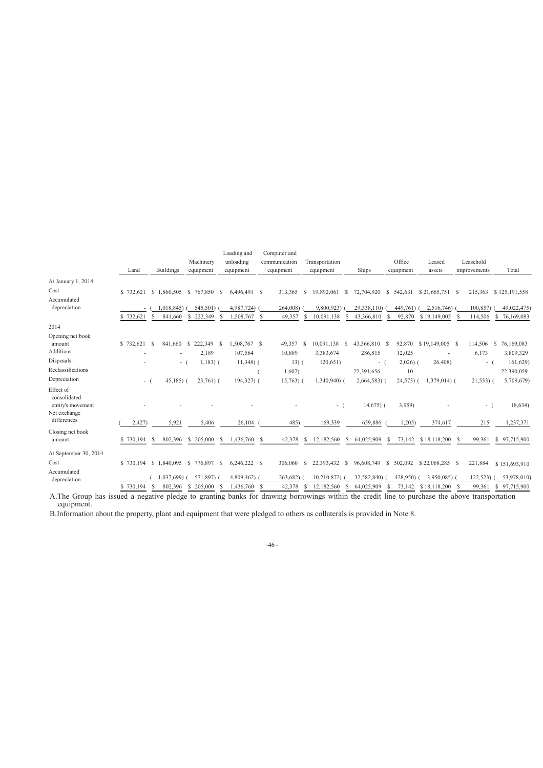| | Land | Buildings | Machinery equipment | Loading and unloading equipment | Computer and communication equipment | Transportation equipment | Ships | Office equipment | Leased assets | Leasehold improvements | Total |
|---|---|---|---|---|---|---|---|---|---|---|---|
| At January 1, 2014 | | | | | | | | | | | |
| Cost | $ 732,621 | $ 1,860,505 | $ 767,850 | $ 6,496,491 | $ 313,365 | $ 19,892,061 | $ 72,704,920 | $ 542,631 | $ 21,665,751 | $ 215,363 | $ 125,191,558 |
| Accumulated depreciation | - | ( 1,018,845) | ( 545,501) | ( 4,987,724) | ( 264,008) | ( 9,800,923) | ( 29,338,110) | ( 449,761) | ( 2,516,746) | ( 100,857) | ( 49,022,475) |
| | $ 732,621 | $ 841,660 | $ 222,349 | $ 1,508,767 | $ 49,357 | $ 10,091,138 | $ 43,366,810 | $ 92,870 | $ 19,149,005 | $ 114,506 | $ 76,169,083 |
| 2014 | | | | | | | | | | | |
| Opening net book amount | $ 732,621 | $ 841,660 | $ 222,349 | $ 1,508,767 | $ 49,357 | $ 10,091,138 | $ 43,366,810 | $ 92,870 | $ 19,149,005 | $ 114,506 | $ 76,169,083 |
| Additions | - | - | 2,189 | 107,564 | 10,889 | 3,383,674 | 286,815 | 12,025 | - | 6,173 | 3,809,329 |
| Disposals | - | - | ( 1,183) | ( 11,348) | ( 13) | ( 120,651) | - | ( 2,026) | ( 26,408) | - | ( 161,629) |
| Reclassifications | - | - | - | - | ( 1,607) | - | 22,391,656 | 10 | - | - | 22,390,059 |
| Depreciation | - | ( 45,185) | ( 23,761) | ( 194,327) | ( 15,763) | ( 1,340,940) | ( 2,664,583) | ( 24,573) | ( 1,379,014) | ( 21,533) | ( 5,709,679) |
| Effect of consolidated entity's movement | - | - | - | - | - | - | ( 14,675) | ( 3,959) | - | - | ( 18,634) |
| Net exchange differences | ( 2,427) | 5,921 | 5,406 | 26,104 | ( 485) | 169,339 | 659,886 | ( 1,205) | 374,617 | 215 | 1,237,371 |
| Closing net book amount | $ 730,194 | $ 802,396 | $ 205,000 | $ 1,436,760 | $ 42,378 | $ 12,182,560 | $ 64,025,909 | $ 73,142 | $ 18,118,200 | $ 99,361 | $ 97,715,900 |
| At September 30, 2014 | | | | | | | | | | | |
| Cost | $ 730,194 | $ 1,840,095 | $ 776,897 | $ 6,246,222 | $ 306,060 | $ 22,393,432 | $ 96,608,749 | $ 502,092 | $ 22,068,285 | $ 221,884 | $ 151,693,910 |
| Accumulated depreciation | - | ( 1,037,699) | ( 571,897) | ( 4,809,462) | ( 263,682) | ( 10,210,872) | ( 32,582,840) | ( 428,950) | ( 3,950,085) | ( 122,523) | ( 53,978,010) |
| | $ 730,194 | $ 802,396 | $ 205,000 | $ 1,436,760 | $ 42,378 | $ 12,182,560 | $ 64,025,909 | $ 73,142 | $ 18,118,200 | $ 99,361 | $ 97,715,900 |

A.The Group has issued a negative pledge to granting banks for drawing borrowings within the credit line to purchase the above transportation equipment.

B.Information about the property, plant and equipment that were pledged to others as collaterals is provided in Note 8.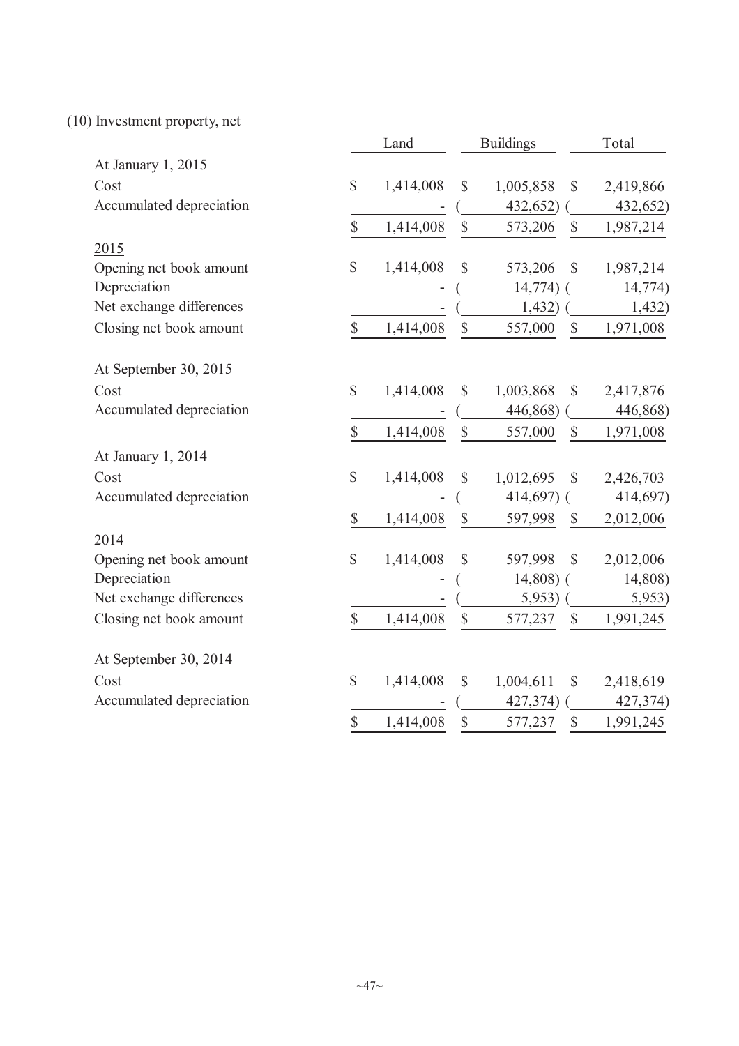(10) Investment property, net

| | Land | Buildings | Total |
|---|---|---|---|
| At January 1, 2015 | | | |
| Cost | $ 1,414,008 | $ 1,005,858 | $ 2,419,866 |
| Accumulated depreciation | - | ( 432,652) | ( 432,652) |
| | $ 1,414,008 | $ 573,206 | $ 1,987,214 |
| 2015 | | | |
| Opening net book amount | $ 1,414,008 | $ 573,206 | $ 1,987,214 |
| Depreciation | - | ( 14,774) | ( 14,774) |
| Net exchange differences | - | ( 1,432) | ( 1,432) |
| Closing net book amount | $ 1,414,008 | $ 557,000 | $ 1,971,008 |
| At September 30, 2015 | | | |
| Cost | $ 1,414,008 | $ 1,003,868 | $ 2,417,876 |
| Accumulated depreciation | - | ( 446,868) | ( 446,868) |
| | $ 1,414,008 | $ 557,000 | $ 1,971,008 |
| At January 1, 2014 | | | |
| Cost | $ 1,414,008 | $ 1,012,695 | $ 2,426,703 |
| Accumulated depreciation | - | ( 414,697) | ( 414,697) |
| | $ 1,414,008 | $ 597,998 | $ 2,012,006 |
| 2014 | | | |
| Opening net book amount | $ 1,414,008 | $ 597,998 | $ 2,012,006 |
| Depreciation | - | ( 14,808) | ( 14,808) |
| Net exchange differences | - | ( 5,953) | ( 5,953) |
| Closing net book amount | $ 1,414,008 | $ 577,237 | $ 1,991,245 |
| At September 30, 2014 | | | |
| Cost | $ 1,414,008 | $ 1,004,611 | $ 2,418,619 |
| Accumulated depreciation | - | ( 427,374) | ( 427,374) |
| | $ 1,414,008 | $ 577,237 | $ 1,991,245 |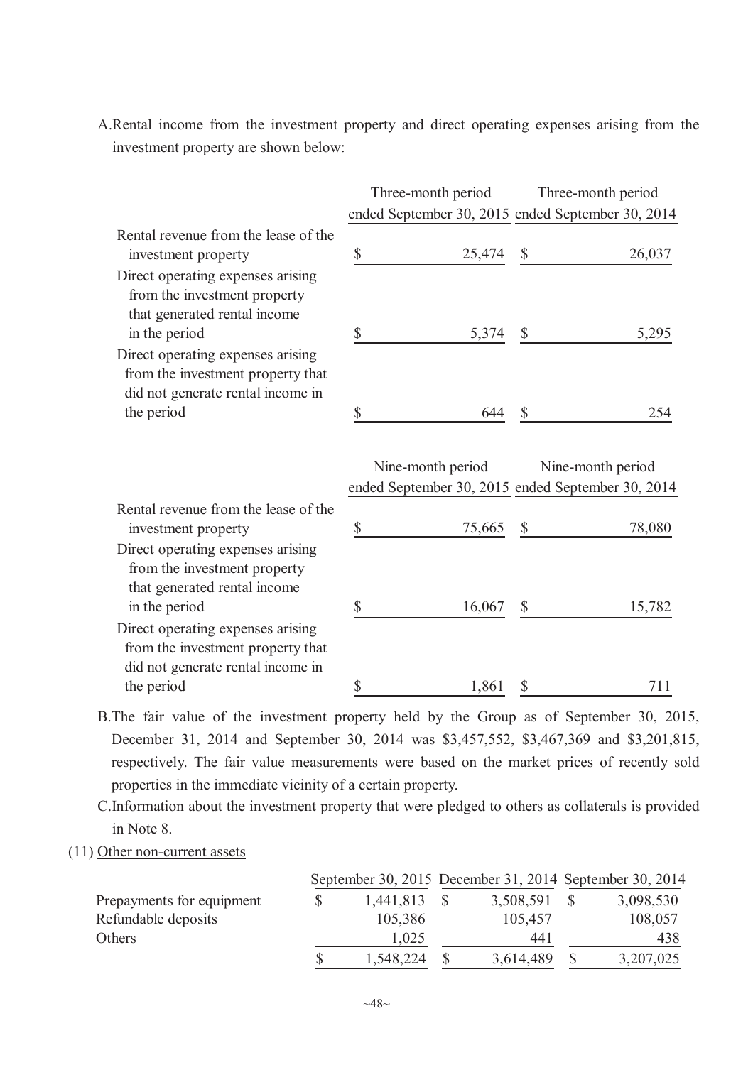A.Rental income from the investment property and direct operating expenses arising from the investment property are shown below:

| | Three-month period ended September 30, 2015 | Three-month period ended September 30, 2014 |
|---|---|---|
| Rental revenue from the lease of the investment property | $ 25,474 | $ 26,037 |
| Direct operating expenses arising from the investment property that generated rental income in the period | $ 5,374 | $ 5,295 |
| Direct operating expenses arising from the investment property that did not generate rental income in the period | $ 644 | $ 254 |

| | Nine-month period ended September 30, 2015 | Nine-month period ended September 30, 2014 |
|---|---|---|
| Rental revenue from the lease of the investment property | $ 75,665 | $ 78,080 |
| Direct operating expenses arising from the investment property that generated rental income in the period | $ 16,067 | $ 15,782 |
| Direct operating expenses arising from the investment property that did not generate rental income in the period | $ 1,861 | $ 711 |

B.The fair value of the investment property held by the Group as of September 30, 2015, December 31, 2014 and September 30, 2014 was $3,457,552, $3,467,369 and $3,201,815, respectively. The fair value measurements were based on the market prices of recently sold properties in the immediate vicinity of a certain property.

C.Information about the investment property that were pledged to others as collaterals is provided in Note 8.

(11) Other non-current assets

| | September 30, 2015 | December 31, 2014 | September 30, 2014 |
|---|---|---|---|
| Prepayments for equipment | $ 1,441,813 | $ 3,508,591 | $ 3,098,530 |
| Refundable deposits | 105,386 | 105,457 | 108,057 |
| Others | 1,025 | 441 | 438 |
| | $ 1,548,224 | $ 3,614,489 | $ 3,207,025 |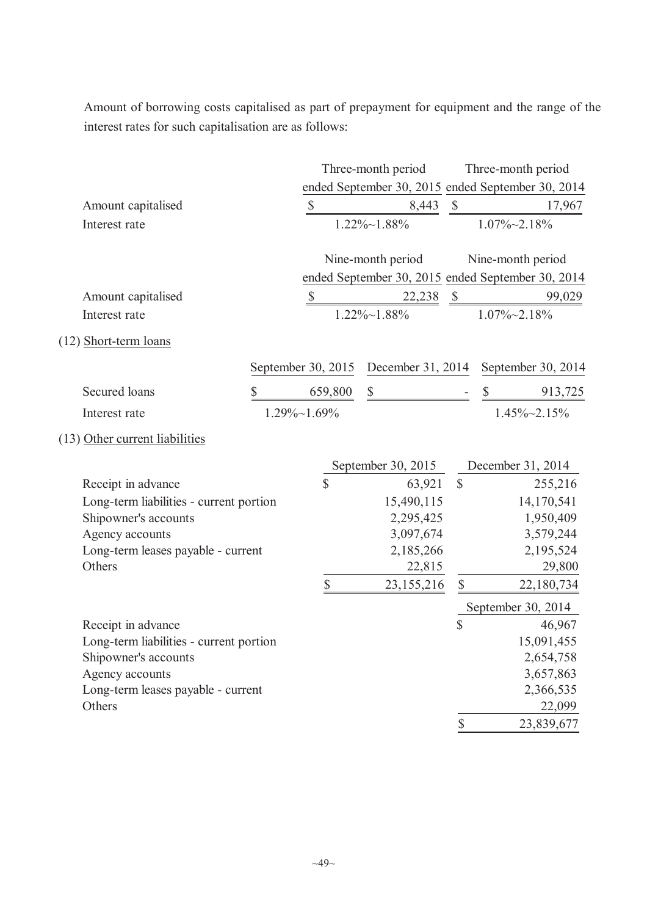Amount of borrowing costs capitalised as part of prepayment for equipment and the range of the interest rates for such capitalisation are as follows:

| | Three-month period ended September 30, 2015 | Three-month period ended September 30, 2014 |
|---|---|---|
| Amount capitalised | $ 8,443 | $ 17,967 |
| Interest rate | 1.22%~1.88% | 1.07%~2.18% |

| | Nine-month period ended September 30, 2015 | Nine-month period ended September 30, 2014 |
|---|---|---|
| Amount capitalised | $ 22,238 | $ 99,029 |
| Interest rate | 1.22%~1.88% | 1.07%~2.18% |

(12) Short-term loans

| | September 30, 2015 | December 31, 2014 | September 30, 2014 |
|---|---|---|---|
| Secured loans | $ 659,800 | $ - | $ 913,725 |
| Interest rate | 1.29%~1.69% | | 1.45%~2.15% |

(13) Other current liabilities

| | September 30, 2015 | December 31, 2014 |
|---|---|---|
| Receipt in advance | $ 63,921 | $ 255,216 |
| Long-term liabilities - current portion | 15,490,115 | 14,170,541 |
| Shipowner's accounts | 2,295,425 | 1,950,409 |
| Agency accounts | 3,097,674 | 3,579,244 |
| Long-term leases payable - current | 2,185,266 | 2,195,524 |
| Others | 22,815 | 29,800 |
| | $ 23,155,216 | $ 22,180,734 |

| | September 30, 2014 |
|---|---|
| Receipt in advance | $ 46,967 |
| Long-term liabilities - current portion | 15,091,455 |
| Shipowner's accounts | 2,654,758 |
| Agency accounts | 3,657,863 |
| Long-term leases payable - current | 2,366,535 |
| Others | 22,099 |
| | $ 23,839,677 |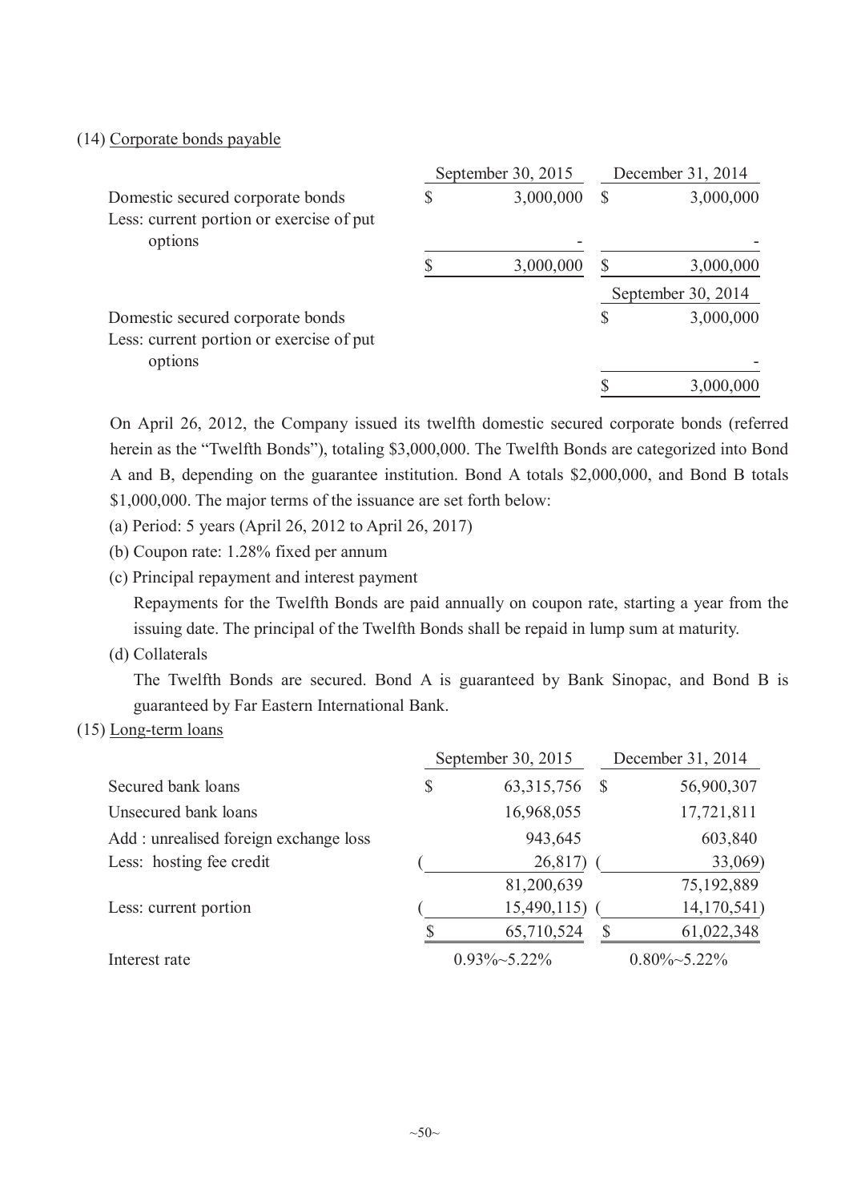(14) Corporate bonds payable

| | September 30, 2015 | December 31, 2014 |
|---|---|---|
| Domestic secured corporate bonds | $ 3,000,000 | $ 3,000,000 |
| Less: current portion or exercise of put options | - | - |
| | $ 3,000,000 | $ 3,000,000 |

| | September 30, 2014 |
|---|---|
| Domestic secured corporate bonds | $ 3,000,000 |
| Less: current portion or exercise of put options | - |
| | $ 3,000,000 |

On April 26, 2012, the Company issued its twelfth domestic secured corporate bonds (referred herein as the "Twelfth Bonds"), totaling $3,000,000. The Twelfth Bonds are categorized into Bond A and B, depending on the guarantee institution. Bond A totals $2,000,000, and Bond B totals $1,000,000. The major terms of the issuance are set forth below:

(a) Period: 5 years (April 26, 2012 to April 26, 2017)

(b) Coupon rate: 1.28% fixed per annum

(c) Principal repayment and interest payment

Repayments for the Twelfth Bonds are paid annually on coupon rate, starting a year from the issuing date. The principal of the Twelfth Bonds shall be repaid in lump sum at maturity.

(d) Collaterals

The Twelfth Bonds are secured. Bond A is guaranteed by Bank Sinopac, and Bond B is guaranteed by Far Eastern International Bank.

(15) Long-term loans

| | September 30, 2015 | December 31, 2014 |
|---|---|---|
| Secured bank loans | $ 63,315,756 | $ 56,900,307 |
| Unsecured bank loans | 16,968,055 | 17,721,811 |
| Add : unrealised foreign exchange loss | 943,645 | 603,840 |
| Less: hosting fee credit | ( 26,817) | ( 33,069) |
| | 81,200,639 | 75,192,889 |
| Less: current portion | ( 15,490,115) | ( 14,170,541) |
| | $ 65,710,524 | $ 61,022,348 |
| Interest rate | 0.93%~5.22% | 0.80%~5.22% |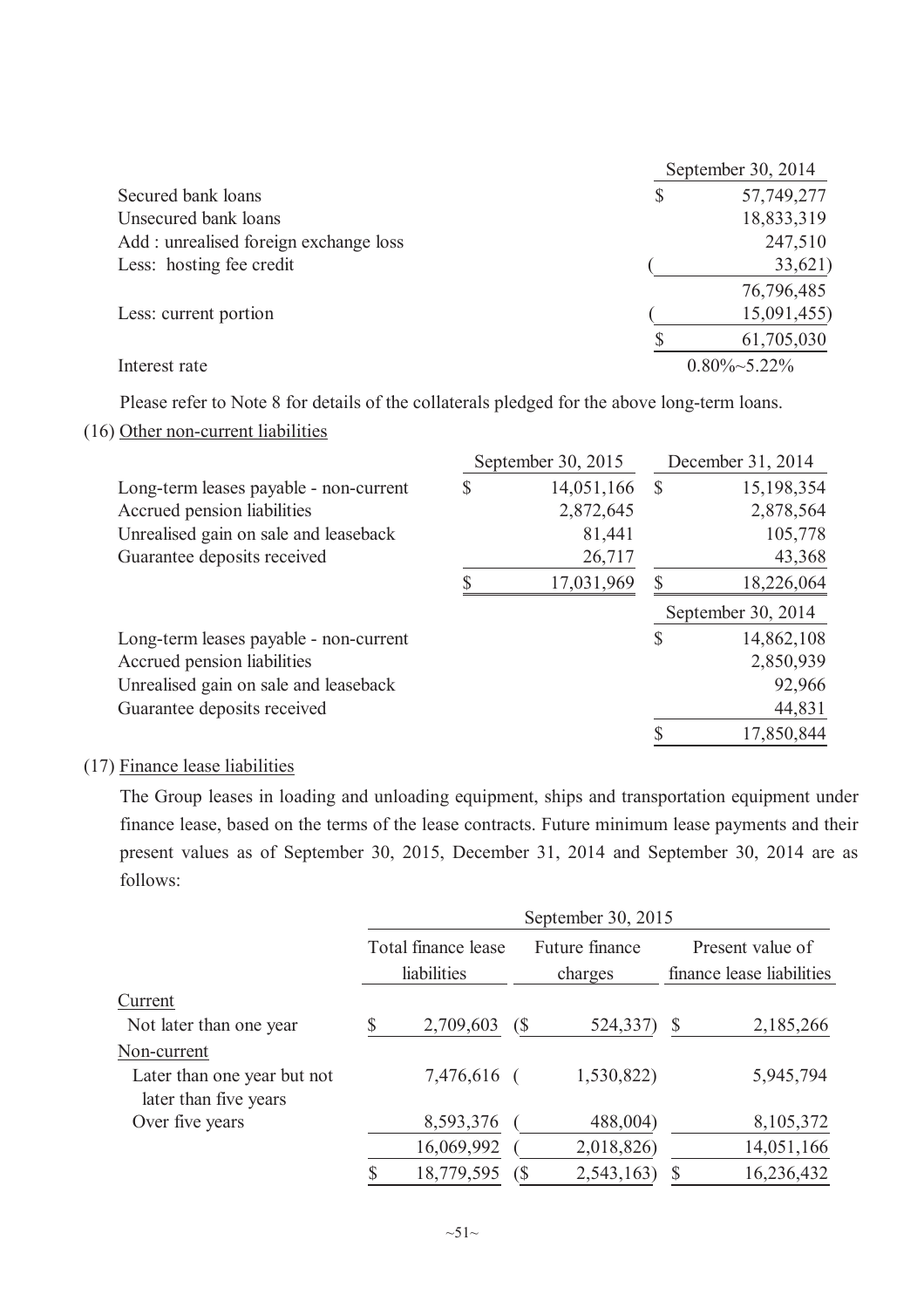| | September 30, 2014 |
|---|---|
| Secured bank loans | $ 57,749,277 |
| Unsecured bank loans | 18,833,319 |
| Add : unrealised foreign exchange loss | 247,510 |
| Less: hosting fee credit | ( 33,621) |
| | 76,796,485 |
| Less: current portion | ( 15,091,455) |
| | $ 61,705,030 |
| Interest rate | 0.80%~5.22% |

Please refer to Note 8 for details of the collaterals pledged for the above long-term loans.

(16) Other non-current liabilities

| | September 30, 2015 | December 31, 2014 |
|---|---|---|
| Long-term leases payable - non-current | $ 14,051,166 | $ 15,198,354 |
| Accrued pension liabilities | 2,872,645 | 2,878,564 |
| Unrealised gain on sale and leaseback | 81,441 | 105,778 |
| Guarantee deposits received | 26,717 | 43,368 |
| | $ 17,031,969 | $ 18,226,064 |

| | September 30, 2014 |
|---|---|
| Long-term leases payable - non-current | $ 14,862,108 |
| Accrued pension liabilities | 2,850,939 |
| Unrealised gain on sale and leaseback | 92,966 |
| Guarantee deposits received | 44,831 |
| | $ 17,850,844 |

(17) Finance lease liabilities

The Group leases in loading and unloading equipment, ships and transportation equipment under finance lease, based on the terms of the lease contracts. Future minimum lease payments and their present values as of September 30, 2015, December 31, 2014 and September 30, 2014 are as follows:

| | September 30, 2015 | | |
|---|---|---|---|
| | Total finance lease liabilities | Future finance charges | Present value of finance lease liabilities |
| Current | | | |
| Not later than one year | $ 2,709,603 | ($ 524,337) | $ 2,185,266 |
| Non-current | | | |
| Later than one year but not later than five years | 7,476,616 | ( 1,530,822) | 5,945,794 |
| Over five years | 8,593,376 | ( 488,004) | 8,105,372 |
| | 16,069,992 | ( 2,018,826) | 14,051,166 |
| | $ 18,779,595 | ($ 2,543,163) | $ 16,236,432 |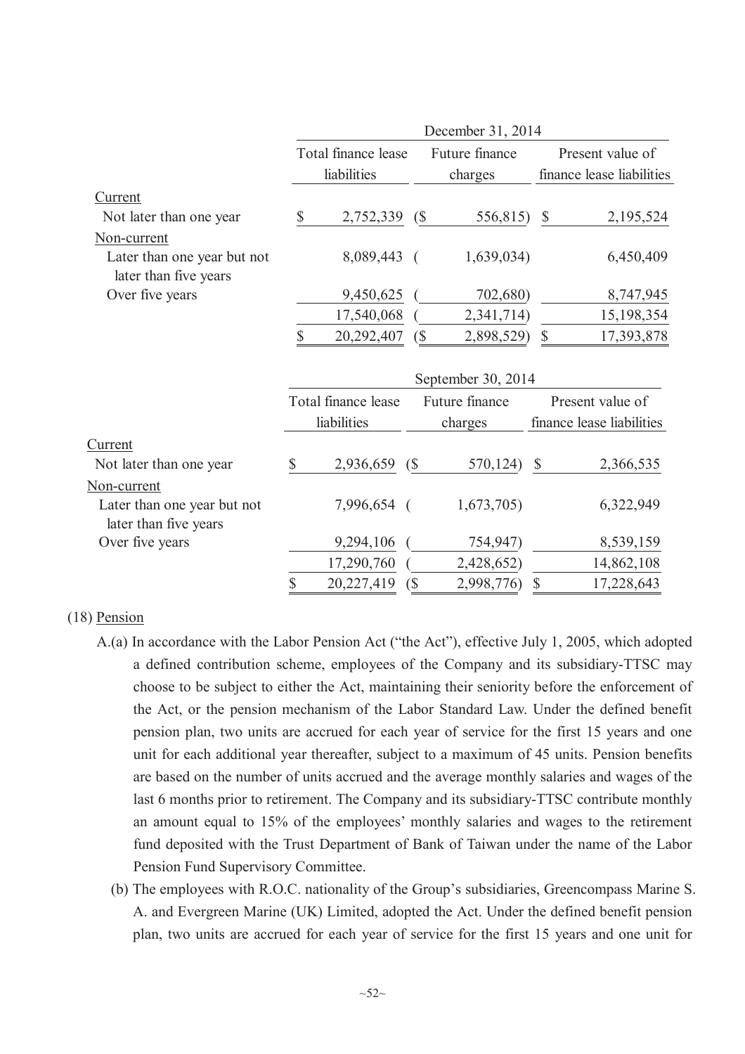| | December 31, 2014 | | |
| --- | --- | --- | --- |
| | Total finance lease liabilities | Future finance charges | Present value of finance lease liabilities |
| Current | | | |
| Not later than one year | $ 2,752,339 | ($ 556,815) | $ 2,195,524 |
| Non-current | | | |
| Later than one year but not later than five years | 8,089,443 | ( 1,639,034) | 6,450,409 |
| Over five years | 9,450,625 | ( 702,680) | 8,747,945 |
| | 17,540,068 | ( 2,341,714) | 15,198,354 |
| | $ 20,292,407 | ($ 2,898,529) | $ 17,393,878 |

| | September 30, 2014 | | |
| --- | --- | --- | --- |
| | Total finance lease liabilities | Future finance charges | Present value of finance lease liabilities |
| Current | | | |
| Not later than one year | $ 2,936,659 | ($ 570,124) | $ 2,366,535 |
| Non-current | | | |
| Later than one year but not later than five years | 7,996,654 | ( 1,673,705) | 6,322,949 |
| Over five years | 9,294,106 | ( 754,947) | 8,539,159 |
| | 17,290,760 | ( 2,428,652) | 14,862,108 |
| | $ 20,227,419 | ($ 2,998,776) | $ 17,228,643 |

(18) Pension

A.(a) In accordance with the Labor Pension Act ("the Act"), effective July 1, 2005, which adopted a defined contribution scheme, employees of the Company and its subsidiary-TTSC may choose to be subject to either the Act, maintaining their seniority before the enforcement of the Act, or the pension mechanism of the Labor Standard Law. Under the defined benefit pension plan, two units are accrued for each year of service for the first 15 years and one unit for each additional year thereafter, subject to a maximum of 45 units. Pension benefits are based on the number of units accrued and the average monthly salaries and wages of the last 6 months prior to retirement. The Company and its subsidiary-TTSC contribute monthly an amount equal to 15% of the employees' monthly salaries and wages to the retirement fund deposited with the Trust Department of Bank of Taiwan under the name of the Labor Pension Fund Supervisory Committee.

(b) The employees with R.O.C. nationality of the Group's subsidiaries, Greencompass Marine S. A. and Evergreen Marine (UK) Limited, adopted the Act. Under the defined benefit pension plan, two units are accrued for each year of service for the first 15 years and one unit for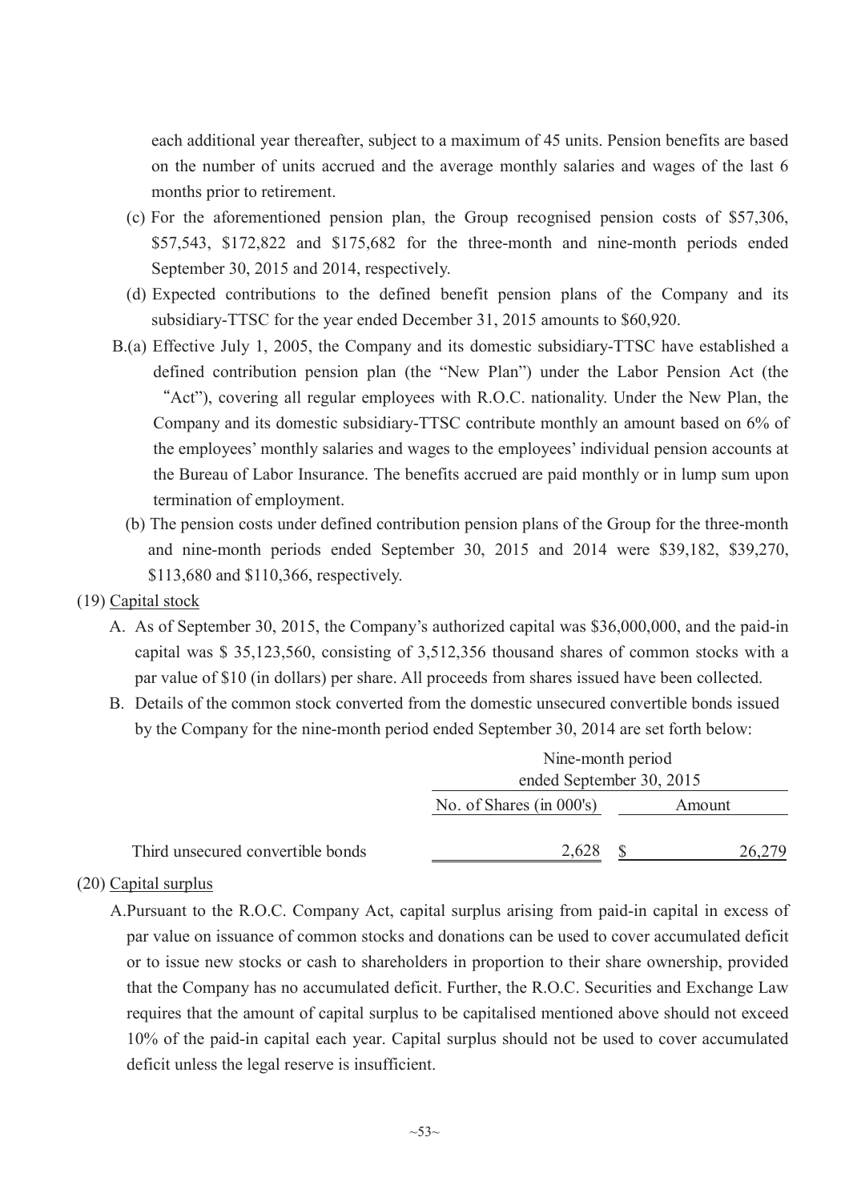each additional year thereafter, subject to a maximum of 45 units. Pension benefits are based on the number of units accrued and the average monthly salaries and wages of the last 6 months prior to retirement.

(c) For the aforementioned pension plan, the Group recognised pension costs of $57,306, $57,543, $172,822 and $175,682 for the three-month and nine-month periods ended September 30, 2015 and 2014, respectively.

(d) Expected contributions to the defined benefit pension plans of the Company and its subsidiary-TTSC for the year ended December 31, 2015 amounts to $60,920.

B.(a) Effective July 1, 2005, the Company and its domestic subsidiary-TTSC have established a defined contribution pension plan (the "New Plan") under the Labor Pension Act (the "Act"), covering all regular employees with R.O.C. nationality. Under the New Plan, the Company and its domestic subsidiary-TTSC contribute monthly an amount based on 6% of the employees' monthly salaries and wages to the employees' individual pension accounts at the Bureau of Labor Insurance. The benefits accrued are paid monthly or in lump sum upon termination of employment.

(b) The pension costs under defined contribution pension plans of the Group for the three-month and nine-month periods ended September 30, 2015 and 2014 were $39,182, $39,270, $113,680 and $110,366, respectively.

(19) Capital stock

A. As of September 30, 2015, the Company's authorized capital was $36,000,000, and the paid-in capital was $ 35,123,560, consisting of 3,512,356 thousand shares of common stocks with a par value of $10 (in dollars) per share. All proceeds from shares issued have been collected.

B. Details of the common stock converted from the domestic unsecured convertible bonds issued by the Company for the nine-month period ended September 30, 2014 are set forth below:

| | Nine-month period ended September 30, 2015 | |
|---|---|---|
| | No. of Shares (in 000's) | Amount |
| Third unsecured convertible bonds | 2,628 | $ 26,279 |

(20) Capital surplus

A. Pursuant to the R.O.C. Company Act, capital surplus arising from paid-in capital in excess of par value on issuance of common stocks and donations can be used to cover accumulated deficit or to issue new stocks or cash to shareholders in proportion to their share ownership, provided that the Company has no accumulated deficit. Further, the R.O.C. Securities and Exchange Law requires that the amount of capital surplus to be capitalised mentioned above should not exceed 10% of the paid-in capital each year. Capital surplus should not be used to cover accumulated deficit unless the legal reserve is insufficient.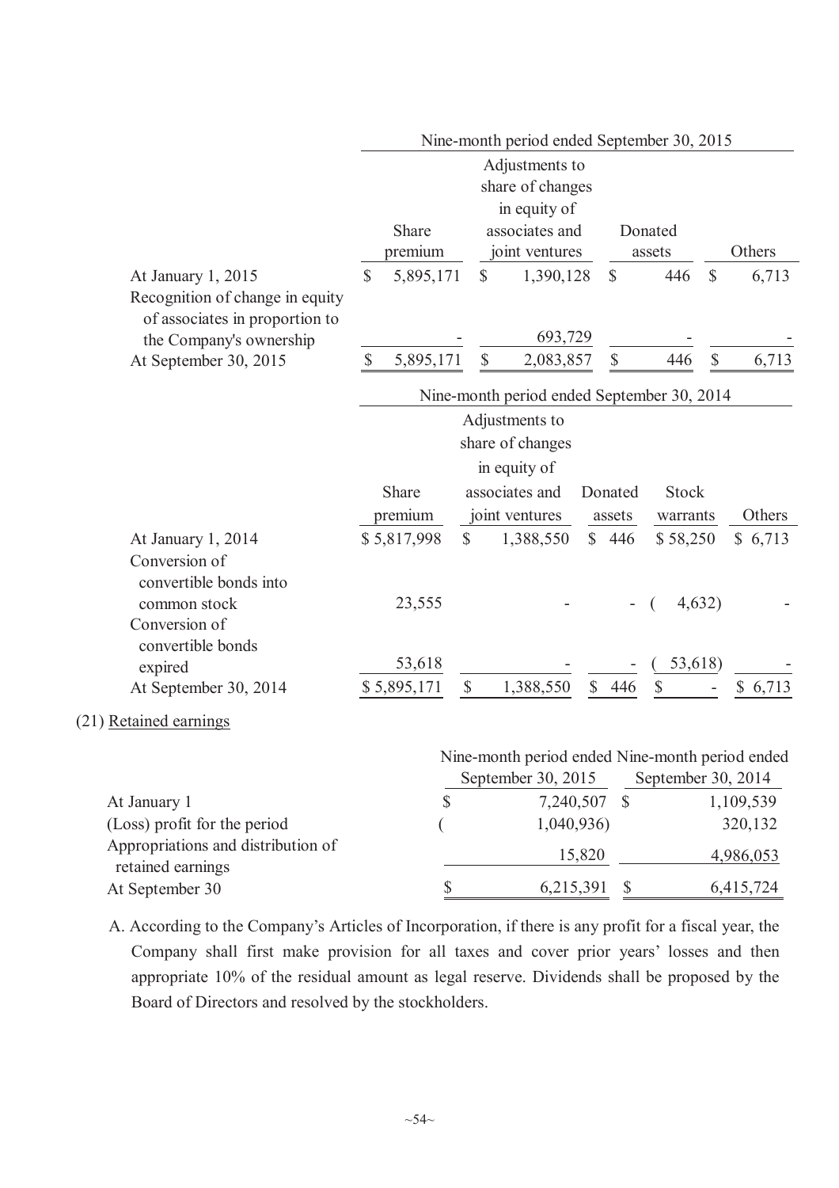| | Nine-month period ended September 30, 2015 | | | |
|---|---|---|---|---|
| | Share premium | Adjustments to share of changes in equity of associates and joint ventures | Donated assets | Others |
| At January 1, 2015 | $ 5,895,171 | $ 1,390,128 | $ 446 | $ 6,713 |
| Recognition of change in equity of associates in proportion to the Company's ownership | - | 693,729 | - | - |
| At September 30, 2015 | $ 5,895,171 | $ 2,083,857 | $ 446 | $ 6,713 |

| | Nine-month period ended September 30, 2014 | | | | |
|---|---|---|---|---|---|
| | Share premium | Adjustments to share of changes in equity of associates and joint ventures | Donated assets | Stock warrants | Others |
| At January 1, 2014 | $ 5,817,998 | $ 1,388,550 | $ 446 | $ 58,250 | $ 6,713 |
| Conversion of convertible bonds into common stock | 23,555 | - | - | ( 4,632) | - |
| Conversion of convertible bonds expired | 53,618 | - | - | ( 53,618) | - |
| At September 30, 2014 | $ 5,895,171 | $ 1,388,550 | $ 446 | $ - | $ 6,713 |

(21) Retained earnings

| | Nine-month period ended September 30, 2015 | Nine-month period ended September 30, 2014 |
|---|---|---|
| At January 1 | $ 7,240,507 | $ 1,109,539 |
| (Loss) profit for the period | ( 1,040,936) | 320,132 |
| Appropriations and distribution of retained earnings | 15,820 | 4,986,053 |
| At September 30 | $ 6,215,391 | $ 6,415,724 |

A. According to the Company's Articles of Incorporation, if there is any profit for a fiscal year, the Company shall first make provision for all taxes and cover prior years' losses and then appropriate 10% of the residual amount as legal reserve. Dividends shall be proposed by the Board of Directors and resolved by the stockholders.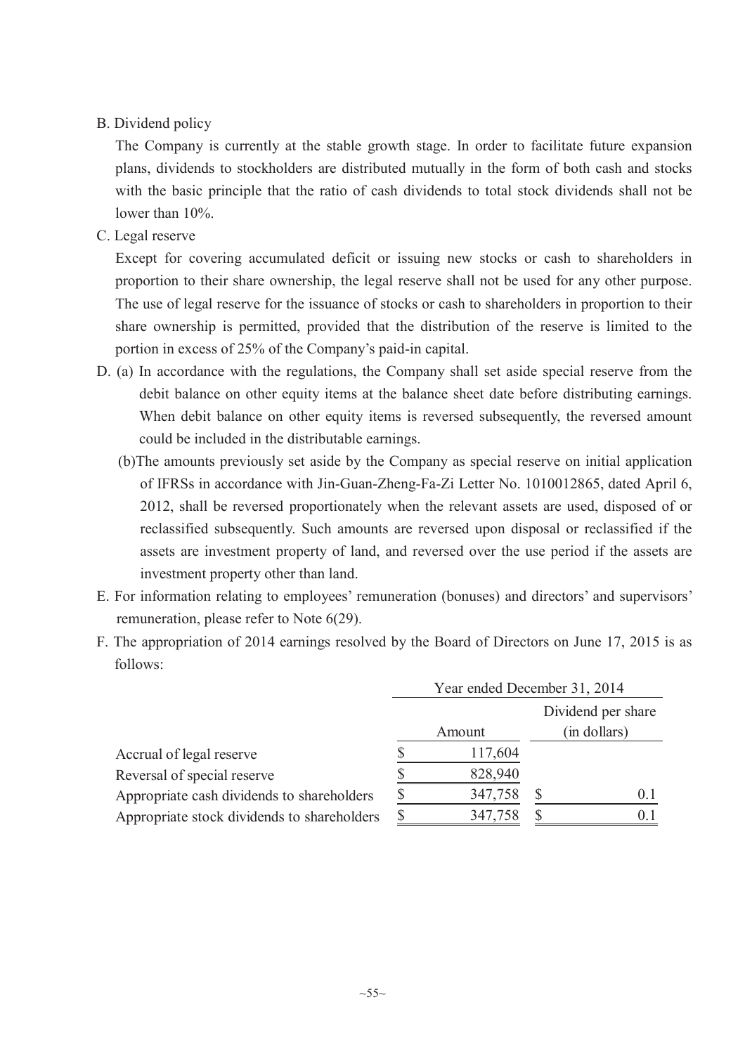B. Dividend policy

The Company is currently at the stable growth stage. In order to facilitate future expansion plans, dividends to stockholders are distributed mutually in the form of both cash and stocks with the basic principle that the ratio of cash dividends to total stock dividends shall not be lower than 10%.

C. Legal reserve

Except for covering accumulated deficit or issuing new stocks or cash to shareholders in proportion to their share ownership, the legal reserve shall not be used for any other purpose. The use of legal reserve for the issuance of stocks or cash to shareholders in proportion to their share ownership is permitted, provided that the distribution of the reserve is limited to the portion in excess of 25% of the Company's paid-in capital.

D. (a) In accordance with the regulations, the Company shall set aside special reserve from the debit balance on other equity items at the balance sheet date before distributing earnings. When debit balance on other equity items is reversed subsequently, the reversed amount could be included in the distributable earnings.

(b) The amounts previously set aside by the Company as special reserve on initial application of IFRSs in accordance with Jin-Guan-Zheng-Fa-Zi Letter No. 1010012865, dated April 6, 2012, shall be reversed proportionately when the relevant assets are used, disposed of or reclassified subsequently. Such amounts are reversed upon disposal or reclassified if the assets are investment property of land, and reversed over the use period if the assets are investment property other than land.

E. For information relating to employees' remuneration (bonuses) and directors' and supervisors' remuneration, please refer to Note 6(29).

F. The appropriation of 2014 earnings resolved by the Board of Directors on June 17, 2015 is as follows:

| | Year ended December 31, 2014 | |
|---|---|---|
| | Amount | Dividend per share (in dollars) |
| Accrual of legal reserve | $ 117,604 | |
| Reversal of special reserve | $ 828,940 | |
| Appropriate cash dividends to shareholders | $ 347,758 | $ 0.1 |
| Appropriate stock dividends to shareholders | $ 347,758 | $ 0.1 |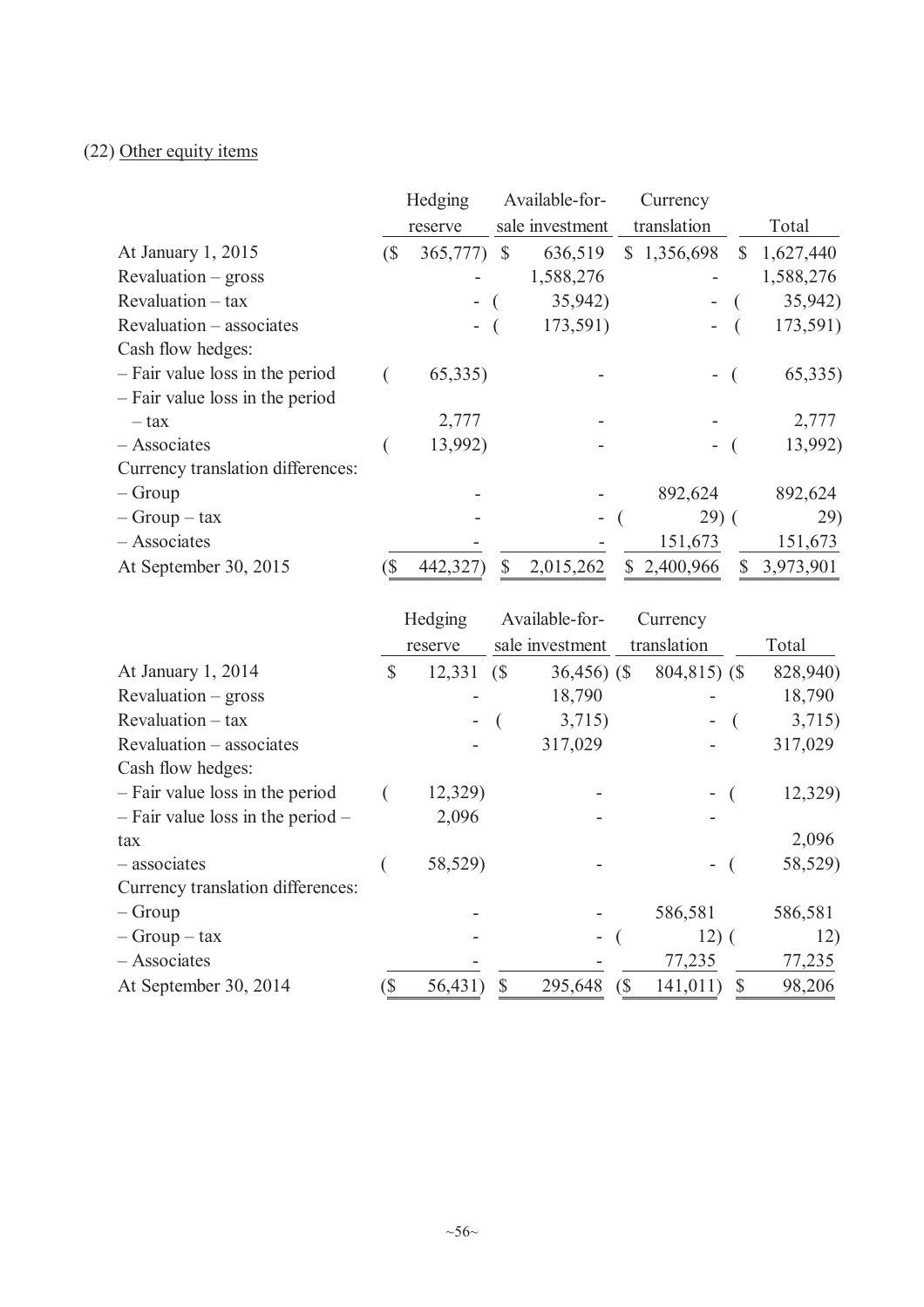(22) Other equity items

| | Hedging reserve | Available-for-sale investment | Currency translation | Total |
|---|---|---|---|---|
| At January 1, 2015 | ($ 365,777) | $ 636,519 | $ 1,356,698 | $ 1,627,440 |
| Revaluation – gross | - | 1,588,276 | - | 1,588,276 |
| Revaluation – tax | - | ( 35,942) | - | ( 35,942) |
| Revaluation – associates | - | ( 173,591) | - | ( 173,591) |
| Cash flow hedges: | | | | |
| – Fair value loss in the period | ( 65,335) | - | - | ( 65,335) |
| – Fair value loss in the period – tax | 2,777 | - | - | 2,777 |
| – Associates | ( 13,992) | - | - | ( 13,992) |
| Currency translation differences: | | | | |
| – Group | - | - | 892,624 | 892,624 |
| – Group – tax | - | - | ( 29) | ( 29) |
| – Associates | - | - | 151,673 | 151,673 |
| At September 30, 2015 | ($ 442,327) | $ 2,015,262 | $ 2,400,966 | $ 3,973,901 |

| | Hedging reserve | Available-for-sale investment | Currency translation | Total |
|---|---|---|---|---|
| At January 1, 2014 | $ 12,331 | ($ 36,456) | ($ 804,815) | ($ 828,940) |
| Revaluation – gross | - | 18,790 | - | 18,790 |
| Revaluation – tax | - | ( 3,715) | - | ( 3,715) |
| Revaluation – associates | - | 317,029 | - | 317,029 |
| Cash flow hedges: | | | | |
| – Fair value loss in the period | ( 12,329) | - | - | ( 12,329) |
| – Fair value loss in the period – tax | 2,096 | - | - | 2,096 |
| – associates | ( 58,529) | - | - | ( 58,529) |
| Currency translation differences: | | | | |
| – Group | - | - | 586,581 | 586,581 |
| – Group – tax | - | - | ( 12) | ( 12) |
| – Associates | - | - | 77,235 | 77,235 |
| At September 30, 2014 | ($ 56,431) | $ 295,648 | ($ 141,011) | $ 98,206 |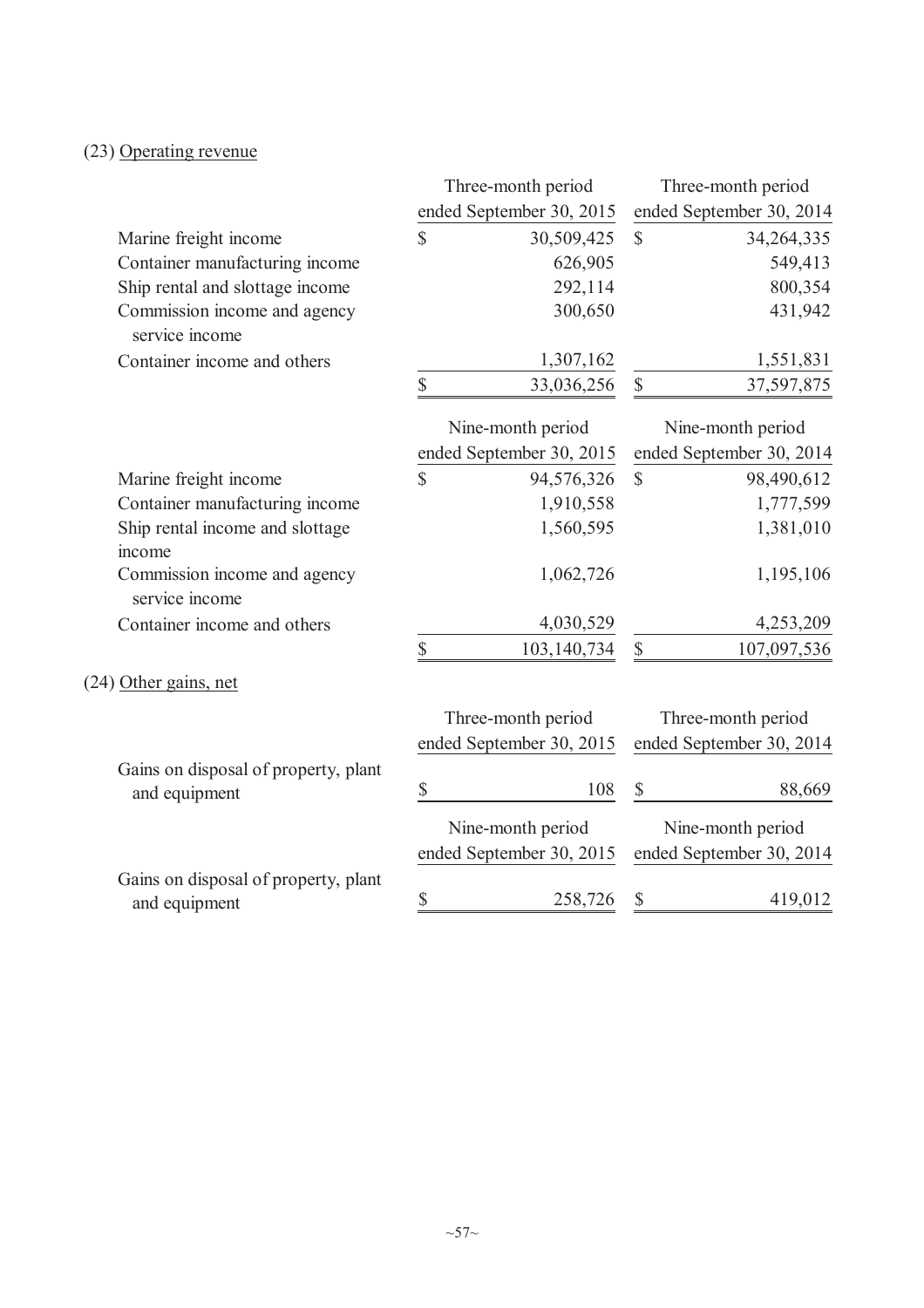(23) Operating revenue

| | Three-month period ended September 30, 2015 | Three-month period ended September 30, 2014 |
|---|---|---|
| Marine freight income | $ 30,509,425 | $ 34,264,335 |
| Container manufacturing income | 626,905 | 549,413 |
| Ship rental and slottage income | 292,114 | 800,354 |
| Commission income and agency service income | 300,650 | 431,942 |
| Container income and others | 1,307,162 | 1,551,831 |
| | $ 33,036,256 | $ 37,597,875 |

| | Nine-month period ended September 30, 2015 | Nine-month period ended September 30, 2014 |
|---|---|---|
| Marine freight income | $ 94,576,326 | $ 98,490,612 |
| Container manufacturing income | 1,910,558 | 1,777,599 |
| Ship rental income and slottage income | 1,560,595 | 1,381,010 |
| Commission income and agency service income | 1,062,726 | 1,195,106 |
| Container income and others | 4,030,529 | 4,253,209 |
| | $ 103,140,734 | $ 107,097,536 |

(24) Other gains, net

| | Three-month period ended September 30, 2015 | Three-month period ended September 30, 2014 |
|---|---|---|
| Gains on disposal of property, plant and equipment | $ 108 | $ 88,669 |

| | Nine-month period ended September 30, 2015 | Nine-month period ended September 30, 2014 |
|---|---|---|
| Gains on disposal of property, plant and equipment | $ 258,726 | $ 419,012 |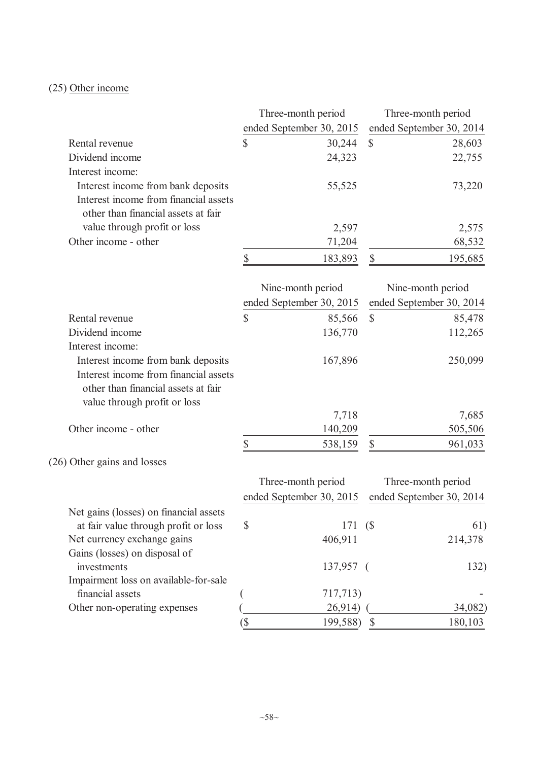(25) Other income

| | Three-month period ended September 30, 2015 | Three-month period ended September 30, 2014 |
|---|---|---|
| Rental revenue | $ 30,244 | $ 28,603 |
| Dividend income | 24,323 | 22,755 |
| Interest income: | | |
| Interest income from bank deposits | 55,525 | 73,220 |
| Interest income from financial assets other than financial assets at fair value through profit or loss | 2,597 | 2,575 |
| Other income - other | 71,204 | 68,532 |
| | $ 183,893 | $ 195,685 |

| | Nine-month period ended September 30, 2015 | Nine-month period ended September 30, 2014 |
|---|---|---|
| Rental revenue | $ 85,566 | $ 85,478 |
| Dividend income | 136,770 | 112,265 |
| Interest income: | | |
| Interest income from bank deposits | 167,896 | 250,099 |
| Interest income from financial assets other than financial assets at fair value through profit or loss | 7,718 | 7,685 |
| Other income - other | 140,209 | 505,506 |
| | $ 538,159 | $ 961,033 |

(26) Other gains and losses

| | Three-month period ended September 30, 2015 | Three-month period ended September 30, 2014 |
|---|---|---|
| Net gains (losses) on financial assets at fair value through profit or loss | $ 171 | ($ 61) |
| Net currency exchange gains | 406,911 | 214,378 |
| Gains (losses) on disposal of investments | 137,957 | ( 132) |
| Impairment loss on available-for-sale financial assets | ( 717,713) | - |
| Other non-operating expenses | ( 26,914) | ( 34,082) |
| | ($ 199,588) | $ 180,103 |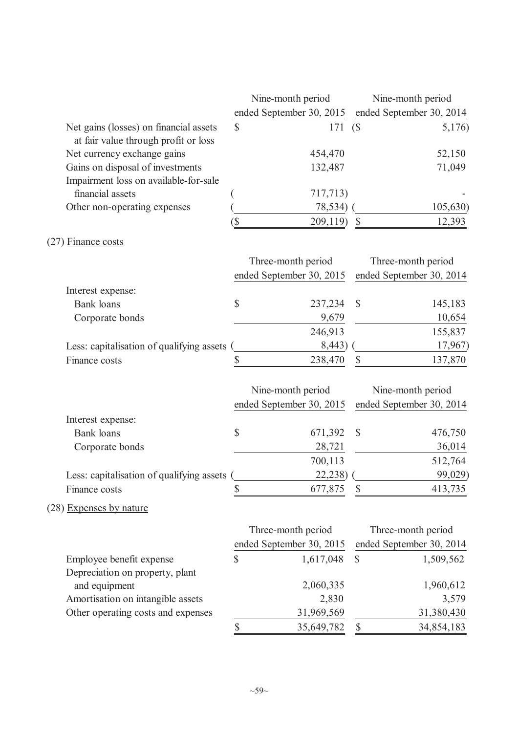| | Nine-month period ended September 30, 2015 | Nine-month period ended September 30, 2014 |
|---|---|---|
| Net gains (losses) on financial assets at fair value through profit or loss | $ 171 | ($ 5,176) |
| Net currency exchange gains | 454,470 | 52,150 |
| Gains on disposal of investments | 132,487 | 71,049 |
| Impairment loss on available-for-sale financial assets | ( 717,713) | - |
| Other non-operating expenses | ( 78,534) | ( 105,630) |
| | ($ 209,119) | $ 12,393 |

(27) Finance costs

| | Three-month period ended September 30, 2015 | Three-month period ended September 30, 2014 |
|---|---|---|
| Interest expense: | | |
| Bank loans | $ 237,234 | $ 145,183 |
| Corporate bonds | 9,679 | 10,654 |
| | 246,913 | 155,837 |
| Less: capitalisation of qualifying assets | ( 8,443) | ( 17,967) |
| Finance costs | $ 238,470 | $ 137,870 |

| | Nine-month period ended September 30, 2015 | Nine-month period ended September 30, 2014 |
|---|---|---|
| Interest expense: | | |
| Bank loans | $ 671,392 | $ 476,750 |
| Corporate bonds | 28,721 | 36,014 |
| | 700,113 | 512,764 |
| Less: capitalisation of qualifying assets | ( 22,238) | ( 99,029) |
| Finance costs | $ 677,875 | $ 413,735 |

(28) Expenses by nature

| | Three-month period ended September 30, 2015 | Three-month period ended September 30, 2014 |
|---|---|---|
| Employee benefit expense | $ 1,617,048 | $ 1,509,562 |
| Depreciation on property, plant and equipment | 2,060,335 | 1,960,612 |
| Amortisation on intangible assets | 2,830 | 3,579 |
| Other operating costs and expenses | 31,969,569 | 31,380,430 |
| | $ 35,649,782 | $ 34,854,183 |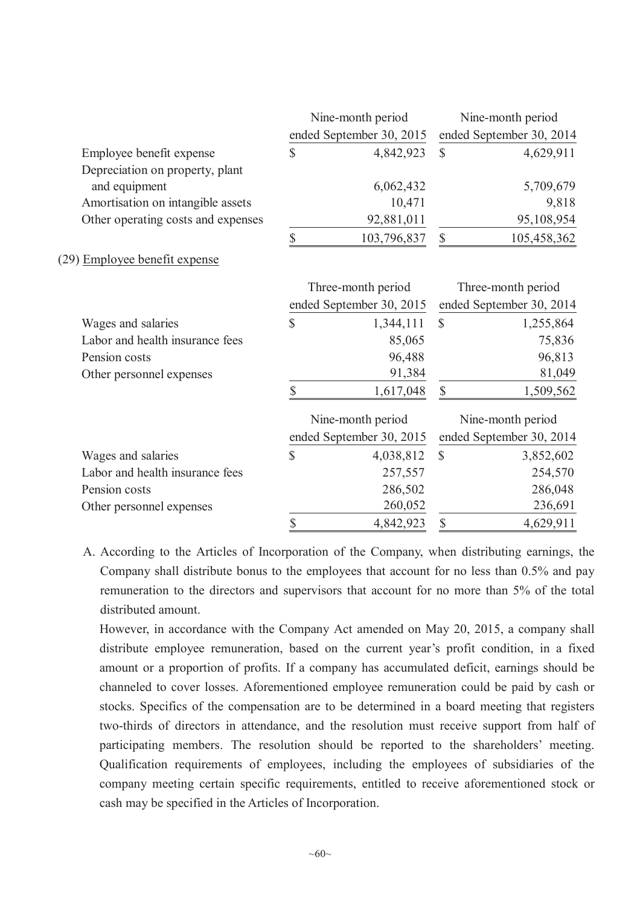| | Nine-month period ended September 30, 2015 | Nine-month period ended September 30, 2014 |
|---|---|---|
| Employee benefit expense | $ 4,842,923 | $ 4,629,911 |
| Depreciation on property, plant and equipment | 6,062,432 | 5,709,679 |
| Amortisation on intangible assets | 10,471 | 9,818 |
| Other operating costs and expenses | 92,881,011 | 95,108,954 |
| | $ 103,796,837 | $ 105,458,362 |

(29) Employee benefit expense

| | Three-month period ended September 30, 2015 | Three-month period ended September 30, 2014 |
|---|---|---|
| Wages and salaries | $ 1,344,111 | $ 1,255,864 |
| Labor and health insurance fees | 85,065 | 75,836 |
| Pension costs | 96,488 | 96,813 |
| Other personnel expenses | 91,384 | 81,049 |
| | $ 1,617,048 | $ 1,509,562 |

| | Nine-month period ended September 30, 2015 | Nine-month period ended September 30, 2014 |
|---|---|---|
| Wages and salaries | $ 4,038,812 | $ 3,852,602 |
| Labor and health insurance fees | 257,557 | 254,570 |
| Pension costs | 286,502 | 286,048 |
| Other personnel expenses | 260,052 | 236,691 |
| | $ 4,842,923 | $ 4,629,911 |

A. According to the Articles of Incorporation of the Company, when distributing earnings, the Company shall distribute bonus to the employees that account for no less than 0.5% and pay remuneration to the directors and supervisors that account for no more than 5% of the total distributed amount.

However, in accordance with the Company Act amended on May 20, 2015, a company shall distribute employee remuneration, based on the current year's profit condition, in a fixed amount or a proportion of profits. If a company has accumulated deficit, earnings should be channeled to cover losses. Aforementioned employee remuneration could be paid by cash or stocks. Specifics of the compensation are to be determined in a board meeting that registers two-thirds of directors in attendance, and the resolution must receive support from half of participating members. The resolution should be reported to the shareholders' meeting. Qualification requirements of employees, including the employees of subsidiaries of the company meeting certain specific requirements, entitled to receive aforementioned stock or cash may be specified in the Articles of Incorporation.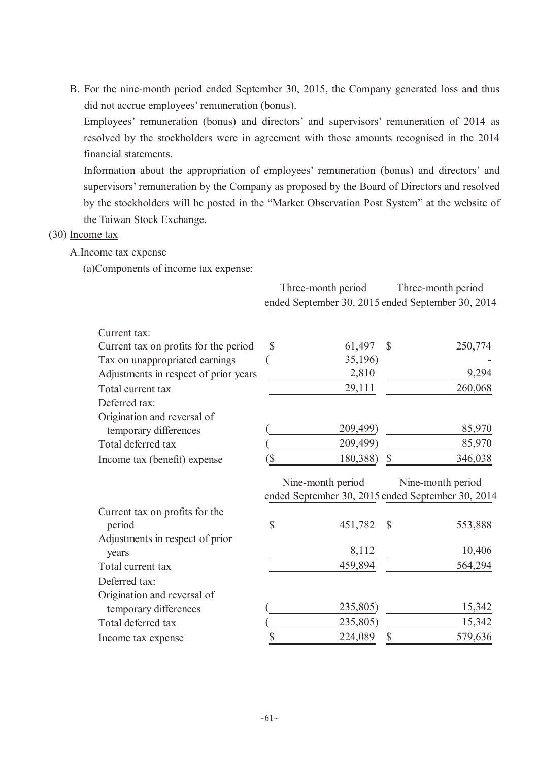B. For the nine-month period ended September 30, 2015, the Company generated loss and thus did not accrue employees' remuneration (bonus).

Employees' remuneration (bonus) and directors' and supervisors' remuneration of 2014 as resolved by the stockholders were in agreement with those amounts recognised in the 2014 financial statements.

Information about the appropriation of employees' remuneration (bonus) and directors' and supervisors' remuneration by the Company as proposed by the Board of Directors and resolved by the stockholders will be posted in the "Market Observation Post System" at the website of the Taiwan Stock Exchange.

(30) Income tax

A.Income tax expense

(a)Components of income tax expense:

| | Three-month period ended September 30, 2015 | Three-month period ended September 30, 2014 |
|---|---|---|
| Current tax: | | |
| Current tax on profits for the period | $ 61,497 | $ 250,774 |
| Tax on unappropriated earnings | ( 35,196) | - |
| Adjustments in respect of prior years | 2,810 | 9,294 |
| Total current tax | 29,111 | 260,068 |
| Deferred tax: | | |
| Origination and reversal of temporary differences | ( 209,499) | 85,970 |
| Total deferred tax | ( 209,499) | 85,970 |
| Income tax (benefit) expense | ($ 180,388) | $ 346,038 |

| | Nine-month period ended September 30, 2015 | Nine-month period ended September 30, 2014 |
|---|---|---|
| Current tax on profits for the period | $ 451,782 | $ 553,888 |
| Adjustments in respect of prior years | 8,112 | 10,406 |
| Total current tax | 459,894 | 564,294 |
| Deferred tax: | | |
| Origination and reversal of temporary differences | ( 235,805) | 15,342 |
| Total deferred tax | ( 235,805) | 15,342 |
| Income tax expense | $ 224,089 | $ 579,636 |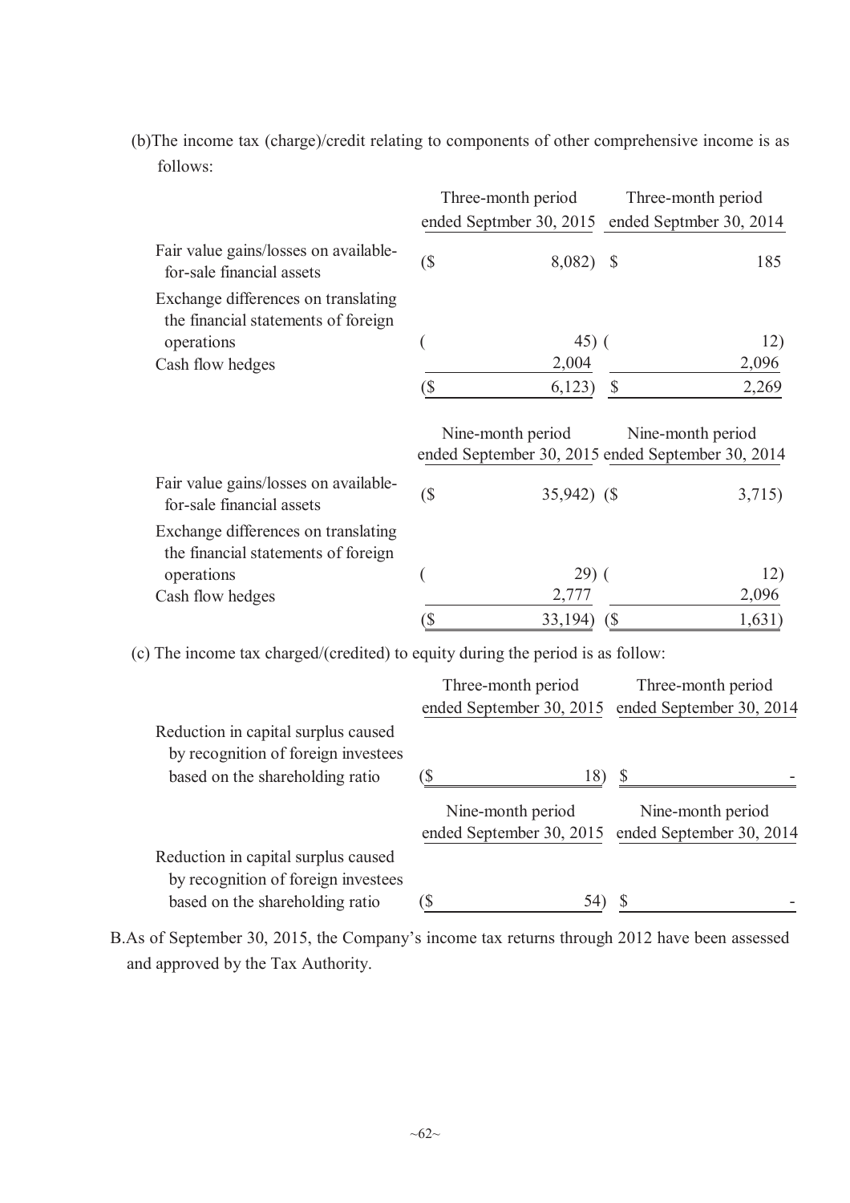(b)The income tax (charge)/credit relating to components of other comprehensive income is as follows:

| | Three-month period ended Septmber 30, 2015 | Three-month period ended Septmber 30, 2014 |
|---|---|---|
| Fair value gains/losses on available-for-sale financial assets | ($ 8,082) | $ 185 |
| Exchange differences on translating the financial statements of foreign operations | ( 45) | ( 12) |
| Cash flow hedges | 2,004 | 2,096 |
| | ($ 6,123) | $ 2,269 |

| | Nine-month period ended September 30, 2015 | Nine-month period ended September 30, 2014 |
|---|---|---|
| Fair value gains/losses on available-for-sale financial assets | ($ 35,942) | ($ 3,715) |
| Exchange differences on translating the financial statements of foreign operations | ( 29) | ( 12) |
| Cash flow hedges | 2,777 | 2,096 |
| | ($ 33,194) | ($ 1,631) |

(c) The income tax charged/(credited) to equity during the period is as follow:

| | Three-month period ended September 30, 2015 | Three-month period ended September 30, 2014 |
|---|---|---|
| Reduction in capital surplus caused by recognition of foreign investees based on the shareholding ratio | ($ 18) | $ - |

| | Nine-month period ended September 30, 2015 | Nine-month period ended September 30, 2014 |
|---|---|---|
| Reduction in capital surplus caused by recognition of foreign investees based on the shareholding ratio | ($ 54) | $ - |

B.As of September 30, 2015, the Company's income tax returns through 2012 have been assessed and approved by the Tax Authority.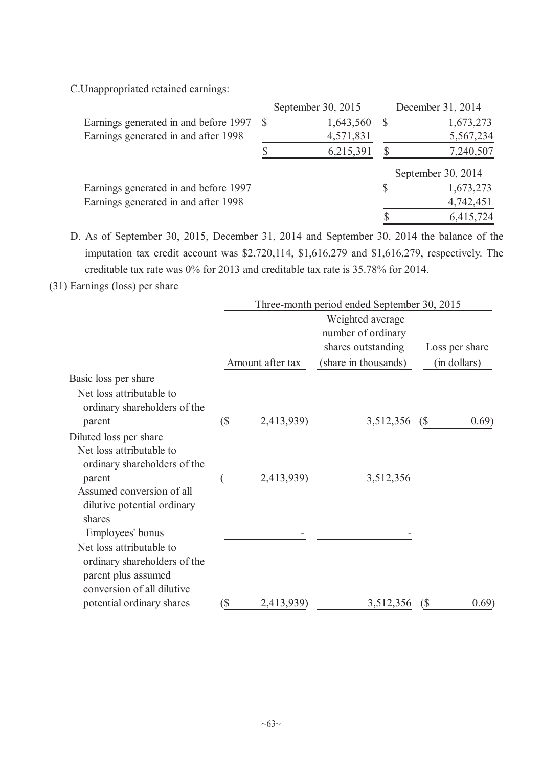C.Unappropriated retained earnings:

| | September 30, 2015 | December 31, 2014 |
|---|---|---|
| Earnings generated in and before 1997 | $ 1,643,560 | $ 1,673,273 |
| Earnings generated in and after 1998 | 4,571,831 | 5,567,234 |
| | $ 6,215,391 | $ 7,240,507 |

| | September 30, 2014 |
|---|---|
| Earnings generated in and before 1997 | $ 1,673,273 |
| Earnings generated in and after 1998 | 4,742,451 |
| | $ 6,415,724 |

D. As of September 30, 2015, December 31, 2014 and September 30, 2014 the balance of the imputation tax credit account was $2,720,114, $1,616,279 and $1,616,279, respectively. The creditable tax rate was 0% for 2013 and creditable tax rate is 35.78% for 2014.

(31) Earnings (loss) per share

| | Three-month period ended September 30, 2015 | | |
|---|---|---|---|
| | Amount after tax | Weighted average number of ordinary shares outstanding (share in thousands) | Loss per share (in dollars) |
| Basic loss per share | | | |
| Net loss attributable to ordinary shareholders of the parent | ($ 2,413,939) | 3,512,356 | ($ 0.69) |
| Diluted loss per share | | | |
| Net loss attributable to ordinary shareholders of the parent | ( 2,413,939) | 3,512,356 | |
| Assumed conversion of all dilutive potential ordinary shares | | | |
| Employees' bonus | - | - | |
| Net loss attributable to ordinary shareholders of the parent plus assumed conversion of all dilutive potential ordinary shares | ($ 2,413,939) | 3,512,356 | ($ 0.69) |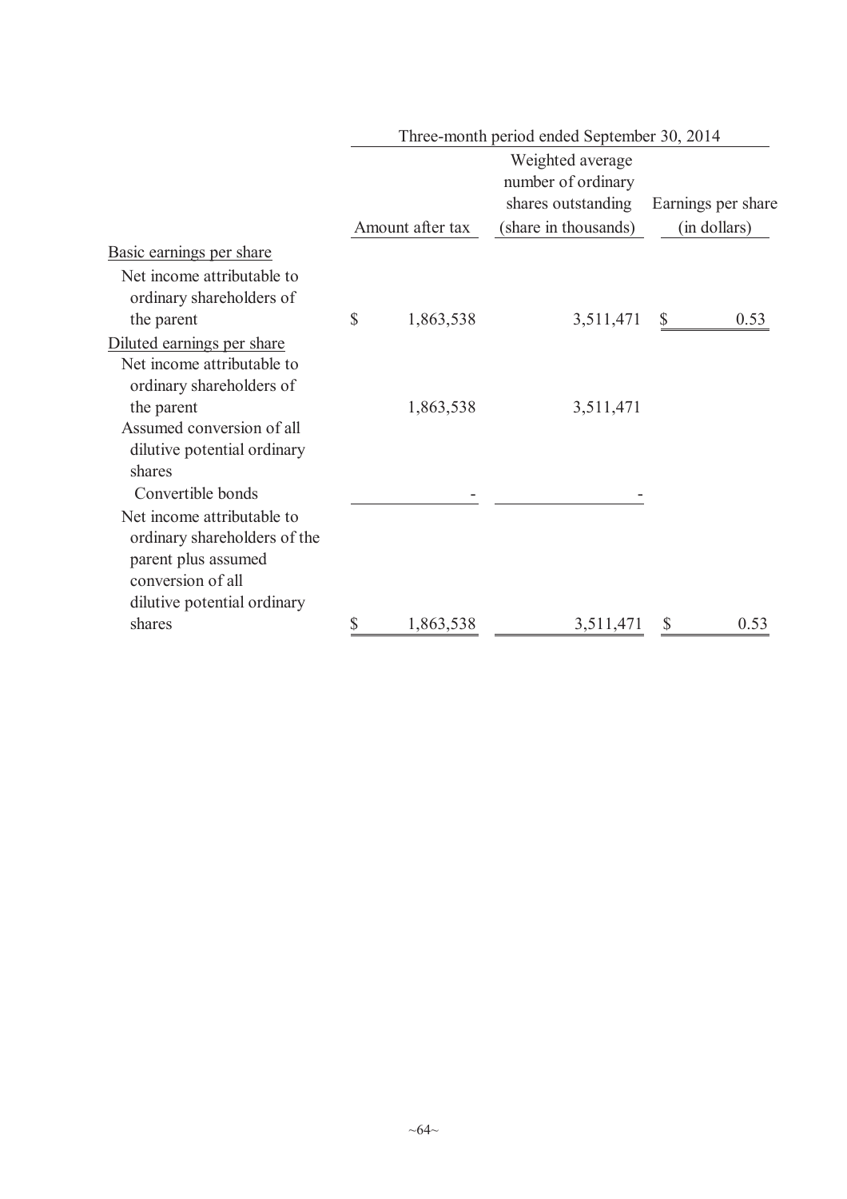| | Three-month period ended September 30, 2014 | | |
|---|---|---|---|
| | Amount after tax | Weighted average number of ordinary shares outstanding (share in thousands) | Earnings per share (in dollars) |
| Basic earnings per share | | | |
| Net income attributable to ordinary shareholders of the parent | $ 1,863,538 | 3,511,471 | $ 0.53 |
| Diluted earnings per share | | | |
| Net income attributable to ordinary shareholders of the parent | 1,863,538 | 3,511,471 | |
| Assumed conversion of all dilutive potential ordinary shares | | | |
| Convertible bonds | - | - | |
| Net income attributable to ordinary shareholders of the parent plus assumed conversion of all dilutive potential ordinary shares | $ 1,863,538 | 3,511,471 | $ 0.53 |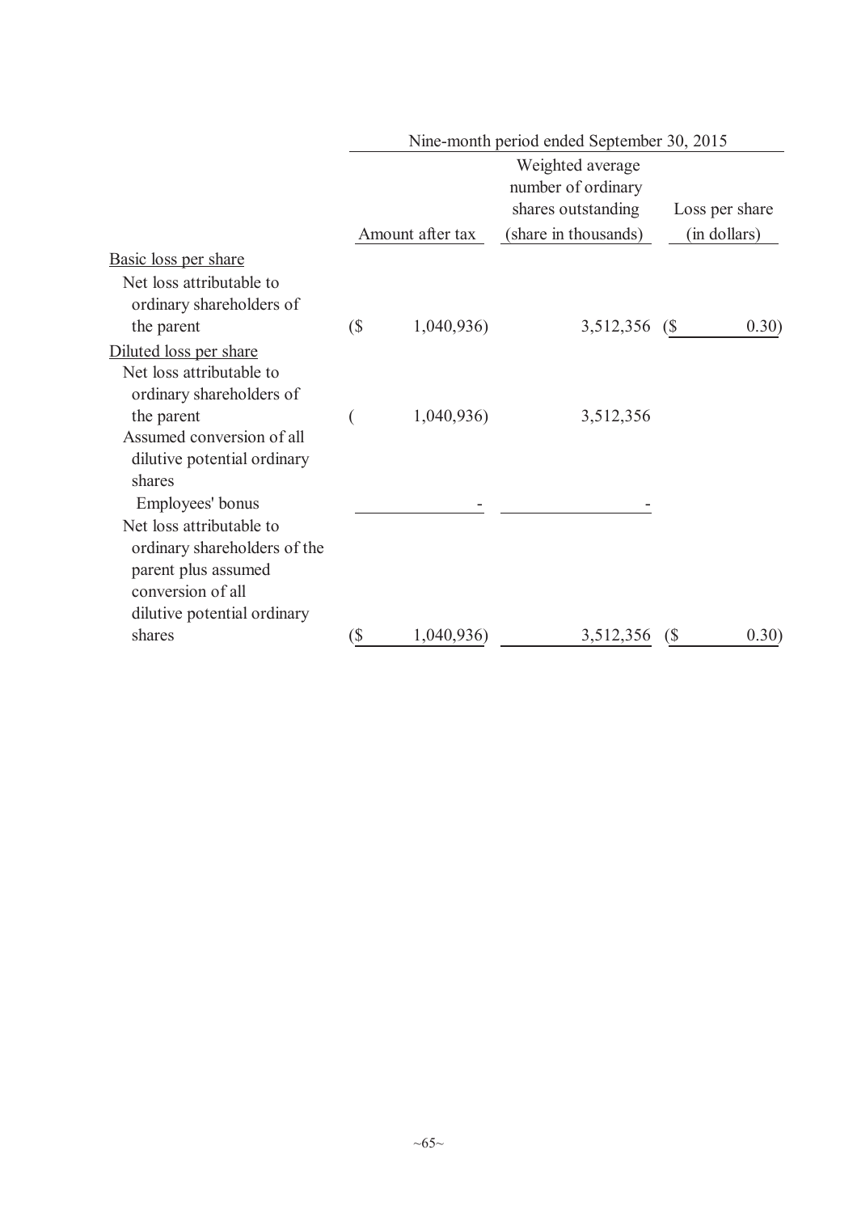| | Nine-month period ended September 30, 2015 | | |
|---|---|---|---|
| | Amount after tax | Weighted average number of ordinary shares outstanding (share in thousands) | Loss per share (in dollars) |
| Basic loss per share | | | |
| Net loss attributable to ordinary shareholders of the parent | ($ 1,040,936) | 3,512,356 | ($ 0.30) |
| Diluted loss per share | | | |
| Net loss attributable to ordinary shareholders of the parent | ( 1,040,936) | 3,512,356 | |
| Assumed conversion of all dilutive potential ordinary shares | | | |
| Employees' bonus | - | - | |
| Net loss attributable to ordinary shareholders of the parent plus assumed conversion of all dilutive potential ordinary shares | ($ 1,040,936) | 3,512,356 | ($ 0.30) |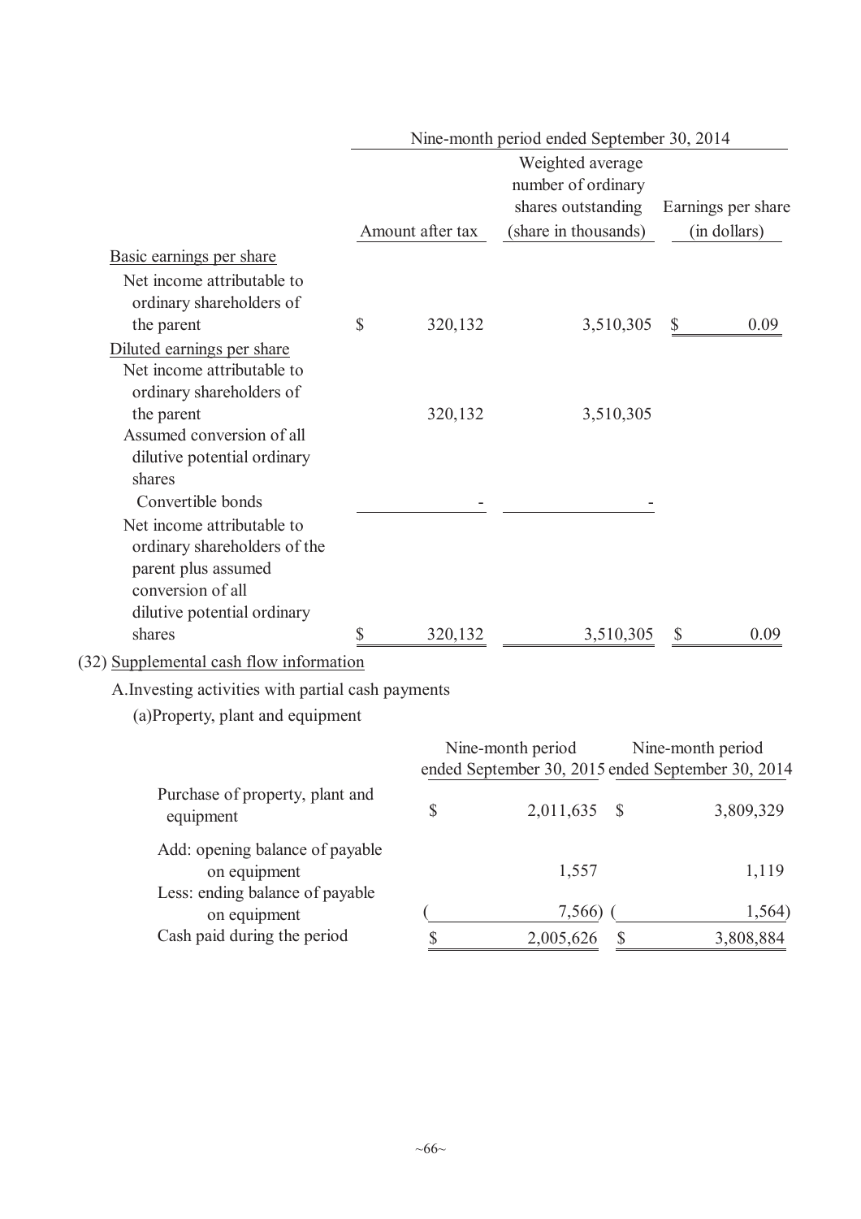| | Nine-month period ended September 30, 2014 | | |
|---|---|---|---|
| | Amount after tax | Weighted average number of ordinary shares outstanding (share in thousands) | Earnings per share (in dollars) |
| Basic earnings per share | | | |
| Net income attributable to ordinary shareholders of the parent | $ 320,132 | 3,510,305 | $ 0.09 |
| Diluted earnings per share | | | |
| Net income attributable to ordinary shareholders of the parent | 320,132 | 3,510,305 | |
| Assumed conversion of all dilutive potential ordinary shares | | | |
| Convertible bonds | - | - | |
| Net income attributable to ordinary shareholders of the parent plus assumed conversion of all dilutive potential ordinary shares | $ 320,132 | 3,510,305 | $ 0.09 |

(32) Supplemental cash flow information

A.Investing activities with partial cash payments

(a)Property, plant and equipment

| | Nine-month period ended September 30, 2015 | Nine-month period ended September 30, 2014 |
|---|---|---|
| Purchase of property, plant and equipment | $ 2,011,635 | $ 3,809,329 |
| Add: opening balance of payable on equipment | 1,557 | 1,119 |
| Less: ending balance of payable on equipment | ( 7,566) | ( 1,564) |
| Cash paid during the period | $ 2,005,626 | $ 3,808,884 |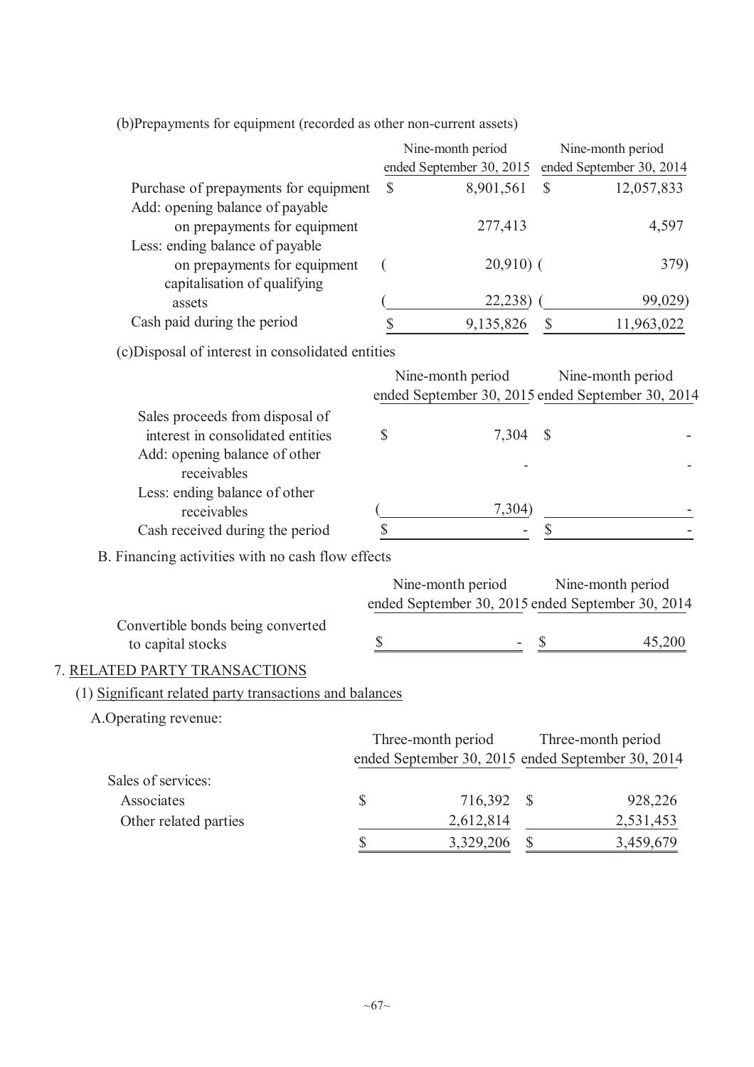(b)Prepayments for equipment (recorded as other non-current assets)

| | Nine-month period ended September 30, 2015 | Nine-month period ended September 30, 2014 |
|---|---|---|
| Purchase of prepayments for equipment | $ 8,901,561 | $ 12,057,833 |
| Add: opening balance of payable on prepayments for equipment | 277,413 | 4,597 |
| Less: ending balance of payable on prepayments for equipment | ( 20,910) | ( 379) |
| capitalisation of qualifying assets | ( 22,238) | ( 99,029) |
| Cash paid during the period | $ 9,135,826 | $ 11,963,022 |

(c)Disposal of interest in consolidated entities

| | Nine-month period ended September 30, 2015 | Nine-month period ended September 30, 2014 |
|---|---|---|
| Sales proceeds from disposal of interest in consolidated entities | $ 7,304 | $ - |
| Add: opening balance of other receivables | - | - |
| Less: ending balance of other receivables | ( 7,304) | - |
| Cash received during the period | $ - | $ - |

B. Financing activities with no cash flow effects

| | Nine-month period ended September 30, 2015 | Nine-month period ended September 30, 2014 |
|---|---|---|
| Convertible bonds being converted to capital stocks | $ - | $ 45,200 |

7. RELATED PARTY TRANSACTIONS

(1) Significant related party transactions and balances

A.Operating revenue:

| | Three-month period ended September 30, 2015 | Three-month period ended September 30, 2014 |
|---|---|---|
| Sales of services: | | |
| Associates | $ 716,392 | $ 928,226 |
| Other related parties | 2,612,814 | 2,531,453 |
| | $ 3,329,206 | $ 3,459,679 |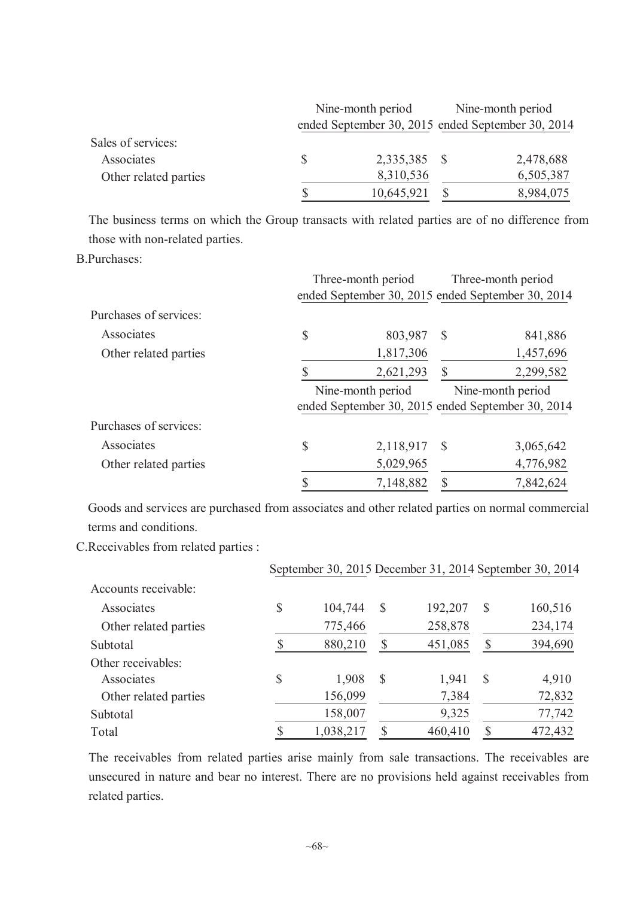| | Nine-month period ended September 30, 2015 | Nine-month period ended September 30, 2014 |
|---|---|---|
| Sales of services: | | |
| Associates | $ 2,335,385 | $ 2,478,688 |
| Other related parties | 8,310,536 | 6,505,387 |
| | $ 10,645,921 | $ 8,984,075 |

The business terms on which the Group transacts with related parties are of no difference from those with non-related parties.

B.Purchases:

| | Three-month period ended September 30, 2015 | Three-month period ended September 30, 2014 |
|---|---|---|
| Purchases of services: | | |
| Associates | $ 803,987 | $ 841,886 |
| Other related parties | 1,817,306 | 1,457,696 |
| | $ 2,621,293 | $ 2,299,582 |

| | Nine-month period ended September 30, 2015 | Nine-month period ended September 30, 2014 |
|---|---|---|
| Purchases of services: | | |
| Associates | $ 2,118,917 | $ 3,065,642 |
| Other related parties | 5,029,965 | 4,776,982 |
| | $ 7,148,882 | $ 7,842,624 |

Goods and services are purchased from associates and other related parties on normal commercial terms and conditions.

C.Receivables from related parties :

| | September 30, 2015 | December 31, 2014 | September 30, 2014 |
|---|---|---|---|
| Accounts receivable: | | | |
| Associates | $ 104,744 | $ 192,207 | $ 160,516 |
| Other related parties | 775,466 | 258,878 | 234,174 |
| Subtotal | $ 880,210 | $ 451,085 | $ 394,690 |
| Other receivables: | | | |
| Associates | $ 1,908 | $ 1,941 | $ 4,910 |
| Other related parties | 156,099 | 7,384 | 72,832 |
| Subtotal | 158,007 | 9,325 | 77,742 |
| Total | $ 1,038,217 | $ 460,410 | $ 472,432 |

The receivables from related parties arise mainly from sale transactions. The receivables are unsecured in nature and bear no interest. There are no provisions held against receivables from related parties.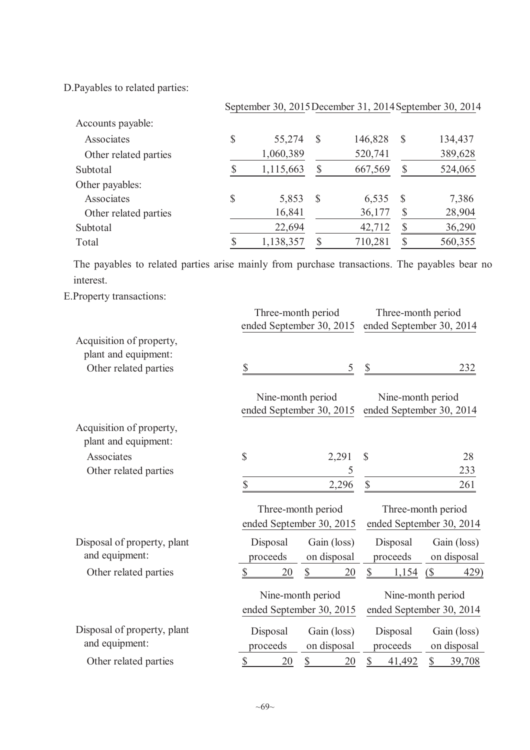D.Payables to related parties:

| | September 30, 2015 | December 31, 2014 | September 30, 2014 |
|---|---|---|---|
| Accounts payable: | | | |
| Associates | $ 55,274 | $ 146,828 | $ 134,437 |
| Other related parties | 1,060,389 | 520,741 | 389,628 |
| Subtotal | $ 1,115,663 | $ 667,569 | $ 524,065 |
| Other payables: | | | |
| Associates | $ 5,853 | $ 6,535 | $ 7,386 |
| Other related parties | 16,841 | 36,177 | $ 28,904 |
| Subtotal | 22,694 | 42,712 | $ 36,290 |
| Total | $ 1,138,357 | $ 710,281 | $ 560,355 |

The payables to related parties arise mainly from purchase transactions. The payables bear no interest.

E.Property transactions:

| | Three-month period ended September 30, 2015 | Three-month period ended September 30, 2014 |
|---|---|---|
| Acquisition of property, plant and equipment: | | |
| Other related parties | $ 5 | $ 232 |

| | Nine-month period ended September 30, 2015 | Nine-month period ended September 30, 2014 |
|---|---|---|
| Acquisition of property, plant and equipment: | | |
| Associates | $ 2,291 | $ 28 |
| Other related parties | 5 | 233 |
| | $ 2,296 | $ 261 |

| | Three-month period ended September 30, 2015 | | Three-month period ended September 30, 2014 | |
|---|---|---|---|---|
| Disposal of property, plant and equipment: | Disposal proceeds | Gain (loss) on disposal | Disposal proceeds | Gain (loss) on disposal |
| Other related parties | $ 20 | $ 20 | $ 1,154 | ($ 429) |

| | Nine-month period ended September 30, 2015 | | Nine-month period ended September 30, 2014 | |
|---|---|---|---|---|
| Disposal of property, plant and equipment: | Disposal proceeds | Gain (loss) on disposal | Disposal proceeds | Gain (loss) on disposal |
| Other related parties | $ 20 | $ 20 | $ 41,492 | $ 39,708 |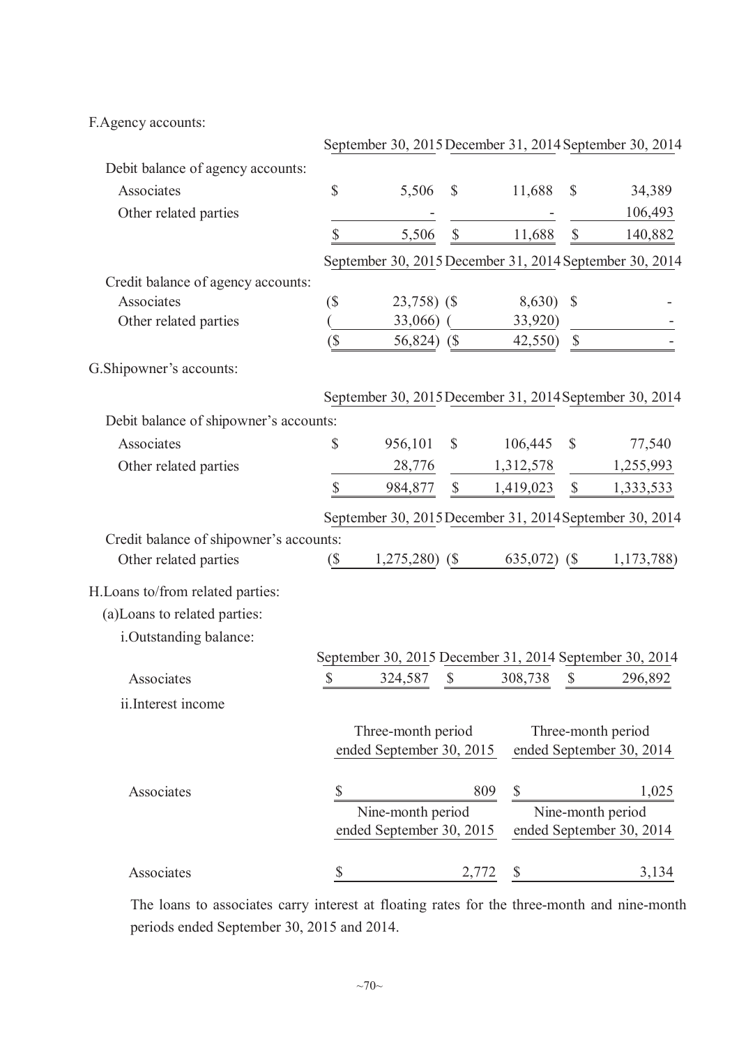F.Agency accounts:

| | September 30, 2015 | December 31, 2014 | September 30, 2014 |
|---|---|---|---|
| Debit balance of agency accounts: | | | |
| Associates | $ 5,506 | $ 11,688 | $ 34,389 |
| Other related parties | - | - | 106,493 |
| | $ 5,506 | $ 11,688 | $ 140,882 |

| | September 30, 2015 | December 31, 2014 | September 30, 2014 |
|---|---|---|---|
| Credit balance of agency accounts: | | | |
| Associates | ($ 23,758) | ($ 8,630) | $ - |
| Other related parties | ( 33,066) | ( 33,920) | - |
| | ($ 56,824) | ($ 42,550) | $ - |

G.Shipowner's accounts:

| | September 30, 2015 | December 31, 2014 | September 30, 2014 |
|---|---|---|---|
| Debit balance of shipowner's accounts: | | | |
| Associates | $ 956,101 | $ 106,445 | $ 77,540 |
| Other related parties | 28,776 | 1,312,578 | 1,255,993 |
| | $ 984,877 | $ 1,419,023 | $ 1,333,533 |

| | September 30, 2015 | December 31, 2014 | September 30, 2014 |
|---|---|---|---|
| Credit balance of shipowner's accounts: | | | |
| Other related parties | ($ 1,275,280) | ($ 635,072) | ($ 1,173,788) |

H.Loans to/from related parties:

(a)Loans to related parties:

i.Outstanding balance:

| | September 30, 2015 | December 31, 2014 | September 30, 2014 |
|---|---|---|---|
| Associates | $ 324,587 | $ 308,738 | $ 296,892 |

ii.Interest income

| | Three-month period ended September 30, 2015 | Three-month period ended September 30, 2014 |
|---|---|---|
| Associates | $ 809 | $ 1,025 |

| | Nine-month period ended September 30, 2015 | Nine-month period ended September 30, 2014 |
|---|---|---|
| Associates | $ 2,772 | $ 3,134 |

The loans to associates carry interest at floating rates for the three-month and nine-month periods ended September 30, 2015 and 2014.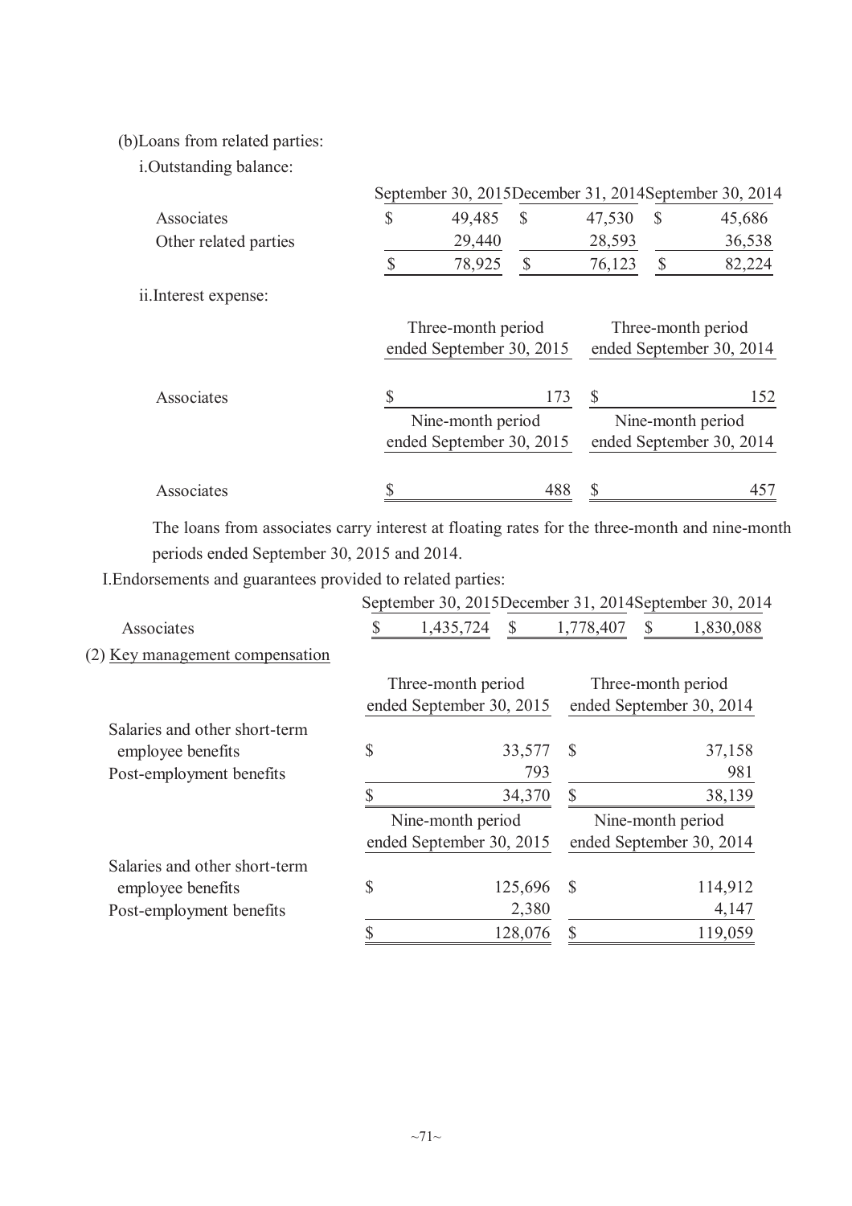(b) Loans from related parties:

i. Outstanding balance:

| | September 30, 2015 | December 31, 2014 | September 30, 2014 |
|---|---|---|---|
| Associates | $ 49,485 | $ 47,530 | $ 45,686 |
| Other related parties | 29,440 | 28,593 | 36,538 |
| | $ 78,925 | $ 76,123 | $ 82,224 |

ii. Interest expense:

| | Three-month period ended September 30, 2015 | Three-month period ended September 30, 2014 |
|---|---|---|
| Associates | $ 173 | $ 152 |

| | Nine-month period ended September 30, 2015 | Nine-month period ended September 30, 2014 |
|---|---|---|
| Associates | $ 488 | $ 457 |

The loans from associates carry interest at floating rates for the three-month and nine-month periods ended September 30, 2015 and 2014.

I. Endorsements and guarantees provided to related parties:

| | September 30, 2015 | December 31, 2014 | September 30, 2014 |
|---|---|---|---|
| Associates | $ 1,435,724 | $ 1,778,407 | $ 1,830,088 |

(2) Key management compensation

| | Three-month period ended September 30, 2015 | Three-month period ended September 30, 2014 |
|---|---|---|
| Salaries and other short-term employee benefits | $ 33,577 | $ 37,158 |
| Post-employment benefits | 793 | 981 |
| | $ 34,370 | $ 38,139 |

| | Nine-month period ended September 30, 2015 | Nine-month period ended September 30, 2014 |
|---|---|---|
| Salaries and other short-term employee benefits | $ 125,696 | $ 114,912 |
| Post-employment benefits | 2,380 | 4,147 |
| | $ 128,076 | $ 119,059 |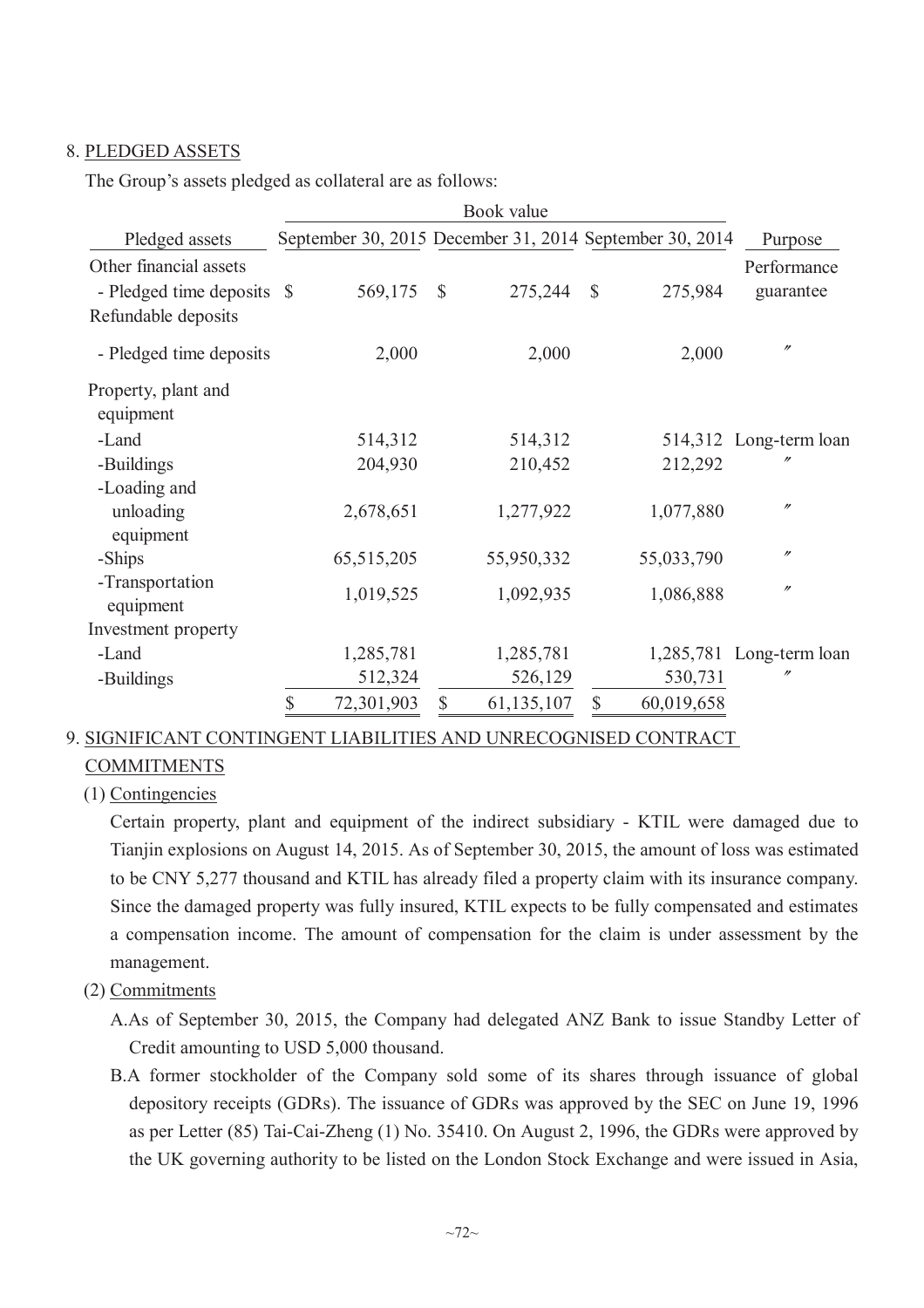8. PLEDGED ASSETS

The Group's assets pledged as collateral are as follows:

| | Book value | | | |
|---|---|---|---|---|
| Pledged assets | September 30, 2015 | December 31, 2014 | September 30, 2014 | Purpose |
| Other financial assets | | | | Performance |
| - Pledged time deposits | $ 569,175 | $ 275,244 | $ 275,984 | guarantee |
| Refundable deposits | | | | |
| - Pledged time deposits | 2,000 | 2,000 | 2,000 | 〃 |
| Property, plant and equipment | | | | |
| -Land | 514,312 | 514,312 | 514,312 | Long-term loan |
| -Buildings | 204,930 | 210,452 | 212,292 | 〃 |
| -Loading and unloading equipment | 2,678,651 | 1,277,922 | 1,077,880 | 〃 |
| -Ships | 65,515,205 | 55,950,332 | 55,033,790 | 〃 |
| -Transportation equipment | 1,019,525 | 1,092,935 | 1,086,888 | 〃 |
| Investment property | | | | |
| -Land | 1,285,781 | 1,285,781 | 1,285,781 | Long-term loan |
| -Buildings | 512,324 | 526,129 | 530,731 | 〃 |
| | $ 72,301,903 | $ 61,135,107 | $ 60,019,658 | |

9. SIGNIFICANT CONTINGENT LIABILITIES AND UNRECOGNISED CONTRACT COMMITMENTS

(1) Contingencies

Certain property, plant and equipment of the indirect subsidiary - KTIL were damaged due to Tianjin explosions on August 14, 2015. As of September 30, 2015, the amount of loss was estimated to be CNY 5,277 thousand and KTIL has already filed a property claim with its insurance company. Since the damaged property was fully insured, KTIL expects to be fully compensated and estimates a compensation income. The amount of compensation for the claim is under assessment by the management.

(2) Commitments

A. As of September 30, 2015, the Company had delegated ANZ Bank to issue Standby Letter of Credit amounting to USD 5,000 thousand.

B. A former stockholder of the Company sold some of its shares through issuance of global depository receipts (GDRs). The issuance of GDRs was approved by the SEC on June 19, 1996 as per Letter (85) Tai-Cai-Zheng (1) No. 35410. On August 2, 1996, the GDRs were approved by the UK governing authority to be listed on the London Stock Exchange and were issued in Asia,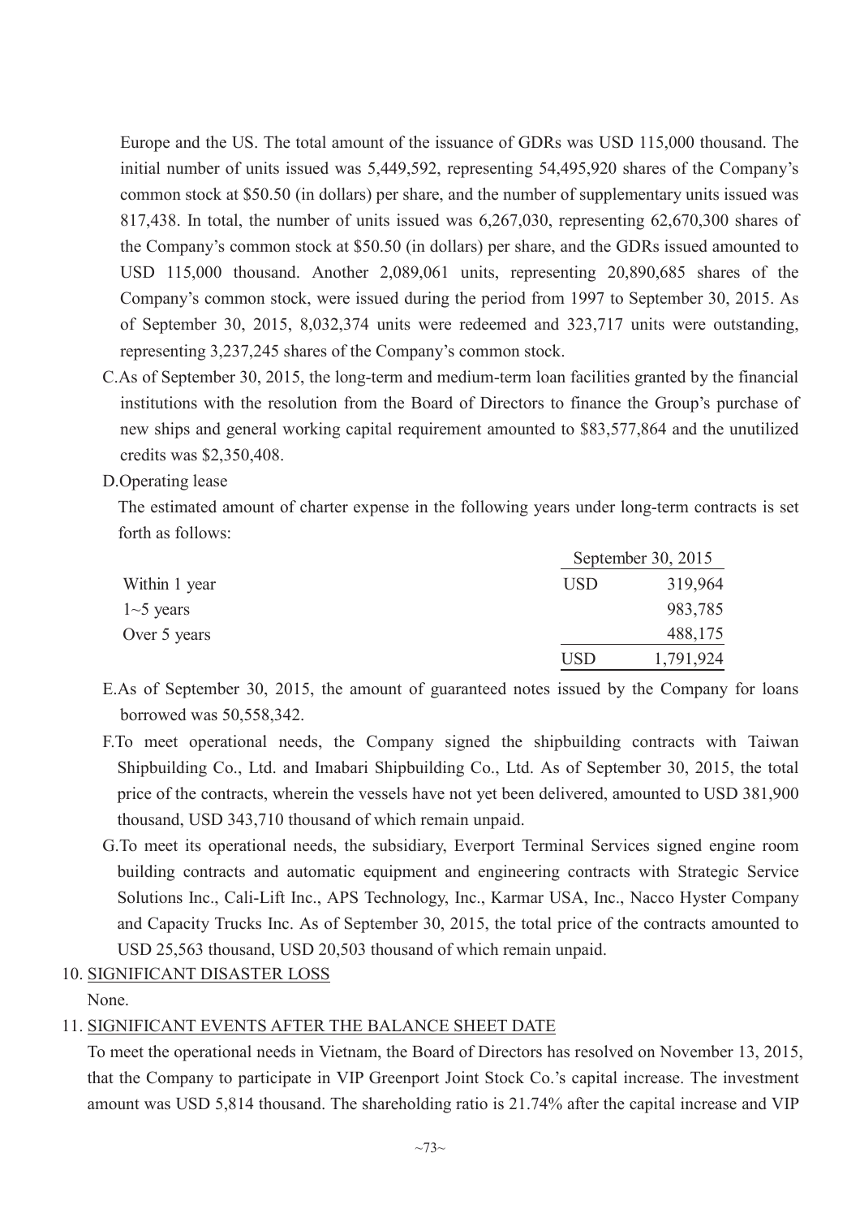Europe and the US. The total amount of the issuance of GDRs was USD 115,000 thousand. The initial number of units issued was 5,449,592, representing 54,495,920 shares of the Company's common stock at $50.50 (in dollars) per share, and the number of supplementary units issued was 817,438. In total, the number of units issued was 6,267,030, representing 62,670,300 shares of the Company's common stock at $50.50 (in dollars) per share, and the GDRs issued amounted to USD 115,000 thousand. Another 2,089,061 units, representing 20,890,685 shares of the Company's common stock, were issued during the period from 1997 to September 30, 2015. As of September 30, 2015, 8,032,374 units were redeemed and 323,717 units were outstanding, representing 3,237,245 shares of the Company's common stock.

C. As of September 30, 2015, the long-term and medium-term loan facilities granted by the financial institutions with the resolution from the Board of Directors to finance the Group's purchase of new ships and general working capital requirement amounted to $83,577,864 and the unutilized credits was $2,350,408.

D. Operating lease

The estimated amount of charter expense in the following years under long-term contracts is set forth as follows:

| | September 30, 2015 | |
|---|---|---|
| Within 1 year | USD | 319,964 |
| 1~5 years | | 983,785 |
| Over 5 years | | 488,175 |
| | USD | 1,791,924 |

E. As of September 30, 2015, the amount of guaranteed notes issued by the Company for loans borrowed was 50,558,342.

F. To meet operational needs, the Company signed the shipbuilding contracts with Taiwan Shipbuilding Co., Ltd. and Imabari Shipbuilding Co., Ltd. As of September 30, 2015, the total price of the contracts, wherein the vessels have not yet been delivered, amounted to USD 381,900 thousand, USD 343,710 thousand of which remain unpaid.

G. To meet its operational needs, the subsidiary, Everport Terminal Services signed engine room building contracts and automatic equipment and engineering contracts with Strategic Service Solutions Inc., Cali-Lift Inc., APS Technology, Inc., Karmar USA, Inc., Nacco Hyster Company and Capacity Trucks Inc. As of September 30, 2015, the total price of the contracts amounted to USD 25,563 thousand, USD 20,503 thousand of which remain unpaid.

10. SIGNIFICANT DISASTER LOSS

None.

11. SIGNIFICANT EVENTS AFTER THE BALANCE SHEET DATE

To meet the operational needs in Vietnam, the Board of Directors has resolved on November 13, 2015, that the Company to participate in VIP Greenport Joint Stock Co.'s capital increase. The investment amount was USD 5,814 thousand. The shareholding ratio is 21.74% after the capital increase and VIP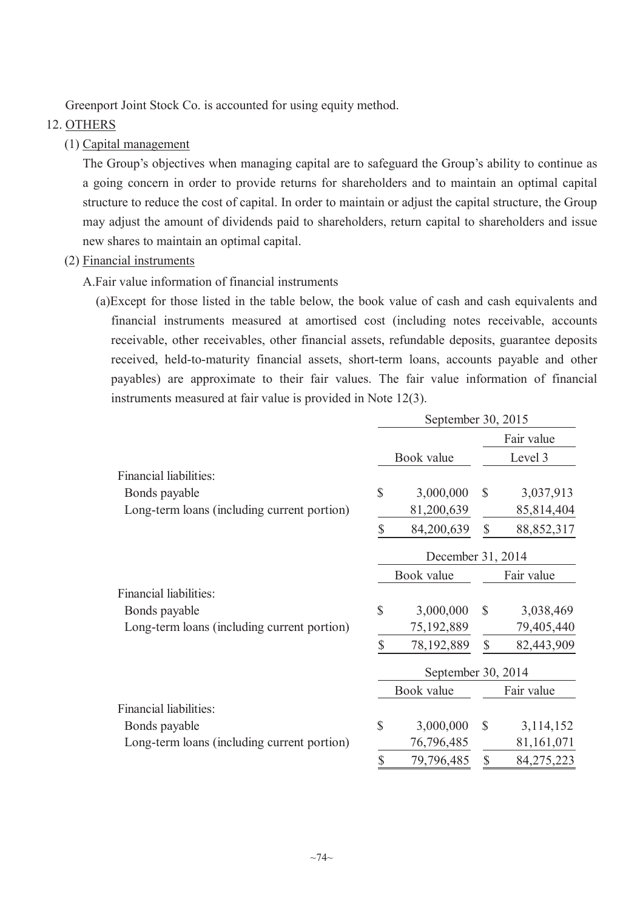Greenport Joint Stock Co. is accounted for using equity method.

12. OTHERS

(1) Capital management

The Group's objectives when managing capital are to safeguard the Group's ability to continue as a going concern in order to provide returns for shareholders and to maintain an optimal capital structure to reduce the cost of capital. In order to maintain or adjust the capital structure, the Group may adjust the amount of dividends paid to shareholders, return capital to shareholders and issue new shares to maintain an optimal capital.

(2) Financial instruments

A.Fair value information of financial instruments

(a)Except for those listed in the table below, the book value of cash and cash equivalents and financial instruments measured at amortised cost (including notes receivable, accounts receivable, other receivables, other financial assets, refundable deposits, guarantee deposits received, held-to-maturity financial assets, short-term loans, accounts payable and other payables) are approximate to their fair values. The fair value information of financial instruments measured at fair value is provided in Note 12(3).

| | September 30, 2015 | |
|---|---|---|
| | | Fair value |
| | Book value | Level 3 |
| Financial liabilities: | | |
| Bonds payable | $ 3,000,000 | $ 3,037,913 |
| Long-term loans (including current portion) | 81,200,639 | 85,814,404 |
| | $ 84,200,639 | $ 88,852,317 |

| | December 31, 2014 | |
|---|---|---|
| | Book value | Fair value |
| Financial liabilities: | | |
| Bonds payable | $ 3,000,000 | $ 3,038,469 |
| Long-term loans (including current portion) | 75,192,889 | 79,405,440 |
| | $ 78,192,889 | $ 82,443,909 |

| | September 30, 2014 | |
|---|---|---|
| | Book value | Fair value |
| Financial liabilities: | | |
| Bonds payable | $ 3,000,000 | $ 3,114,152 |
| Long-term loans (including current portion) | 76,796,485 | 81,161,071 |
| | $ 79,796,485 | $ 84,275,223 |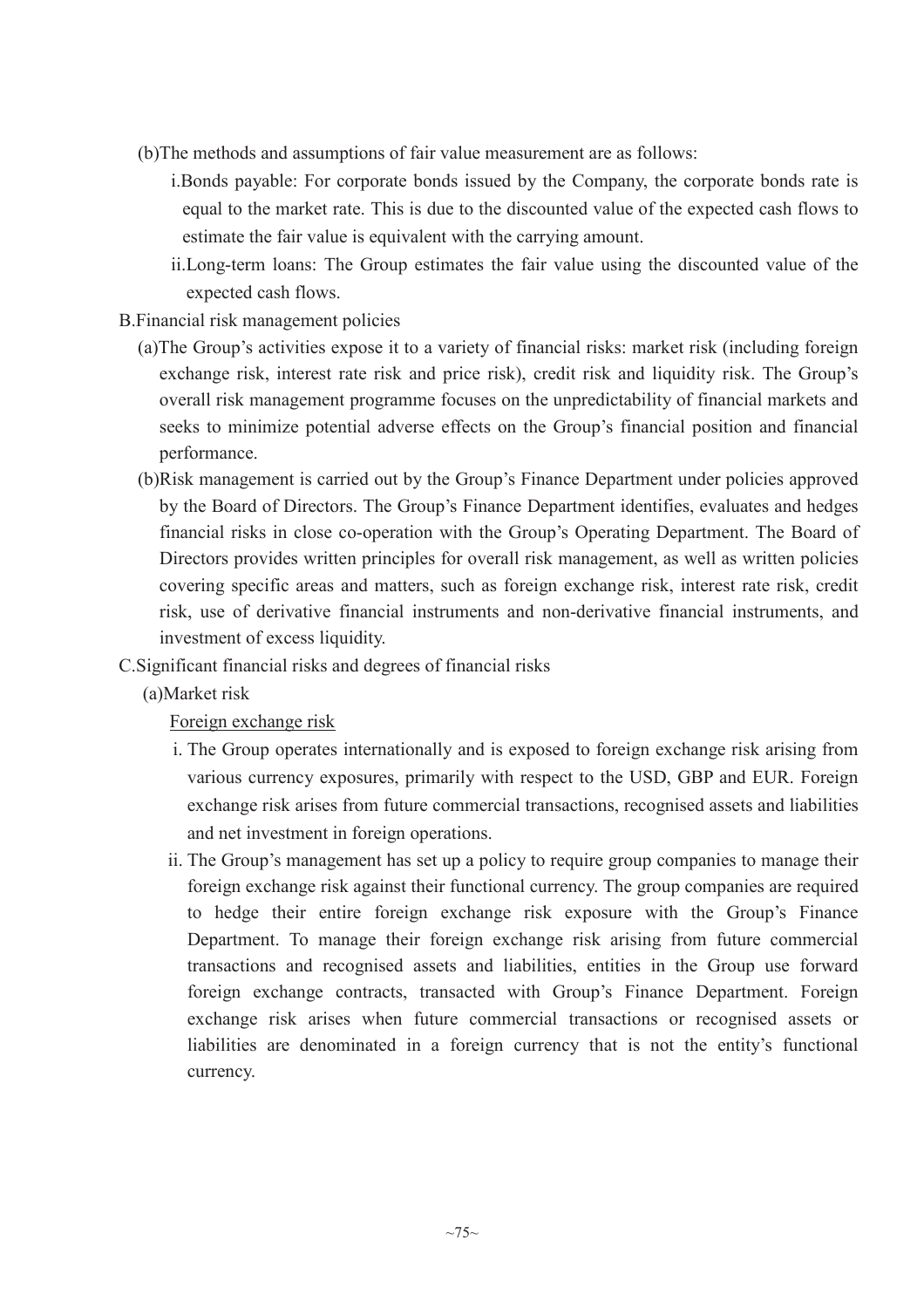(b)The methods and assumptions of fair value measurement are as follows:

i.Bonds payable: For corporate bonds issued by the Company, the corporate bonds rate is equal to the market rate. This is due to the discounted value of the expected cash flows to estimate the fair value is equivalent with the carrying amount.

ii.Long-term loans: The Group estimates the fair value using the discounted value of the expected cash flows.

B.Financial risk management policies

(a)The Group's activities expose it to a variety of financial risks: market risk (including foreign exchange risk, interest rate risk and price risk), credit risk and liquidity risk. The Group's overall risk management programme focuses on the unpredictability of financial markets and seeks to minimize potential adverse effects on the Group's financial position and financial performance.

(b)Risk management is carried out by the Group's Finance Department under policies approved by the Board of Directors. The Group's Finance Department identifies, evaluates and hedges financial risks in close co-operation with the Group's Operating Department. The Board of Directors provides written principles for overall risk management, as well as written policies covering specific areas and matters, such as foreign exchange risk, interest rate risk, credit risk, use of derivative financial instruments and non-derivative financial instruments, and investment of excess liquidity.

C.Significant financial risks and degrees of financial risks

(a)Market risk

<u>Foreign exchange risk</u>

i. The Group operates internationally and is exposed to foreign exchange risk arising from various currency exposures, primarily with respect to the USD, GBP and EUR. Foreign exchange risk arises from future commercial transactions, recognised assets and liabilities and net investment in foreign operations.

ii. The Group's management has set up a policy to require group companies to manage their foreign exchange risk against their functional currency. The group companies are required to hedge their entire foreign exchange risk exposure with the Group's Finance Department. To manage their foreign exchange risk arising from future commercial transactions and recognised assets and liabilities, entities in the Group use forward foreign exchange contracts, transacted with Group's Finance Department. Foreign exchange risk arises when future commercial transactions or recognised assets or liabilities are denominated in a foreign currency that is not the entity's functional currency.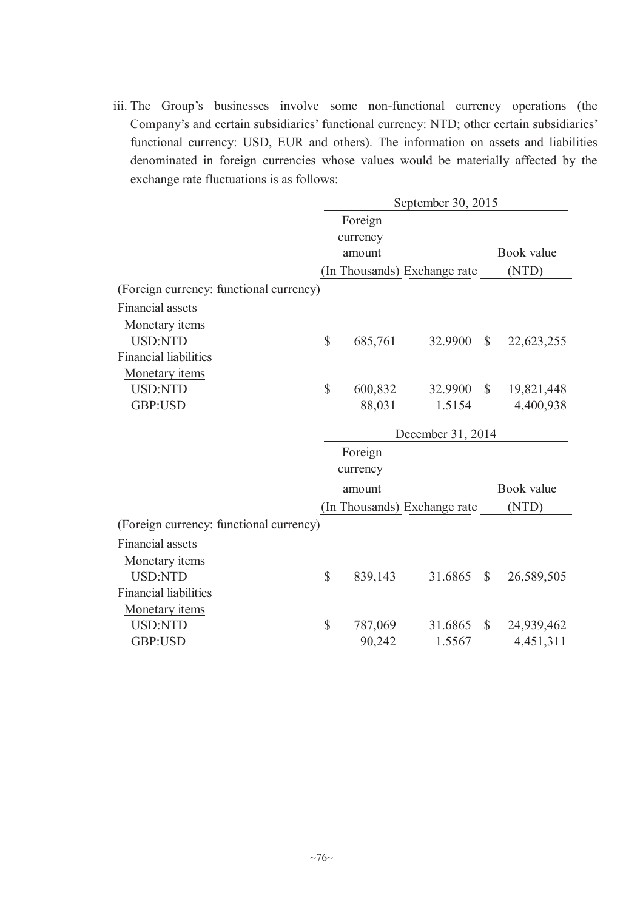iii. The Group's businesses involve some non-functional currency operations (the Company's and certain subsidiaries' functional currency: NTD; other certain subsidiaries' functional currency: USD, EUR and others). The information on assets and liabilities denominated in foreign currencies whose values would be materially affected by the exchange rate fluctuations is as follows:

| | September 30, 2015 | | |
|---|---|---|---|
| | Foreign currency amount (In Thousands) | Exchange rate | Book value (NTD) |
| (Foreign currency: functional currency) | | | |
| Financial assets | | | |
| Monetary items | | | |
| USD:NTD | $ 685,761 | 32.9900 | $ 22,623,255 |
| Financial liabilities | | | |
| Monetary items | | | |
| USD:NTD | $ 600,832 | 32.9900 | $ 19,821,448 |
| GBP:USD | 88,031 | 1.5154 | 4,400,938 |

| | December 31, 2014 | | |
|---|---|---|---|
| | Foreign currency amount (In Thousands) | Exchange rate | Book value (NTD) |
| (Foreign currency: functional currency) | | | |
| Financial assets | | | |
| Monetary items | | | |
| USD:NTD | $ 839,143 | 31.6865 | $ 26,589,505 |
| Financial liabilities | | | |
| Monetary items | | | |
| USD:NTD | $ 787,069 | 31.6865 | $ 24,939,462 |
| GBP:USD | 90,242 | 1.5567 | 4,451,311 |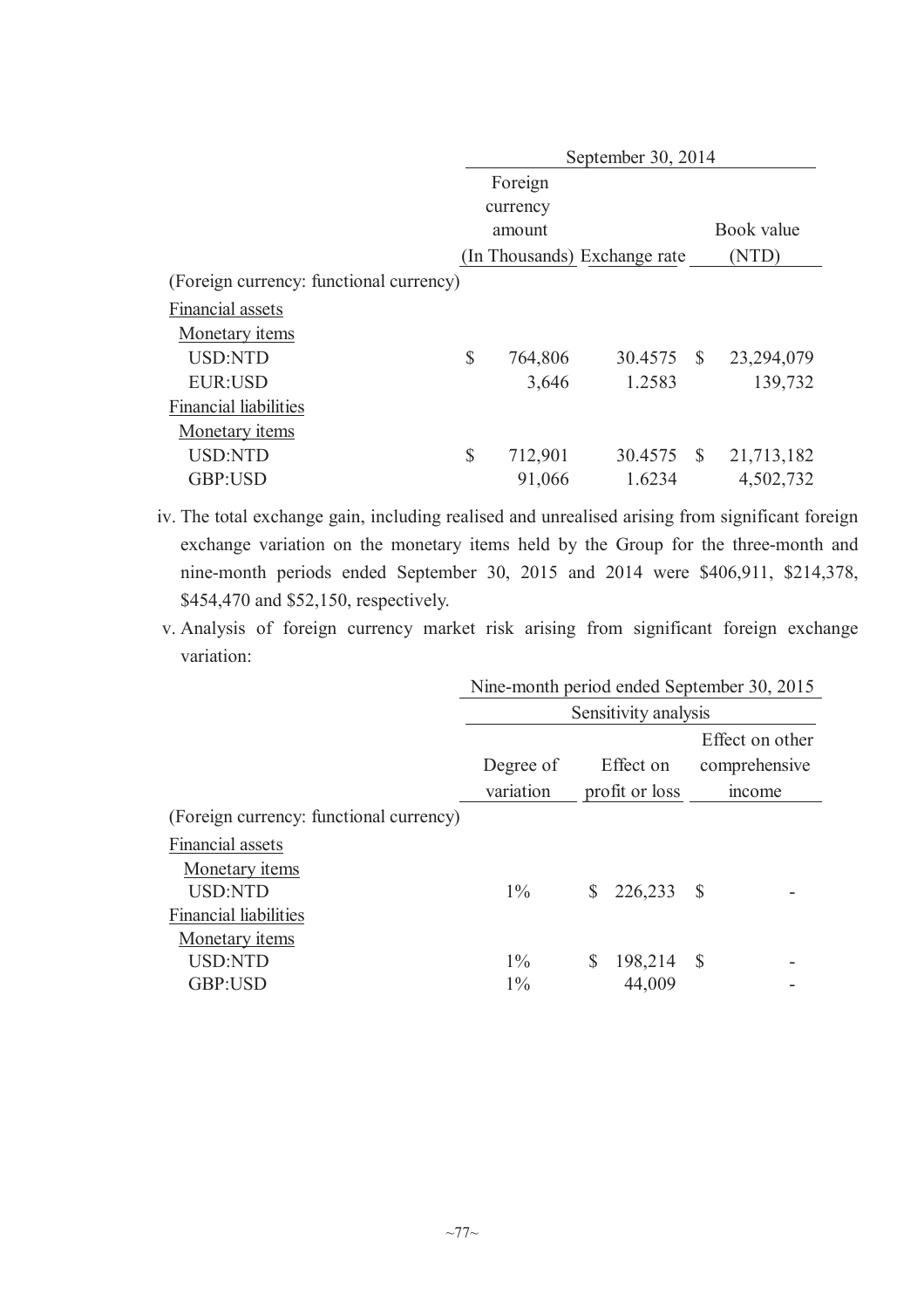| | September 30, 2014 | | |
|---|---|---|---|
| | Foreign currency amount (In Thousands) | Exchange rate | Book value (NTD) |
| (Foreign currency: functional currency) | | | |
| Financial assets | | | |
| Monetary items | | | |
| USD:NTD | $ 764,806 | 30.4575 | $ 23,294,079 |
| EUR:USD | 3,646 | 1.2583 | 139,732 |
| Financial liabilities | | | |
| Monetary items | | | |
| USD:NTD | $ 712,901 | 30.4575 | $ 21,713,182 |
| GBP:USD | 91,066 | 1.6234 | 4,502,732 |

iv. The total exchange gain, including realised and unrealised arising from significant foreign exchange variation on the monetary items held by the Group for the three-month and nine-month periods ended September 30, 2015 and 2014 were $406,911, $214,378, $454,470 and $52,150, respectively.

v. Analysis of foreign currency market risk arising from significant foreign exchange variation:

| | Nine-month period ended September 30, 2015 | | |
|---|---|---|---|
| | Sensitivity analysis | | |
| | Degree of variation | Effect on profit or loss | Effect on other comprehensive income |
| (Foreign currency: functional currency) | | | |
| Financial assets | | | |
| Monetary items | | | |
| USD:NTD | 1% | $ 226,233 | $ - |
| Financial liabilities | | | |
| Monetary items | | | |
| USD:NTD | 1% | $ 198,214 | $ - |
| GBP:USD | 1% | 44,009 | - |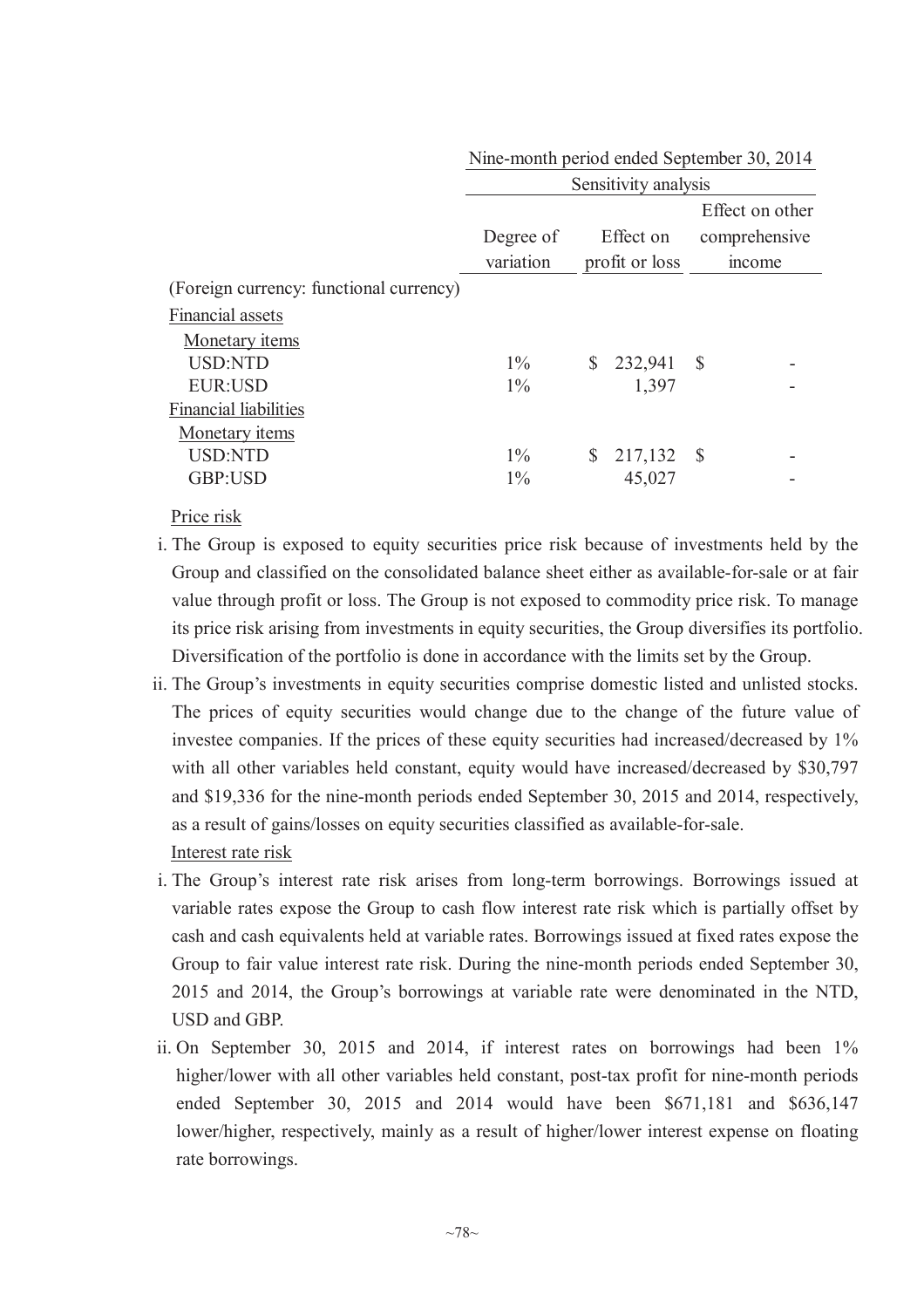| | Nine-month period ended September 30, 2014 | | |
|---|---|---|---|
| | Sensitivity analysis | | |
| | Degree of variation | Effect on profit or loss | Effect on other comprehensive income |
| (Foreign currency: functional currency) | | | |
| Financial assets | | | |
| Monetary items | | | |
| USD:NTD | 1% | $ 232,941 | $ - |
| EUR:USD | 1% | 1,397 | - |
| Financial liabilities | | | |
| Monetary items | | | |
| USD:NTD | 1% | $ 217,132 | $ - |
| GBP:USD | 1% | 45,027 | - |

Price risk

i. The Group is exposed to equity securities price risk because of investments held by the Group and classified on the consolidated balance sheet either as available-for-sale or at fair value through profit or loss. The Group is not exposed to commodity price risk. To manage its price risk arising from investments in equity securities, the Group diversifies its portfolio. Diversification of the portfolio is done in accordance with the limits set by the Group.

ii. The Group's investments in equity securities comprise domestic listed and unlisted stocks. The prices of equity securities would change due to the change of the future value of investee companies. If the prices of these equity securities had increased/decreased by 1% with all other variables held constant, equity would have increased/decreased by $30,797 and $19,336 for the nine-month periods ended September 30, 2015 and 2014, respectively, as a result of gains/losses on equity securities classified as available-for-sale.

Interest rate risk

i. The Group's interest rate risk arises from long-term borrowings. Borrowings issued at variable rates expose the Group to cash flow interest rate risk which is partially offset by cash and cash equivalents held at variable rates. Borrowings issued at fixed rates expose the Group to fair value interest rate risk. During the nine-month periods ended September 30, 2015 and 2014, the Group's borrowings at variable rate were denominated in the NTD, USD and GBP.

ii. On September 30, 2015 and 2014, if interest rates on borrowings had been 1% higher/lower with all other variables held constant, post-tax profit for nine-month periods ended September 30, 2015 and 2014 would have been $671,181 and $636,147 lower/higher, respectively, mainly as a result of higher/lower interest expense on floating rate borrowings.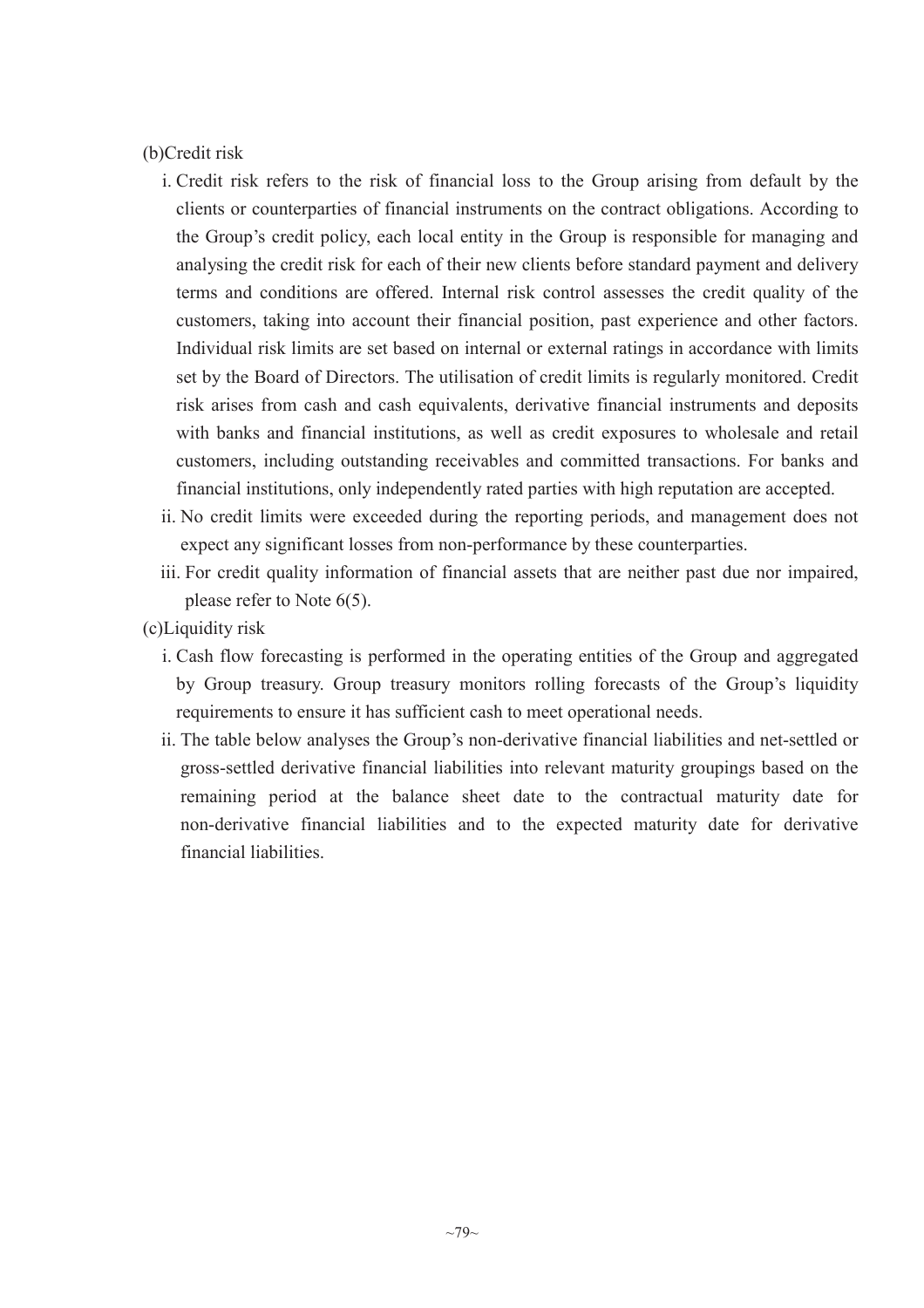(b)Credit risk

i. Credit risk refers to the risk of financial loss to the Group arising from default by the clients or counterparties of financial instruments on the contract obligations. According to the Group's credit policy, each local entity in the Group is responsible for managing and analysing the credit risk for each of their new clients before standard payment and delivery terms and conditions are offered. Internal risk control assesses the credit quality of the customers, taking into account their financial position, past experience and other factors. Individual risk limits are set based on internal or external ratings in accordance with limits set by the Board of Directors. The utilisation of credit limits is regularly monitored. Credit risk arises from cash and cash equivalents, derivative financial instruments and deposits with banks and financial institutions, as well as credit exposures to wholesale and retail customers, including outstanding receivables and committed transactions. For banks and financial institutions, only independently rated parties with high reputation are accepted.

ii. No credit limits were exceeded during the reporting periods, and management does not expect any significant losses from non-performance by these counterparties.

iii. For credit quality information of financial assets that are neither past due nor impaired, please refer to Note 6(5).

(c)Liquidity risk

i. Cash flow forecasting is performed in the operating entities of the Group and aggregated by Group treasury. Group treasury monitors rolling forecasts of the Group's liquidity requirements to ensure it has sufficient cash to meet operational needs.

ii. The table below analyses the Group's non-derivative financial liabilities and net-settled or gross-settled derivative financial liabilities into relevant maturity groupings based on the remaining period at the balance sheet date to the contractual maturity date for non-derivative financial liabilities and to the expected maturity date for derivative financial liabilities.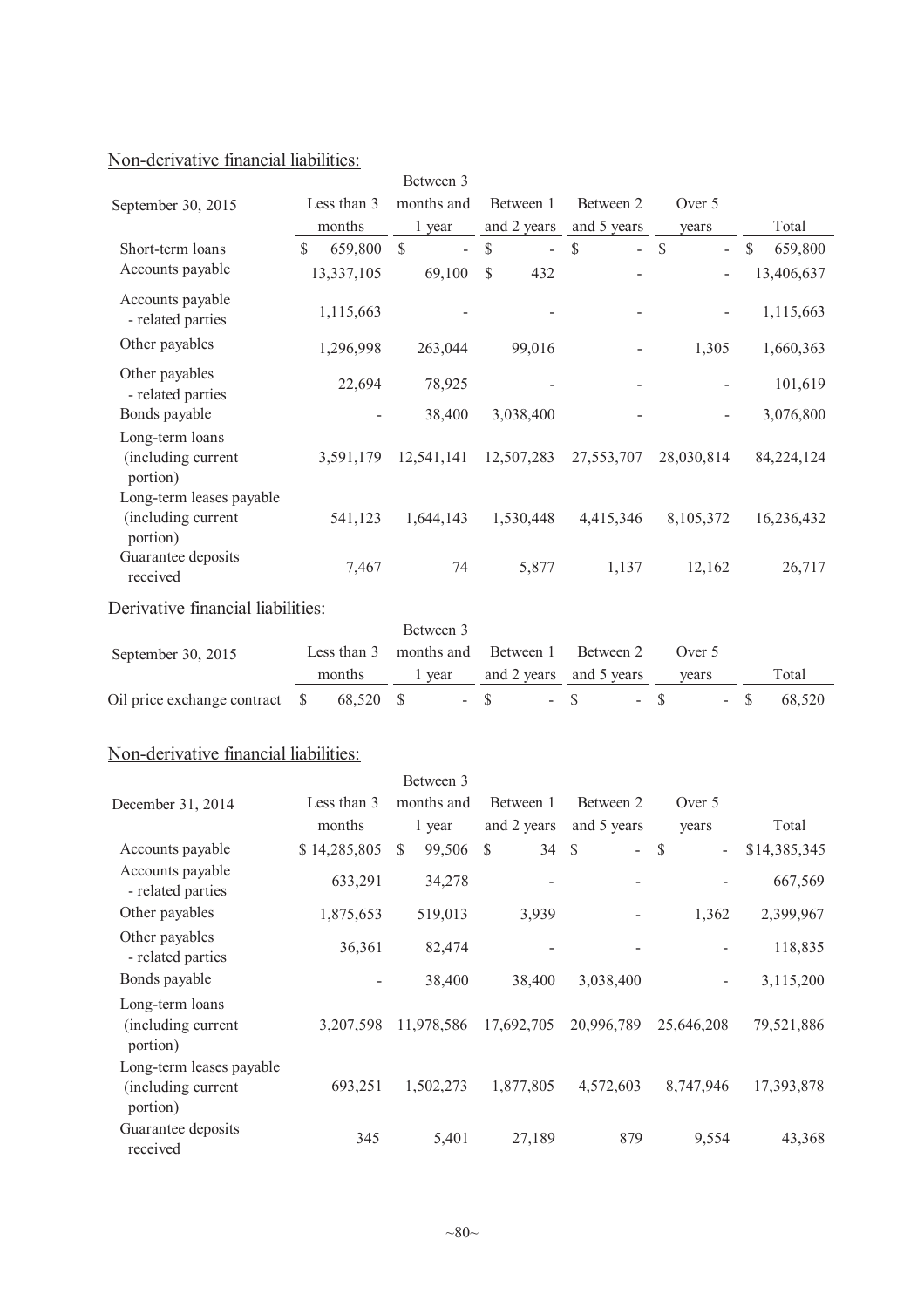Non-derivative financial liabilities:

| September 30, 2015 | Less than 3 months | Between 3 months and 1 year | Between 1 and 2 years | Between 2 and 5 years | Over 5 years | Total |
|---|---|---|---|---|---|---|
| Short-term loans | $ 659,800 | $ - | $ - | $ - | $ - | $ 659,800 |
| Accounts payable | 13,337,105 | 69,100 | $ 432 | - | - | 13,406,637 |
| Accounts payable - related parties | 1,115,663 | - | - | - | - | 1,115,663 |
| Other payables | 1,296,998 | 263,044 | 99,016 | - | 1,305 | 1,660,363 |
| Other payables - related parties | 22,694 | 78,925 | - | - | - | 101,619 |
| Bonds payable | - | 38,400 | 3,038,400 | - | - | 3,076,800 |
| Long-term loans (including current portion) | 3,591,179 | 12,541,141 | 12,507,283 | 27,553,707 | 28,030,814 | 84,224,124 |
| Long-term leases payable (including current portion) | 541,123 | 1,644,143 | 1,530,448 | 4,415,346 | 8,105,372 | 16,236,432 |
| Guarantee deposits received | 7,467 | 74 | 5,877 | 1,137 | 12,162 | 26,717 |

Derivative financial liabilities:

| September 30, 2015 | Less than 3 months | Between 3 months and 1 year | Between 1 and 2 years | Between 2 and 5 years | Over 5 years | Total |
|---|---|---|---|---|---|---|
| Oil price exchange contract | $ 68,520 | $ - | $ - | $ - | $ - | $ 68,520 |

Non-derivative financial liabilities:

| December 31, 2014 | Less than 3 months | Between 3 months and 1 year | Between 1 and 2 years | Between 2 and 5 years | Over 5 years | Total |
|---|---|---|---|---|---|---|
| Accounts payable | $ 14,285,805 | $ 99,506 | $ 34 | $ - | $ - | $14,385,345 |
| Accounts payable - related parties | 633,291 | 34,278 | - | - | - | 667,569 |
| Other payables | 1,875,653 | 519,013 | 3,939 | - | 1,362 | 2,399,967 |
| Other payables - related parties | 36,361 | 82,474 | - | - | - | 118,835 |
| Bonds payable | - | 38,400 | 38,400 | 3,038,400 | - | 3,115,200 |
| Long-term loans (including current portion) | 3,207,598 | 11,978,586 | 17,692,705 | 20,996,789 | 25,646,208 | 79,521,886 |
| Long-term leases payable (including current portion) | 693,251 | 1,502,273 | 1,877,805 | 4,572,603 | 8,747,946 | 17,393,878 |
| Guarantee deposits received | 345 | 5,401 | 27,189 | 879 | 9,554 | 43,368 |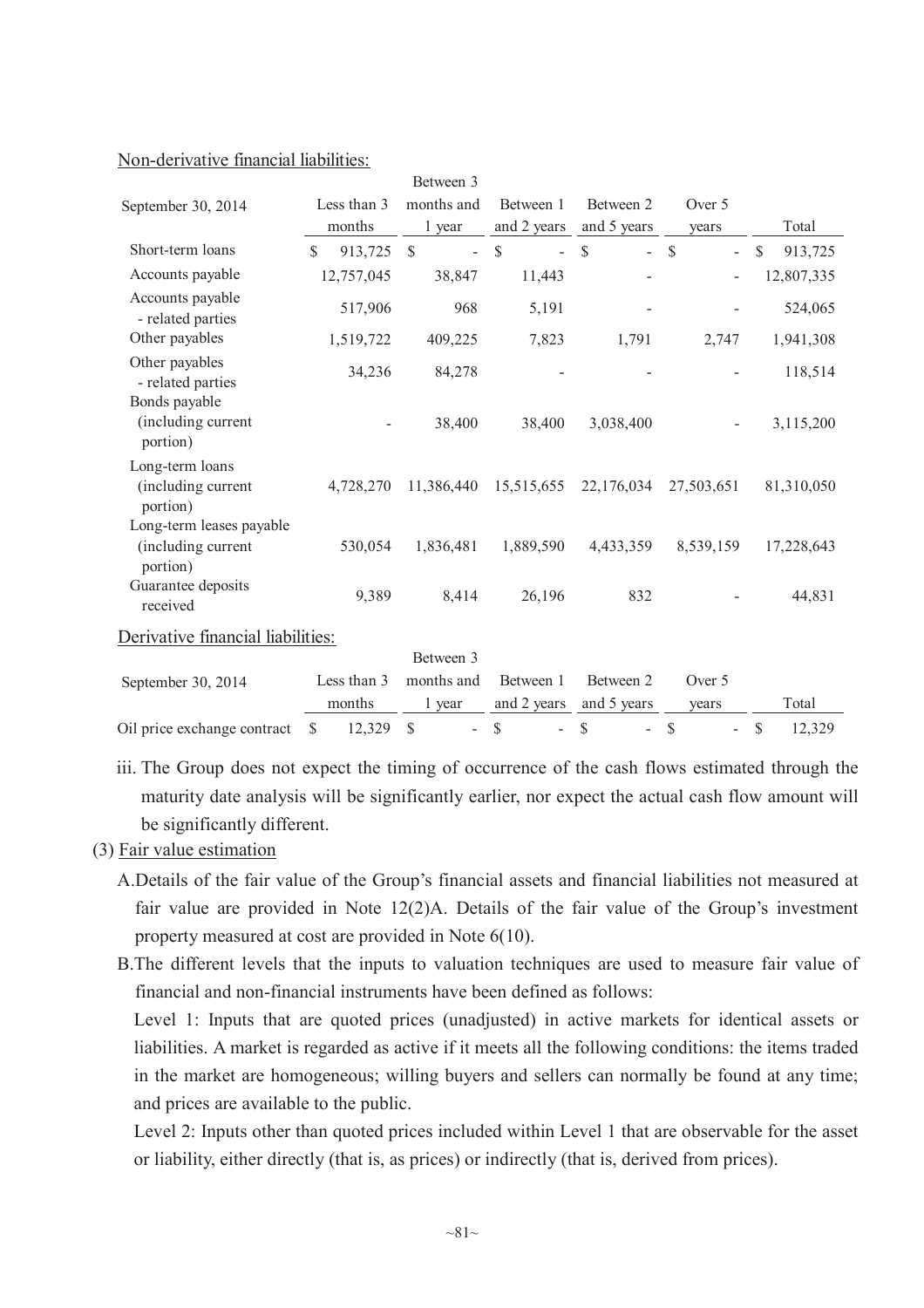Non-derivative financial liabilities:

| September 30, 2014 | Less than 3 months | Between 3 months and 1 year | Between 1 and 2 years | Between 2 and 5 years | Over 5 years | Total |
|---|---|---|---|---|---|---|
| Short-term loans | $ 913,725 | $ - | $ - | $ - | $ - | $ 913,725 |
| Accounts payable | 12,757,045 | 38,847 | 11,443 | - | - | 12,807,335 |
| Accounts payable - related parties | 517,906 | 968 | 5,191 | - | - | 524,065 |
| Other payables | 1,519,722 | 409,225 | 7,823 | 1,791 | 2,747 | 1,941,308 |
| Other payables - related parties | 34,236 | 84,278 | - | - | - | 118,514 |
| Bonds payable (including current portion) | - | 38,400 | 38,400 | 3,038,400 | - | 3,115,200 |
| Long-term loans (including current portion) | 4,728,270 | 11,386,440 | 15,515,655 | 22,176,034 | 27,503,651 | 81,310,050 |
| Long-term leases payable (including current portion) | 530,054 | 1,836,481 | 1,889,590 | 4,433,359 | 8,539,159 | 17,228,643 |
| Guarantee deposits received | 9,389 | 8,414 | 26,196 | 832 | - | 44,831 |

Derivative financial liabilities:

| September 30, 2014 | Less than 3 months | Between 3 months and 1 year | Between 1 and 2 years | Between 2 and 5 years | Over 5 years | Total |
|---|---|---|---|---|---|---|
| Oil price exchange contract | $ 12,329 | $ - | $ - | $ - | $ - | $ 12,329 |

iii. The Group does not expect the timing of occurrence of the cash flows estimated through the maturity date analysis will be significantly earlier, nor expect the actual cash flow amount will be significantly different.

(3) Fair value estimation

A. Details of the fair value of the Group's financial assets and financial liabilities not measured at fair value are provided in Note 12(2)A. Details of the fair value of the Group's investment property measured at cost are provided in Note 6(10).

B. The different levels that the inputs to valuation techniques are used to measure fair value of financial and non-financial instruments have been defined as follows:

Level 1: Inputs that are quoted prices (unadjusted) in active markets for identical assets or liabilities. A market is regarded as active if it meets all the following conditions: the items traded in the market are homogeneous; willing buyers and sellers can normally be found at any time; and prices are available to the public.

Level 2: Inputs other than quoted prices included within Level 1 that are observable for the asset or liability, either directly (that is, as prices) or indirectly (that is, derived from prices).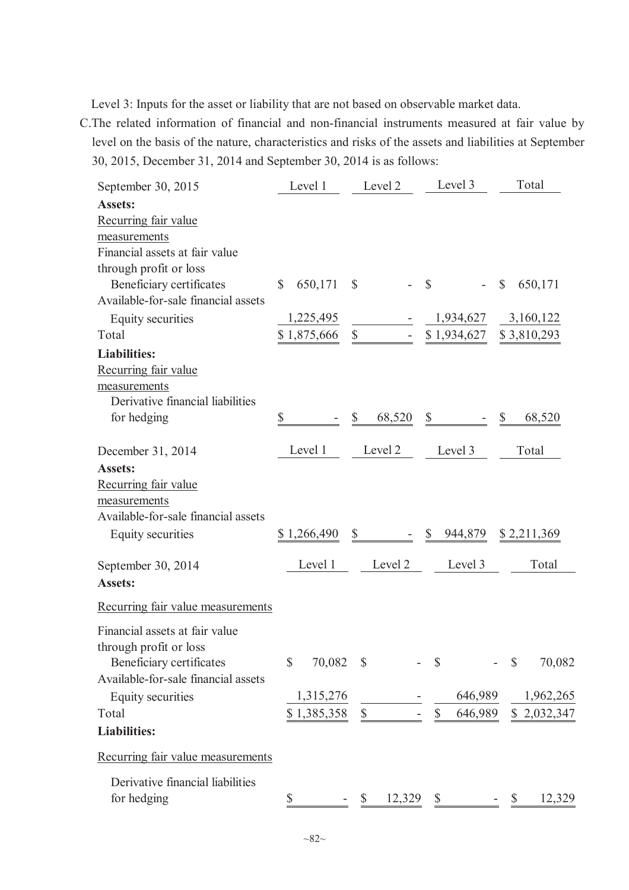Level 3: Inputs for the asset or liability that are not based on observable market data.

C. The related information of financial and non-financial instruments measured at fair value by level on the basis of the nature, characteristics and risks of the assets and liabilities at September 30, 2015, December 31, 2014 and September 30, 2014 is as follows:

| September 30, 2015 | Level 1 | Level 2 | Level 3 | Total |
|---|---|---|---|---|
| **Assets:** | | | | |
| Recurring fair value measurements | | | | |
| Financial assets at fair value through profit or loss | | | | |
| Beneficiary certificates | $ 650,171 | $ - | $ - | $ 650,171 |
| Available-for-sale financial assets | | | | |
| Equity securities | 1,225,495 | - | 1,934,627 | 3,160,122 |
| Total | $ 1,875,666 | $ - | $ 1,934,627 | $ 3,810,293 |
| **Liabilities:** | | | | |
| Recurring fair value measurements | | | | |
| Derivative financial liabilities for hedging | $ - | $ 68,520 | $ - | $ 68,520 |

| December 31, 2014 | Level 1 | Level 2 | Level 3 | Total |
|---|---|---|---|---|
| **Assets:** | | | | |
| Recurring fair value measurements | | | | |
| Available-for-sale financial assets | | | | |
| Equity securities | $ 1,266,490 | $ - | $ 944,879 | $ 2,211,369 |

| September 30, 2014 | Level 1 | Level 2 | Level 3 | Total |
|---|---|---|---|---|
| **Assets:** | | | | |
| Recurring fair value measurements | | | | |
| Financial assets at fair value through profit or loss | | | | |
| Beneficiary certificates | $ 70,082 | $ - | $ - | $ 70,082 |
| Available-for-sale financial assets | | | | |
| Equity securities | 1,315,276 | - | 646,989 | 1,962,265 |
| Total | $ 1,385,358 | $ - | $ 646,989 | $ 2,032,347 |
| **Liabilities:** | | | | |
| Recurring fair value measurements | | | | |
| Derivative financial liabilities for hedging | $ - | $ 12,329 | $ - | $ 12,329 |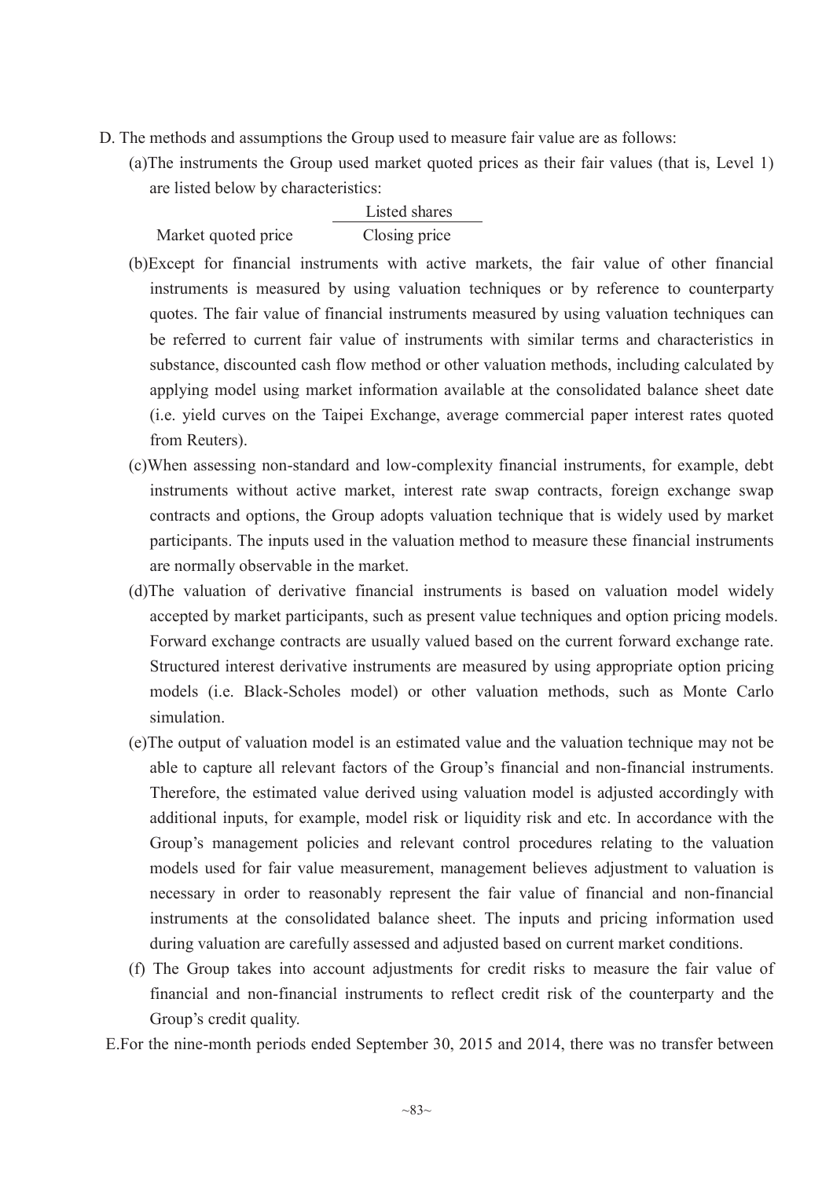D. The methods and assumptions the Group used to measure fair value are as follows:

(a)The instruments the Group used market quoted prices as their fair values (that is, Level 1) are listed below by characteristics:

| | Listed shares |
|---|---|
| Market quoted price | Closing price |

(b)Except for financial instruments with active markets, the fair value of other financial instruments is measured by using valuation techniques or by reference to counterparty quotes. The fair value of financial instruments measured by using valuation techniques can be referred to current fair value of instruments with similar terms and characteristics in substance, discounted cash flow method or other valuation methods, including calculated by applying model using market information available at the consolidated balance sheet date (i.e. yield curves on the Taipei Exchange, average commercial paper interest rates quoted from Reuters).

(c)When assessing non-standard and low-complexity financial instruments, for example, debt instruments without active market, interest rate swap contracts, foreign exchange swap contracts and options, the Group adopts valuation technique that is widely used by market participants. The inputs used in the valuation method to measure these financial instruments are normally observable in the market.

(d)The valuation of derivative financial instruments is based on valuation model widely accepted by market participants, such as present value techniques and option pricing models. Forward exchange contracts are usually valued based on the current forward exchange rate. Structured interest derivative instruments are measured by using appropriate option pricing models (i.e. Black-Scholes model) or other valuation methods, such as Monte Carlo simulation.

(e)The output of valuation model is an estimated value and the valuation technique may not be able to capture all relevant factors of the Group's financial and non-financial instruments. Therefore, the estimated value derived using valuation model is adjusted accordingly with additional inputs, for example, model risk or liquidity risk and etc. In accordance with the Group's management policies and relevant control procedures relating to the valuation models used for fair value measurement, management believes adjustment to valuation is necessary in order to reasonably represent the fair value of financial and non-financial instruments at the consolidated balance sheet. The inputs and pricing information used during valuation are carefully assessed and adjusted based on current market conditions.

(f) The Group takes into account adjustments for credit risks to measure the fair value of financial and non-financial instruments to reflect credit risk of the counterparty and the Group's credit quality.

E.For the nine-month periods ended September 30, 2015 and 2014, there was no transfer between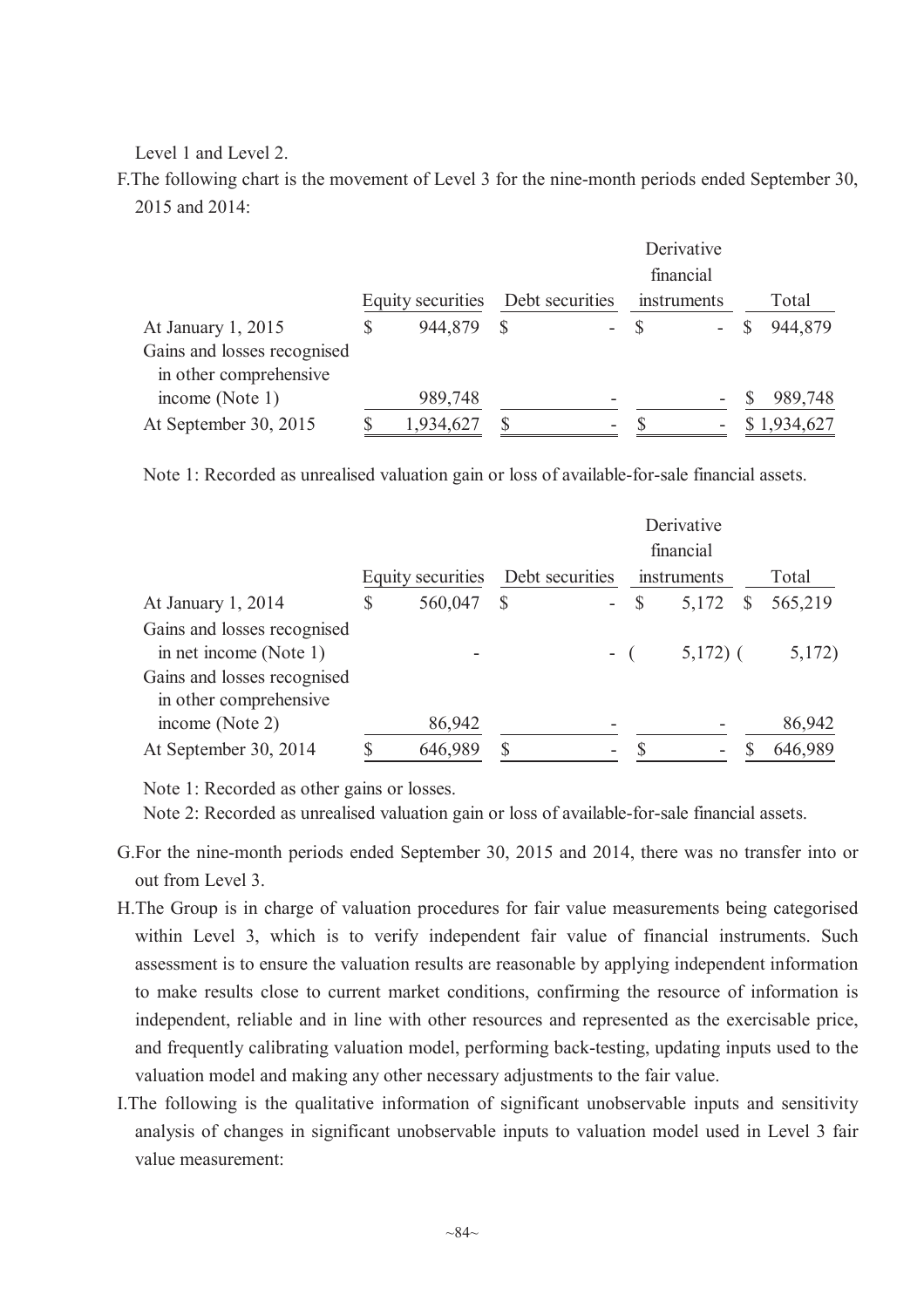Level 1 and Level 2.

F. The following chart is the movement of Level 3 for the nine-month periods ended September 30, 2015 and 2014:

| | Equity securities | Debt securities | Derivative financial instruments | Total |
|---|---|---|---|---|
| At January 1, 2015 | $ 944,879 | $ - | $ - | $ 944,879 |
| Gains and losses recognised in other comprehensive income (Note 1) | 989,748 | - | - | $ 989,748 |
| At September 30, 2015 | $ 1,934,627 | $ - | $ - | $ 1,934,627 |

Note 1: Recorded as unrealised valuation gain or loss of available-for-sale financial assets.

| | Equity securities | Debt securities | Derivative financial instruments | Total |
|---|---|---|---|---|
| At January 1, 2014 | $ 560,047 | $ - | $ 5,172 | $ 565,219 |
| Gains and losses recognised in net income (Note 1) | - | - | ( 5,172) | ( 5,172) |
| Gains and losses recognised in other comprehensive income (Note 2) | 86,942 | - | - | 86,942 |
| At September 30, 2014 | $ 646,989 | $ - | $ - | $ 646,989 |

Note 1: Recorded as other gains or losses.

Note 2: Recorded as unrealised valuation gain or loss of available-for-sale financial assets.

G. For the nine-month periods ended September 30, 2015 and 2014, there was no transfer into or out from Level 3.

H. The Group is in charge of valuation procedures for fair value measurements being categorised within Level 3, which is to verify independent fair value of financial instruments. Such assessment is to ensure the valuation results are reasonable by applying independent information to make results close to current market conditions, confirming the resource of information is independent, reliable and in line with other resources and represented as the exercisable price, and frequently calibrating valuation model, performing back-testing, updating inputs used to the valuation model and making any other necessary adjustments to the fair value.

I. The following is the qualitative information of significant unobservable inputs and sensitivity analysis of changes in significant unobservable inputs to valuation model used in Level 3 fair value measurement: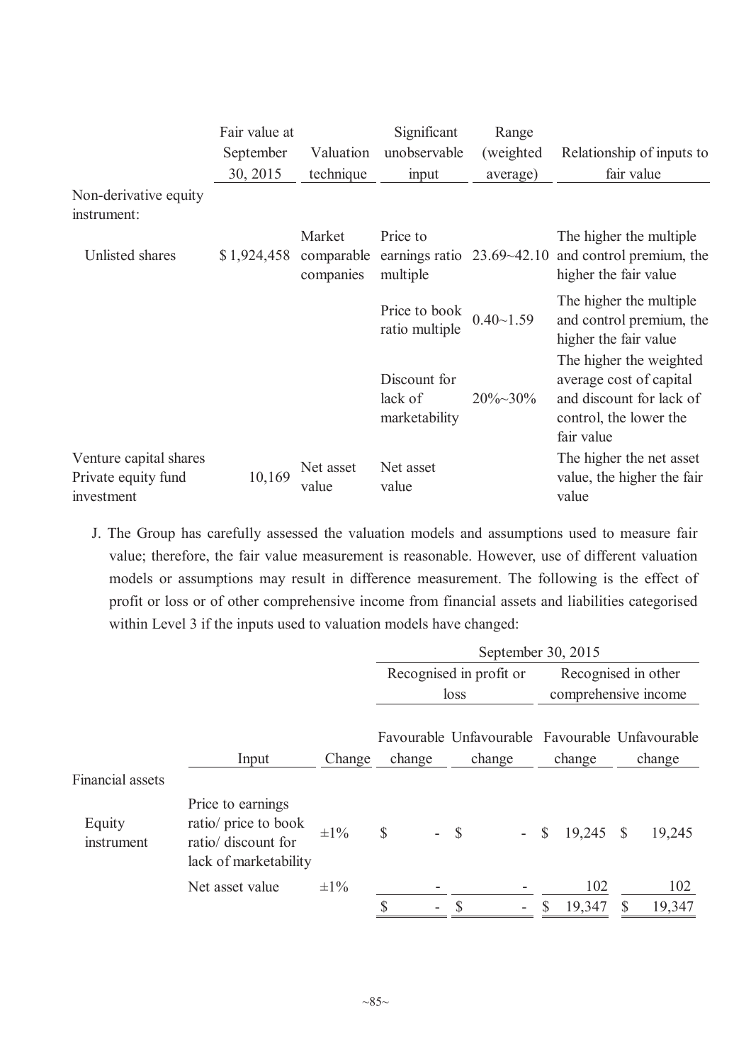| | Fair value at September 30, 2015 | Valuation technique | Significant unobservable input | Range (weighted average) | Relationship of inputs to fair value |
|---|---|---|---|---|---|
| Non-derivative equity instrument: | | | | | |
| Unlisted shares | $ 1,924,458 | Market comparable companies | Price to earnings ratio multiple | 23.69~42.10 | The higher the multiple and control premium, the higher the fair value |
| | | | Price to book ratio multiple | 0.40~1.59 | The higher the multiple and control premium, the higher the fair value |
| | | | Discount for lack of marketability | 20%~30% | The higher the weighted average cost of capital and discount for lack of control, the lower the fair value |
| Venture capital shares Private equity fund investment | 10,169 | Net asset value | Net asset value | | The higher the net asset value, the higher the fair value |

J. The Group has carefully assessed the valuation models and assumptions used to measure fair value; therefore, the fair value measurement is reasonable. However, use of different valuation models or assumptions may result in difference measurement. The following is the effect of profit or loss or of other comprehensive income from financial assets and liabilities categorised within Level 3 if the inputs used to valuation models have changed:

| | | | September 30, 2015 | | | |
|---|---|---|---|---|---|---|
| | | | Recognised in profit or loss | | Recognised in other comprehensive income | |
| | Input | Change | Favourable change | Unfavourable change | Favourable change | Unfavourable change |
| Financial assets | | | | | | |
| Equity instrument | Price to earnings ratio/ price to book ratio/ discount for lack of marketability | ±1% | $ - | $ - | $ 19,245 | $ 19,245 |
| | Net asset value | ±1% | - | - | 102 | 102 |
| | | | $ - | $ - | $ 19,347 | $ 19,347 |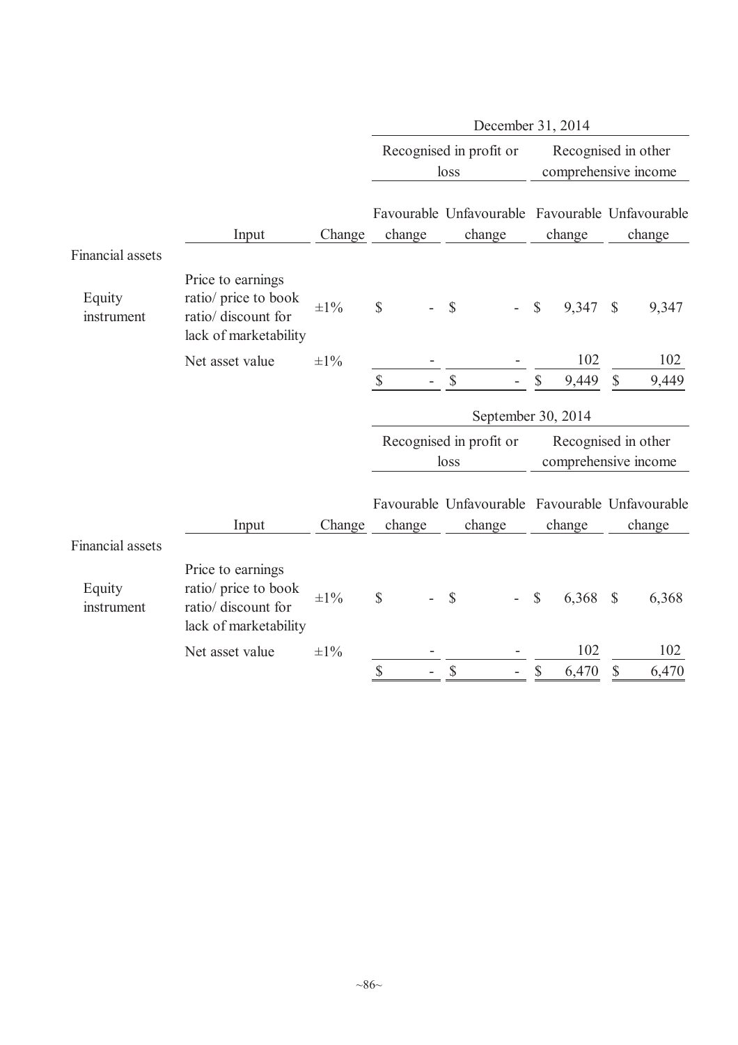| | | | December 31, 2014 | | | |
|---|---|---|---|---|---|---|
| | | | Recognised in profit or loss | | Recognised in other comprehensive income | |
| | Input | Change | Favourable change | Unfavourable change | Favourable change | Unfavourable change |
| Financial assets | | | | | | |
| Equity instrument | Price to earnings ratio/ price to book ratio/ discount for lack of marketability | ±1% | $ - | $ - | $ 9,347 | $ 9,347 |
| | Net asset value | ±1% | - | - | 102 | 102 |
| | | | $ - | $ - | $ 9,449 | $ 9,449 |

| | | | September 30, 2014 | | | |
|---|---|---|---|---|---|---|
| | | | Recognised in profit or loss | | Recognised in other comprehensive income | |
| | Input | Change | Favourable change | Unfavourable change | Favourable change | Unfavourable change |
| Financial assets | | | | | | |
| Equity instrument | Price to earnings ratio/ price to book ratio/ discount for lack of marketability | ±1% | $ - | $ - | $ 6,368 | $ 6,368 |
| | Net asset value | ±1% | - | - | 102 | 102 |
| | | | $ - | $ - | $ 6,470 | $ 6,470 |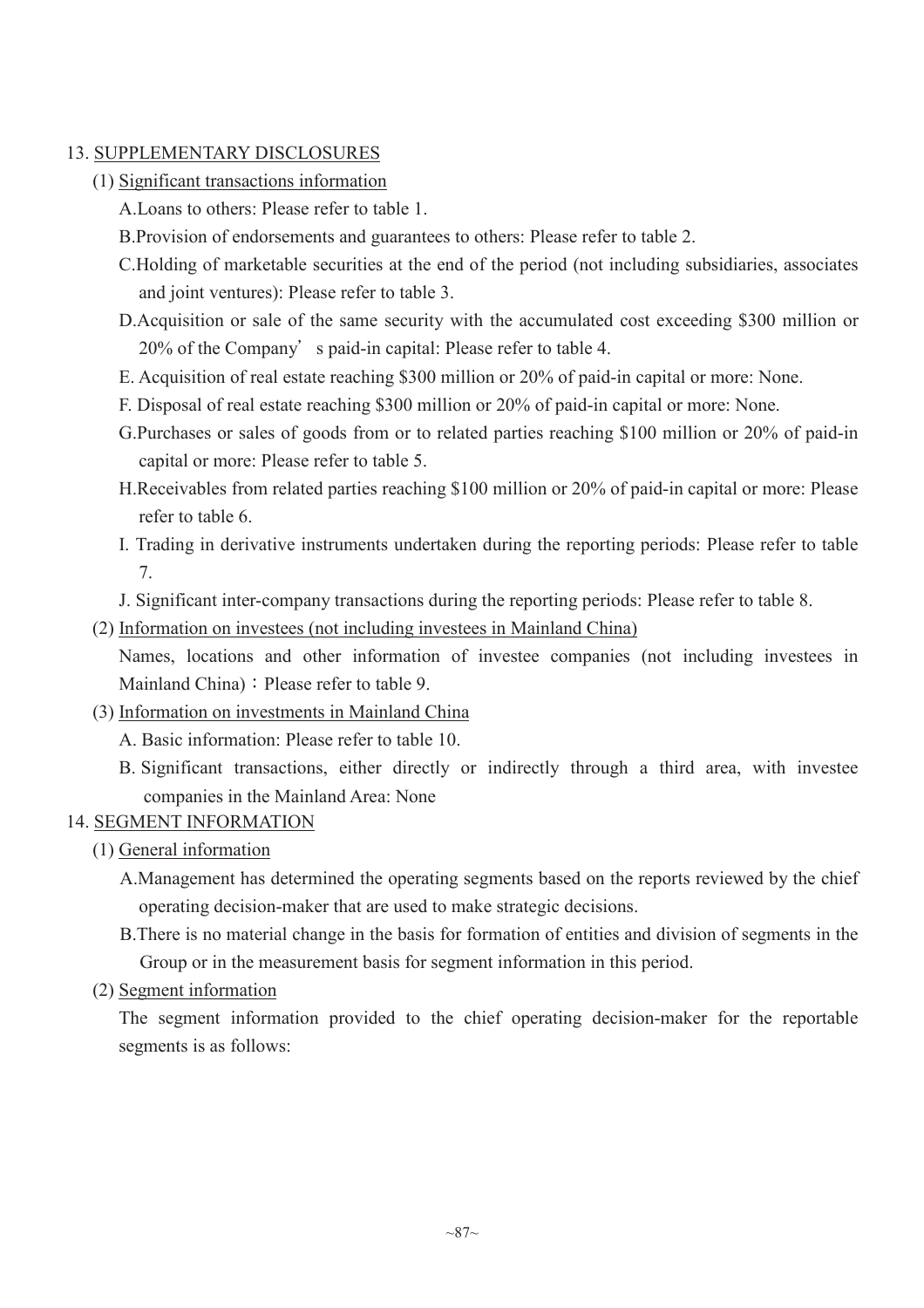13. <u>SUPPLEMENTARY DISCLOSURES</u>

(1) <u>Significant transactions information</u>

A.Loans to others: Please refer to table 1.

B.Provision of endorsements and guarantees to others: Please refer to table 2.

C.Holding of marketable securities at the end of the period (not including subsidiaries, associates and joint ventures): Please refer to table 3.

D.Acquisition or sale of the same security with the accumulated cost exceeding $300 million or 20% of the Company' s paid-in capital: Please refer to table 4.

E. Acquisition of real estate reaching $300 million or 20% of paid-in capital or more: None.

F. Disposal of real estate reaching $300 million or 20% of paid-in capital or more: None.

G.Purchases or sales of goods from or to related parties reaching $100 million or 20% of paid-in capital or more: Please refer to table 5.

H.Receivables from related parties reaching $100 million or 20% of paid-in capital or more: Please refer to table 6.

I. Trading in derivative instruments undertaken during the reporting periods: Please refer to table 7.

J. Significant inter-company transactions during the reporting periods: Please refer to table 8.

(2) <u>Information on investees (not including investees in Mainland China)</u>

Names, locations and other information of investee companies (not including investees in Mainland China)：Please refer to table 9.

(3) <u>Information on investments in Mainland China</u>

A. Basic information: Please refer to table 10.

B. Significant transactions, either directly or indirectly through a third area, with investee companies in the Mainland Area: None

14. <u>SEGMENT INFORMATION</u>

(1) <u>General information</u>

A.Management has determined the operating segments based on the reports reviewed by the chief operating decision-maker that are used to make strategic decisions.

B.There is no material change in the basis for formation of entities and division of segments in the Group or in the measurement basis for segment information in this period.

(2) <u>Segment information</u>

The segment information provided to the chief operating decision-maker for the reportable segments is as follows: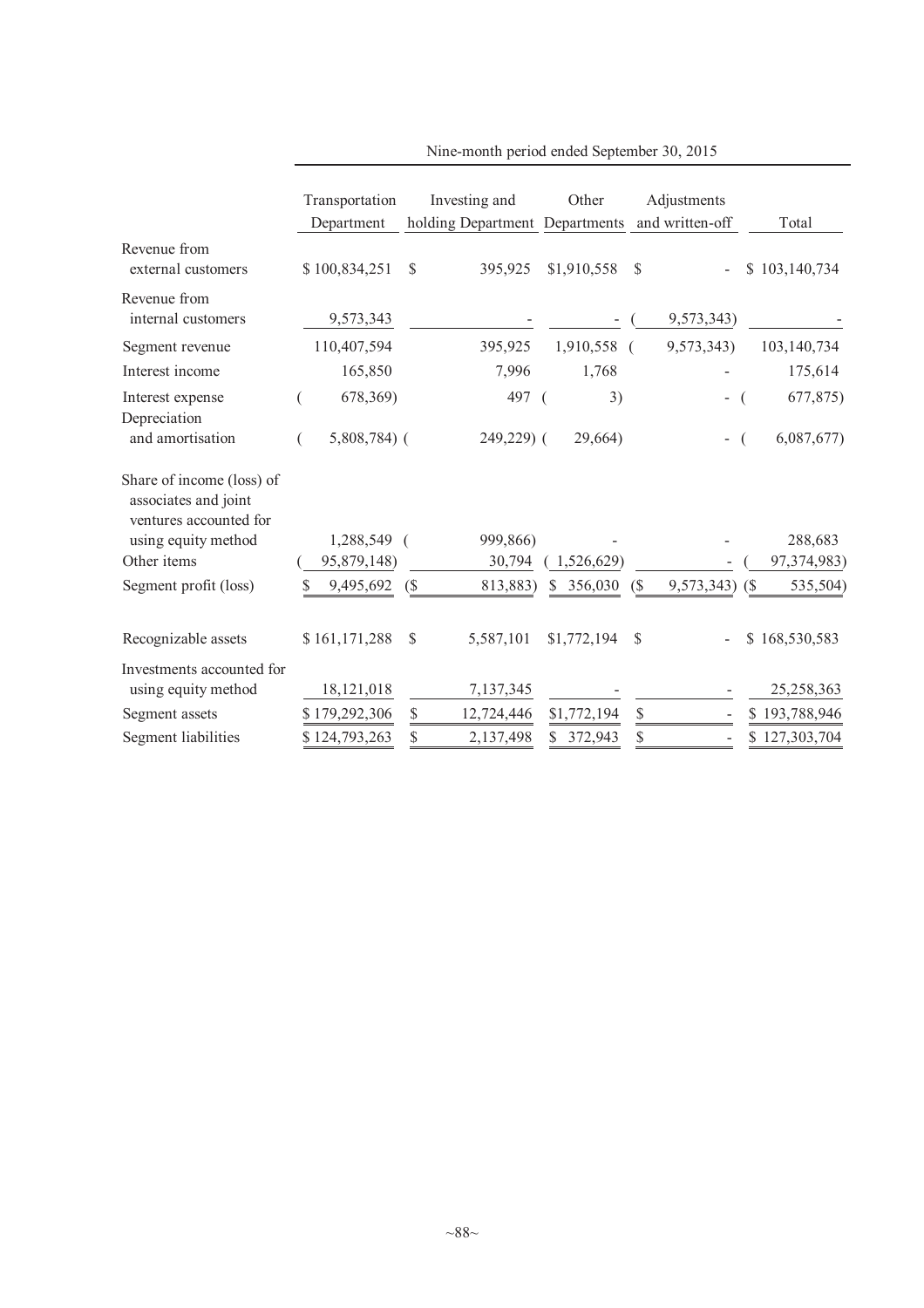| | Nine-month period ended September 30, 2015 | | | | |
|---|---|---|---|---|---|
| | Transportation Department | Investing and holding Department | Other Departments | Adjustments and written-off | Total |
| Revenue from external customers | $ 100,834,251 | $ 395,925 | $1,910,558 | $ - | $ 103,140,734 |
| Revenue from internal customers | 9,573,343 | - | - | ( 9,573,343) | - |
| Segment revenue | 110,407,594 | 395,925 | 1,910,558 | ( 9,573,343) | 103,140,734 |
| Interest income | 165,850 | 7,996 | 1,768 | - | 175,614 |
| Interest expense | ( 678,369) | 497 | ( 3) | - | ( 677,875) |
| Depreciation and amortisation | ( 5,808,784) | ( 249,229) | ( 29,664) | - | ( 6,087,677) |
| Share of income (loss) of associates and joint ventures accounted for using equity method | 1,288,549 | ( 999,866) | - | - | 288,683 |
| Other items | ( 95,879,148) | 30,794 | ( 1,526,629) | - | ( 97,374,983) |
| Segment profit (loss) | $ 9,495,692 | ($ 813,883) | $ 356,030 | ($ 9,573,343) | ($ 535,504) |
| Recognizable assets | $ 161,171,288 | $ 5,587,101 | $1,772,194 | $ - | $ 168,530,583 |
| Investments accounted for using equity method | 18,121,018 | 7,137,345 | - | - | 25,258,363 |
| Segment assets | $ 179,292,306 | $ 12,724,446 | $1,772,194 | $ - | $ 193,788,946 |
| Segment liabilities | $ 124,793,263 | $ 2,137,498 | $ 372,943 | $ - | $ 127,303,704 |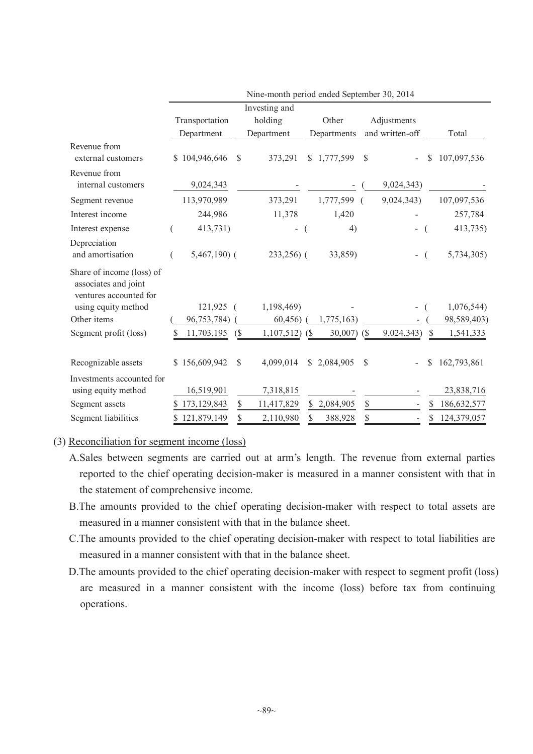| | Nine-month period ended September 30, 2014 | | | | |
|---|---|---|---|---|---|
| | Transportation Department | Investing and holding Department | Other Departments | Adjustments and written-off | Total |
| Revenue from external customers | $ 104,946,646 | $ 373,291 | $ 1,777,599 | $ - | $ 107,097,536 |
| Revenue from internal customers | 9,024,343 | - | - | ( 9,024,343) | - |
| Segment revenue | 113,970,989 | 373,291 | 1,777,599 | ( 9,024,343) | 107,097,536 |
| Interest income | 244,986 | 11,378 | 1,420 | - | 257,784 |
| Interest expense | ( 413,731) | - | ( 4) | - | ( 413,735) |
| Depreciation and amortisation | ( 5,467,190) | ( 233,256) | ( 33,859) | - | ( 5,734,305) |
| Share of income (loss) of associates and joint ventures accounted for using equity method | 121,925 | ( 1,198,469) | - | - | ( 1,076,544) |
| Other items | ( 96,753,784) | ( 60,456) | ( 1,775,163) | - | ( 98,589,403) |
| Segment profit (loss) | $ 11,703,195 | ($ 1,107,512) | ($ 30,007) | ($ 9,024,343) | $ 1,541,333 |
| Recognizable assets | $ 156,609,942 | $ 4,099,014 | $ 2,084,905 | $ - | $ 162,793,861 |
| Investments accounted for using equity method | 16,519,901 | 7,318,815 | - | - | 23,838,716 |
| Segment assets | $ 173,129,843 | $ 11,417,829 | $ 2,084,905 | $ - | $ 186,632,577 |
| Segment liabilities | $ 121,879,149 | $ 2,110,980 | $ 388,928 | $ - | $ 124,379,057 |

(3) Reconciliation for segment income (loss)

A. Sales between segments are carried out at arm's length. The revenue from external parties reported to the chief operating decision-maker is measured in a manner consistent with that in the statement of comprehensive income.

B. The amounts provided to the chief operating decision-maker with respect to total assets are measured in a manner consistent with that in the balance sheet.

C. The amounts provided to the chief operating decision-maker with respect to total liabilities are measured in a manner consistent with that in the balance sheet.

D. The amounts provided to the chief operating decision-maker with respect to segment profit (loss) are measured in a manner consistent with the income (loss) before tax from continuing operations.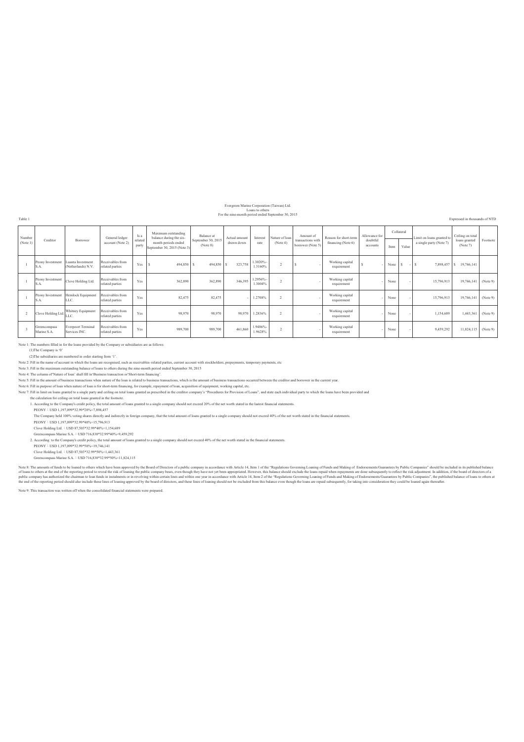Evergreen Marine Corporation (Taiwan) Ltd.
Loans to others
For the nine-month period ended September 30, 2015

Table 1

Expressed in thousands of NTD

| Number (Note 1) | Creditor | Borrower | General ledger account (Note 2) | Is a related party | Maximum outstanding balance during the six-month periods ended September 30, 2015 (Note 3) | Balance at September 30, 2015 (Note 8) | Actual amount drawn down | Interest rate | Nature of loan (Note 4) | Amount of transactions with borrower (Note 5) | Reason for short-term financing (Note 6) | Allowance for doubtful accounts | Collateral | | Limit on loans granted to a single party (Note 7) | Ceiling on total loans granted (Note 7) | Footnote |
|---|---|---|---|---|---|---|---|---|---|---|---|---|---|---|---|---|---|
| | | | | | | | | | | | | | Item | Value | | | |
| 1 | Peony Investment S.A. | Luanta Investment (Netherlands) N.V. | Receivables from related parties | Yes | $ 494,850 | $ 494,850 | $ 323,758 | 1.3020%~1.3160% | 2 | $ - | Working capital requirement | $ - | None | $ - | $ 7,898,457 | $ 19,746,141 | |
| 1 | Peony Investment S.A. | Clove Holding Ltd. | Receivables from related parties | Yes | 362,890 | 362,890 | 346,395 | 1.2956%~1.3004% | 2 | - | Working capital requirement | - | None | - | 15,796,913 | 19,746,141 | (Note 9) |
| 1 | Peony Investment S.A. | Hemlock Equipment LLC. | Receivables from related parties | Yes | 82,475 | 82,475 | - | 1.2708% | 2 | - | Working capital requirement | - | None | - | 15,796,913 | 19,746,141 | (Note 9) |
| 2 | Clove Holding Ltd. | Whitney Equipment LLC. | Receivables from related parties | Yes | 98,970 | 98,970 | 98,970 | 1.2836% | 2 | - | Working capital requirement | - | None | - | 1,154,689 | 1,443,361 | (Note 9) |
| 3 | Greencompass Marine S.A. | Everport Terminal Services INC. | Receivables from related parties | Yes | 989,700 | 989,700 | 461,860 | 1.9486%~1.9628% | 2 | - | Working capital requirement | - | None | - | 9,459,292 | 11,824,115 | (Note 9) |

Note 1: The numbers filled in for the loans provided by the Company or subsidiaries are as follows

(1)The Company is '0'

(2)The subsidiaries are numbered in order starting from '1'.

Note 2: Fill in the name of account in which the loans are recognised, such as receivables–related parties, current account with stockholders, prepayments, temporary payments, etc

Note 3: Fill in the maximum outstanding balance of loans to others during the nine-month period ended September 30, 2015

Note 4: The column of'Nature of loan' shall fill in'Business transaction or'Short-term financing'.

Note 5: Fill in the amount of business transactions when nature of the loan is related to business transactions, which is the amount of business transactions occurred between the creditor and borrower in the current year.

Note 6: Fill in purpose of loan when nature of loan is for short-term financing, for example, repayment of loan, acquisition of equipment, working capital, etc.

Note 7: Fill in limit on loans granted to a single party and ceiling on total loans granted as prescribed in the creditor company's "Procedures for Provision of Loans", and state each individual party to which the loans have been provided and the calculation for ceiling on total loans granted in the footnote.

1. According to the Company's credit policy, the total amount of loans granted to a single company should not exceed 20% of the net worth stated in the lastest financial statements.

PEONY：USD 1,197,099*32.99*20%=7,898,457

The Company held 100% voting shares directly and indirectly in foreign company, that the total amount of loans granted to a single company should not exceed 40% of the net worth stated in the financial statements.

PEONY：USD 1,197,099*32.99*40%=15,796,913

Clove Holding Ltd.：USD 87,503*32.99*40%=1,154,689

Greencompass Marine S.A.：USD 716,830*32.99*40%=9,459,292

2. According to the Company's credit policy, the total amount of loans granted to a single company should not exceed 40% of the net worth stated in the financial statements.

PEONY：USD 1,197,099*32.99*50%=19,746,141

Clove Holding Ltd.：USD 87,503*32.99*50%=1,443,361

Greencompass Marine S.A.：USD 716,830*32.99*50%=11,824,115

Note 8: The amounts of funds to be loaned to others which have been approved by the Board of Directors of a public company in accordance with Article 14, Item 1 of the "Regulations Governing Loaning of Funds and Making of Endorsements/Guarantees by Public Companies" should be included in its published balance of loans to others at the end of the reporting period to reveal the risk of loaning the public company bears, even though they have not yet been appropriated. However, this balance should exclude the loans repaid when repayments are done subsequently to reflect the risk adjustment. In addition, if the board of directors of a public company has authorized the chairman to loan funds in instalments or in revolving within certain lines and within one year in accordance with Article 14, Item 2 of the "Regulations Governing Loaning of Funds and Making of Endorsements/Guarantees by Public Companies", the published balance of loans to others at the end of the reporting period should also include these lines of loaning approved by the board of directors, and these lines of loaning should not be excluded from this balance even though the loans are repaid subsequently, for taking into consideration they could be loaned again thereafter.

Note 9: This transaction was written off when the consolidated financial statements were prepared.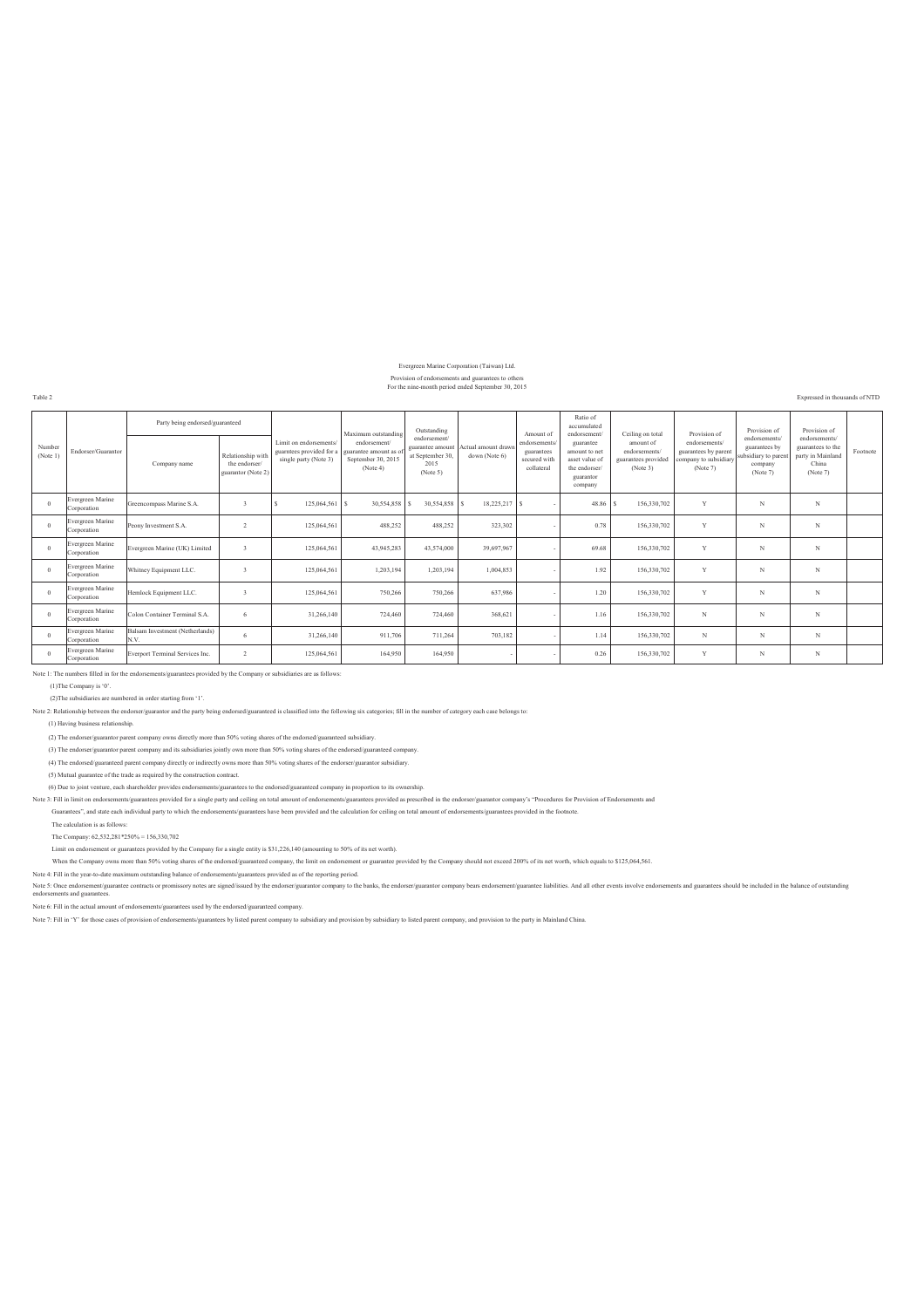Evergreen Marine Corporation (Taiwan) Ltd.

Provision of endorsements and guarantees to others

For the nine-month period ended September 30, 2015

Table 2

Expressed in thousands of NTD

| Number (Note 1) | Endorser/Guarantor | Party being endorsed/guaranteed | | Limit on endorsements/ guarantees provided for a single party (Note 3) | Maximum outstanding endorsement/ guarantee amount as of September 30, 2015 (Note 4) | Outstanding endorsement/ guarantee amount at September 30, 2015 (Note 5) | Actual amount drawn down (Note 6) | Amount of endorsements/ guarantees secured with collateral | Ratio of accumulated endorsement/ guarantee amount to net asset value of the endorser/ guarantor company | Ceiling on total amount of endorsements/ guarantees provided (Note 3) | Provision of endorsements/ guarantees by parent company to subsidiary (Note 7) | Provision of endorsements/ guarantees by subsidiary to parent company (Note 7) | Provision of endorsements/ guarantees to the party in Mainland China (Note 7) | Footnote |
|---|---|---|---|---|---|---|---|---|---|---|---|---|---|---|
| | | Company name | Relationship with the endorser/ guarantor (Note 2) | | | | | | | | | | | |
| 0 | Evergreen Marine Corporation | Greencompass Marine S.A. | 3 | $ 125,064,561 | $ 30,554,858 | $ 30,554,858 | $ 18,225,217 | $ - | 48.86 | $ 156,330,702 | Y | N | N | |
| 0 | Evergreen Marine Corporation | Peony Investment S.A. | 2 | 125,064,561 | 488,252 | 488,252 | 323,302 | - | 0.78 | 156,330,702 | Y | N | N | |
| 0 | Evergreen Marine Corporation | Evergreen Marine (UK) Limited | 3 | 125,064,561 | 43,945,283 | 43,574,000 | 39,697,967 | - | 69.68 | 156,330,702 | Y | N | N | |
| 0 | Evergreen Marine Corporation | Whitney Equipment LLC. | 3 | 125,064,561 | 1,203,194 | 1,203,194 | 1,004,853 | - | 1.92 | 156,330,702 | Y | N | N | |
| 0 | Evergreen Marine Corporation | Hemlock Equipment LLC. | 3 | 125,064,561 | 750,266 | 750,266 | 637,986 | - | 1.20 | 156,330,702 | Y | N | N | |
| 0 | Evergreen Marine Corporation | Colon Container Terminal S.A. | 6 | 31,266,140 | 724,460 | 724,460 | 368,621 | - | 1.16 | 156,330,702 | N | N | N | |
| 0 | Evergreen Marine Corporation | Balsam Investment (Netherlands) N.V. | 6 | 31,266,140 | 911,706 | 711,264 | 703,182 | - | 1.14 | 156,330,702 | N | N | N | |
| 0 | Evergreen Marine Corporation | Everport Terminal Services Inc. | 2 | 125,064,561 | 164,950 | 164,950 | - | - | 0.26 | 156,330,702 | Y | N | N | |

Note 1: The numbers filled in for the endorsements/guarantees provided by the Company or subsidiaries are as follows:

(1)The Company is '0'.

(2)The subsidiaries are numbered in order starting from '1'.

Note 2: Relationship between the endorser/guarantor and the party being endorsed/guaranteed is classified into the following six categories; fill in the number of category each case belongs to:

(1) Having business relationship.

(2) The endorser/guarantor parent company owns directly more than 50% voting shares of the endorsed/guaranteed subsidiary.

(3) The endorser/guarantor parent company and its subsidiaries jointly own more than 50% voting shares of the endorsed/guaranteed company.

(4) The endorsed/guaranteed parent company directly or indirectly owns more than 50% voting shares of the endorser/guarantor subsidiary.

(5) Mutual guarantee of the trade as required by the construction contract.

(6) Due to joint venture, each shareholder provides endorsements/guarantees to the endorsed/guaranteed company in proportion to its ownership.

Note 3: Fill in limit on endorsements/guarantees provided for a single party and ceiling on total amount of endorsements/guarantees provided as prescribed in the endorser/guarantor company's "Procedures for Provision of Endorsements and Guarantees", and state each individual party to which the endorsements/guarantees have been provided and the calculation for ceiling on total amount of endorsements/guarantees provided in the footnote.

The calculation is as follows:

The Company: 62,532,281*250% = 156,330,702

Limit on endorsement or guarantees provided by the Company for a single entity is $31,226,140 (amounting to 50% of its net worth).

When the Company owns more than 50% voting shares of the endorsed/guaranteed company, the limit on endorsement or guarantee provided by the Company should not exceed 200% of its net worth, which equals to $125,064,561.

Note 4: Fill in the year-to-date maximum outstanding balance of endorsements/guarantees provided as of the reporting period.

Note 5: Once endorsement/guarantee contracts or promissory notes are signed/issued by the endorser/guarantor company to the banks, the endorser/guarantor company bears endorsement/guarantee liabilities. And all other events involve endorsements and guarantees should be included in the balance of outstanding endorsements and guarantees.

Note 6: Fill in the actual amount of endorsements/guarantees used by the endorsed/guaranteed company.

Note 7: Fill in 'Y' for those cases of provision of endorsements/guarantees by listed parent company to subsidiary and provision by subsidiary to listed parent company, and provision to the party in Mainland China.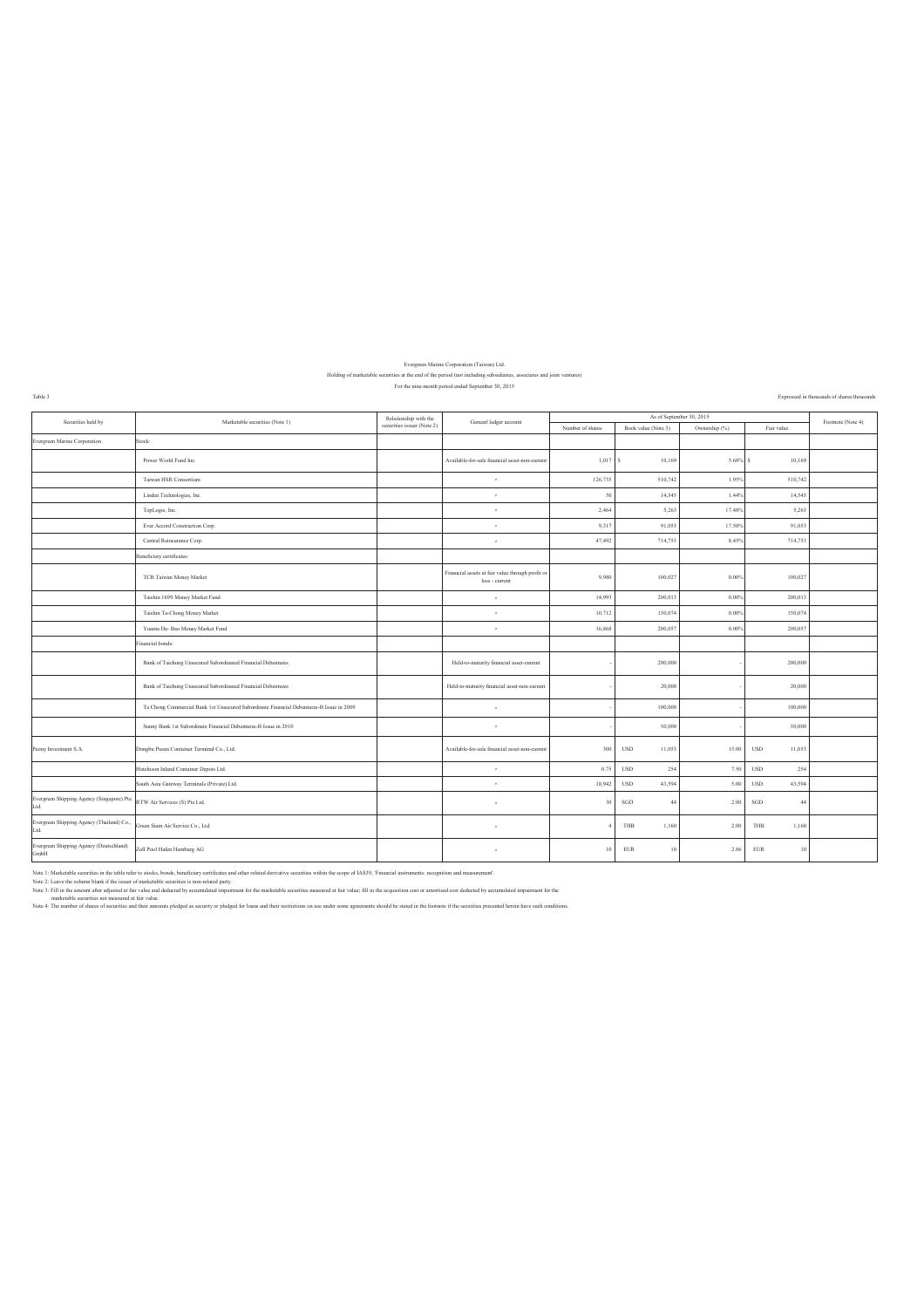Evergreen Marine Corporation (Taiwan) Ltd.

Holding of marketable securities at the end of the period (not including subsidiaries, associates and joint ventures)

For the nine-month period ended September 30, 2015

Table 3

Expressed in thousands of shares/thousands

| Securities held by | Marketable securities (Note 1) | Relationship with the securities issuer (Note 2) | General ledger account | As of September 30, 2015 | | | | Footnote (Note 4) |
|---|---|---|---|---|---|---|---|---|
| | | | | Number of shares | Book value (Note 3) | Ownership (%) | Fair value | |
| Evergreen Marine Corporation | Stock: | | | | | | | |
| | Power World Fund Inc. | | Available-for-sale financial asset-non-current | 1,017 | $ 10,169 | 5.68% | $ 10,169 | |
| | Taiwan HSR Consortium | | 〃 | 126,735 | 510,742 | 1.95% | 510,742 | |
| | Linden Technologies, Inc. | | 〃 | 50 | 14,545 | 1.44% | 14,545 | |
| | TopLogis, Inc. | | 〃 | 2,464 | 5,263 | 17.48% | 5,263 | |
| | Ever Accord Construction Corp. | | 〃 | 9,317 | 91,053 | 17.50% | 91,053 | |
| | Central Reinsurance Corp. | | 〃 | 47,492 | 714,753 | 8.45% | 714,753 | |
| | Beneficiary certificates: | | | | | | | |
| | TCB Taiwan Money Market | | Financial assets at fair value through profit or loss - current | 9,980 | 100,027 | 0.00% | 100,027 | |
| | Taishin 1699 Money Market Fund | | 〃 | 14,993 | 200,015 | 0.00% | 200,015 | |
| | Taishin Ta-Chong Money Market | | 〃 | 10,712 | 150,074 | 0.00% | 150,074 | |
| | Yuanta De- Bao Money Market Fund | | 〃 | 16,868 | 200,057 | 0.00% | 200,057 | |
| | Financial bonds: | | | | | | | |
| | Bank of Taichung Unsecured Subordinated Financial Debentures | | Held-to-maturity financial asset-current | - | 200,000 | - | 200,000 | |
| | Bank of Taichung Unsecured Subordinated Financial Debentures | | Held-to-maturity financial asset-non-current | - | 20,000 | - | 20,000 | |
| | Ta Chong Commercial Bank 1st Unsecured Subordinate Financial Debentures-B Issue in 2009 | | 〃 | - | 100,000 | - | 100,000 | |
| | Sunny Bank 1st Subordinate Financial Debentures-B Issue in 2010 | | 〃 | - | 50,000 | - | 50,000 | |
| Peony Investment S.A. | Dongbu Pusan Container Terminal Co., Ltd. | | Available-for-sale financial asset-non-current | 300 | USD 11,053 | 15.00 | USD 11,053 | |
| | Hutchison Inland Container Depots Ltd. | | 〃 | 0.75 | USD 254 | 7.50 | USD 254 | |
| | South Asia Gateway Terminals (Private) Ltd. | | 〃 | 18,942 | USD 43,594 | 5.00 | USD 43,594 | |
| Evergreen Shipping Agency (Singapore) Pte. Ltd. | RTW Air Services (S) Pte Ltd. | | 〃 | 30 | SGD 44 | 2.00 | SGD 44 | |
| Evergreen Shipping Agency (Thailand) Co., Ltd. | Green Siam Air Service Co., Ltd. | | 〃 | 4 | THB 1,160 | 2.00 | THB 1,160 | |
| Evergreen Shipping Agency (Deutschland) GmbH | Zoll Pool Hafen Hamburg AG | | 〃 | 10 | EUR 10 | 2.86 | EUR 10 | |

Note 1: Marketable securities in the table refer to stocks, bonds, beneficiary certificates and other related derivative securities within the scope of IAS39, 'Financial instruments: recognition and measurement'.

Note 2: Leave the column blank if the issuer of marketable securities is non-related party.

Note 3: Fill in the amount after adjusted at fair value and deducted by accumulated impairment for the marketable securities measured at fair value; fill in the acquisition cost or amortised cost deducted by accumulated impairment for the marketable securities not measured at fair value.

Note 4: The number of shares of securities and their amounts pledged as security or pledged for loans and their restrictions on use under some agreements should be stated in the footnote if the securities presented herein have such conditions.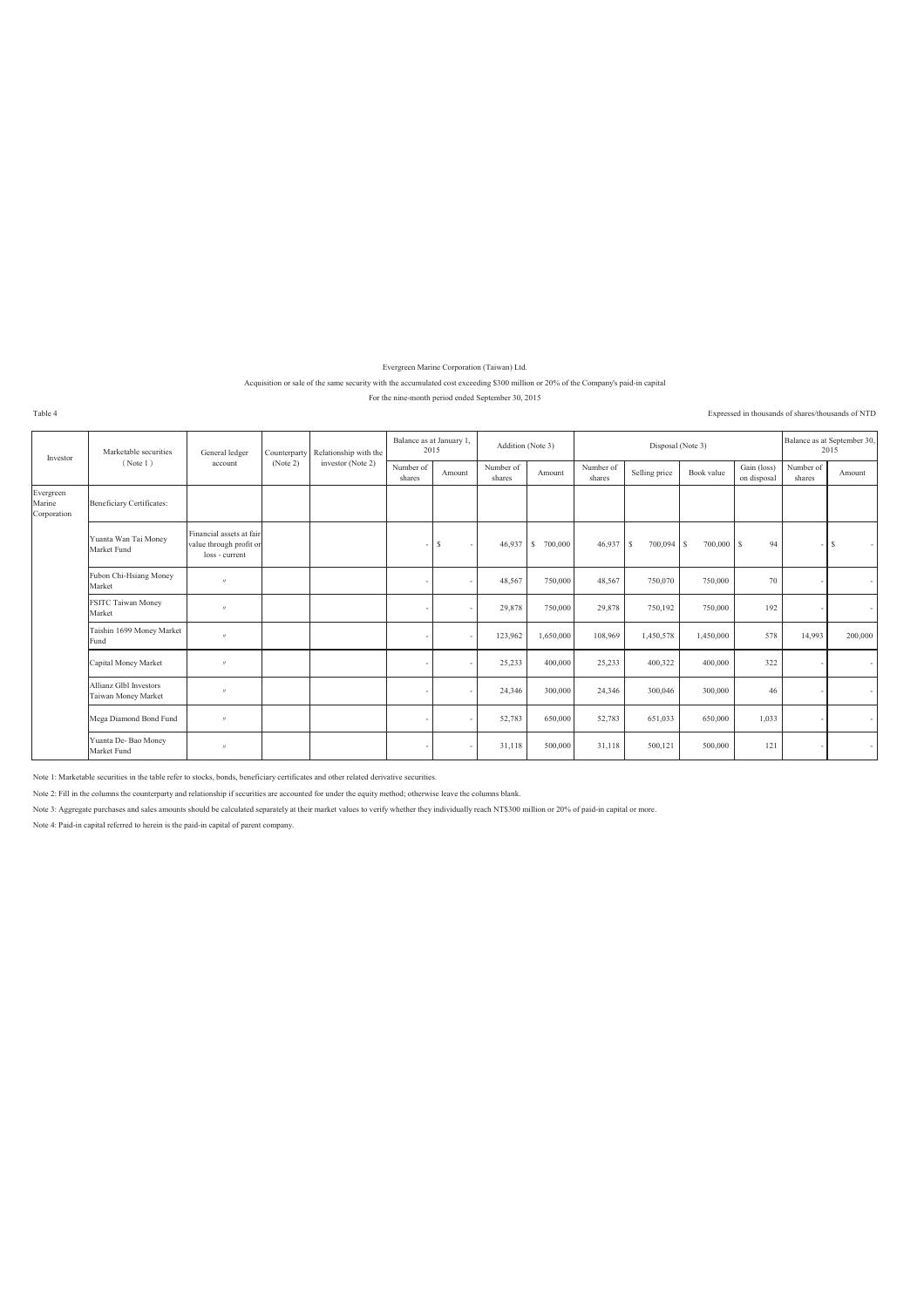Evergreen Marine Corporation (Taiwan) Ltd.

Acquisition or sale of the same security with the accumulated cost exceeding $300 million or 20% of the Company's paid-in capital

For the nine-month period ended September 30, 2015

Table 4

Expressed in thousands of shares/thousands of NTD

| Investor | Marketable securities (Note 1) | General ledger account | Counterparty (Note 2) | Relationship with the investor (Note 2) | Balance as at January 1, 2015 | | Addition (Note 3) | | Disposal (Note 3) | | | | Balance as at September 30, 2015 | |
|---|---|---|---|---|---|---|---|---|---|---|---|---|---|---|
| | | | | | Number of shares | Amount | Number of shares | Amount | Number of shares | Selling price | Book value | Gain (loss) on disposal | Number of shares | Amount |
| Evergreen Marine Corporation | Beneficiary Certificates: | | | | | | | | | | | | | |
| | Yuanta Wan Tai Money Market Fund | Financial assets at fair value through profit or loss - current | | | - | $ - | 46,937 | $ 700,000 | 46,937 | $ 700,094 | $ 700,000 | $ 94 | - | $ - |
| | Fubon Chi-Hsiang Money Market | 〃 | | | - | - | 48,567 | 750,000 | 48,567 | 750,070 | 750,000 | 70 | - | - |
| | FSITC Taiwan Money Market | 〃 | | | - | - | 29,878 | 750,000 | 29,878 | 750,192 | 750,000 | 192 | - | - |
| | Taishin 1699 Money Market Fund | 〃 | | | - | - | 123,962 | 1,650,000 | 108,969 | 1,450,578 | 1,450,000 | 578 | 14,993 | 200,000 |
| | Capital Money Market | 〃 | | | - | - | 25,233 | 400,000 | 25,233 | 400,322 | 400,000 | 322 | - | - |
| | Allianz Glbl Investors Taiwan Money Market | 〃 | | | - | - | 24,346 | 300,000 | 24,346 | 300,046 | 300,000 | 46 | - | - |
| | Mega Diamond Bond Fund | 〃 | | | - | - | 52,783 | 650,000 | 52,783 | 651,033 | 650,000 | 1,033 | - | - |
| | Yuanta De- Bao Money Market Fund | 〃 | | | - | - | 31,118 | 500,000 | 31,118 | 500,121 | 500,000 | 121 | - | - |

Note 1: Marketable securities in the table refer to stocks, bonds, beneficiary certificates and other related derivative securities.

Note 2: Fill in the columns the counterparty and relationship if securities are accounted for under the equity method; otherwise leave the columns blank.

Note 3: Aggregate purchases and sales amounts should be calculated separately at their market values to verify whether they individually reach NT$300 million or 20% of paid-in capital or more.

Note 4: Paid-in capital referred to herein is the paid-in capital of parent company.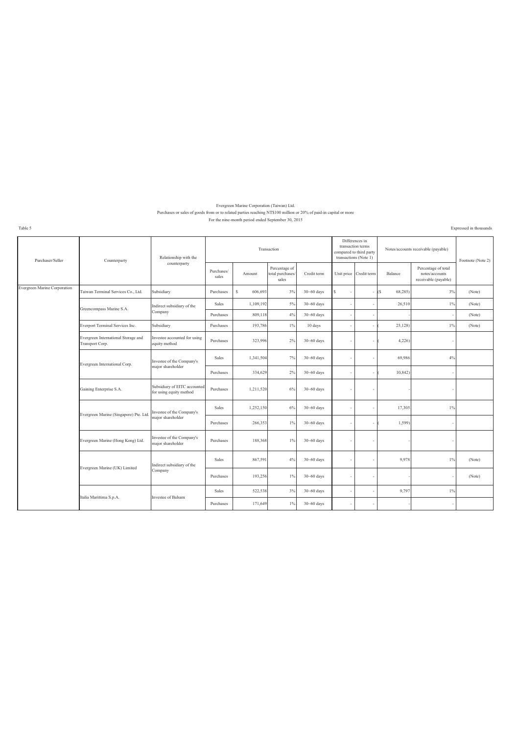Evergreen Marine Corporation (Taiwan) Ltd.

Purchases or sales of goods from or to related parties reaching NT$100 million or 20% of paid-in capital or more

For the nine-month period ended September 30, 2015

Table 5

Expressed in thousands

| Purchaser/Seller | Counterparty | Relationship with the counterparty | Transaction | | | | Differences in transaction terms compared to third party transactions (Note 1) | | Notes/accounts receivable (payable) | | Footnote (Note 2) |
|---|---|---|---|---|---|---|---|---|---|---|---|
| | | | Purchases/ sales | Amount | Percentage of total purchases/ sales | Credit term | Unit price | Credit term | Balance | Percentage of total notes/accounts receivable (payable) | |
| Evergreen Marine Corporation | Taiwan Terminal Services Co., Ltd. | Subsidiary | Purchases | $ 606,693 | 3% | 30~60 days | $ - | - | ($ 68,285) | 3% | (Note) |
| | Greencompass Marine S.A. | Indirect subsidiary of the Company | Sales | 1,109,192 | 5% | 30~60 days | - | - | 26,510 | 1% | (Note) |
| | | | Purchases | 809,118 | 4% | 30~60 days | - | - | - | - | (Note) |
| | Everport Terminal Services Inc. | Subsidiary | Purchases | 193,786 | 1% | 10 days | - | - | ( 25,128) | 1% | (Note) |
| | Evergreen International Storage and Transport Corp. | Investee accounted for using equity method | Purchases | 323,996 | 2% | 30~60 days | - | - | ( 4,226) | - | |
| | Evergreen International Corp. | Investee of the Company's major shareholder | Sales | 1,341,504 | 7% | 30~60 days | - | - | 69,986 | 4% | |
| | | | Purchases | 334,629 | 2% | 30~60 days | - | - | ( 10,842) | - | |
| | Gaining Enterprise S.A. | Subsidiary of EITC accounted for using equity method | Purchases | 1,211,520 | 6% | 30~60 days | - | - | - | - | |
| | Evergreen Marine (Singapore) Pte. Ltd. | Investee of the Company's major shareholder | Sales | 1,252,150 | 6% | 30~60 days | - | - | 17,305 | 1% | |
| | | | Purchases | 266,353 | 1% | 30~60 days | - | - | ( 1,599) | - | |
| | Evergreen Marine (Hong Kong) Ltd. | Investee of the Company's major shareholder | Purchases | 188,368 | 1% | 30~60 days | - | - | - | - | |
| | Evergreen Marine (UK) Limited | Indirect subsidiary of the Company | Sales | 867,591 | 4% | 30~60 days | - | - | 9,978 | 1% | (Note) |
| | | | Purchases | 193,256 | 1% | 30~60 days | - | - | - | - | (Note) |
| | Italia Marittima S.p.A. | Investee of Balsam | Sales | 522,538 | 3% | 30~60 days | - | - | 9,797 | 1% | |
| | | | Purchases | 171,649 | 1% | 30~60 days | - | - | - | - | |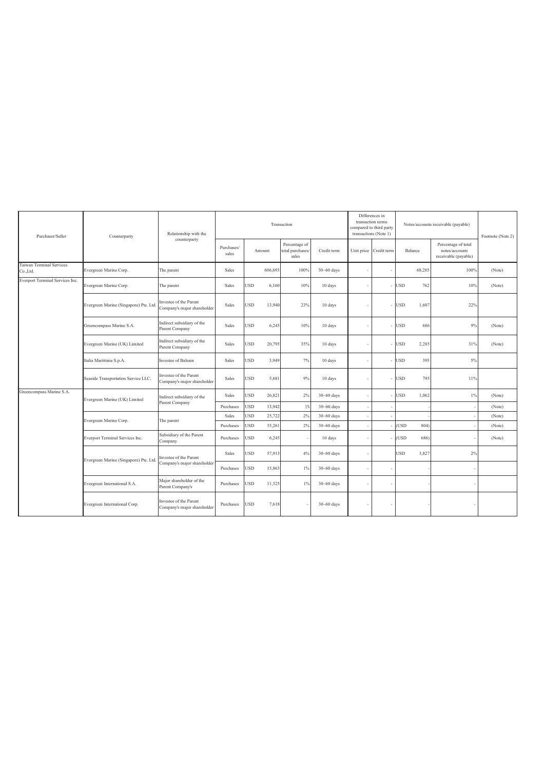| Purchaser/Seller | Counterparty | Relationship with the counterparty | Transaction | | | | Differences in transaction terms compared to third party transactions (Note 1) | | Notes/accounts receivable (payable) | | Footnote (Note 2) |
|---|---|---|---|---|---|---|---|---|---|---|---|
| | | | Purchases/ sales | Amount | Percentage of total purchases/ sales | Credit term | Unit price | Credit term | Balance | Percentage of total notes/accounts receivable (payable) | |
| Taiwan Terminal Services Co.,Ltd. | Evergreen Marine Corp. | The parent | Sales | 606,693 | 100% | 30~60 days | - | - | 68,285 | 100% | (Note) |
| Everport Terminal Services Inc. | Evergreen Marine Corp. | The parent | Sales | USD 6,160 | 10% | 10 days | - | - | USD 762 | 10% | (Note) |
| | Evergreen Marine (Singapore) Pte. Ltd. | Investee of the Parent Company's major shareholder | Sales | USD 13,940 | 23% | 10 days | - | - | USD 1,607 | 22% | |
| | Greencompass Marine S.A. | Indirect subsidiary of the Parent Company | Sales | USD 6,245 | 10% | 10 days | - | - | USD 686 | 9% | (Note) |
| | Evergreen Marine (UK) Limited | Indirect subsidiary of the Parent Company | Sales | USD 20,795 | 35% | 10 days | - | - | USD 2,285 | 31% | (Note) |
| | Italia Marittima S.p.A. | Investee of Balsam | Sales | USD 3,949 | 7% | 10 days | - | - | USD 395 | 5% | |
| | Seaside Transportation Service LLC. | Investee of the Parent Company's major shareholder | Sales | USD 5,681 | 9% | 10 days | - | - | USD 795 | 11% | |
| Greencompass Marine S.A. | Evergreen Marine (UK) Limited | Indirect subsidiary of the Parent Company | Sales | USD 26,821 | 2% | 30~60 days | - | - | USD 1,062 | 1% | (Note) |
| | | | Purchases | USD 13,942 | 1% | 30~60 days | - | - | - | - | (Note) |
| | Evergreen Marine Corp. | The parent | Sales | USD 25,722 | 2% | 30~60 days | - | - | - | - | (Note) |
| | | | Purchases | USD 35,261 | 2% | 30~60 days | - | - | (USD 804) | - | (Note) |
| | Everport Terminal Services Inc. | Subsidiary of the Parent Company | Purchases | USD 6,245 | - | 10 days | - | - | (USD 686) | - | (Note) |
| | Evergreen Marine (Singapore) Pte. Ltd. | Investee of the Parent Company's major shareholder | Sales | USD 57,913 | 4% | 30~60 days | - | | USD 3,827 | 2% | |
| | | | Purchases | USD 15,863 | 1% | 30~60 days | - | - | - | - | |
| | Evergreen International S.A. | Major shareholder of the Parent Company's | Purchases | USD 11,325 | 1% | 30~60 days | - | - | - | - | |
| | Evergreen International Corp. | Investee of the Parent Company's major shareholder | Purchases | USD 7,618 | - | 30~60 days | - | - | - | - | |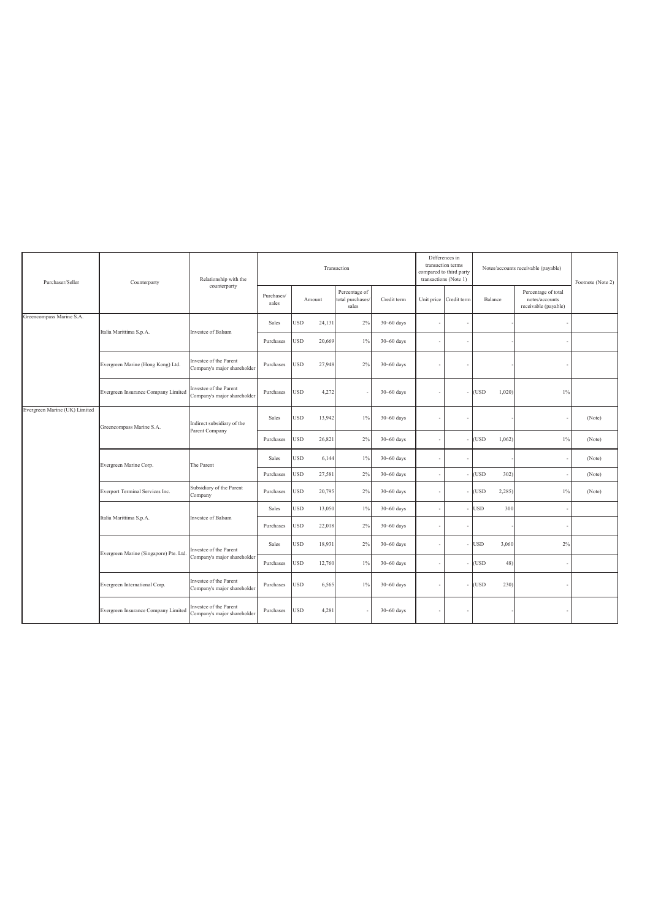| Purchaser/Seller | Counterparty | Relationship with the counterparty | Transaction | | | | Differences in transaction terms compared to third party transactions (Note 1) | | Notes/accounts receivable (payable) | | Footnote (Note 2) |
|---|---|---|---|---|---|---|---|---|---|---|---|
| | | | Purchases/ sales | Amount | Percentage of total purchases/ sales | Credit term | Unit price | Credit term | Balance | Percentage of total notes/accounts receivable (payable) | |
| Greencompass Marine S.A. | Italia Marittima S.p.A. | Investee of Balsam | Sales | USD 24,131 | 2% | 30~60 days | - | - | - | - | |
| | | | Purchases | USD 20,669 | 1% | 30~60 days | - | - | - | - | |
| | Evergreen Marine (Hong Kong) Ltd. | Investee of the Parent Company's major shareholder | Purchases | USD 27,948 | 2% | 30~60 days | - | - | - | - | |
| | Evergreen Insurance Company Limited | Investee of the Parent Company's major shareholder | Purchases | USD 4,272 | - | 30~60 days | - | - | (USD 1,020) | 1% | |
| Evergreen Marine (UK) Limited | Greencompass Marine S.A. | Indirect subsidiary of the Parent Company | Sales | USD 13,942 | 1% | 30~60 days | - | - | - | - | (Note) |
| | | | Purchases | USD 26,821 | 2% | 30~60 days | - | - | (USD 1,062) | 1% | (Note) |
| | Evergreen Marine Corp. | The Parent | Sales | USD 6,144 | 1% | 30~60 days | - | - | - | - | (Note) |
| | | | Purchases | USD 27,581 | 2% | 30~60 days | - | - | (USD 302) | - | (Note) |
| | Everport Terminal Services Inc. | Subsidiary of the Parent Company | Purchases | USD 20,795 | 2% | 30~60 days | - | - | (USD 2,285) | 1% | (Note) |
| | Italia Marittima S.p.A. | Investee of Balsam | Sales | USD 13,050 | 1% | 30~60 days | - | - | USD 300 | - | |
| | | | Purchases | USD 22,018 | 2% | 30~60 days | - | - | - | - | |
| | Evergreen Marine (Singapore) Pte. Ltd. | Investee of the Parent Company's major shareholder | Sales | USD 18,931 | 2% | 30~60 days | - | - | USD 3,060 | 2% | |
| | | | Purchases | USD 12,760 | 1% | 30~60 days | - | - | (USD 48) | - | |
| | Evergreen International Corp. | Investee of the Parent Company's major shareholder | Purchases | USD 6,565 | 1% | 30~60 days | - | - | (USD 230) | - | |
| | Evergreen Insurance Company Limited | Investee of the Parent Company's major shareholder | Purchases | USD 4,281 | - | 30~60 days | - | - | - | - | |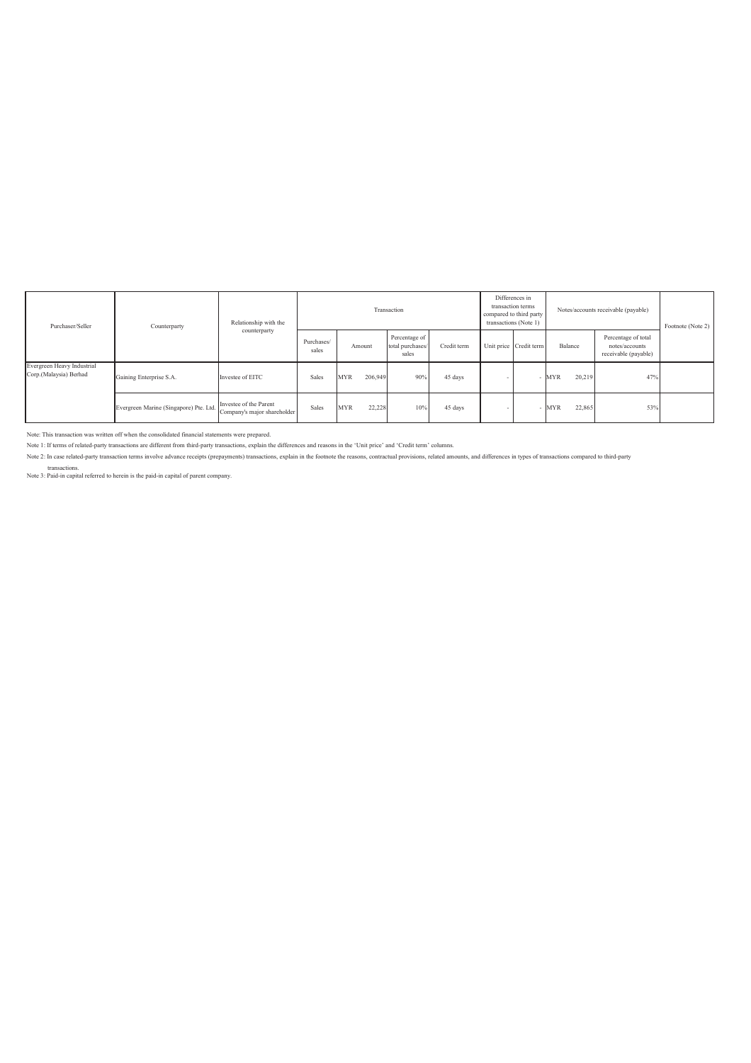| Purchaser/Seller | Counterparty | Relationship with the counterparty | Transaction | | | | Differences in transaction terms compared to third party transactions (Note 1) | | Notes/accounts receivable (payable) | | Footnote (Note 2) |
|---|---|---|---|---|---|---|---|---|---|---|---|
| | | | Purchases/ sales | Amount | Percentage of total purchases/ sales | Credit term | Unit price | Credit term | Balance | Percentage of total notes/accounts receivable (payable) | |
| Evergreen Heavy Industrial Corp.(Malaysia) Berhad | Gaining Enterprise S.A. | Investee of EITC | Sales | MYR 206,949 | 90% | 45 days | - | - | MYR 20,219 | 47% | |
| | Evergreen Marine (Singapore) Pte. Ltd. | Investee of the Parent Company's major shareholder | Sales | MYR 22,228 | 10% | 45 days | - | - | MYR 22,865 | 53% | |

Note: This transaction was written off when the consolidated financial statements were prepared.

Note 1: If terms of related-party transactions are different from third-party transactions, explain the differences and reasons in the 'Unit price' and 'Credit term' columns.

Note 2: In case related-party transaction terms involve advance receipts (prepayments) transactions, explain in the footnote the reasons, contractual provisions, related amounts, and differences in types of transactions compared to third-party transactions.

Note 3: Paid-in capital referred to herein is the paid-in capital of parent company.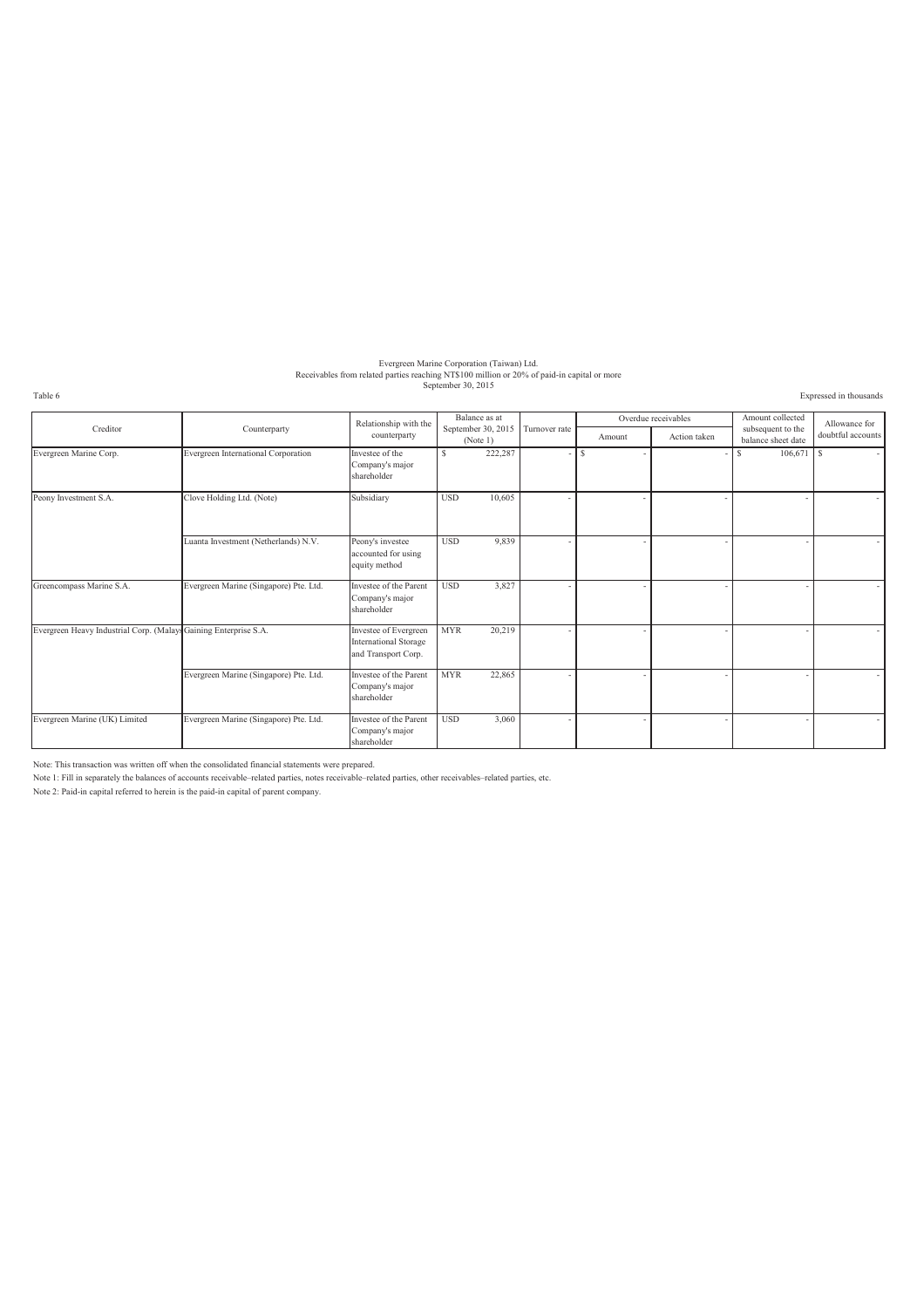Evergreen Marine Corporation (Taiwan) Ltd.
Receivables from related parties reaching NT$100 million or 20% of paid-in capital or more
September 30, 2015

Table 6

Expressed in thousands

| Creditor | Counterparty | Relationship with the counterparty | Balance as at September 30, 2015 (Note 1) | Turnover rate | Overdue receivables | | Amount collected subsequent to the balance sheet date | Allowance for doubtful accounts |
|---|---|---|---|---|---|---|---|---|
| | | | | | Amount | Action taken | | |
| Evergreen Marine Corp. | Evergreen International Corporation | Investee of the Company's major shareholder | $ 222,287 | - | $ - | - | $ 106,671 | $ - |
| Peony Investment S.A. | Clove Holding Ltd. (Note) | Subsidiary | USD 10,605 | - | - | - | - | - |
| | Luanta Investment (Netherlands) N.V. | Peony's investee accounted for using equity method | USD 9,839 | - | - | - | - | - |
| Greencompass Marine S.A. | Evergreen Marine (Singapore) Pte. Ltd. | Investee of the Parent Company's major shareholder | USD 3,827 | - | - | - | - | - |
| Evergreen Heavy Industrial Corp. (Malaysia) | Gaining Enterprise S.A. | Investee of Evergreen International Storage and Transport Corp. | MYR 20,219 | - | - | - | - | - |
| | Evergreen Marine (Singapore) Pte. Ltd. | Investee of the Parent Company's major shareholder | MYR 22,865 | - | - | - | - | - |
| Evergreen Marine (UK) Limited | Evergreen Marine (Singapore) Pte. Ltd. | Investee of the Parent Company's major shareholder | USD 3,060 | - | - | - | - | - |

Note: This transaction was written off when the consolidated financial statements were prepared.

Note 1: Fill in separately the balances of accounts receivable–related parties, notes receivable–related parties, other receivables–related parties, etc.

Note 2: Paid-in capital referred to herein is the paid-in capital of parent company.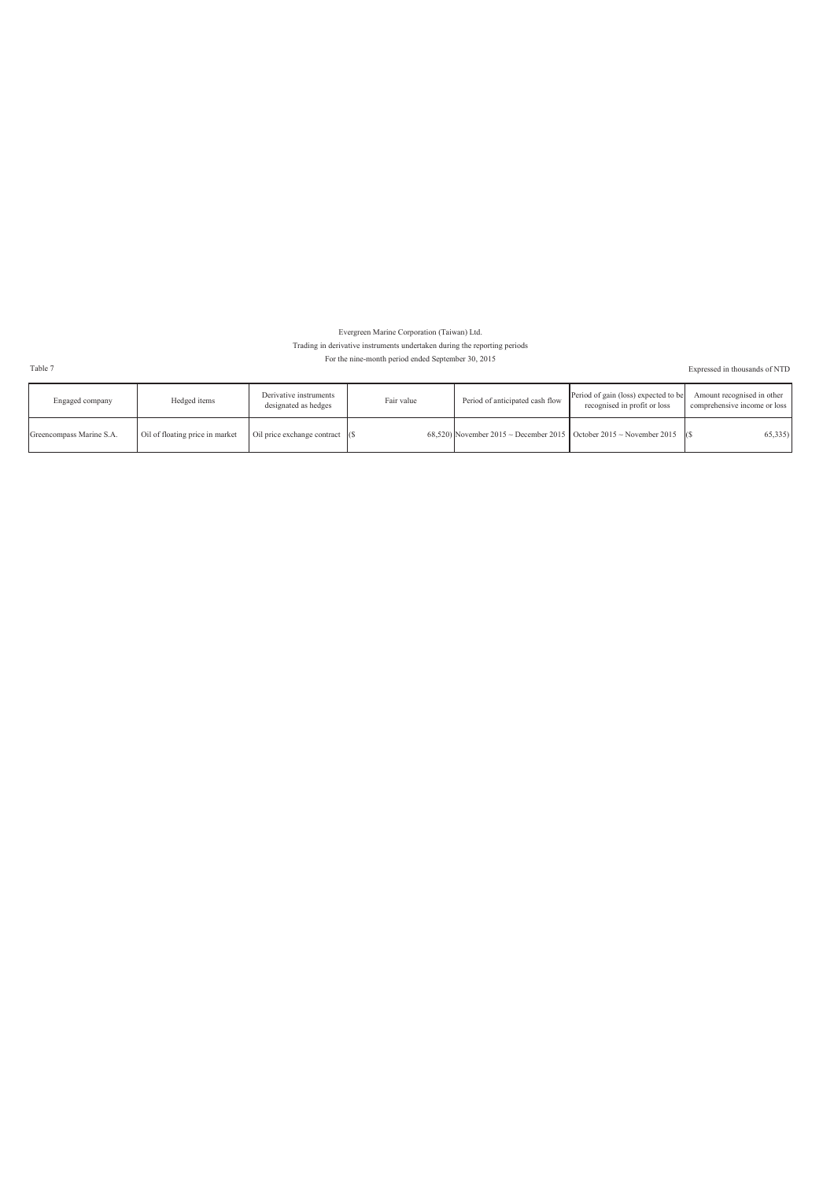Evergreen Marine Corporation (Taiwan) Ltd.

Trading in derivative instruments undertaken during the reporting periods

For the nine-month period ended September 30, 2015

Table 7

Expressed in thousands of NTD

| Engaged company | Hedged items | Derivative instruments designated as hedges | Fair value | Period of anticipated cash flow | Period of gain (loss) expected to be recognised in profit or loss | Amount recognised in other comprehensive income or loss |
|---|---|---|---|---|---|---|
| Greencompass Marine S.A. | Oil of floating price in market | Oil price exchange contract | ($ 68,520) | November 2015 ~ December 2015 | October 2015 ~ November 2015 | ($ 65,335) |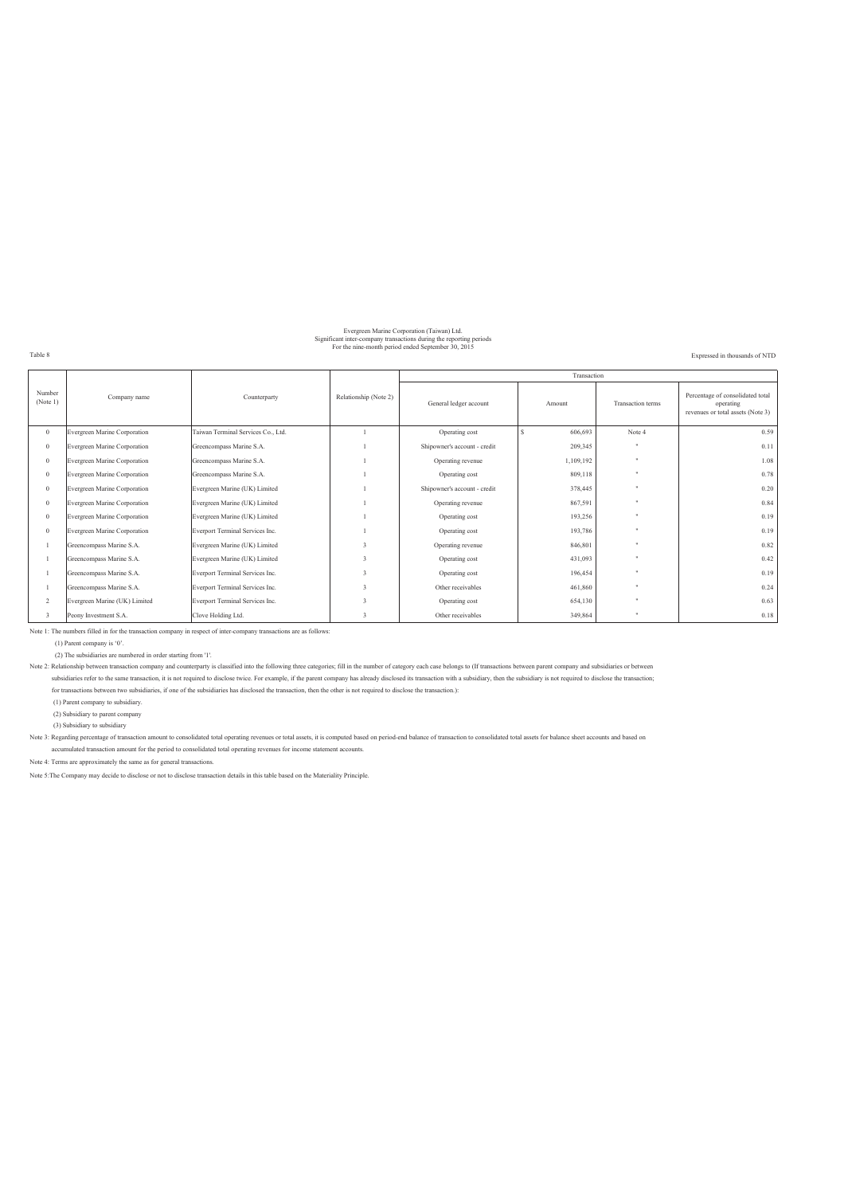Evergreen Marine Corporation (Taiwan) Ltd.
Significant inter-company transactions during the reporting periods
For the nine-month period ended September 30, 2015

Table 8

Expressed in thousands of NTD

| Number (Note 1) | Company name | Counterparty | Relationship (Note 2) | Transaction | | | |
|---|---|---|---|---|---|---|---|
| | | | | General ledger account | Amount | Transaction terms | Percentage of consolidated total operating revenues or total assets (Note 3) |
| 0 | Evergreen Marine Corporation | Taiwan Terminal Services Co., Ltd. | 1 | Operating cost | $ 606,693 | Note 4 | 0.59 |
| 0 | Evergreen Marine Corporation | Greencompass Marine S.A. | 1 | Shipowner's account - credit | 209,345 | 〃 | 0.11 |
| 0 | Evergreen Marine Corporation | Greencompass Marine S.A. | 1 | Operating revenue | 1,109,192 | 〃 | 1.08 |
| 0 | Evergreen Marine Corporation | Greencompass Marine S.A. | 1 | Operating cost | 809,118 | 〃 | 0.78 |
| 0 | Evergreen Marine Corporation | Evergreen Marine (UK) Limited | 1 | Shipowner's account - credit | 378,445 | 〃 | 0.20 |
| 0 | Evergreen Marine Corporation | Evergreen Marine (UK) Limited | 1 | Operating revenue | 867,591 | 〃 | 0.84 |
| 0 | Evergreen Marine Corporation | Evergreen Marine (UK) Limited | 1 | Operating cost | 193,256 | 〃 | 0.19 |
| 0 | Evergreen Marine Corporation | Everport Terminal Services Inc. | 1 | Operating cost | 193,786 | 〃 | 0.19 |
| 1 | Greencompass Marine S.A. | Evergreen Marine (UK) Limited | 3 | Operating revenue | 846,801 | 〃 | 0.82 |
| 1 | Greencompass Marine S.A. | Evergreen Marine (UK) Limited | 3 | Operating cost | 431,093 | 〃 | 0.42 |
| 1 | Greencompass Marine S.A. | Everport Terminal Services Inc. | 3 | Operating cost | 196,454 | 〃 | 0.19 |
| 1 | Greencompass Marine S.A. | Everport Terminal Services Inc. | 3 | Other receivables | 461,860 | 〃 | 0.24 |
| 2 | Evergreen Marine (UK) Limited | Everport Terminal Services Inc. | 3 | Operating cost | 654,130 | 〃 | 0.63 |
| 3 | Peony Investment S.A. | Clove Holding Ltd. | 3 | Other receivables | 349,864 | 〃 | 0.18 |

Note 1: The numbers filled in for the transaction company in respect of inter-company transactions are as follows:

(1) Parent company is '0'.

(2) The subsidiaries are numbered in order starting from '1'.

Note 2: Relationship between transaction company and counterparty is classified into the following three categories; fill in the number of category each case belongs to (If transactions between parent company and subsidiaries or between subsidiaries refer to the same transaction, it is not required to disclose twice. For example, if the parent company has already disclosed its transaction with a subsidiary, then the subsidiary is not required to disclose the transaction; for transactions between two subsidiaries, if one of the subsidiaries has disclosed the transaction, then the other is not required to disclose the transaction.):

(1) Parent company to subsidiary.

(2) Subsidiary to parent company

(3) Subsidiary to subsidiary

Note 3: Regarding percentage of transaction amount to consolidated total operating revenues or total assets, it is computed based on period-end balance of transaction to consolidated total assets for balance sheet accounts and based on accumulated transaction amount for the period to consolidated total operating revenues for income statement accounts.

Note 4: Terms are approximately the same as for general transactions.

Note 5:The Company may decide to disclose or not to disclose transaction details in this table based on the Materiality Principle.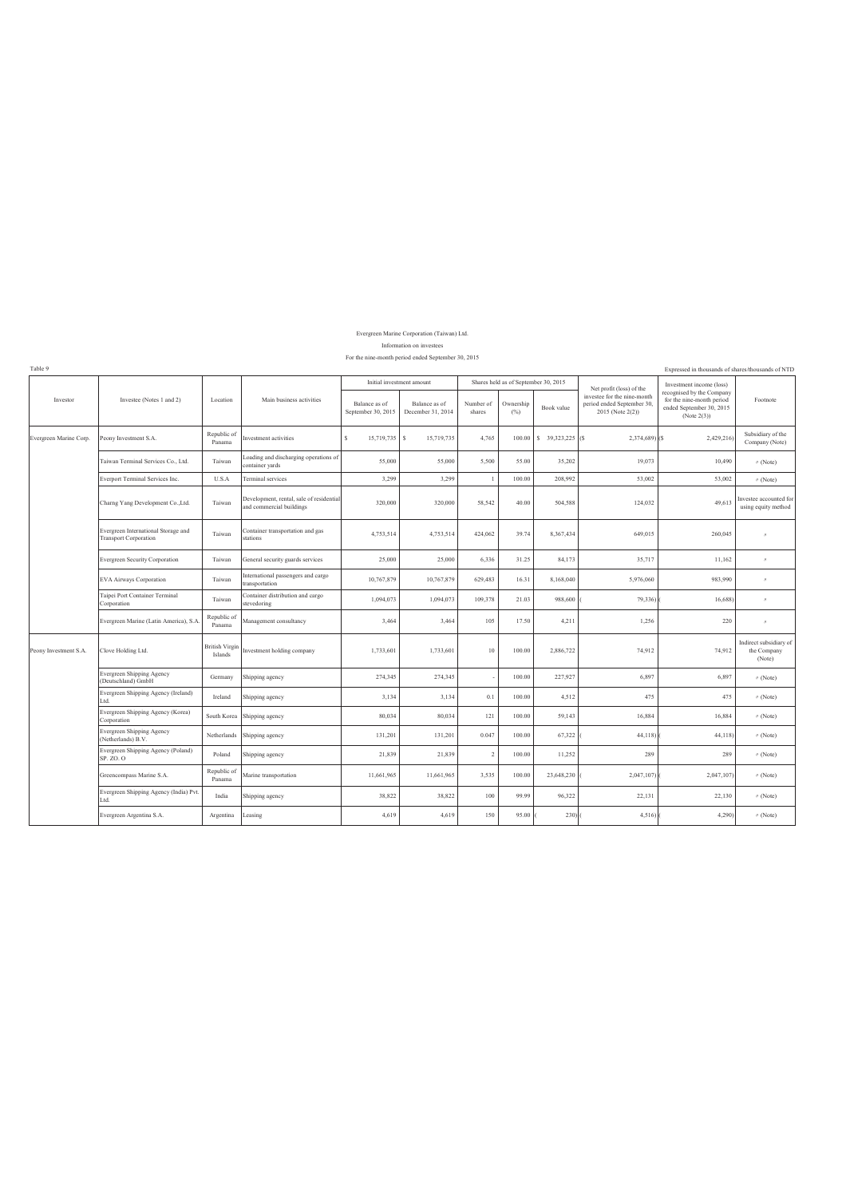Evergreen Marine Corporation (Taiwan) Ltd.

Information on investees

For the nine-month period ended September 30, 2015

Table 9

Expressed in thousands of shares/thousands of NTD

| Investor | Investee (Notes 1 and 2) | Location | Main business activities | Initial investment amount | | Shares held as of September 30, 2015 | | | Net profit (loss) of the investee for the nine-month period ended September 30, 2015 (Note 2(2)) | Investment income (loss) recognised by the Company for the nine-month period ended September 30, 2015 (Note 2(3)) | Footnote |
|---|---|---|---|---|---|---|---|---|---|---|---|
| | | | | Balance as of September 30, 2015 | Balance as of December 31, 2014 | Number of shares | Ownership (%) | Book value | | | |
| Evergreen Marine Corp. | Peony Investment S.A. | Republic of Panama | Investment activities | $ 15,719,735 | $ 15,719,735 | 4,765 | 100.00 | $ 39,323,225 | ($ 2,374,689) | ($ 2,429,216) | Subsidiary of the Company (Note) |
| | Taiwan Terminal Services Co., Ltd. | Taiwan | Loading and discharging operations of container yards | 55,000 | 55,000 | 5,500 | 55.00 | 35,202 | 19,073 | 10,490 | 〃 (Note) |
| | Everport Terminal Services Inc. | U.S.A | Terminal services | 3,299 | 3,299 | 1 | 100.00 | 208,992 | 53,002 | 53,002 | 〃 (Note) |
| | Charng Yang Development Co.,Ltd. | Taiwan | Development, rental, sale of residential and commercial buildings | 320,000 | 320,000 | 58,542 | 40.00 | 504,588 | 124,032 | 49,613 | Investee accounted for using equity method |
| | Evergreen International Storage and Transport Corporation | Taiwan | Container transportation and gas stations | 4,753,514 | 4,753,514 | 424,062 | 39.74 | 8,367,434 | 649,015 | 260,045 | 〃 |
| | Evergreen Security Corporation | Taiwan | General security guards services | 25,000 | 25,000 | 6,336 | 31.25 | 84,173 | 35,717 | 11,162 | 〃 |
| | EVA Airways Corporation | Taiwan | International passengers and cargo transportation | 10,767,879 | 10,767,879 | 629,483 | 16.31 | 8,168,040 | 5,976,060 | 983,990 | 〃 |
| | Taipei Port Container Terminal Corporation | Taiwan | Container distribution and cargo stevedoring | 1,094,073 | 1,094,073 | 109,378 | 21.03 | 988,600 | ( 79,336) | ( 16,688) | 〃 |
| | Evergreen Marine (Latin America), S.A. | Republic of Panama | Management consultancy | 3,464 | 3,464 | 105 | 17.50 | 4,211 | 1,256 | 220 | 〃 |
| Peony Investment S.A. | Clove Holding Ltd. | British Virgin Islands | Investment holding company | 1,733,601 | 1,733,601 | 10 | 100.00 | 2,886,722 | 74,912 | 74,912 | Indirect subsidiary of the Company (Note) |
| | Evergreen Shipping Agency (Deutschland) GmbH | Germany | Shipping agency | 274,345 | 274,345 | - | 100.00 | 227,927 | 6,897 | 6,897 | 〃 (Note) |
| | Evergreen Shipping Agency (Ireland) Ltd. | Ireland | Shipping agency | 3,134 | 3,134 | 0.1 | 100.00 | 4,512 | 475 | 475 | 〃 (Note) |
| | Evergreen Shipping Agency (Korea) Corporation | South Korea | Shipping agency | 80,034 | 80,034 | 121 | 100.00 | 59,143 | 16,884 | 16,884 | 〃 (Note) |
| | Evergreen Shipping Agency (Netherlands) B.V. | Netherlands | Shipping agency | 131,201 | 131,201 | 0.047 | 100.00 | 67,322 | ( 44,118) | ( 44,118) | 〃 (Note) |
| | Evergreen Shipping Agency (Poland) SP. ZO. O | Poland | Shipping agency | 21,839 | 21,839 | 2 | 100.00 | 11,252 | 289 | 289 | 〃 (Note) |
| | Greencompass Marine S.A. | Republic of Panama | Marine transportation | 11,661,965 | 11,661,965 | 3,535 | 100.00 | 23,648,230 | ( 2,047,107) | ( 2,047,107) | 〃 (Note) |
| | Evergreen Shipping Agency (India) Pvt. Ltd. | India | Shipping agency | 38,822 | 38,822 | 100 | 99.99 | 96,322 | 22,131 | 22,130 | 〃 (Note) |
| | Evergreen Argentina S.A. | Argentina | Leasing | 4,619 | 4,619 | 150 | 95.00 | ( 230) | ( 4,516) | ( 4,290) | 〃 (Note) |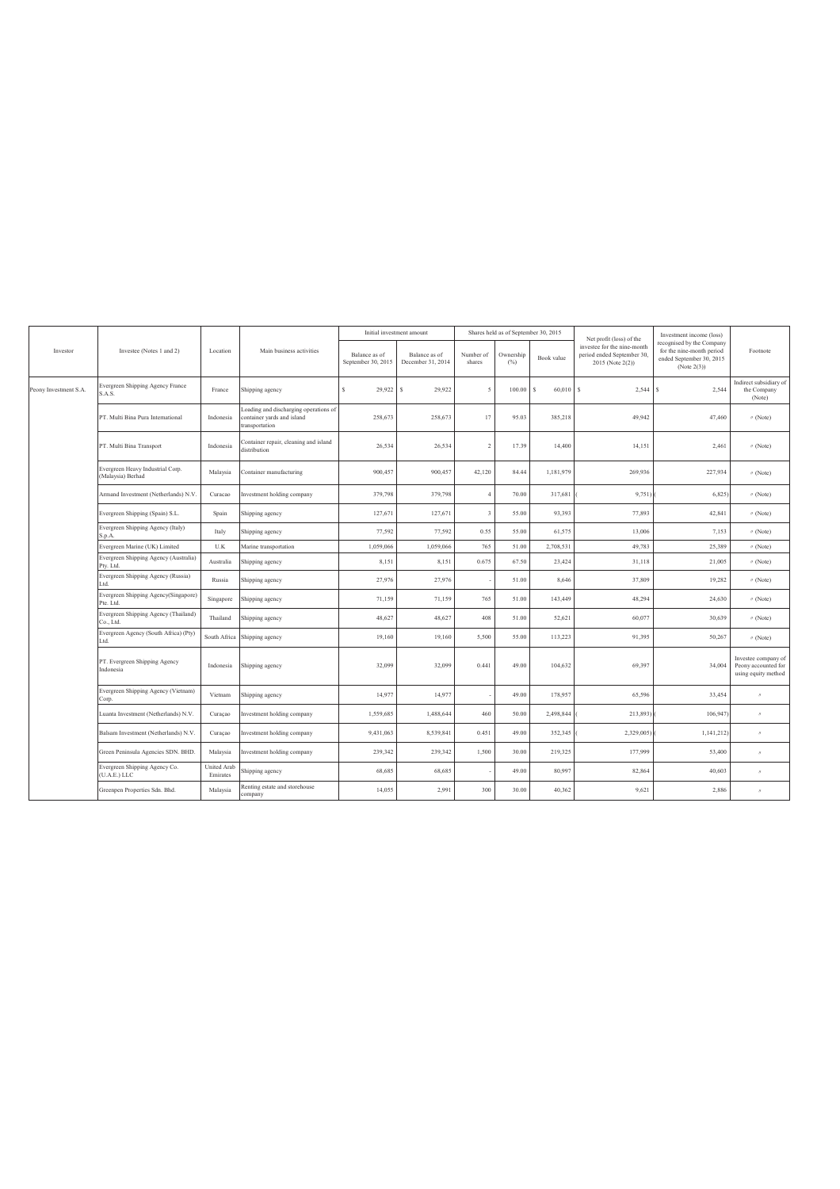| Investor | Investee (Notes 1 and 2) | Location | Main business activities | Initial investment amount | | Shares held as of September 30, 2015 | | | Net profit (loss) of the investee for the nine-month period ended September 30, 2015 (Note 2(2)) | Investment income (loss) recognised by the Company for the nine-month period ended September 30, 2015 (Note 2(3)) | Footnote |
|---|---|---|---|---|---|---|---|---|---|---|---|
| | | | | Balance as of September 30, 2015 | Balance as of December 31, 2014 | Number of shares | Ownership (%) | Book value | | | |
| Peony Investment S.A. | Evergreen Shipping Agency France S.A.S. | France | Shipping agency | $ 29,922 | $ 29,922 | 5 | 100.00 | $ 60,010 | $ 2,544 | $ 2,544 | Indirect subsidiary of the Company (Note) |
| | PT. Multi Bina Pura International | Indonesia | Loading and discharging operations of container yards and island transportation | 258,673 | 258,673 | 17 | 95.03 | 385,218 | 49,942 | 47,460 | 〃 (Note) |
| | PT. Multi Bina Transport | Indonesia | Container repair, cleaning and island distribution | 26,534 | 26,534 | 2 | 17.39 | 14,400 | 14,151 | 2,461 | 〃 (Note) |
| | Evergreen Heavy Industrial Corp. (Malaysia) Berhad | Malaysia | Container manufacturing | 900,457 | 900,457 | 42,120 | 84.44 | 1,181,979 | 269,936 | 227,934 | 〃 (Note) |
| | Armand Investment (Netherlands) N.V. | Curacao | Investment holding company | 379,798 | 379,798 | 4 | 70.00 | 317,681 | ( 9,751) | ( 6,825) | 〃 (Note) |
| | Evergreen Shipping (Spain) S.L. | Spain | Shipping agency | 127,671 | 127,671 | 3 | 55.00 | 93,393 | 77,893 | 42,841 | 〃 (Note) |
| | Evergreen Shipping Agency (Italy) S.p.A. | Italy | Shipping agency | 77,592 | 77,592 | 0.55 | 55.00 | 61,575 | 13,006 | 7,153 | 〃 (Note) |
| | Evergreen Marine (UK) Limited | U.K | Marine transportation | 1,059,066 | 1,059,066 | 765 | 51.00 | 2,708,531 | 49,783 | 25,389 | 〃 (Note) |
| | Evergreen Shipping Agency (Australia) Pty. Ltd. | Australia | Shipping agency | 8,151 | 8,151 | 0.675 | 67.50 | 23,424 | 31,118 | 21,005 | 〃 (Note) |
| | Evergreen Shipping Agency (Russia) Ltd. | Russia | Shipping agency | 27,976 | 27,976 | - | 51.00 | 8,646 | 37,809 | 19,282 | 〃 (Note) |
| | Evergreen Shipping Agency(Singapore) Pte. Ltd. | Singapore | Shipping agency | 71,159 | 71,159 | 765 | 51.00 | 143,449 | 48,294 | 24,630 | 〃 (Note) |
| | Evergreen Shipping Agency (Thailand) Co., Ltd. | Thailand | Shipping agency | 48,627 | 48,627 | 408 | 51.00 | 52,621 | 60,077 | 30,639 | 〃 (Note) |
| | Evergreen Agency (South Africa) (Pty) Ltd. | South Africa | Shipping agency | 19,160 | 19,160 | 5,500 | 55.00 | 113,223 | 91,395 | 50,267 | 〃 (Note) |
| | PT. Evergreen Shipping Agency Indonesia | Indonesia | Shipping agency | 32,099 | 32,099 | 0.441 | 49.00 | 104,632 | 69,397 | 34,004 | Investee company of Peony accounted for using equity method |
| | Evergreen Shipping Agency (Vietnam) Corp. | Vietnam | Shipping agency | 14,977 | 14,977 | - | 49.00 | 178,957 | 65,596 | 33,454 | 〃 |
| | Luanta Investment (Netherlands) N.V. | Curaçao | Investment holding company | 1,559,685 | 1,488,644 | 460 | 50.00 | 2,498,844 | ( 213,893) | ( 106,947) | 〃 |
| | Balsam Investment (Netherlands) N.V. | Curaçao | Investment holding company | 9,431,063 | 8,539,841 | 0.451 | 49.00 | 352,345 | ( 2,329,005) | ( 1,141,212) | 〃 |
| | Green Peninsula Agencies SDN. BHD. | Malaysia | Investment holding company | 239,342 | 239,342 | 1,500 | 30.00 | 219,325 | 177,999 | 53,400 | 〃 |
| | Evergreen Shipping Agency Co. (U.A.E.) LLC | United Arab Emirates | Shipping agency | 68,685 | 68,685 | - | 49.00 | 80,997 | 82,864 | 40,603 | 〃 |
| | Greenpen Properties Sdn. Bhd. | Malaysia | Renting estate and storehouse company | 14,055 | 2,991 | 300 | 30.00 | 40,362 | 9,621 | 2,886 | 〃 |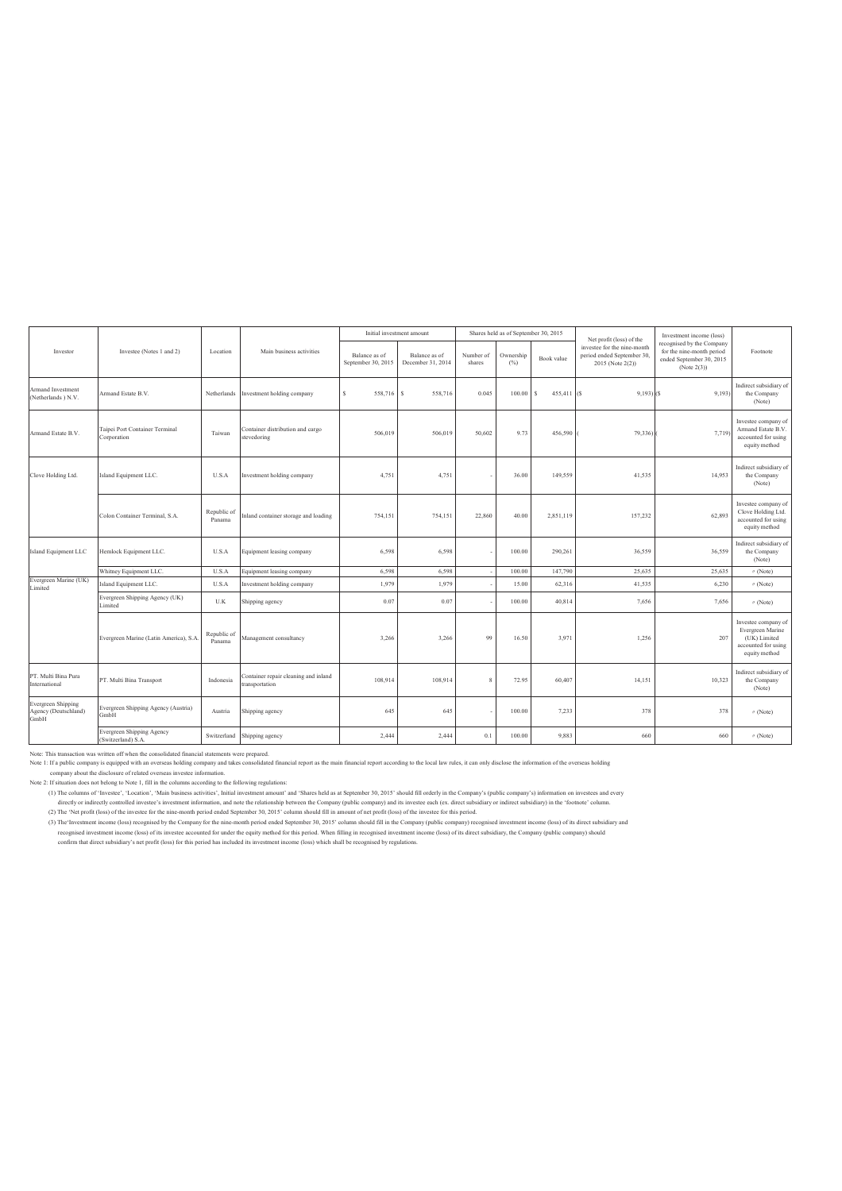| Investor | Investee (Notes 1 and 2) | Location | Main business activities | Initial investment amount | | Shares held as of September 30, 2015 | | | Net profit (loss) of the investee for the nine-month period ended September 30, 2015 (Note 2(2)) | Investment income (loss) recognised by the Company for the nine-month period ended September 30, 2015 (Note 2(3)) | Footnote |
|---|---|---|---|---|---|---|---|---|---|---|---|
| | | | | Balance as of September 30, 2015 | Balance as of December 31, 2014 | Number of shares | Ownership (%) | Book value | | | |
| Armand Investment (Netherlands ) N.V. | Armand Estate B.V. | Netherlands | Investment holding company | $ 558,716 | $ 558,716 | 0.045 | 100.00 | $ 455,411 | ($ 9,193) | ($ 9,193) | Indirect subsidiary of the Company (Note) |
| Armand Estate B.V. | Taipei Port Container Terminal Corporation | Taiwan | Container distribution and cargo stevedoring | 506,019 | 506,019 | 50,602 | 9.73 | 456,590 | ( 79,336) | ( 7,719) | Investee company of Armand Estate B.V. accounted for using equity method |
| Clove Holding Ltd. | Island Equipment LLC. | U.S.A | Investment holding company | 4,751 | 4,751 | - | 36.00 | 149,559 | 41,535 | 14,953 | Indirect subsidiary of the Company (Note) |
| | Colon Container Terminal, S.A. | Republic of Panama | Inland container storage and loading | 754,151 | 754,151 | 22,860 | 40.00 | 2,851,119 | 157,232 | 62,893 | Investee company of Clove Holding Ltd. accounted for using equity method |
| Island Equipment LLC | Hemlock Equipment LLC. | U.S.A | Equipment leasing company | 6,598 | 6,598 | - | 100.00 | 290,261 | 36,559 | 36,559 | Indirect subsidiary of the Company (Note) |
| | Whitney Equipment LLC. | U.S.A | Equipment leasing company | 6,598 | 6,598 | - | 100.00 | 147,790 | 25,635 | 25,635 | 〃 (Note) |
| Evergreen Marine (UK) Limited | Island Equipment LLC. | U.S.A | Investment holding company | 1,979 | 1,979 | - | 15.00 | 62,316 | 41,535 | 6,230 | 〃 (Note) |
| | Evergreen Shipping Agency (UK) Limited | U.K | Shipping agency | 0.07 | 0.07 | - | 100.00 | 40,814 | 7,656 | 7,656 | 〃 (Note) |
| | Evergreen Marine (Latin America), S.A. | Republic of Panama | Management consultancy | 3,266 | 3,266 | 99 | 16.50 | 3,971 | 1,256 | 207 | Investee company of Evergreen Marine (UK) Limited accounted for using equity method |
| PT. Multi Bina Pura International | PT. Multi Bina Transport | Indonesia | Container repair cleaning and inland transportation | 108,914 | 108,914 | 8 | 72.95 | 60,407 | 14,151 | 10,323 | Indirect subsidiary of the Company (Note) |
| Evergreen Shipping Agency (Deutschland) GmbH | Evergreen Shipping Agency (Austria) GmbH | Austria | Shipping agency | 645 | 645 | - | 100.00 | 7,233 | 378 | 378 | 〃 (Note) |
| | Evergreen Shipping Agency (Switzerland) S.A. | Switzerland | Shipping agency | 2,444 | 2,444 | 0.1 | 100.00 | 9,883 | 660 | 660 | 〃 (Note) |

Note: This transaction was written off when the consolidated financial statements were prepared.

Note 1: If a public company is equipped with an overseas holding company and takes consolidated financial report as the main financial report according to the local law rules, it can only disclose the information of the overseas holding company about the disclosure of related overseas investee information.

Note 2: If situation does not belong to Note 1, fill in the columns according to the following regulations:

(1) The columns of 'Investee', 'Location', 'Main business activities', Initial investment amount' and 'Shares held as at September 30, 2015' should fill orderly in the Company's (public company's) information on investees and every directly or indirectly controlled investee's investment information, and note the relationship between the Company (public company) and its investee each (ex. direct subsidiary or indirect subsidiary) in the 'footnote' column.

(2) The 'Net profit (loss) of the investee for the nine-month period ended September 30, 2015' column should fill in amount of net profit (loss) of the investee for this period.

(3) The 'Investment income (loss) recognised by the Company for the nine-month period ended September 30, 2015' column should fill in the Company (public company) recognised investment income (loss) of its direct subsidiary and recognised investment income (loss) of its investee accounted for under the equity method for this period. When filling in recognised investment income (loss) of its direct subsidiary, the Company (public company) should confirm that direct subsidiary's net profit (loss) for this period has included its investment income (loss) which shall be recognised by regulations.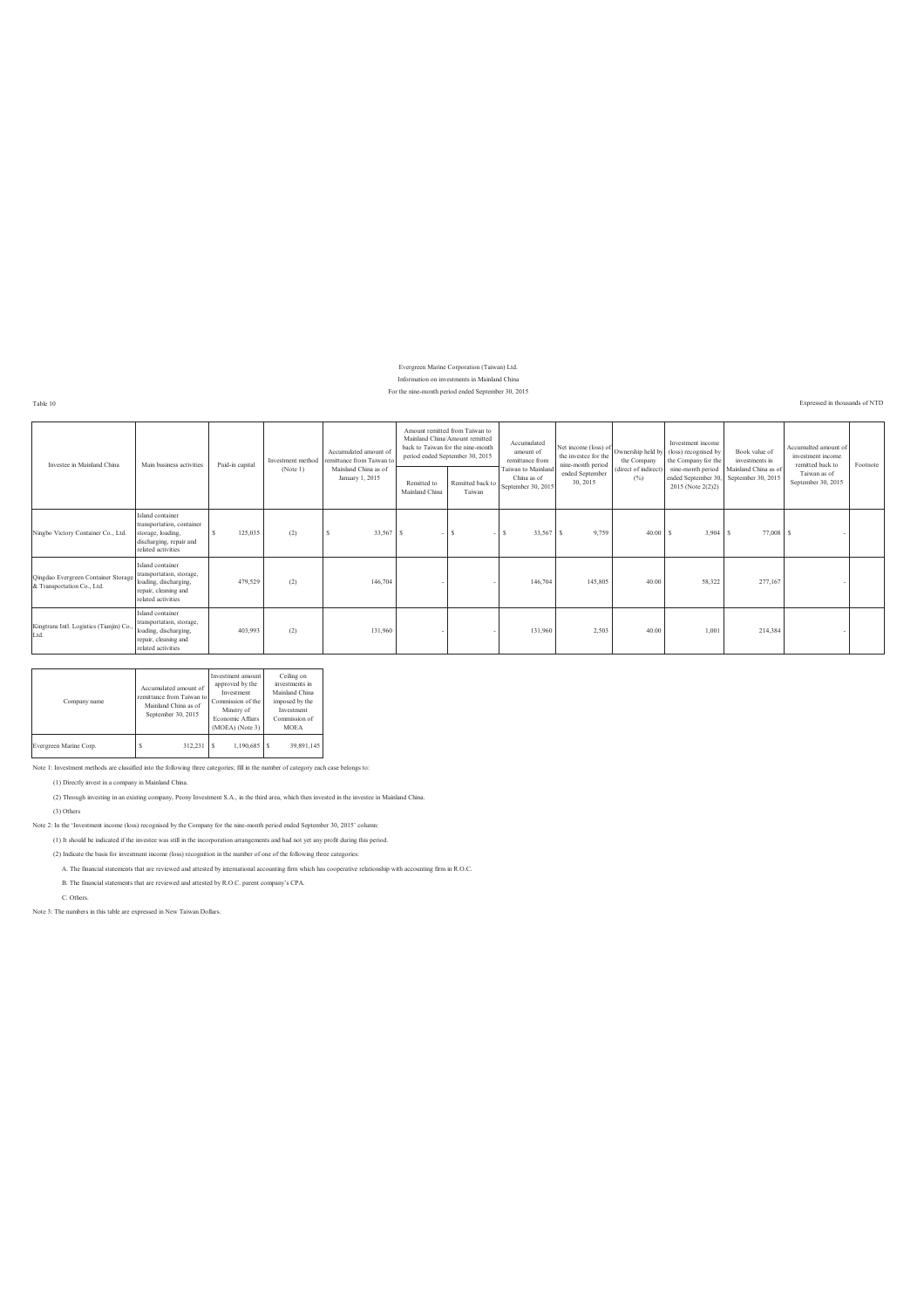Evergreen Marine Corporation (Taiwan) Ltd.

Information on investments in Mainland China

For the nine-month period ended September 30, 2015

Table 10

Expressed in thousands of NTD

| Investee in Mainland China | Main business activities | Paid-in capital | Investment method (Note 1) | Accumulated amount of remittance from Taiwan to Mainland China as of January 1, 2015 | Amount remitted from Taiwan to Mainland China/Amount remitted back to Taiwan for the nine-month period ended September 30, 2015 | | Accumulated amount of remittance from Taiwan to Mainland China as of September 30, 2015 | Net income (loss) of the investee for the nine-month period ended September 30, 2015 | Ownership held by the Company (direct of indirect) (%) | Investment income (loss) recognised by the Company for the nine-month period ended September 30, 2015 (Note 2(2)2) | Book value of investments in Mainland China as of September 30, 2015 | Accumulted amount of investment income remitted back to Taiwan as of September 30, 2015 | Footnote |
|---|---|---|---|---|---|---|---|---|---|---|---|---|---|
| | | | | | Remitted to Mainland China | Remitted back to Taiwan | | | | | | | |
| Ningbo Victory Container Co., Ltd. | Island container transportation, container storage, loading, discharging, repair and related activities | $ 125,035 | (2) | $ 33,567 | $ - | $ - | $ 33,567 | $ 9,759 | 40.00 | $ 3,904 | $ 77,008 | $ - | |
| Qingdao Evergreen Container Storage & Transportation Co., Ltd. | Island container transportation, storage, loading, discharging, repair, cleaning and related activities | 479,529 | (2) | 146,704 | - | - | 146,704 | 145,805 | 40.00 | 58,322 | 277,167 | - | |
| Kingtrans Intl. Logistics (Tianjin) Co., Ltd. | Island container transportation, storage, loading, discharging, repair, cleaning and related activities | 403,993 | (2) | 131,960 | - | - | 131,960 | 2,503 | 40.00 | 1,001 | 214,384 | - | |

| Company name | Accumulated amount of remittance from Taiwan to Mainland China as of September 30, 2015 | Investment amount approved by the Investment Commission of the Ministry of Economic Affairs (MOEA) (Note 3) | Ceiling on investments in Mainland China imposed by the Investment Commission of MOEA |
|---|---|---|---|
| Evergreen Marine Corp. | $ 312,231 | $ 1,190,685 | $ 39,891,145 |

Note 1: Investment methods are classified into the following three categories; fill in the number of category each case belongs to:

(1) Directly invest in a company in Mainland China.

(2) Through investing in an existing company, Peony Investment S.A., in the third area, which then invested in the investee in Mainland China.

(3) Others

Note 2: In the 'Investment income (loss) recognised by the Company for the nine-month period ended September 30, 2015' column:

(1) It should be indicated if the investee was still in the incorporation arrangements and had not yet any profit during this period.

(2) Indicate the basis for investment income (loss) recognition in the number of one of the following three categories:

A. The financial statements that are reviewed and attested by international accounting firm which has cooperative relationship with accounting firm in R.O.C.

B. The financial statements that are reviewed and attested by R.O.C. parent company's CPA.

C. Others.

Note 3: The numbers in this table are expressed in New Taiwan Dollars.